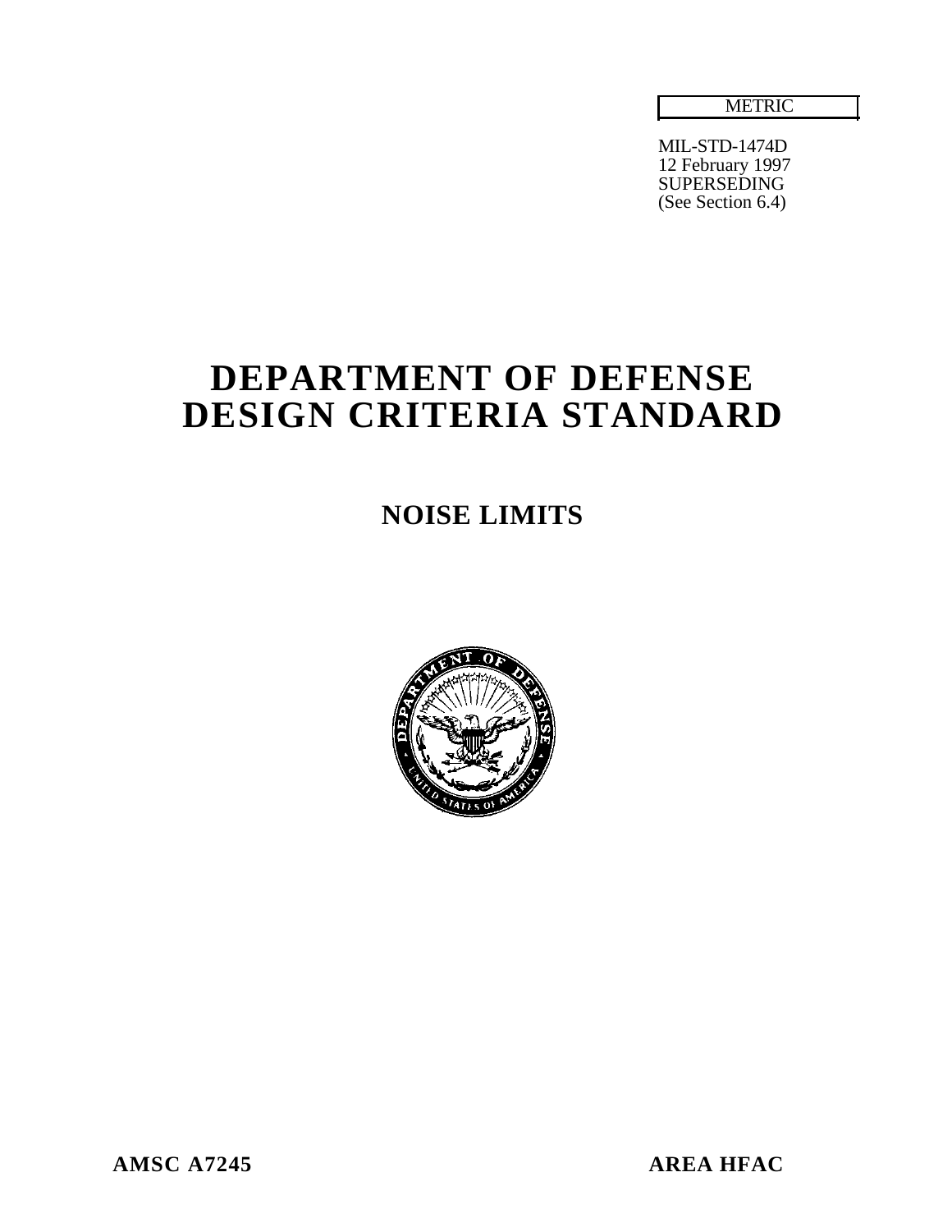METRIC

MIL-STD-1474D
12 February 1997
SUPERSEDING
(See Section 6.4)

# DEPARTMENT OF DEFENSE DESIGN CRITERIA STANDARD

## NOISE LIMITS

**AMSC A7245** **AREA HFAC**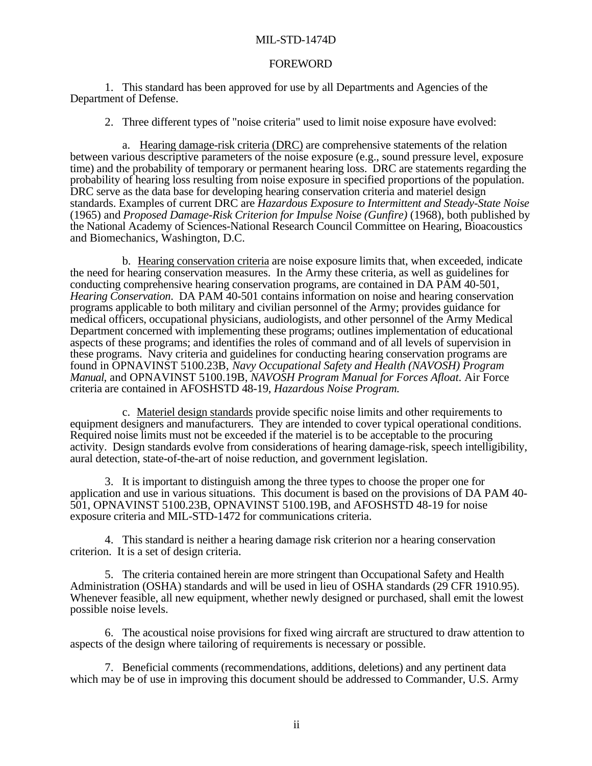## FOREWORD

1. This standard has been approved for use by all Departments and Agencies of the Department of Defense.

2. Three different types of "noise criteria" used to limit noise exposure have evolved:

a. Hearing damage-risk criteria (DRC) are comprehensive statements of the relation between various descriptive parameters of the noise exposure (e.g., sound pressure level, exposure time) and the probability of temporary or permanent hearing loss. DRC are statements regarding the probability of hearing loss resulting from noise exposure in specified proportions of the population. DRC serve as the data base for developing hearing conservation criteria and materiel design standards. Examples of current DRC are *Hazardous Exposure to Intermittent and Steady-State Noise* (1965) and *Proposed Damage-Risk Criterion for Impulse Noise (Gunfire)* (1968), both published by the National Academy of Sciences-National Research Council Committee on Hearing, Bioacoustics and Biomechanics, Washington, D.C.

b. Hearing conservation criteria are noise exposure limits that, when exceeded, indicate the need for hearing conservation measures. In the Army these criteria, as well as guidelines for conducting comprehensive hearing conservation programs, are contained in DA PAM 40-501, *Hearing Conservation.* DA PAM 40-501 contains information on noise and hearing conservation programs applicable to both military and civilian personnel of the Army; provides guidance for medical officers, occupational physicians, audiologists, and other personnel of the Army Medical Department concerned with implementing these programs; outlines implementation of educational aspects of these programs; and identifies the roles of command and of all levels of supervision in these programs. Navy criteria and guidelines for conducting hearing conservation programs are found in OPNAVINST 5100.23B, *Navy Occupational Safety and Health (NAVOSH) Program Manual*, and OPNAVINST 5100.19B, *NAVOSH Program Manual for Forces Afloat.* Air Force criteria are contained in AFOSHSTD 48-19, *Hazardous Noise Program.*

c. Materiel design standards provide specific noise limits and other requirements to equipment designers and manufacturers. They are intended to cover typical operational conditions. Required noise limits must not be exceeded if the materiel is to be acceptable to the procuring activity. Design standards evolve from considerations of hearing damage-risk, speech intelligibility, aural detection, state-of-the-art of noise reduction, and government legislation.

3. It is important to distinguish among the three types to choose the proper one for application and use in various situations. This document is based on the provisions of DA PAM 40-501, OPNAVINST 5100.23B, OPNAVINST 5100.19B, and AFOSHSTD 48-19 for noise exposure criteria and MIL-STD-1472 for communications criteria.

4. This standard is neither a hearing damage risk criterion nor a hearing conservation criterion. It is a set of design criteria.

5. The criteria contained herein are more stringent than Occupational Safety and Health Administration (OSHA) standards and will be used in lieu of OSHA standards (29 CFR 1910.95). Whenever feasible, all new equipment, whether newly designed or purchased, shall emit the lowest possible noise levels.

6. The acoustical noise provisions for fixed wing aircraft are structured to draw attention to aspects of the design where tailoring of requirements is necessary or possible.

7. Beneficial comments (recommendations, additions, deletions) and any pertinent data which may be of use in improving this document should be addressed to Commander, U.S. Army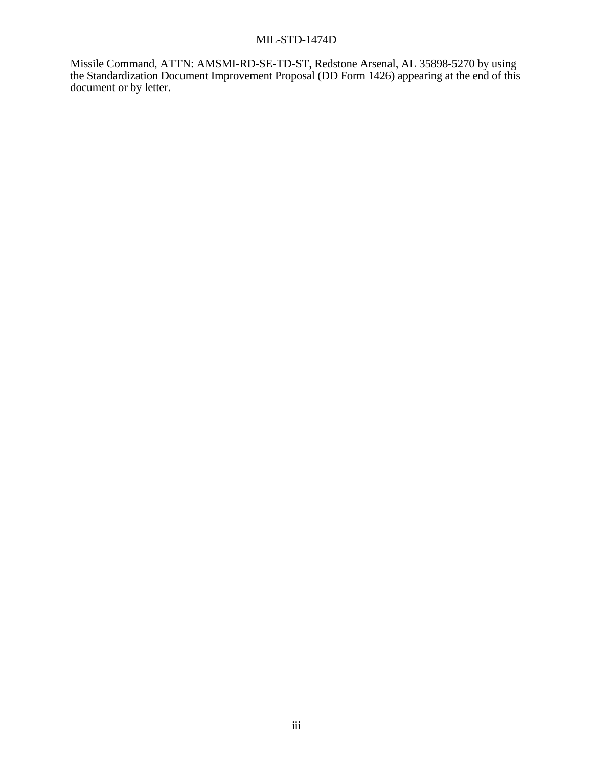Missile Command, ATTN: AMSMI-RD-SE-TD-ST, Redstone Arsenal, AL 35898-5270 by using the Standardization Document Improvement Proposal (DD Form 1426) appearing at the end of this document or by letter.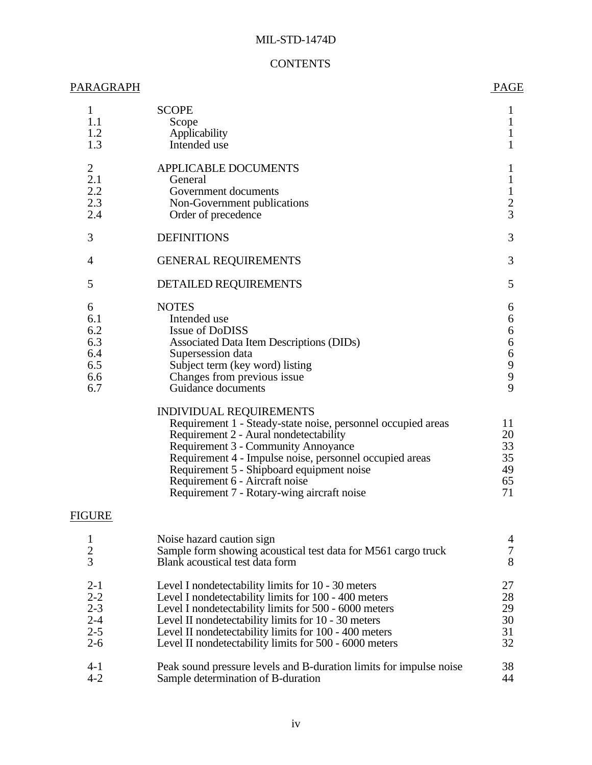# CONTENTS

| PARAGRAPH | | PAGE |
|---|---|---|
| 1 | SCOPE | 1 |
| 1.1 | Scope | 1 |
| 1.2 | Applicability | 1 |
| 1.3 | Intended use | 1 |
| 2 | APPLICABLE DOCUMENTS | 1 |
| 2.1 | General | 1 |
| 2.2 | Government documents | 1 |
| 2.3 | Non-Government publications | 2 |
| 2.4 | Order of precedence | 3 |
| 3 | DEFINITIONS | 3 |
| 4 | GENERAL REQUIREMENTS | 3 |
| 5 | DETAILED REQUIREMENTS | 5 |
| 6 | NOTES | 6 |
| 6.1 | Intended use | 6 |
| 6.2 | Issue of DoDISS | 6 |
| 6.3 | Associated Data Item Descriptions (DIDs) | 6 |
| 6.4 | Supersession data | 6 |
| 6.5 | Subject term (key word) listing | 9 |
| 6.6 | Changes from previous issue | 9 |
| 6.7 | Guidance documents | 9 |
| | INDIVIDUAL REQUIREMENTS | |
| | Requirement 1 - Steady-state noise, personnel occupied areas | 11 |
| | Requirement 2 - Aural nondetectability | 20 |
| | Requirement 3 - Community Annoyance | 33 |
| | Requirement 4 - Impulse noise, personnel occupied areas | 35 |
| | Requirement 5 - Shipboard equipment noise | 49 |
| | Requirement 6 - Aircraft noise | 65 |
| | Requirement 7 - Rotary-wing aircraft noise | 71 |

| FIGURE | | PAGE |
|---|---|---|
| 1 | Noise hazard caution sign | 4 |
| 2 | Sample form showing acoustical test data for M561 cargo truck | 7 |
| 3 | Blank acoustical test data form | 8 |
| 2-1 | Level I nondetectability limits for 10 - 30 meters | 27 |
| 2-2 | Level I nondetectability limits for 100 - 400 meters | 28 |
| 2-3 | Level I nondetectability limits for 500 - 6000 meters | 29 |
| 2-4 | Level II nondetectability limits for 10 - 30 meters | 30 |
| 2-5 | Level II nondetectability limits for 100 - 400 meters | 31 |
| 2-6 | Level II nondetectability limits for 500 - 6000 meters | 32 |
| 4-1 | Peak sound pressure levels and B-duration limits for impulse noise | 38 |
| 4-2 | Sample determination of B-duration | 44 |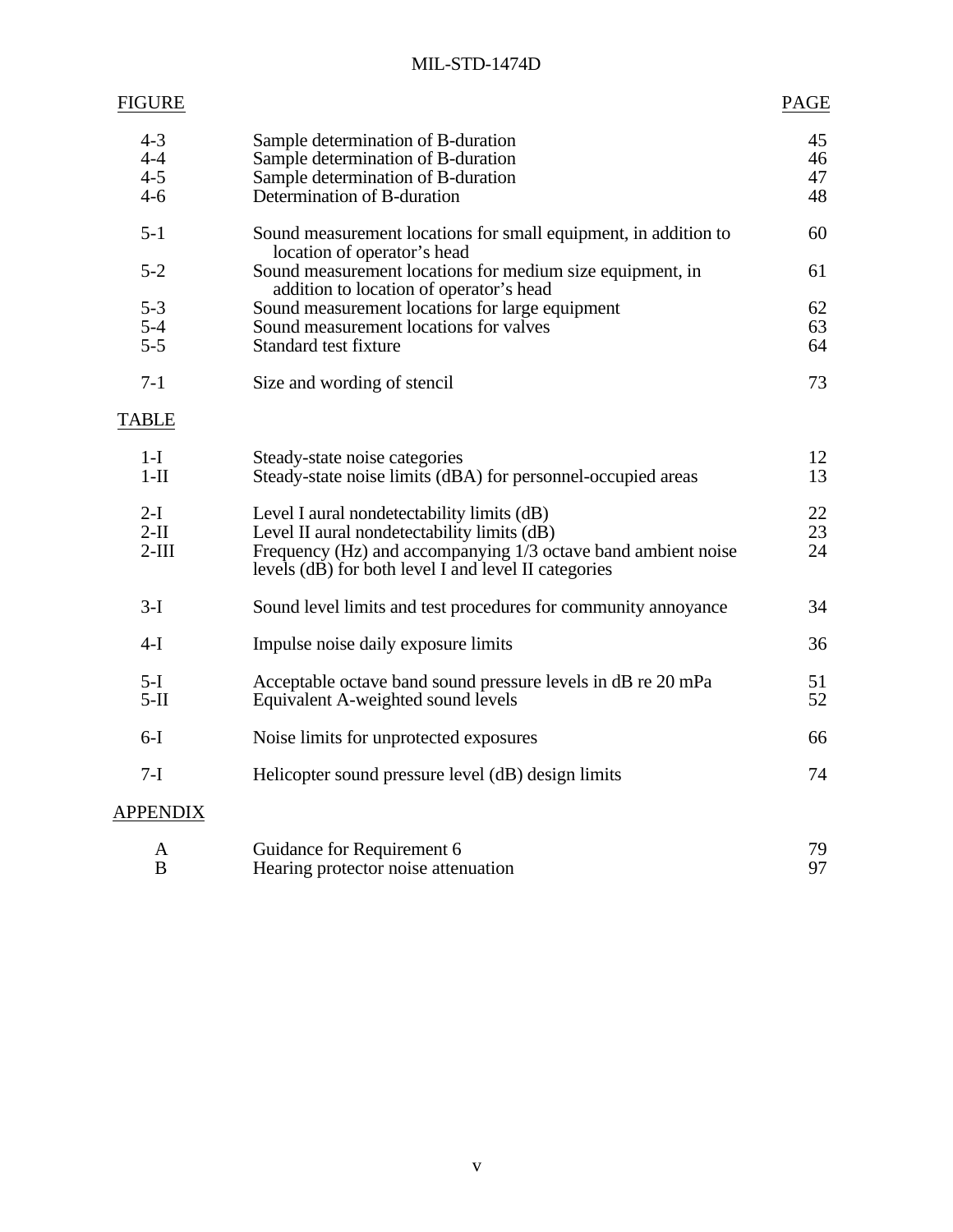| FIGURE | | PAGE |
|---|---|---|
| 4-3 | Sample determination of B-duration | 45 |
| 4-4 | Sample determination of B-duration | 46 |
| 4-5 | Sample determination of B-duration | 47 |
| 4-6 | Determination of B-duration | 48 |
| 5-1 | Sound measurement locations for small equipment, in addition to location of operator's head | 60 |
| 5-2 | Sound measurement locations for medium size equipment, in addition to location of operator's head | 61 |
| 5-3 | Sound measurement locations for large equipment | 62 |
| 5-4 | Sound measurement locations for valves | 63 |
| 5-5 | Standard test fixture | 64 |
| 7-1 | Size and wording of stencil | 73 |

| TABLE | | |
|---|---|---|
| 1-I | Steady-state noise categories | 12 |
| 1-II | Steady-state noise limits (dBA) for personnel-occupied areas | 13 |
| 2-I | Level I aural nondetectability limits (dB) | 22 |
| 2-II | Level II aural nondetectability limits (dB) | 23 |
| 2-III | Frequency (Hz) and accompanying 1/3 octave band ambient noise levels (dB) for both level I and level II categories | 24 |
| 3-I | Sound level limits and test procedures for community annoyance | 34 |
| 4-I | Impulse noise daily exposure limits | 36 |
| 5-I | Acceptable octave band sound pressure levels in dB re 20 mPa | 51 |
| 5-II | Equivalent A-weighted sound levels | 52 |
| 6-I | Noise limits for unprotected exposures | 66 |
| 7-I | Helicopter sound pressure level (dB) design limits | 74 |

| APPENDIX | | |
|---|---|---|
| A | Guidance for Requirement 6 | 79 |
| B | Hearing protector noise attenuation | 97 |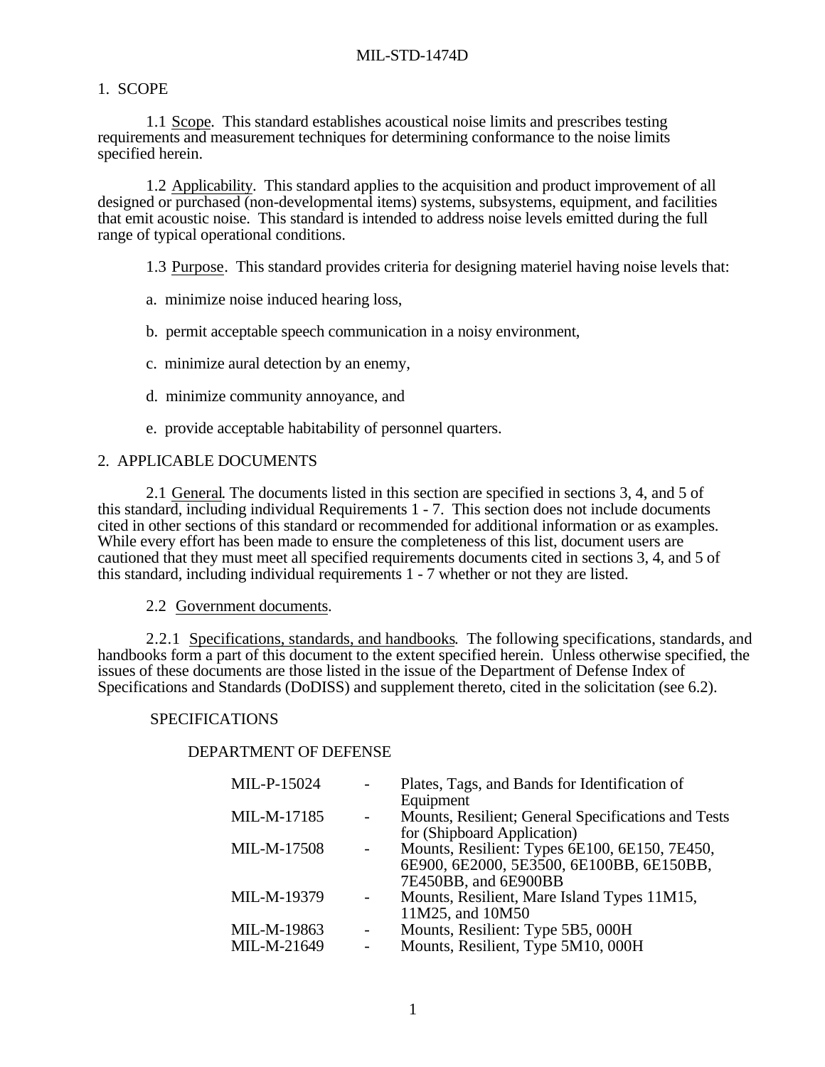# 1. SCOPE

1.1 Scope. This standard establishes acoustical noise limits and prescribes testing requirements and measurement techniques for determining conformance to the noise limits specified herein.

1.2 Applicability. This standard applies to the acquisition and product improvement of all designed or purchased (non-developmental items) systems, subsystems, equipment, and facilities that emit acoustic noise. This standard is intended to address noise levels emitted during the full range of typical operational conditions.

1.3 Purpose. This standard provides criteria for designing materiel having noise levels that:

a. minimize noise induced hearing loss,

b. permit acceptable speech communication in a noisy environment,

c. minimize aural detection by an enemy,

d. minimize community annoyance, and

e. provide acceptable habitability of personnel quarters.

# 2. APPLICABLE DOCUMENTS

2.1 General. The documents listed in this section are specified in sections 3, 4, and 5 of this standard, including individual Requirements 1 - 7. This section does not include documents cited in other sections of this standard or recommended for additional information or as examples. While every effort has been made to ensure the completeness of this list, document users are cautioned that they must meet all specified requirements documents cited in sections 3, 4, and 5 of this standard, including individual requirements 1 - 7 whether or not they are listed.

2.2 Government documents.

2.2.1 Specifications, standards, and handbooks. The following specifications, standards, and handbooks form a part of this document to the extent specified herein. Unless otherwise specified, the issues of these documents are those listed in the issue of the Department of Defense Index of Specifications and Standards (DoDISS) and supplement thereto, cited in the solicitation (see 6.2).

SPECIFICATIONS

DEPARTMENT OF DEFENSE

| | | |
|---|---|---|
| MIL-P-15024 | - | Plates, Tags, and Bands for Identification of Equipment |
| MIL-M-17185 | - | Mounts, Resilient; General Specifications and Tests for (Shipboard Application) |
| MIL-M-17508 | - | Mounts, Resilient: Types 6E100, 6E150, 7E450, 6E900, 6E2000, 5E3500, 6E100BB, 6E150BB, 7E450BB, and 6E900BB |
| MIL-M-19379 | - | Mounts, Resilient, Mare Island Types 11M15, 11M25, and 10M50 |
| MIL-M-19863 | - | Mounts, Resilient: Type 5B5, 000H |
| MIL-M-21649 | - | Mounts, Resilient, Type 5M10, 000H |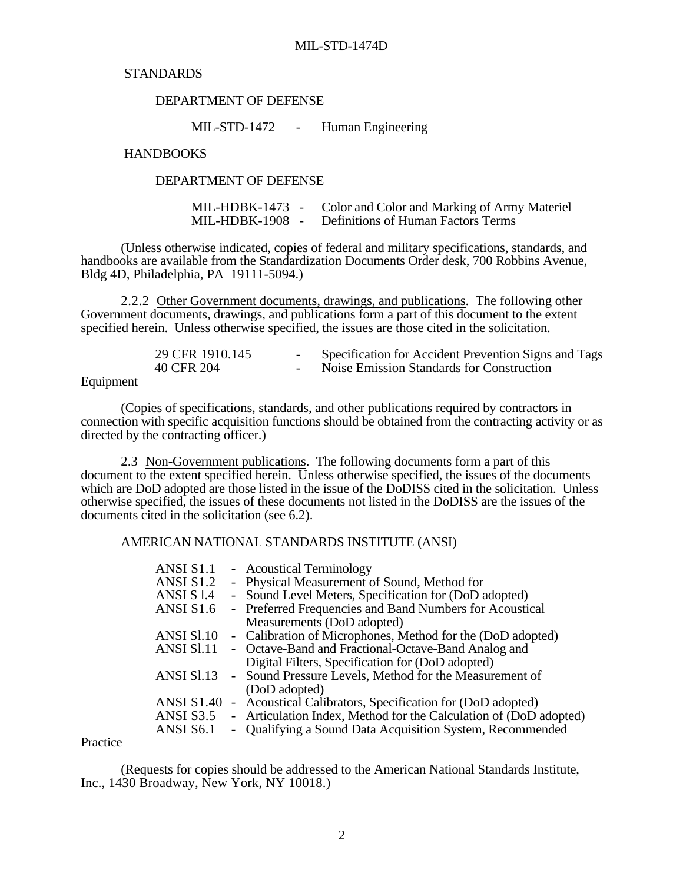STANDARDS

DEPARTMENT OF DEFENSE

MIL-STD-1472 - Human Engineering

HANDBOOKS

DEPARTMENT OF DEFENSE

MIL-HDBK-1473 - Color and Color and Marking of Army Materiel
MIL-HDBK-1908 - Definitions of Human Factors Terms

(Unless otherwise indicated, copies of federal and military specifications, standards, and handbooks are available from the Standardization Documents Order desk, 700 Robbins Avenue, Bldg 4D, Philadelphia, PA 19111-5094.)

2.2.2 Other Government documents, drawings, and publications. The following other Government documents, drawings, and publications form a part of this document to the extent specified herein. Unless otherwise specified, the issues are those cited in the solicitation.

29 CFR 1910.145 - Specification for Accident Prevention Signs and Tags
40 CFR 204 - Noise Emission Standards for Construction Equipment

(Copies of specifications, standards, and other publications required by contractors in connection with specific acquisition functions should be obtained from the contracting activity or as directed by the contracting officer.)

2.3 Non-Government publications. The following documents form a part of this document to the extent specified herein. Unless otherwise specified, the issues of the documents which are DoD adopted are those listed in the issue of the DoDISS cited in the solicitation. Unless otherwise specified, the issues of these documents not listed in the DoDISS are the issues of the documents cited in the solicitation (see 6.2).

AMERICAN NATIONAL STANDARDS INSTITUTE (ANSI)

ANSI S1.1 - Acoustical Terminology
ANSI S1.2 - Physical Measurement of Sound, Method for
ANSI S l.4 - Sound Level Meters, Specification for (DoD adopted)
ANSI S1.6 - Preferred Frequencies and Band Numbers for Acoustical Measurements (DoD adopted)
ANSI Sl.10 - Calibration of Microphones, Method for the (DoD adopted)
ANSI Sl.11 - Octave-Band and Fractional-Octave-Band Analog and Digital Filters, Specification for (DoD adopted)
ANSI Sl.13 - Sound Pressure Levels, Method for the Measurement of (DoD adopted)
ANSI S1.40 - Acoustical Calibrators, Specification for (DoD adopted)
ANSI S3.5 - Articulation Index, Method for the Calculation of (DoD adopted)
ANSI S6.1 - Qualifying a Sound Data Acquisition System, Recommended Practice

(Requests for copies should be addressed to the American National Standards Institute, Inc., 1430 Broadway, New York, NY 10018.)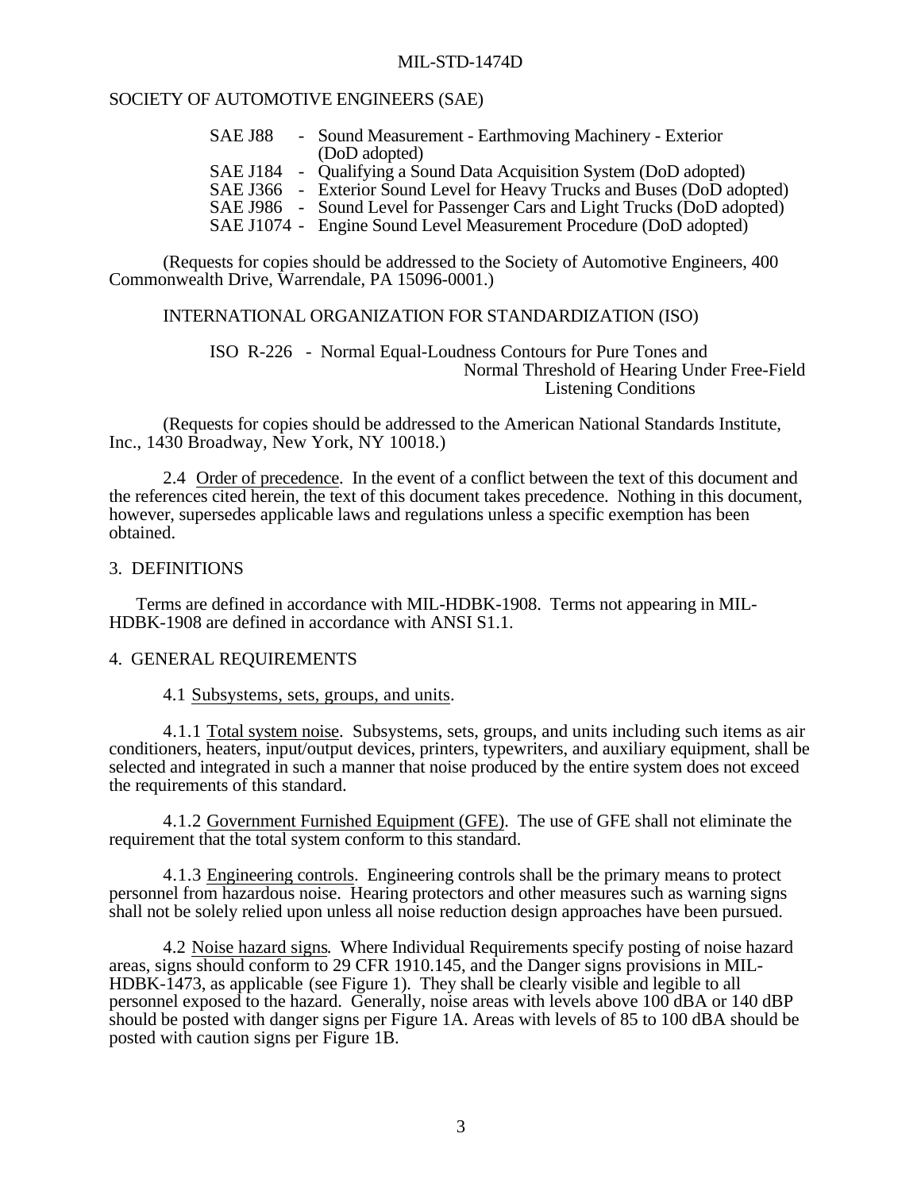SOCIETY OF AUTOMOTIVE ENGINEERS (SAE)

SAE J88 - Sound Measurement - Earthmoving Machinery - Exterior (DoD adopted)
SAE J184 - Qualifying a Sound Data Acquisition System (DoD adopted)
SAE J366 - Exterior Sound Level for Heavy Trucks and Buses (DoD adopted)
SAE J986 - Sound Level for Passenger Cars and Light Trucks (DoD adopted)
SAE J1074 - Engine Sound Level Measurement Procedure (DoD adopted)

(Requests for copies should be addressed to the Society of Automotive Engineers, 400 Commonwealth Drive, Warrendale, PA 15096-0001.)

INTERNATIONAL ORGANIZATION FOR STANDARDIZATION (ISO)

ISO R-226 - Normal Equal-Loudness Contours for Pure Tones and Normal Threshold of Hearing Under Free-Field Listening Conditions

(Requests for copies should be addressed to the American National Standards Institute, Inc., 1430 Broadway, New York, NY 10018.)

2.4 Order of precedence. In the event of a conflict between the text of this document and the references cited herein, the text of this document takes precedence. Nothing in this document, however, supersedes applicable laws and regulations unless a specific exemption has been obtained.

## 3. DEFINITIONS

Terms are defined in accordance with MIL-HDBK-1908. Terms not appearing in MIL-HDBK-1908 are defined in accordance with ANSI S1.1.

## 4. GENERAL REQUIREMENTS

4.1 Subsystems, sets, groups, and units.

4.1.1 Total system noise. Subsystems, sets, groups, and units including such items as air conditioners, heaters, input/output devices, printers, typewriters, and auxiliary equipment, shall be selected and integrated in such a manner that noise produced by the entire system does not exceed the requirements of this standard.

4.1.2 Government Furnished Equipment (GFE). The use of GFE shall not eliminate the requirement that the total system conform to this standard.

4.1.3 Engineering controls. Engineering controls shall be the primary means to protect personnel from hazardous noise. Hearing protectors and other measures such as warning signs shall not be solely relied upon unless all noise reduction design approaches have been pursued.

4.2 Noise hazard signs. Where Individual Requirements specify posting of noise hazard areas, signs should conform to 29 CFR 1910.145, and the Danger signs provisions in MIL-HDBK-1473, as applicable (see Figure 1). They shall be clearly visible and legible to all personnel exposed to the hazard. Generally, noise areas with levels above 100 dBA or 140 dBP should be posted with danger signs per Figure 1A. Areas with levels of 85 to 100 dBA should be posted with caution signs per Figure 1B.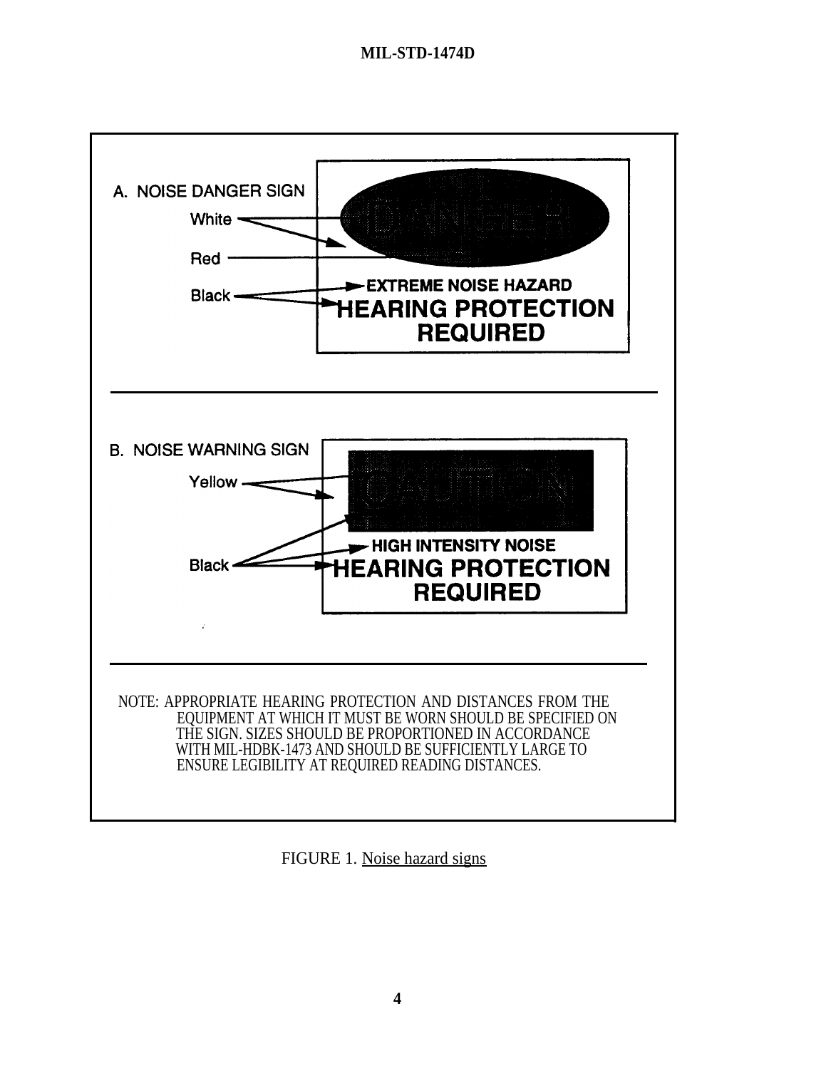A. NOISE DANGER SIGN

White

Red

Black

DANGER

EXTREME NOISE HAZARD

HEARING PROTECTION REQUIRED

B. NOISE WARNING SIGN

Yellow

Black

CAUTION

HIGH INTENSITY NOISE

HEARING PROTECTION REQUIRED

NOTE: APPROPRIATE HEARING PROTECTION AND DISTANCES FROM THE EQUIPMENT AT WHICH IT MUST BE WORN SHOULD BE SPECIFIED ON THE SIGN. SIZES SHOULD BE PROPORTIONED IN ACCORDANCE WITH MIL-HDBK-1473 AND SHOULD BE SUFFICIENTLY LARGE TO ENSURE LEGIBILITY AT REQUIRED READING DISTANCES.

FIGURE 1. Noise hazard signs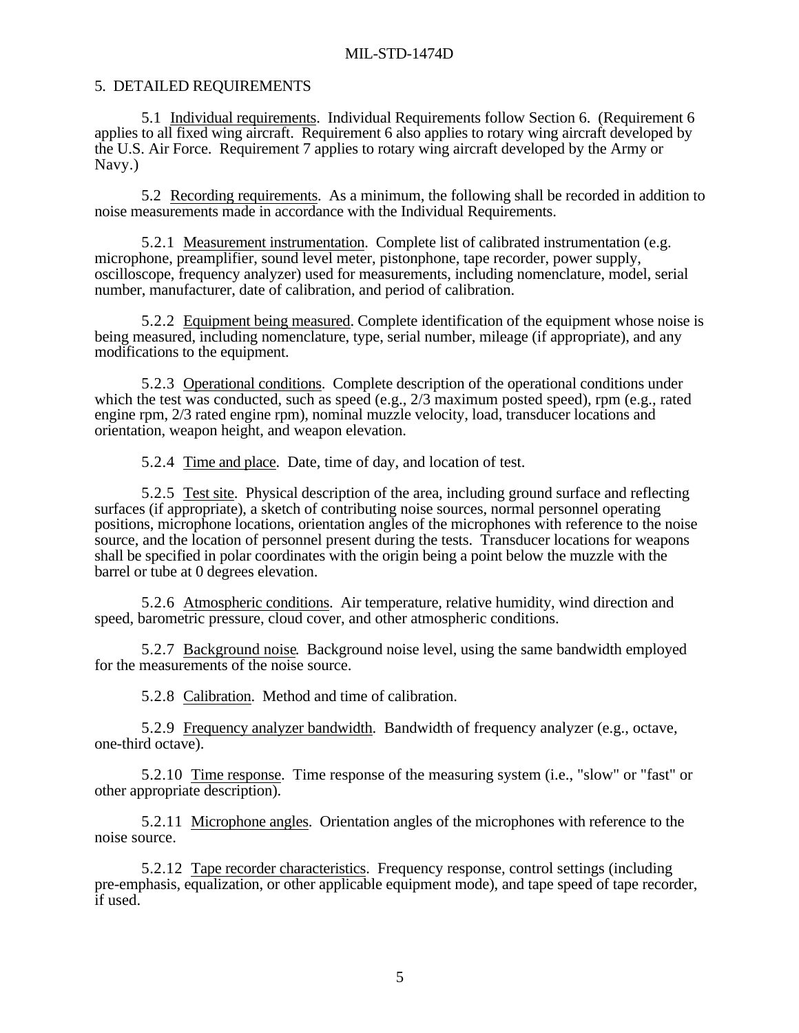## 5. DETAILED REQUIREMENTS

5.1 Individual requirements. Individual Requirements follow Section 6. (Requirement 6 applies to all fixed wing aircraft. Requirement 6 also applies to rotary wing aircraft developed by the U.S. Air Force. Requirement 7 applies to rotary wing aircraft developed by the Army or Navy.)

5.2 Recording requirements. As a minimum, the following shall be recorded in addition to noise measurements made in accordance with the Individual Requirements.

5.2.1 Measurement instrumentation. Complete list of calibrated instrumentation (e.g. microphone, preamplifier, sound level meter, pistonphone, tape recorder, power supply, oscilloscope, frequency analyzer) used for measurements, including nomenclature, model, serial number, manufacturer, date of calibration, and period of calibration.

5.2.2 Equipment being measured. Complete identification of the equipment whose noise is being measured, including nomenclature, type, serial number, mileage (if appropriate), and any modifications to the equipment.

5.2.3 Operational conditions. Complete description of the operational conditions under which the test was conducted, such as speed (e.g., 2/3 maximum posted speed), rpm (e.g., rated engine rpm, 2/3 rated engine rpm), nominal muzzle velocity, load, transducer locations and orientation, weapon height, and weapon elevation.

5.2.4 Time and place. Date, time of day, and location of test.

5.2.5 Test site. Physical description of the area, including ground surface and reflecting surfaces (if appropriate), a sketch of contributing noise sources, normal personnel operating positions, microphone locations, orientation angles of the microphones with reference to the noise source, and the location of personnel present during the tests. Transducer locations for weapons shall be specified in polar coordinates with the origin being a point below the muzzle with the barrel or tube at 0 degrees elevation.

5.2.6 Atmospheric conditions. Air temperature, relative humidity, wind direction and speed, barometric pressure, cloud cover, and other atmospheric conditions.

5.2.7 Background noise. Background noise level, using the same bandwidth employed for the measurements of the noise source.

5.2.8 Calibration. Method and time of calibration.

5.2.9 Frequency analyzer bandwidth. Bandwidth of frequency analyzer (e.g., octave, one-third octave).

5.2.10 Time response. Time response of the measuring system (i.e., "slow" or "fast" or other appropriate description).

5.2.11 Microphone angles. Orientation angles of the microphones with reference to the noise source.

5.2.12 Tape recorder characteristics. Frequency response, control settings (including pre-emphasis, equalization, or other applicable equipment mode), and tape speed of tape recorder, if used.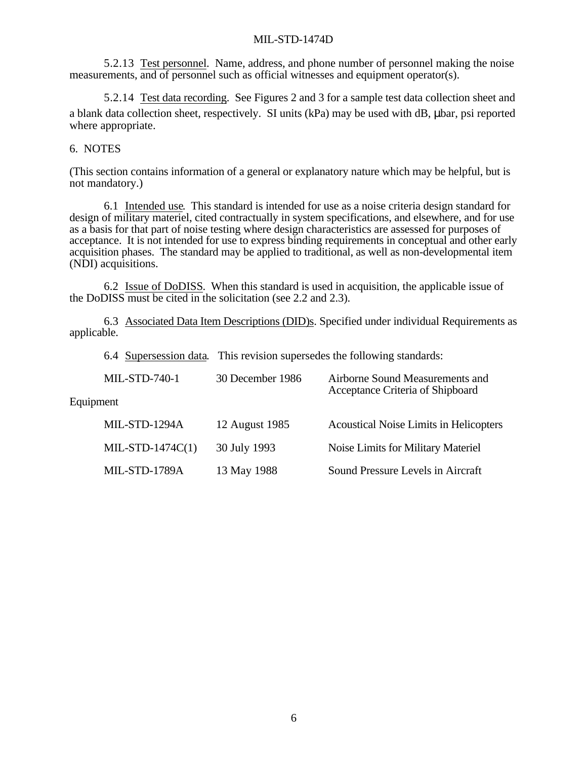5.2.13 Test personnel. Name, address, and phone number of personnel making the noise measurements, and of personnel such as official witnesses and equipment operator(s).

5.2.14 Test data recording. See Figures 2 and 3 for a sample test data collection sheet and a blank data collection sheet, respectively. SI units (kPa) may be used with dB, μbar, psi reported where appropriate.

## 6. NOTES

(This section contains information of a general or explanatory nature which may be helpful, but is not mandatory.)

6.1 Intended use. This standard is intended for use as a noise criteria design standard for design of military materiel, cited contractually in system specifications, and elsewhere, and for use as a basis for that part of noise testing where design characteristics are assessed for purposes of acceptance. It is not intended for use to express binding requirements in conceptual and other early acquisition phases. The standard may be applied to traditional, as well as non-developmental item (NDI) acquisitions.

6.2 Issue of DoDISS. When this standard is used in acquisition, the applicable issue of the DoDISS must be cited in the solicitation (see 2.2 and 2.3).

6.3 Associated Data Item Descriptions (DID)s. Specified under individual Requirements as applicable.

6.4 Supersession data. This revision supersedes the following standards:

| | | |
|---|---|---|
| MIL-STD-740-1 | 30 December 1986 | Airborne Sound Measurements and Acceptance Criteria of Shipboard Equipment |
| MIL-STD-1294A | 12 August 1985 | Acoustical Noise Limits in Helicopters |
| MIL-STD-1474C(1) | 30 July 1993 | Noise Limits for Military Materiel |
| MIL-STD-1789A | 13 May 1988 | Sound Pressure Levels in Aircraft |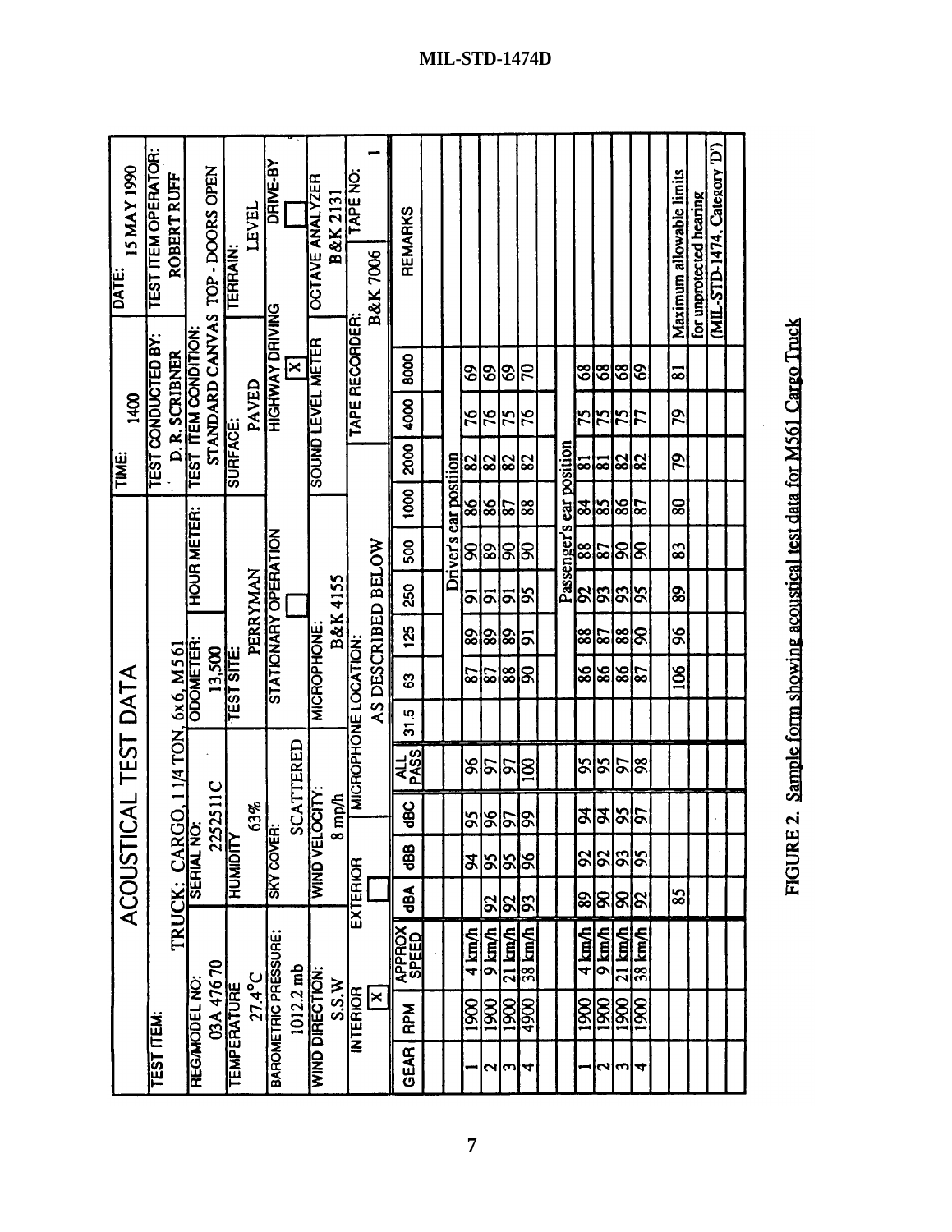**ACOUSTICAL TEST DATA**

| TEST ITEM: | TRUCK: CARGO, 1 1/4 TON, 6x6, M561 | | | |
|---|---|---|---|---|
| REG/MODEL NO: 03A 476 70 | SERIAL NO: 2252511C | ODOMETER: 13,500 | HOUR METER: | TIME: 1400 |
| TEMPERATURE 27.4°C | HUMIDITY 63% | TEST SITE: PERRYMAN | | DATE: 15 MAY 1990 |
| BAROMETRIC PRESSURE: 1012.2 mb | SKY COVER: SCATTERED | STATIONARY OPERATION ☐ | | TEST CONDUCTED BY: D. R. SCRIBNER |
| WIND DIRECTION: S.S.W | WIND VELOCITY: 8 mp/h | MICROPHONE: B&K 4155 | | TEST ITEM OPERATOR: ROBERT RUFF |
| INTERIOR ☒ | EXTERIOR ☐ | MICROPHONE LOCATION: AS DESCRIBED BELOW | | TEST ITEM CONDITION: STANDARD CANVAS TOP - DOORS OPEN |
| SURFACE: PAVED | TERRAIN: LEVEL | HIGHWAY DRIVING ☒ | DRIVE-BY ☐ | |
| SOUND LEVEL METER | OCTAVE ANALYZER B&K 2131 | TAPE RECORDER: B&K 7006 | TAPE NO: 1 | |

| GEAR | RPM | APPROX SPEED | dBA | dBB | dBC | ALL PASS | 31.5 | 63 | 125 | 250 | 500 | 1000 | 2000 | 4000 | 8000 | REMARKS |
|---|---|---|---|---|---|---|---|---|---|---|---|---|---|---|---|---|
| | | | | | | | | | | Driver's ear position | | | | | | |
| 1 | 1900 | 4 km/h | | 94 | 95 | 96 | | 87 | 89 | 91 | 90 | 86 | 82 | 76 | 69 | |
| 2 | 1900 | 9 km/h | 92 | 95 | 96 | 97 | | 87 | 89 | 91 | 89 | 86 | 82 | 76 | 69 | |
| 3 | 1900 | 21 km/h | 92 | 95 | 97 | 97 | | 88 | 89 | 91 | 90 | 87 | 82 | 75 | 69 | |
| 4 | 4900 | 38 km/h | 93 | 96 | 99 | 100 | | 90 | 91 | 95 | 90 | 88 | 82 | 76 | 70 | |
| | | | | | | | | | | Passenger's ear position | | | | | | |
| 1 | 1900 | 4 km/h | 89 | 92 | 94 | 95 | | 86 | 88 | 92 | 88 | 84 | 81 | 75 | 68 | |
| 2 | 1900 | 9 km/h | 90 | 92 | 94 | 95 | | 86 | 87 | 93 | 87 | 85 | 81 | 75 | 68 | |
| 3 | 1900 | 21 km/h | 90 | 93 | 95 | 97 | | 86 | 88 | 93 | 90 | 86 | 82 | 75 | 68 | |
| 4 | 1900 | 38 km/h | 92 | 95 | 97 | 98 | | 87 | 90 | 95 | 90 | 87 | 82 | 77 | 69 | |
| | | | 85 | | | | | 106 | 96 | 89 | 83 | 80 | 79 | 79 | 81 | Maximum allowable limits for unprotected hearing (MIL-STD-1474, Category 'D') |

FIGURE 2. Sample form showing acoustical test data for M561 Cargo Truck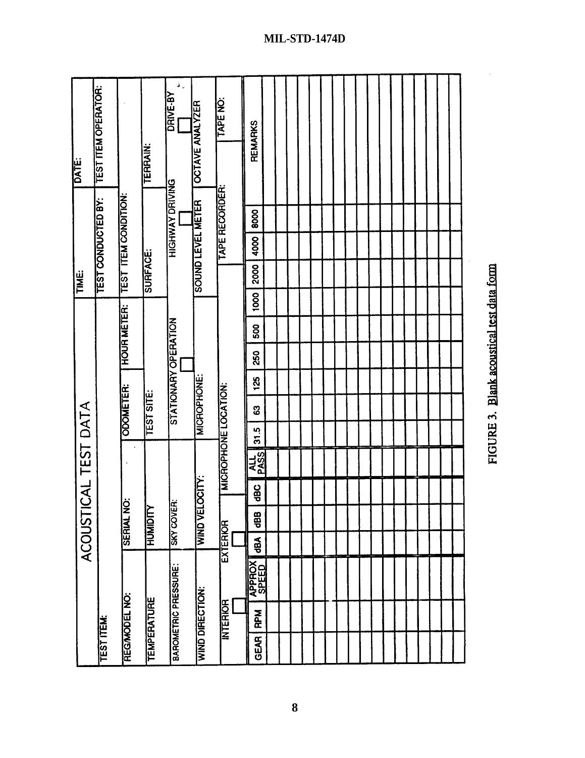**ACOUSTICAL TEST DATA**

| TEST ITEM: | | | TIME: | | DATE: |
|---|---|---|---|---|---|
| | | | TEST CONDUCTED BY: | | TEST ITEM OPERATOR: |
| REG/MODEL NO: | SERIAL NO: | ODOMETER: | HOUR METER: | TEST ITEM CONDITION: | |
| TEMPERATURE | HUMIDITY | TEST SITE: | | SURFACE: | TERRAIN: |
| BAROMETRIC PRESSURE: | SKY COVER: | STATIONARY OPERATION ☐ | | HIGHWAY DRIVING ☐ | DRIVE-BY ☐ |
| WIND DIRECTION: | WIND VELOCITY: | MICROPHONE: | | SOUND LEVEL METER | OCTAVE ANALYZER |
| INTERIOR ☐ | EXTERIOR ☐ | MICROPHONE LOCATION: | | TAPE RECORDER: | TAPE NO: |

| GEAR | RPM | APPROX SPEED | dBA | dBB | dBC | ALL PASS | 31.5 | 63 | 125 | 250 | 500 | 1000 | 2000 | 4000 | 8000 | REMARKS |
|---|---|---|---|---|---|---|---|---|---|---|---|---|---|---|---|---|
| | | | | | | | | | | | | | | | | |
| | | | | | | | | | | | | | | | | |
| | | | | | | | | | | | | | | | | |
| | | | | | | | | | | | | | | | | |
| | | | | | | | | | | | | | | | | |
| | | | | | | | | | | | | | | | | |
| | | | | | | | | | | | | | | | | |
| | | | | | | | | | | | | | | | | |
| | | | | | | | | | | | | | | | | |
| | | | | | | | | | | | | | | | | |
| | | | | | | | | | | | | | | | | |
| | | | | | | | | | | | | | | | | |
| | | | | | | | | | | | | | | | | |
| | | | | | | | | | | | | | | | | |
| | | | | | | | | | | | | | | | | |
| | | | | | | | | | | | | | | | | |
| | | | | | | | | | | | | | | | | |

FIGURE 3. Blank acoustical test data form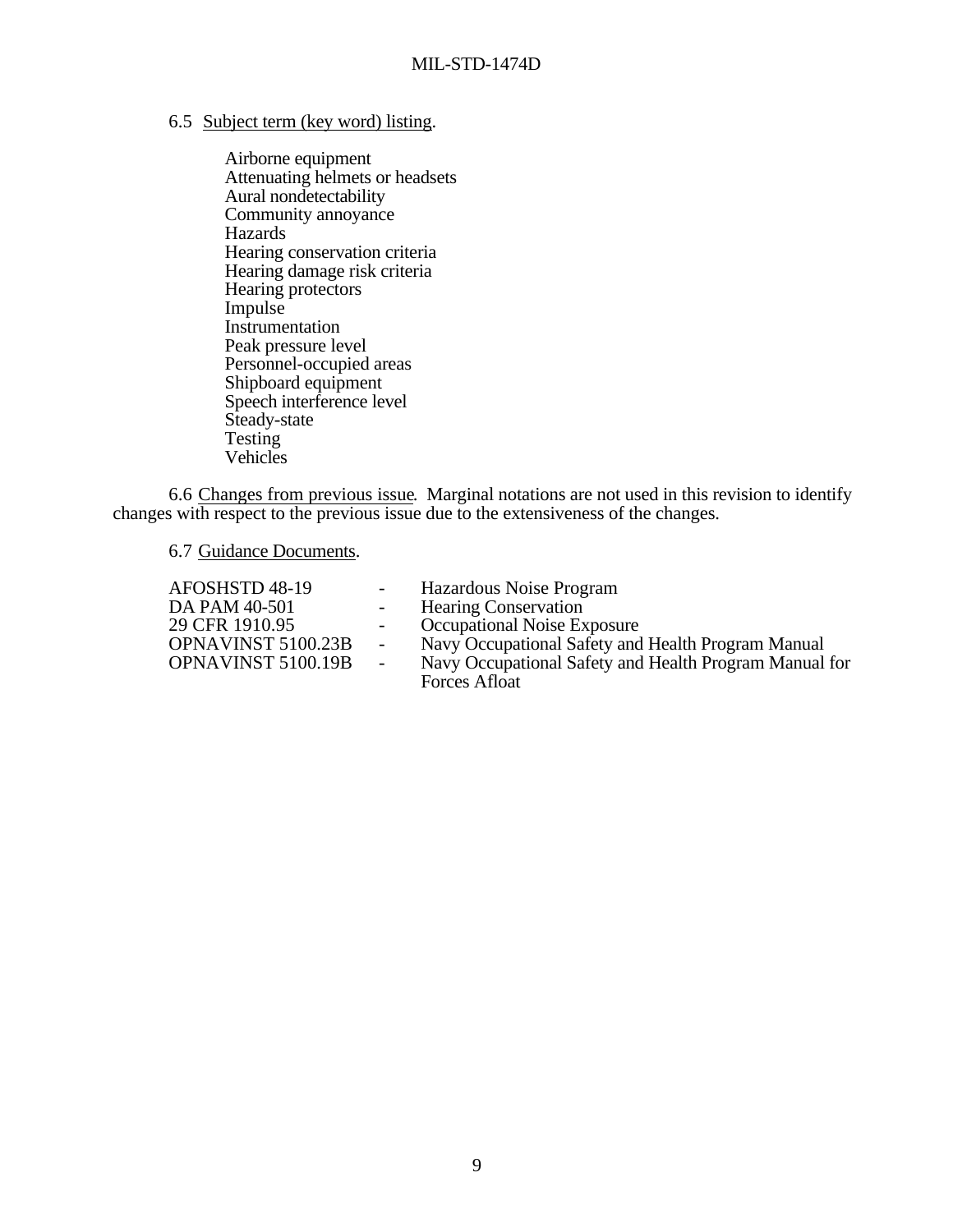6.5 Subject term (key word) listing.

- Airborne equipment
- Attenuating helmets or headsets
- Aural nondetectability
- Community annoyance
- Hazards
- Hearing conservation criteria
- Hearing damage risk criteria
- Hearing protectors
- Impulse
- Instrumentation
- Peak pressure level
- Personnel-occupied areas
- Shipboard equipment
- Speech interference level
- Steady-state
- Testing
- Vehicles

6.6 Changes from previous issue. Marginal notations are not used in this revision to identify changes with respect to the previous issue due to the extensiveness of the changes.

6.7 Guidance Documents.

| | | |
|---|---|---|
| AFOSHSTD 48-19 | - | Hazardous Noise Program |
| DA PAM 40-501 | - | Hearing Conservation |
| 29 CFR 1910.95 | - | Occupational Noise Exposure |
| OPNAVINST 5100.23B | - | Navy Occupational Safety and Health Program Manual |
| OPNAVINST 5100.19B | - | Navy Occupational Safety and Health Program Manual for Forces Afloat |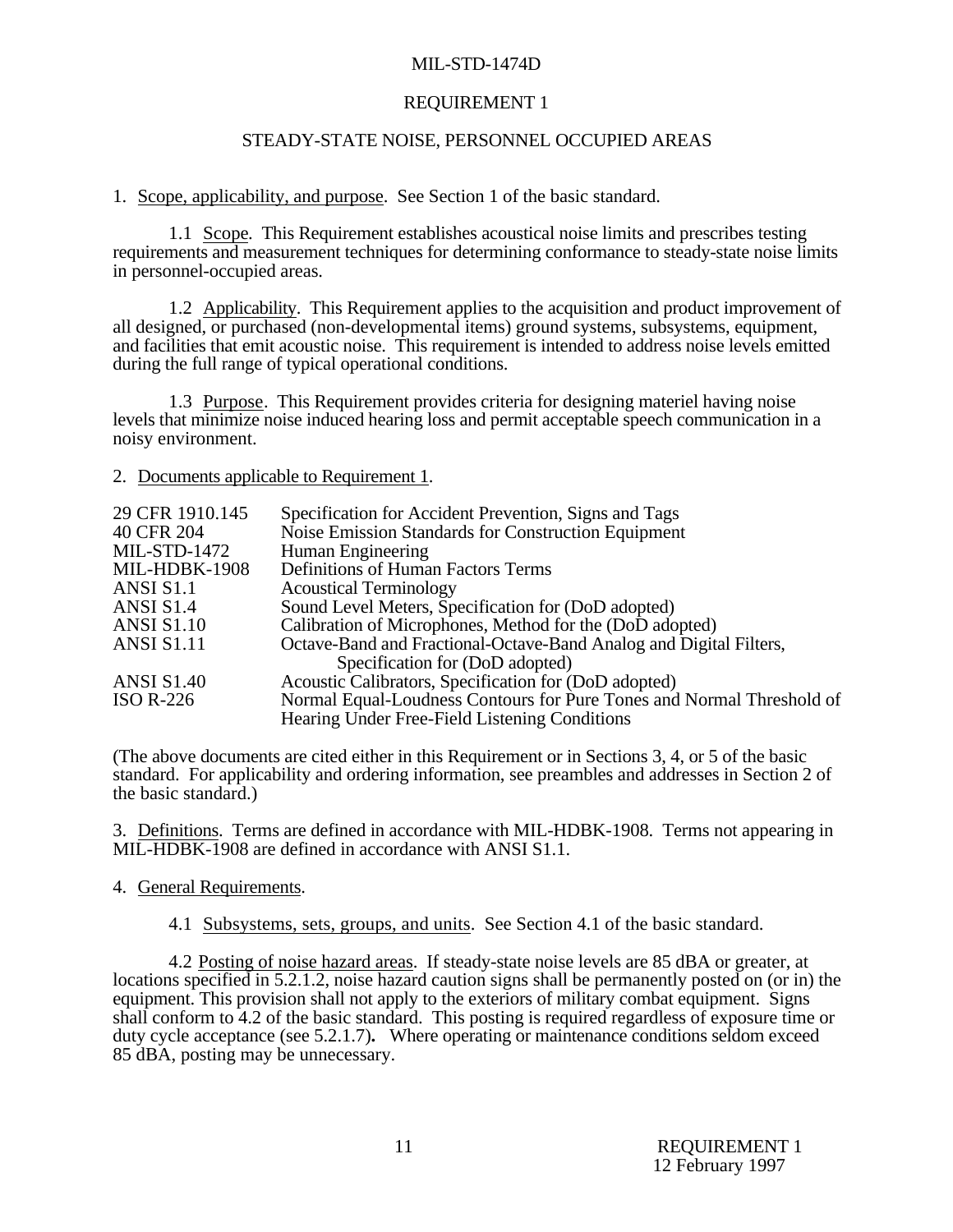# REQUIREMENT 1

## STEADY-STATE NOISE, PERSONNEL OCCUPIED AREAS

1. Scope, applicability, and purpose. See Section 1 of the basic standard.

1.1 Scope. This Requirement establishes acoustical noise limits and prescribes testing requirements and measurement techniques for determining conformance to steady-state noise limits in personnel-occupied areas.

1.2 Applicability. This Requirement applies to the acquisition and product improvement of all designed, or purchased (non-developmental items) ground systems, subsystems, equipment, and facilities that emit acoustic noise. This requirement is intended to address noise levels emitted during the full range of typical operational conditions.

1.3 Purpose. This Requirement provides criteria for designing materiel having noise levels that minimize noise induced hearing loss and permit acceptable speech communication in a noisy environment.

2. Documents applicable to Requirement 1.

| | |
|---|---|
| 29 CFR 1910.145 | Specification for Accident Prevention, Signs and Tags |
| 40 CFR 204 | Noise Emission Standards for Construction Equipment |
| MIL-STD-1472 | Human Engineering |
| MIL-HDBK-1908 | Definitions of Human Factors Terms |
| ANSI S1.1 | Acoustical Terminology |
| ANSI S1.4 | Sound Level Meters, Specification for (DoD adopted) |
| ANSI S1.10 | Calibration of Microphones, Method for the (DoD adopted) |
| ANSI S1.11 | Octave-Band and Fractional-Octave-Band Analog and Digital Filters, Specification for (DoD adopted) |
| ANSI S1.40 | Acoustic Calibrators, Specification for (DoD adopted) |
| ISO R-226 | Normal Equal-Loudness Contours for Pure Tones and Normal Threshold of Hearing Under Free-Field Listening Conditions |

(The above documents are cited either in this Requirement or in Sections 3, 4, or 5 of the basic standard. For applicability and ordering information, see preambles and addresses in Section 2 of the basic standard.)

3. Definitions. Terms are defined in accordance with MIL-HDBK-1908. Terms not appearing in MIL-HDBK-1908 are defined in accordance with ANSI S1.1.

4. General Requirements.

4.1 Subsystems, sets, groups, and units. See Section 4.1 of the basic standard.

4.2 Posting of noise hazard areas. If steady-state noise levels are 85 dBA or greater, at locations specified in 5.2.1.2, noise hazard caution signs shall be permanently posted on (or in) the equipment. This provision shall not apply to the exteriors of military combat equipment. Signs shall conform to 4.2 of the basic standard. This posting is required regardless of exposure time or duty cycle acceptance (see 5.2.1.7)**.** Where operating or maintenance conditions seldom exceed 85 dBA, posting may be unnecessary.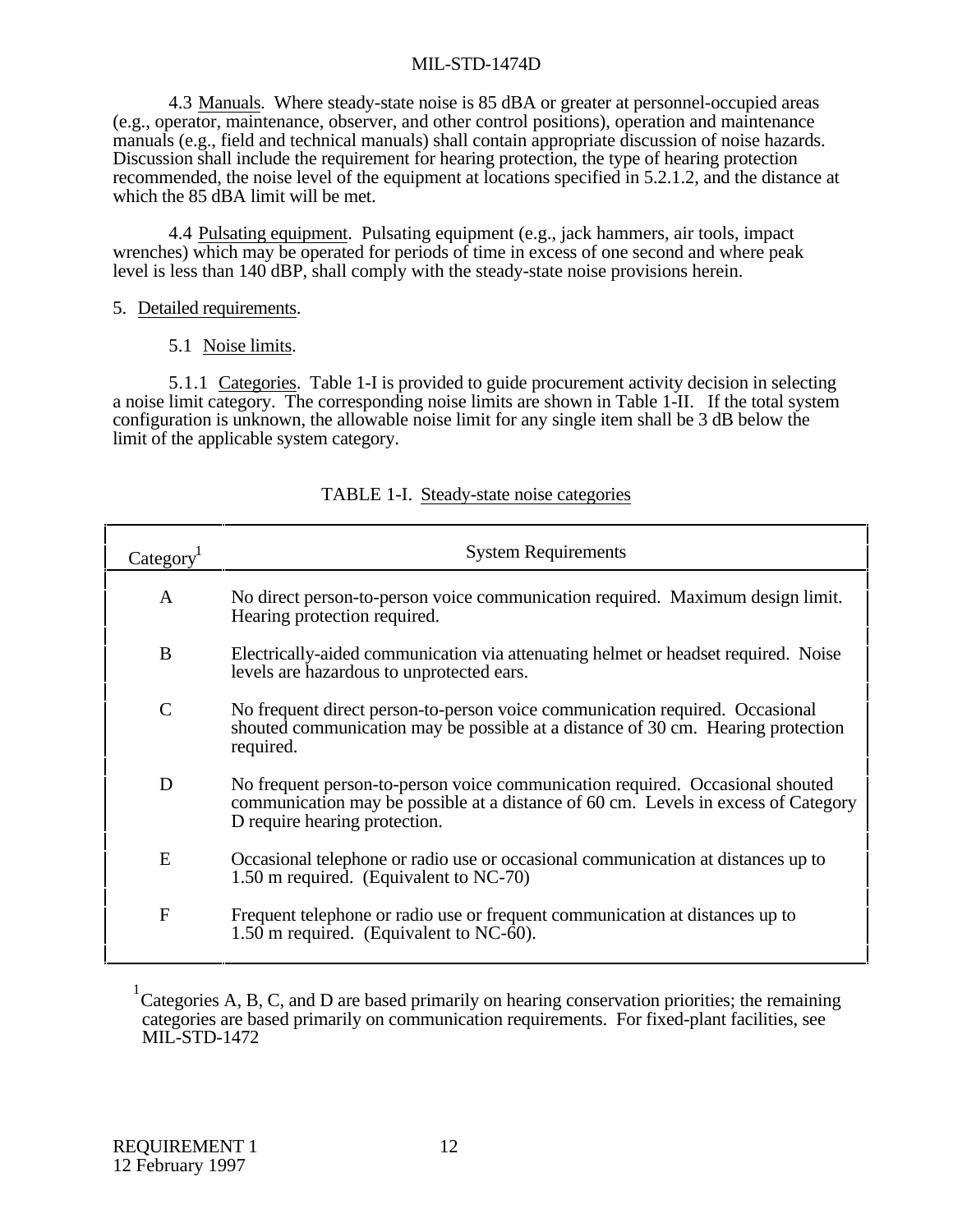4.3 Manuals. Where steady-state noise is 85 dBA or greater at personnel-occupied areas (e.g., operator, maintenance, observer, and other control positions), operation and maintenance manuals (e.g., field and technical manuals) shall contain appropriate discussion of noise hazards. Discussion shall include the requirement for hearing protection, the type of hearing protection recommended, the noise level of the equipment at locations specified in 5.2.1.2, and the distance at which the 85 dBA limit will be met.

4.4 Pulsating equipment. Pulsating equipment (e.g., jack hammers, air tools, impact wrenches) which may be operated for periods of time in excess of one second and where peak level is less than 140 dBP, shall comply with the steady-state noise provisions herein.

5. Detailed requirements.

5.1 Noise limits.

5.1.1 Categories. Table 1-I is provided to guide procurement activity decision in selecting a noise limit category. The corresponding noise limits are shown in Table 1-II. If the total system configuration is unknown, the allowable noise limit for any single item shall be 3 dB below the limit of the applicable system category.

TABLE 1-I. Steady-state noise categories

| Category[1] | System Requirements |
|---|---|
| A | No direct person-to-person voice communication required. Maximum design limit. Hearing protection required. |
| B | Electrically-aided communication via attenuating helmet or headset required. Noise levels are hazardous to unprotected ears. |
| C | No frequent direct person-to-person voice communication required. Occasional shouted communication may be possible at a distance of 30 cm. Hearing protection required. |
| D | No frequent person-to-person voice communication required. Occasional shouted communication may be possible at a distance of 60 cm. Levels in excess of Category D require hearing protection. |
| E | Occasional telephone or radio use or occasional communication at distances up to 1.50 m required. (Equivalent to NC-70) |
| F | Frequent telephone or radio use or frequent communication at distances up to 1.50 m required. (Equivalent to NC-60). |

[1] Categories A, B, C, and D are based primarily on hearing conservation priorities; the remaining categories are based primarily on communication requirements. For fixed-plant facilities, see MIL-STD-1472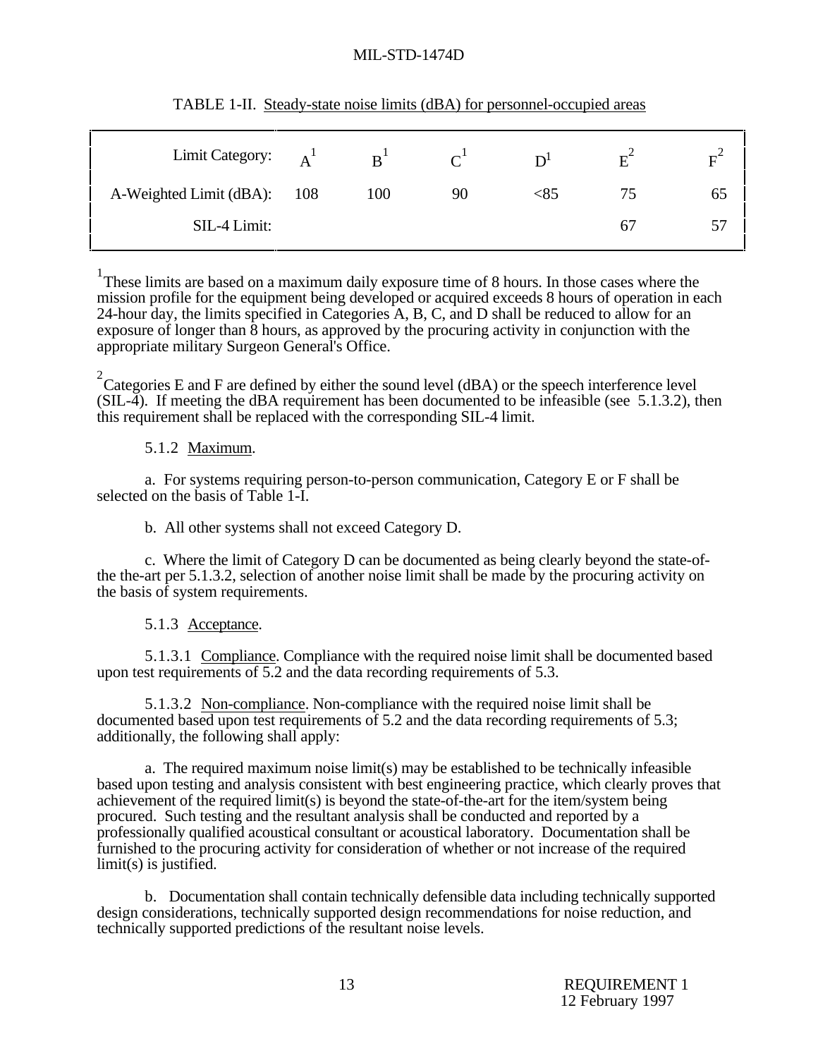TABLE 1-II. Steady-state noise limits (dBA) for personnel-occupied areas

| Limit Category: | A[1] | B[1] | C[1] | D[1] | E[2] | F[2] |
|---|---|---|---|---|---|---|
| A-Weighted Limit (dBA): | 108 | 100 | 90 | <85 | 75 | 65 |
| SIL-4 Limit: | | | | | 67 | 57 |

[1]These limits are based on a maximum daily exposure time of 8 hours. In those cases where the mission profile for the equipment being developed or acquired exceeds 8 hours of operation in each 24-hour day, the limits specified in Categories A, B, C, and D shall be reduced to allow for an exposure of longer than 8 hours, as approved by the procuring activity in conjunction with the appropriate military Surgeon General's Office.

[2]Categories E and F are defined by either the sound level (dBA) or the speech interference level (SIL-4). If meeting the dBA requirement has been documented to be infeasible (see 5.1.3.2), then this requirement shall be replaced with the corresponding SIL-4 limit.

5.1.2 Maximum.

a. For systems requiring person-to-person communication, Category E or F shall be selected on the basis of Table 1-I.

b. All other systems shall not exceed Category D.

c. Where the limit of Category D can be documented as being clearly beyond the state-of-the the-art per 5.1.3.2, selection of another noise limit shall be made by the procuring activity on the basis of system requirements.

5.1.3 Acceptance.

5.1.3.1 Compliance. Compliance with the required noise limit shall be documented based upon test requirements of 5.2 and the data recording requirements of 5.3.

5.1.3.2 Non-compliance. Non-compliance with the required noise limit shall be documented based upon test requirements of 5.2 and the data recording requirements of 5.3; additionally, the following shall apply:

a. The required maximum noise limit(s) may be established to be technically infeasible based upon testing and analysis consistent with best engineering practice, which clearly proves that achievement of the required limit(s) is beyond the state-of-the-art for the item/system being procured. Such testing and the resultant analysis shall be conducted and reported by a professionally qualified acoustical consultant or acoustical laboratory. Documentation shall be furnished to the procuring activity for consideration of whether or not increase of the required limit(s) is justified.

b. Documentation shall contain technically defensible data including technically supported design considerations, technically supported design recommendations for noise reduction, and technically supported predictions of the resultant noise levels.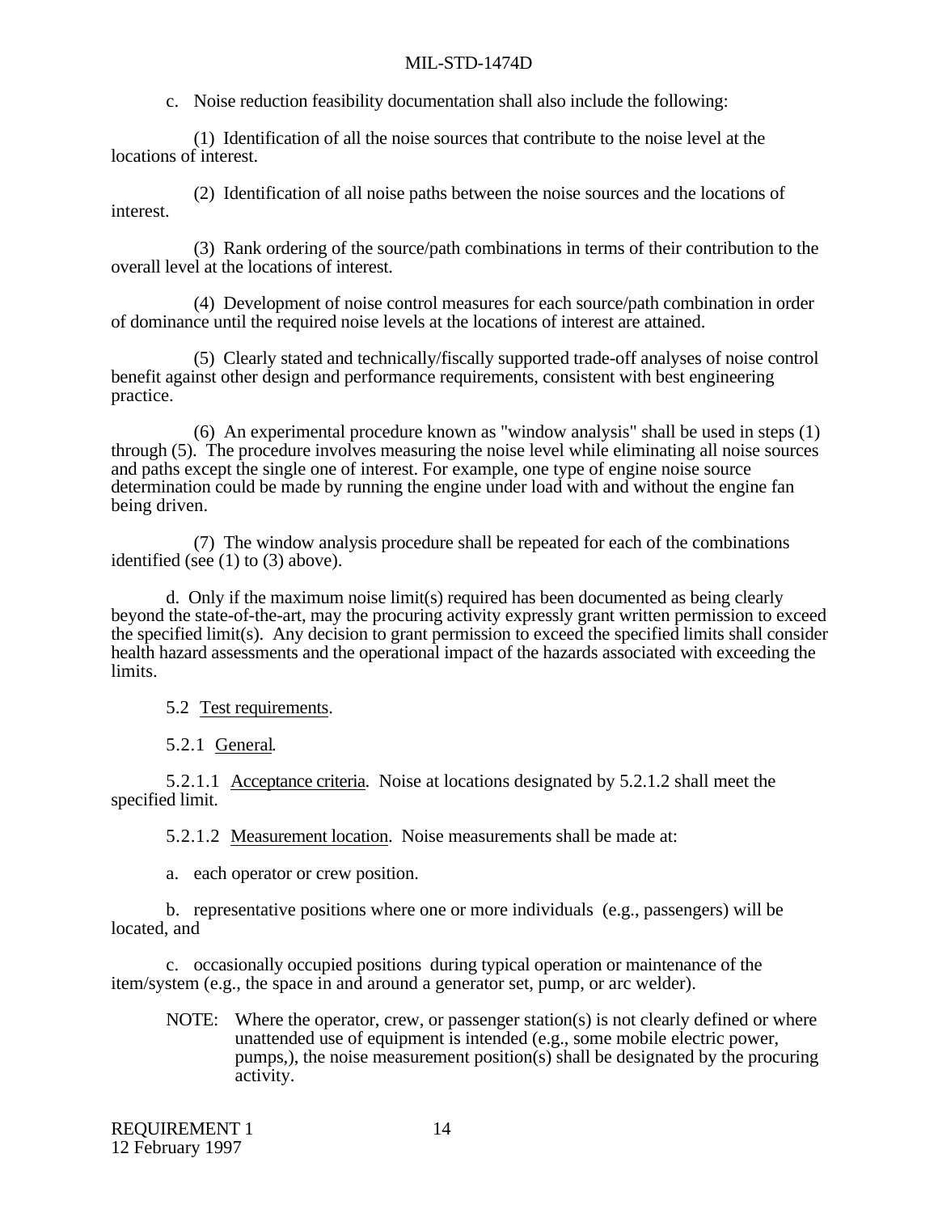c. Noise reduction feasibility documentation shall also include the following:

(1) Identification of all the noise sources that contribute to the noise level at the locations of interest.

(2) Identification of all noise paths between the noise sources and the locations of interest.

(3) Rank ordering of the source/path combinations in terms of their contribution to the overall level at the locations of interest.

(4) Development of noise control measures for each source/path combination in order of dominance until the required noise levels at the locations of interest are attained.

(5) Clearly stated and technically/fiscally supported trade-off analyses of noise control benefit against other design and performance requirements, consistent with best engineering practice.

(6) An experimental procedure known as "window analysis" shall be used in steps (1) through (5). The procedure involves measuring the noise level while eliminating all noise sources and paths except the single one of interest. For example, one type of engine noise source determination could be made by running the engine under load with and without the engine fan being driven.

(7) The window analysis procedure shall be repeated for each of the combinations identified (see (1) to (3) above).

d. Only if the maximum noise limit(s) required has been documented as being clearly beyond the state-of-the-art, may the procuring activity expressly grant written permission to exceed the specified limit(s). Any decision to grant permission to exceed the specified limits shall consider health hazard assessments and the operational impact of the hazards associated with exceeding the limits.

5.2 Test requirements.

5.2.1 General.

5.2.1.1 Acceptance criteria. Noise at locations designated by 5.2.1.2 shall meet the specified limit.

5.2.1.2 Measurement location. Noise measurements shall be made at:

a. each operator or crew position.

b. representative positions where one or more individuals (e.g., passengers) will be located, and

c. occasionally occupied positions during typical operation or maintenance of the item/system (e.g., the space in and around a generator set, pump, or arc welder).

NOTE: Where the operator, crew, or passenger station(s) is not clearly defined or where unattended use of equipment is intended (e.g., some mobile electric power, pumps,), the noise measurement position(s) shall be designated by the procuring activity.

REQUIREMENT 1
12 February 1997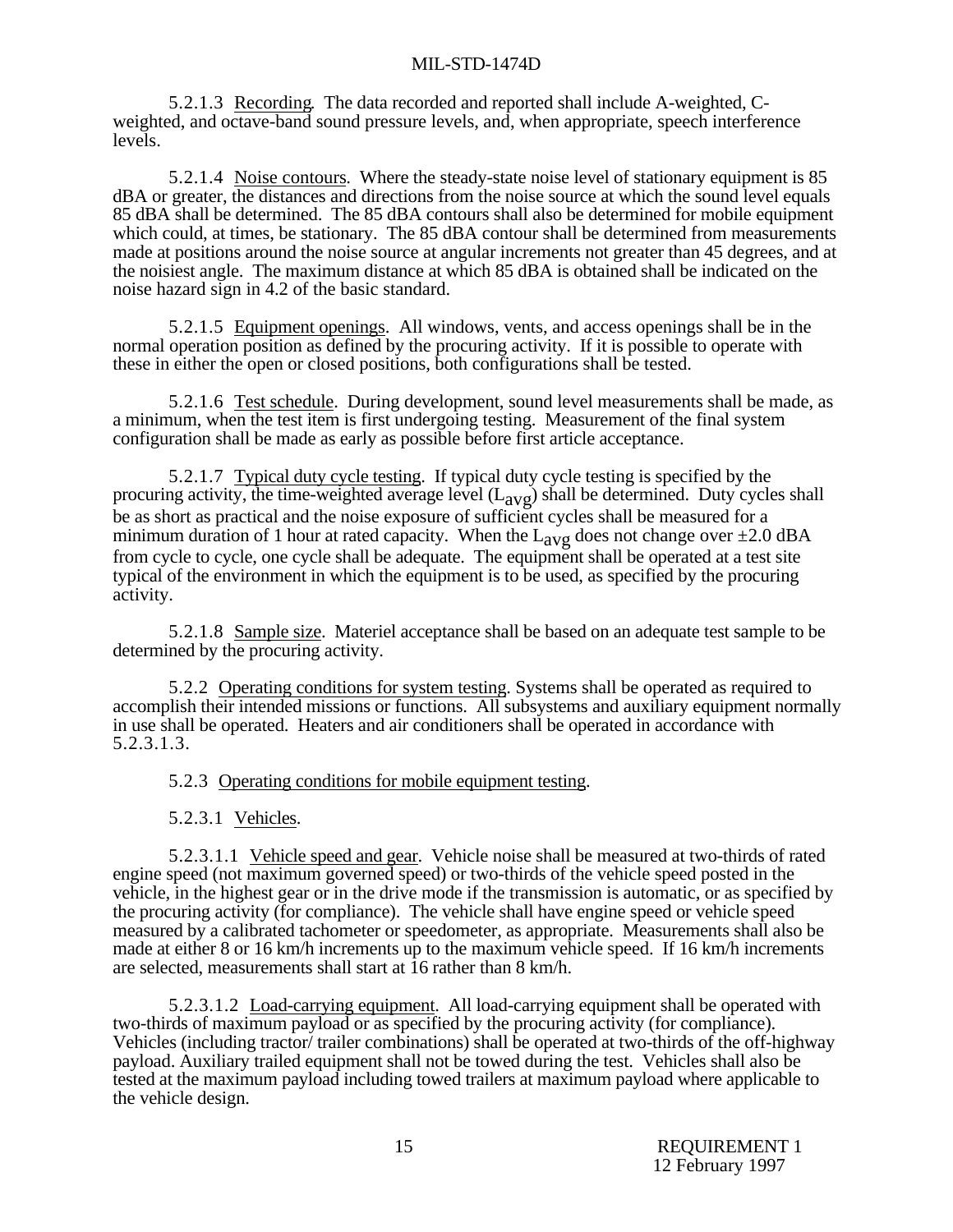5.2.1.3 Recording. The data recorded and reported shall include A-weighted, C-weighted, and octave-band sound pressure levels, and, when appropriate, speech interference levels.

5.2.1.4 Noise contours. Where the steady-state noise level of stationary equipment is 85 dBA or greater, the distances and directions from the noise source at which the sound level equals 85 dBA shall be determined. The 85 dBA contours shall also be determined for mobile equipment which could, at times, be stationary. The 85 dBA contour shall be determined from measurements made at positions around the noise source at angular increments not greater than 45 degrees, and at the noisiest angle. The maximum distance at which 85 dBA is obtained shall be indicated on the noise hazard sign in 4.2 of the basic standard.

5.2.1.5 Equipment openings. All windows, vents, and access openings shall be in the normal operation position as defined by the procuring activity. If it is possible to operate with these in either the open or closed positions, both configurations shall be tested.

5.2.1.6 Test schedule. During development, sound level measurements shall be made, as a minimum, when the test item is first undergoing testing. Measurement of the final system configuration shall be made as early as possible before first article acceptance.

5.2.1.7 Typical duty cycle testing. If typical duty cycle testing is specified by the procuring activity, the time-weighted average level ($L_{avg}$) shall be determined. Duty cycles shall be as short as practical and the noise exposure of sufficient cycles shall be measured for a minimum duration of 1 hour at rated capacity. When the $L_{avg}$ does not change over ±2.0 dBA from cycle to cycle, one cycle shall be adequate. The equipment shall be operated at a test site typical of the environment in which the equipment is to be used, as specified by the procuring activity.

5.2.1.8 Sample size. Materiel acceptance shall be based on an adequate test sample to be determined by the procuring activity.

5.2.2 Operating conditions for system testing. Systems shall be operated as required to accomplish their intended missions or functions. All subsystems and auxiliary equipment normally in use shall be operated. Heaters and air conditioners shall be operated in accordance with 5.2.3.1.3.

5.2.3 Operating conditions for mobile equipment testing.

5.2.3.1 Vehicles.

5.2.3.1.1 Vehicle speed and gear. Vehicle noise shall be measured at two-thirds of rated engine speed (not maximum governed speed) or two-thirds of the vehicle speed posted in the vehicle, in the highest gear or in the drive mode if the transmission is automatic, or as specified by the procuring activity (for compliance). The vehicle shall have engine speed or vehicle speed measured by a calibrated tachometer or speedometer, as appropriate. Measurements shall also be made at either 8 or 16 km/h increments up to the maximum vehicle speed. If 16 km/h increments are selected, measurements shall start at 16 rather than 8 km/h.

5.2.3.1.2 Load-carrying equipment. All load-carrying equipment shall be operated with two-thirds of maximum payload or as specified by the procuring activity (for compliance). Vehicles (including tractor/ trailer combinations) shall be operated at two-thirds of the off-highway payload. Auxiliary trailed equipment shall not be towed during the test. Vehicles shall also be tested at the maximum payload including towed trailers at maximum payload where applicable to the vehicle design.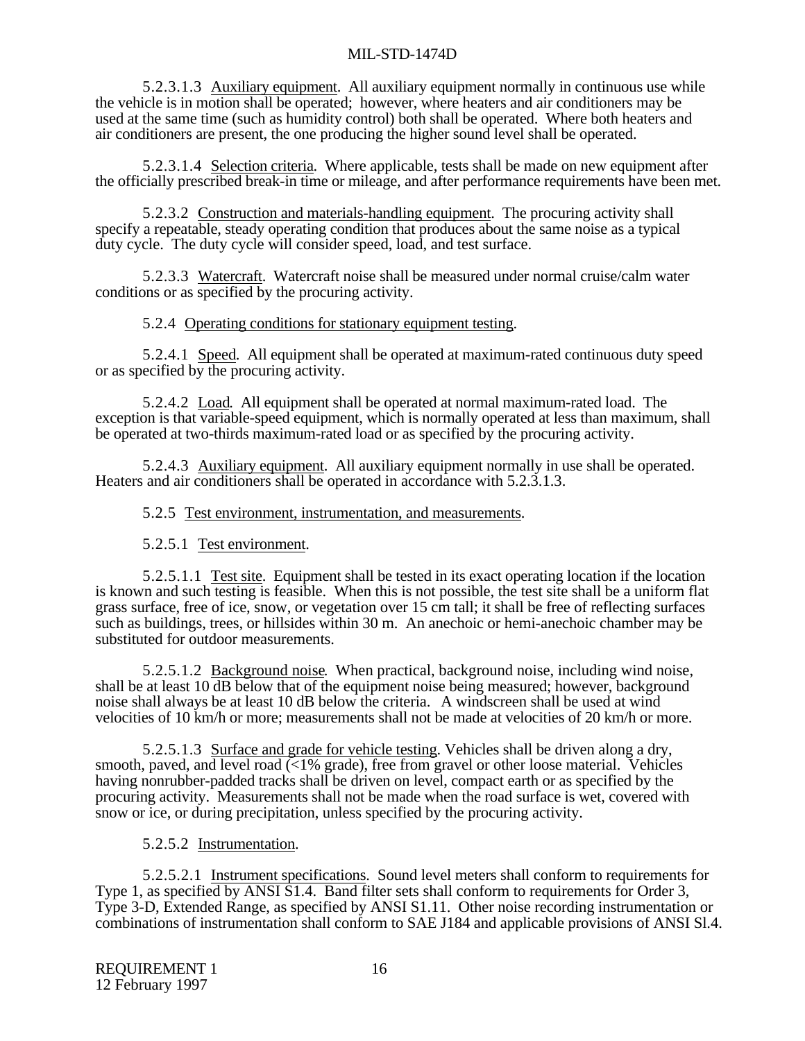5.2.3.1.3 Auxiliary equipment. All auxiliary equipment normally in continuous use while the vehicle is in motion shall be operated; however, where heaters and air conditioners may be used at the same time (such as humidity control) both shall be operated. Where both heaters and air conditioners are present, the one producing the higher sound level shall be operated.

5.2.3.1.4 Selection criteria. Where applicable, tests shall be made on new equipment after the officially prescribed break-in time or mileage, and after performance requirements have been met.

5.2.3.2 Construction and materials-handling equipment. The procuring activity shall specify a repeatable, steady operating condition that produces about the same noise as a typical duty cycle. The duty cycle will consider speed, load, and test surface.

5.2.3.3 Watercraft. Watercraft noise shall be measured under normal cruise/calm water conditions or as specified by the procuring activity.

5.2.4 Operating conditions for stationary equipment testing.

5.2.4.1 Speed. All equipment shall be operated at maximum-rated continuous duty speed or as specified by the procuring activity.

5.2.4.2 Load. All equipment shall be operated at normal maximum-rated load. The exception is that variable-speed equipment, which is normally operated at less than maximum, shall be operated at two-thirds maximum-rated load or as specified by the procuring activity.

5.2.4.3 Auxiliary equipment. All auxiliary equipment normally in use shall be operated. Heaters and air conditioners shall be operated in accordance with 5.2.3.1.3.

5.2.5 Test environment, instrumentation, and measurements.

5.2.5.1 Test environment.

5.2.5.1.1 Test site. Equipment shall be tested in its exact operating location if the location is known and such testing is feasible. When this is not possible, the test site shall be a uniform flat grass surface, free of ice, snow, or vegetation over 15 cm tall; it shall be free of reflecting surfaces such as buildings, trees, or hillsides within 30 m. An anechoic or hemi-anechoic chamber may be substituted for outdoor measurements.

5.2.5.1.2 Background noise. When practical, background noise, including wind noise, shall be at least 10 dB below that of the equipment noise being measured; however, background noise shall always be at least 10 dB below the criteria. A windscreen shall be used at wind velocities of 10 km/h or more; measurements shall not be made at velocities of 20 km/h or more.

5.2.5.1.3 Surface and grade for vehicle testing. Vehicles shall be driven along a dry, smooth, paved, and level road (<1% grade), free from gravel or other loose material. Vehicles having nonrubber-padded tracks shall be driven on level, compact earth or as specified by the procuring activity. Measurements shall not be made when the road surface is wet, covered with snow or ice, or during precipitation, unless specified by the procuring activity.

5.2.5.2 Instrumentation.

5.2.5.2.1 Instrument specifications. Sound level meters shall conform to requirements for Type 1, as specified by ANSI S1.4. Band filter sets shall conform to requirements for Order 3, Type 3-D, Extended Range, as specified by ANSI S1.11. Other noise recording instrumentation or combinations of instrumentation shall conform to SAE J184 and applicable provisions of ANSI Sl.4.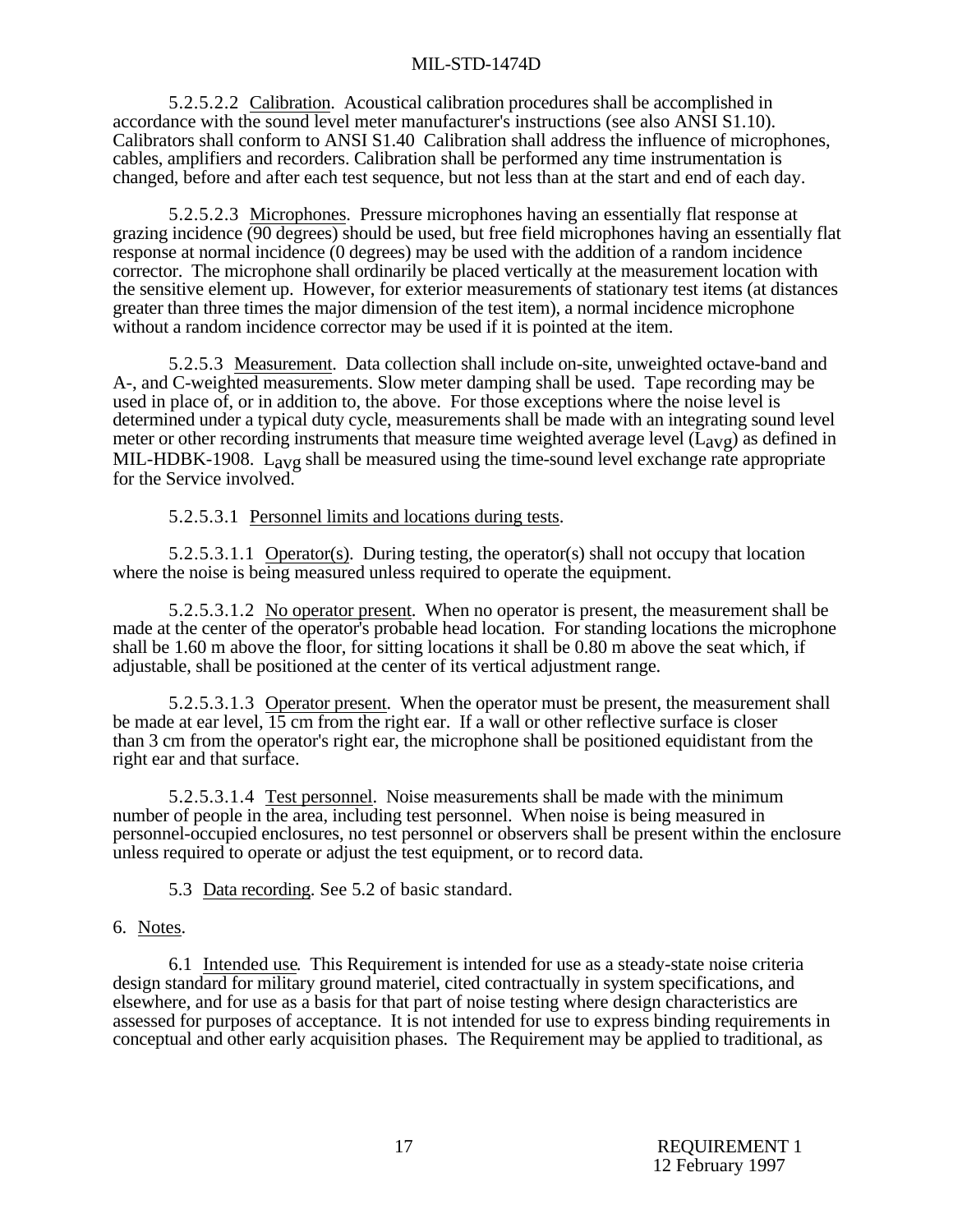5.2.5.2.2 Calibration. Acoustical calibration procedures shall be accomplished in accordance with the sound level meter manufacturer's instructions (see also ANSI S1.10). Calibrators shall conform to ANSI S1.40 Calibration shall address the influence of microphones, cables, amplifiers and recorders. Calibration shall be performed any time instrumentation is changed, before and after each test sequence, but not less than at the start and end of each day.

5.2.5.2.3 Microphones. Pressure microphones having an essentially flat response at grazing incidence (90 degrees) should be used, but free field microphones having an essentially flat response at normal incidence (0 degrees) may be used with the addition of a random incidence corrector. The microphone shall ordinarily be placed vertically at the measurement location with the sensitive element up. However, for exterior measurements of stationary test items (at distances greater than three times the major dimension of the test item), a normal incidence microphone without a random incidence corrector may be used if it is pointed at the item.

5.2.5.3 Measurement. Data collection shall include on-site, unweighted octave-band and A-, and C-weighted measurements. Slow meter damping shall be used. Tape recording may be used in place of, or in addition to, the above. For those exceptions where the noise level is determined under a typical duty cycle, measurements shall be made with an integrating sound level meter or other recording instruments that measure time weighted average level ($L_{avg}$) as defined in MIL-HDBK-1908. $L_{avg}$ shall be measured using the time-sound level exchange rate appropriate for the Service involved.

5.2.5.3.1 Personnel limits and locations during tests.

5.2.5.3.1.1 Operator(s). During testing, the operator(s) shall not occupy that location where the noise is being measured unless required to operate the equipment.

5.2.5.3.1.2 No operator present. When no operator is present, the measurement shall be made at the center of the operator's probable head location. For standing locations the microphone shall be 1.60 m above the floor, for sitting locations it shall be 0.80 m above the seat which, if adjustable, shall be positioned at the center of its vertical adjustment range.

5.2.5.3.1.3 Operator present. When the operator must be present, the measurement shall be made at ear level, 15 cm from the right ear. If a wall or other reflective surface is closer than 3 cm from the operator's right ear, the microphone shall be positioned equidistant from the right ear and that surface.

5.2.5.3.1.4 Test personnel. Noise measurements shall be made with the minimum number of people in the area, including test personnel. When noise is being measured in personnel-occupied enclosures, no test personnel or observers shall be present within the enclosure unless required to operate or adjust the test equipment, or to record data.

5.3 Data recording. See 5.2 of basic standard.

6. Notes.

6.1 Intended use. This Requirement is intended for use as a steady-state noise criteria design standard for military ground materiel, cited contractually in system specifications, and elsewhere, and for use as a basis for that part of noise testing where design characteristics are assessed for purposes of acceptance. It is not intended for use to express binding requirements in conceptual and other early acquisition phases. The Requirement may be applied to traditional, as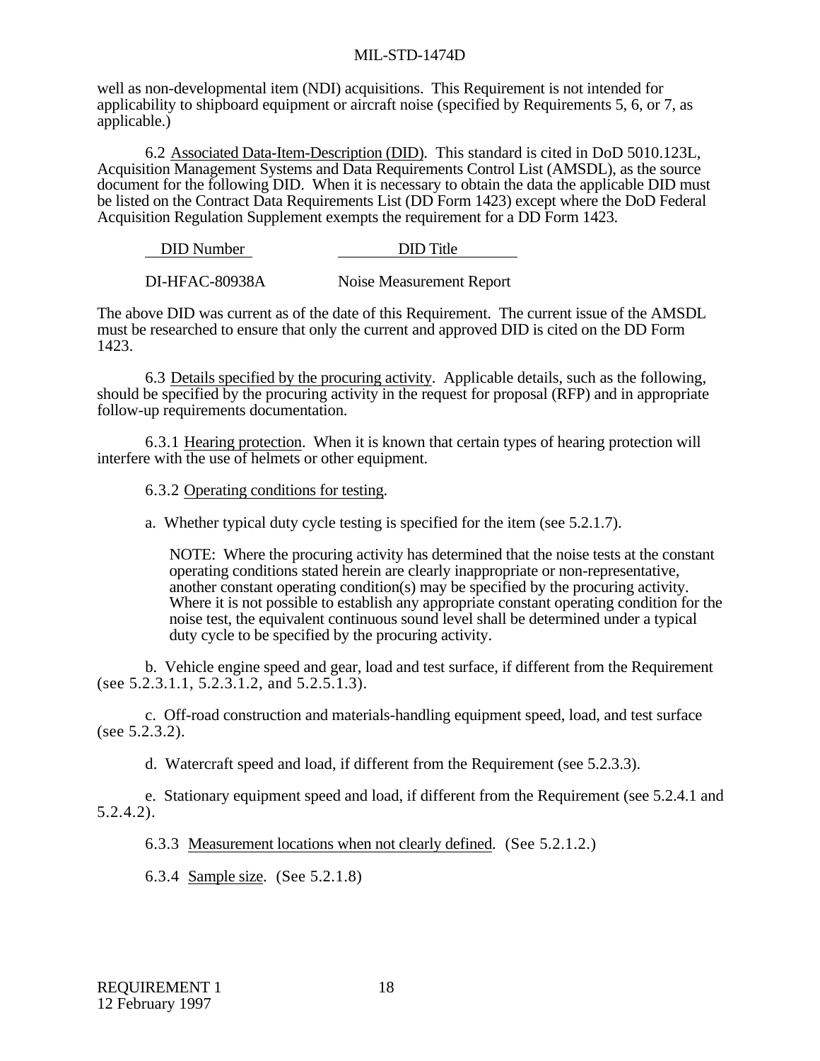well as non-developmental item (NDI) acquisitions. This Requirement is not intended for applicability to shipboard equipment or aircraft noise (specified by Requirements 5, 6, or 7, as applicable.)

6.2 Associated Data-Item-Description (DID). This standard is cited in DoD 5010.123L, Acquisition Management Systems and Data Requirements Control List (AMSDL), as the source document for the following DID. When it is necessary to obtain the data the applicable DID must be listed on the Contract Data Requirements List (DD Form 1423) except where the DoD Federal Acquisition Regulation Supplement exempts the requirement for a DD Form 1423.

| DID Number | DID Title |
|---|---|
| DI-HFAC-80938A | Noise Measurement Report |

The above DID was current as of the date of this Requirement. The current issue of the AMSDL must be researched to ensure that only the current and approved DID is cited on the DD Form 1423.

6.3 Details specified by the procuring activity. Applicable details, such as the following, should be specified by the procuring activity in the request for proposal (RFP) and in appropriate follow-up requirements documentation.

6.3.1 Hearing protection. When it is known that certain types of hearing protection will interfere with the use of helmets or other equipment.

6.3.2 Operating conditions for testing.

a. Whether typical duty cycle testing is specified for the item (see 5.2.1.7).

> NOTE: Where the procuring activity has determined that the noise tests at the constant operating conditions stated herein are clearly inappropriate or non-representative, another constant operating condition(s) may be specified by the procuring activity. Where it is not possible to establish any appropriate constant operating condition for the noise test, the equivalent continuous sound level shall be determined under a typical duty cycle to be specified by the procuring activity.

b. Vehicle engine speed and gear, load and test surface, if different from the Requirement (see 5.2.3.1.1, 5.2.3.1.2, and 5.2.5.1.3).

c. Off-road construction and materials-handling equipment speed, load, and test surface (see 5.2.3.2).

d. Watercraft speed and load, if different from the Requirement (see 5.2.3.3).

e. Stationary equipment speed and load, if different from the Requirement (see 5.2.4.1 and 5.2.4.2).

6.3.3 Measurement locations when not clearly defined. (See 5.2.1.2.)

6.3.4 Sample size. (See 5.2.1.8)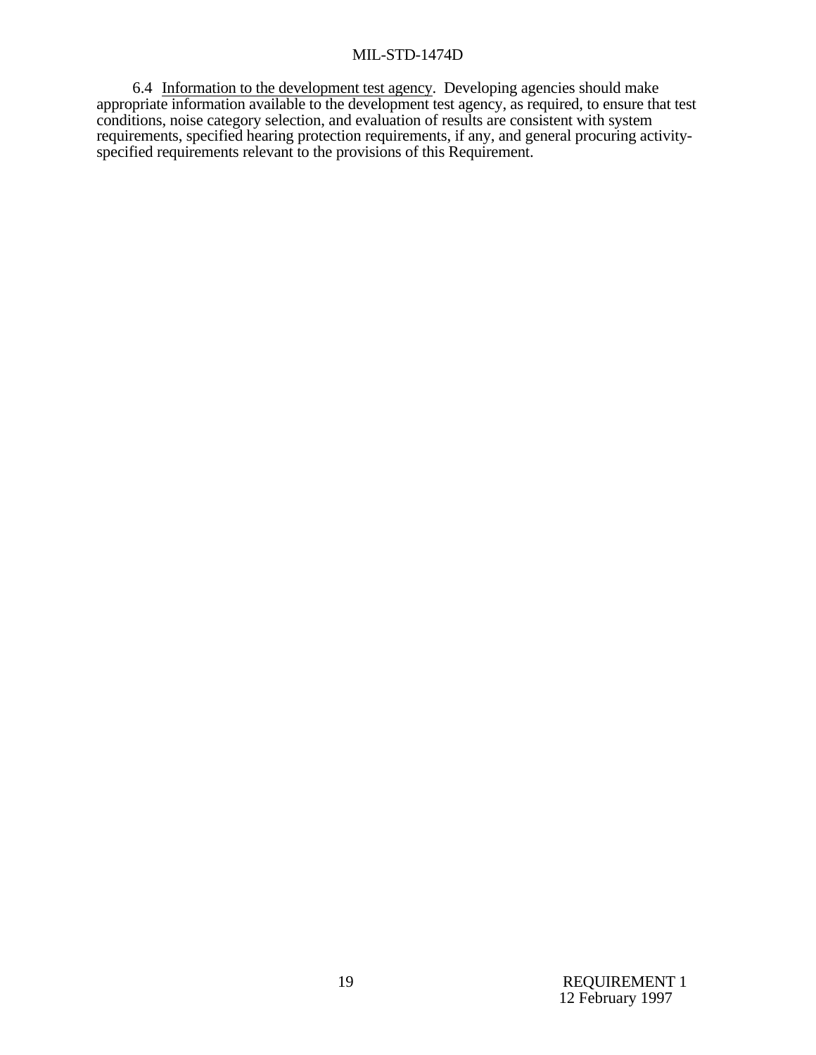6.4 Information to the development test agency. Developing agencies should make appropriate information available to the development test agency, as required, to ensure that test conditions, noise category selection, and evaluation of results are consistent with system requirements, specified hearing protection requirements, if any, and general procuring activity-specified requirements relevant to the provisions of this Requirement.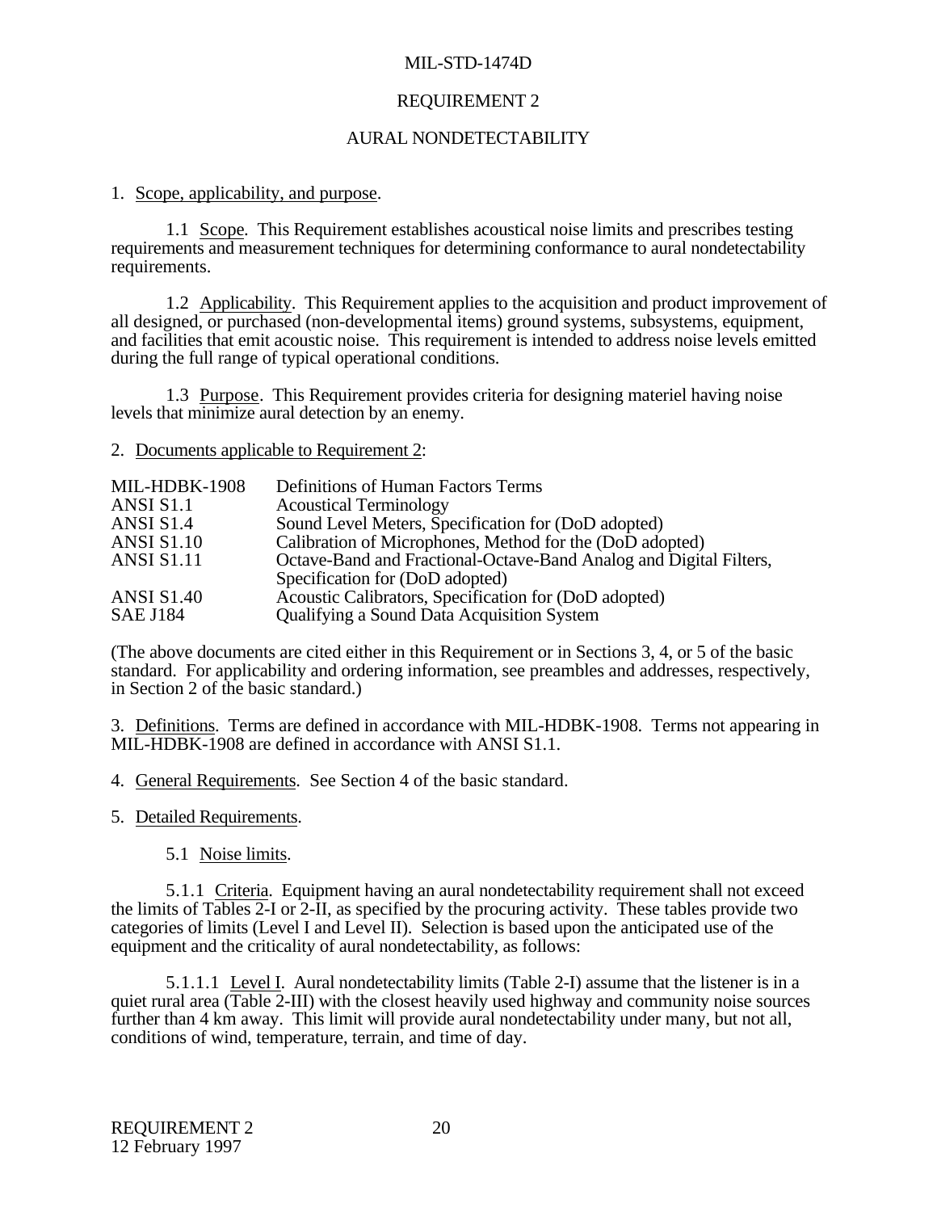# REQUIREMENT 2

## AURAL NONDETECTABILITY

1. Scope, applicability, and purpose.

1.1 Scope. This Requirement establishes acoustical noise limits and prescribes testing requirements and measurement techniques for determining conformance to aural nondetectability requirements.

1.2 Applicability. This Requirement applies to the acquisition and product improvement of all designed, or purchased (non-developmental items) ground systems, subsystems, equipment, and facilities that emit acoustic noise. This requirement is intended to address noise levels emitted during the full range of typical operational conditions.

1.3 Purpose. This Requirement provides criteria for designing materiel having noise levels that minimize aural detection by an enemy.

2. Documents applicable to Requirement 2:

| | |
|---|---|
| MIL-HDBK-1908 | Definitions of Human Factors Terms |
| ANSI S1.1 | Acoustical Terminology |
| ANSI S1.4 | Sound Level Meters, Specification for (DoD adopted) |
| ANSI S1.10 | Calibration of Microphones, Method for the (DoD adopted) |
| ANSI S1.11 | Octave-Band and Fractional-Octave-Band Analog and Digital Filters, Specification for (DoD adopted) |
| ANSI S1.40 | Acoustic Calibrators, Specification for (DoD adopted) |
| SAE J184 | Qualifying a Sound Data Acquisition System |

(The above documents are cited either in this Requirement or in Sections 3, 4, or 5 of the basic standard. For applicability and ordering information, see preambles and addresses, respectively, in Section 2 of the basic standard.)

3. Definitions. Terms are defined in accordance with MIL-HDBK-1908. Terms not appearing in MIL-HDBK-1908 are defined in accordance with ANSI S1.1.

4. General Requirements. See Section 4 of the basic standard.

5. Detailed Requirements.

5.1 Noise limits.

5.1.1 Criteria. Equipment having an aural nondetectability requirement shall not exceed the limits of Tables 2-I or 2-II, as specified by the procuring activity. These tables provide two categories of limits (Level I and Level II). Selection is based upon the anticipated use of the equipment and the criticality of aural nondetectability, as follows:

5.1.1.1 Level I. Aural nondetectability limits (Table 2-I) assume that the listener is in a quiet rural area (Table 2-III) with the closest heavily used highway and community noise sources further than 4 km away. This limit will provide aural nondetectability under many, but not all, conditions of wind, temperature, terrain, and time of day.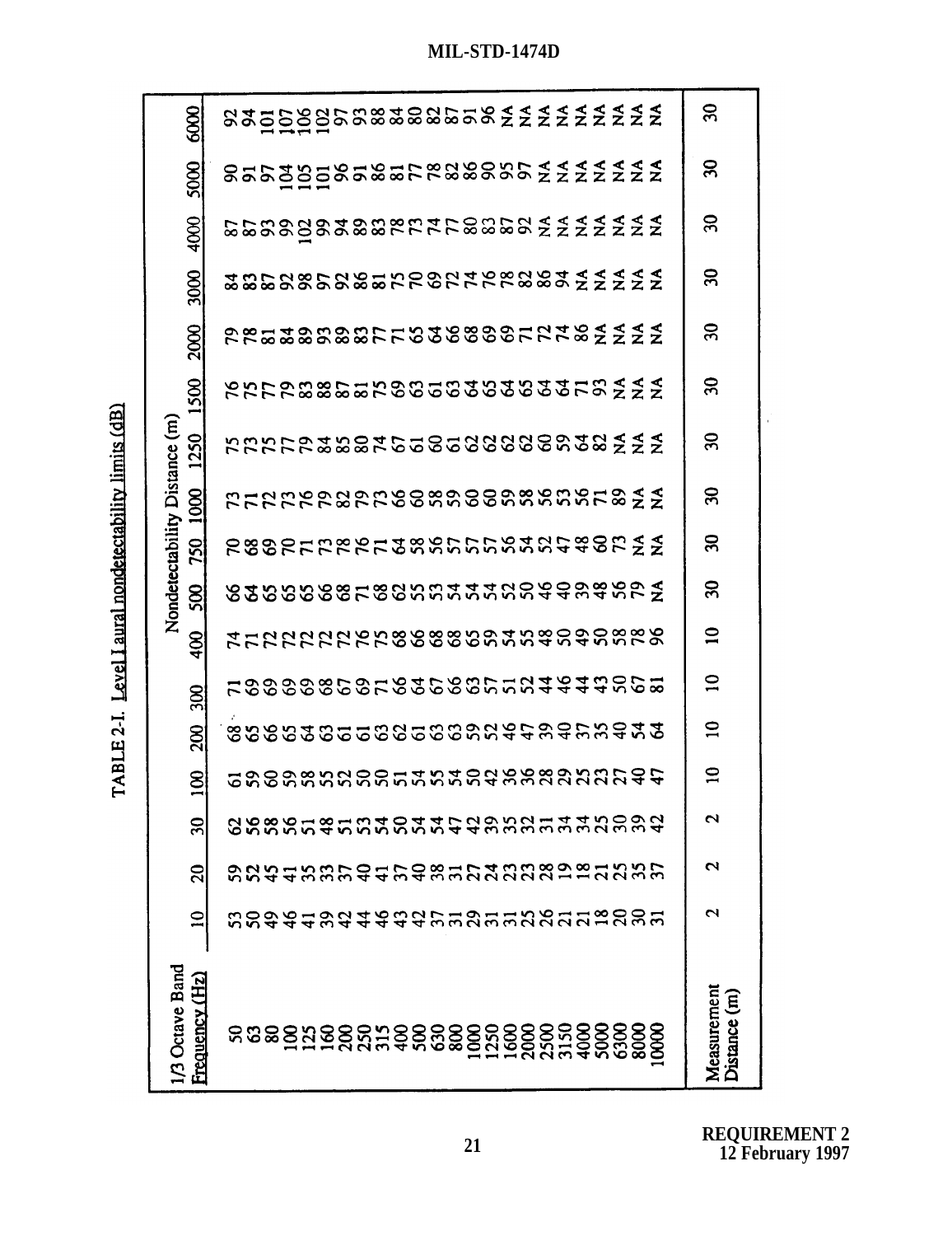TABLE 2-I. Level I aural nondetectability limits (dB)

| 1/3 Octave Band Frequency (Hz) | Nondetectability Distance (m) | | | | | | | | | | | | | | | | |
|---|---|---|---|---|---|---|---|---|---|---|---|---|---|---|---|---|---|
| | 10 | 20 | 30 | 100 | 200 | 300 | 400 | 500 | 750 | 1000 | 1250 | 1500 | 2000 | 3000 | 4000 | 5000 | 6000 |
| 50 | 53 | 59 | 62 | 61 | 68 | 71 | 74 | 66 | 70 | 73 | 75 | 76 | 79 | 84 | 87 | 90 | 92 |
| 63 | 50 | 52 | 56 | 59 | 65 | 69 | 71 | 64 | 68 | 71 | 73 | 75 | 78 | 83 | 87 | 91 | 94 |
| 80 | 49 | 45 | 58 | 60 | 66 | 69 | 72 | 65 | 69 | 72 | 75 | 77 | 81 | 87 | 93 | 97 | 101 |
| 100 | 46 | 41 | 56 | 59 | 65 | 69 | 72 | 65 | 70 | 73 | 77 | 79 | 84 | 92 | 99 | 104 | 107 |
| 125 | 41 | 35 | 51 | 58 | 64 | 69 | 72 | 65 | 71 | 76 | 79 | 83 | 89 | 98 | 102 | 105 | 106 |
| 160 | 39 | 33 | 48 | 55 | 63 | 68 | 72 | 66 | 73 | 79 | 84 | 88 | 93 | 97 | 99 | 101 | 102 |
| 200 | 42 | 37 | 51 | 52 | 61 | 67 | 72 | 68 | 78 | 82 | 85 | 87 | 89 | 92 | 94 | 96 | 97 |
| 250 | 44 | 40 | 53 | 50 | 61 | 69 | 76 | 71 | 76 | 79 | 80 | 81 | 83 | 86 | 89 | 91 | 93 |
| 315 | 46 | 41 | 54 | 50 | 63 | 71 | 75 | 68 | 71 | 73 | 74 | 75 | 77 | 81 | 83 | 86 | 88 |
| 400 | 43 | 37 | 50 | 51 | 62 | 66 | 68 | 62 | 64 | 66 | 67 | 69 | 71 | 75 | 78 | 81 | 84 |
| 500 | 42 | 40 | 54 | 54 | 61 | 64 | 66 | 55 | 58 | 60 | 61 | 63 | 65 | 70 | 73 | 77 | 80 |
| 630 | 37 | 38 | 54 | 55 | 63 | 67 | 68 | 53 | 56 | 58 | 60 | 61 | 64 | 69 | 74 | 78 | 82 |
| 800 | 31 | 31 | 47 | 54 | 63 | 66 | 68 | 54 | 57 | 59 | 61 | 63 | 66 | 72 | 77 | 82 | 87 |
| 1000 | 29 | 27 | 42 | 50 | 59 | 63 | 65 | 54 | 57 | 60 | 62 | 64 | 68 | 74 | 80 | 86 | 91 |
| 1250 | 31 | 24 | 39 | 42 | 52 | 57 | 59 | 54 | 57 | 60 | 62 | 65 | 69 | 76 | 83 | 90 | 96 |
| 1600 | 31 | 23 | 35 | 36 | 46 | 51 | 54 | 52 | 56 | 59 | 62 | 64 | 69 | 78 | 87 | 95 | NA |
| 2000 | 25 | 23 | 32 | 36 | 47 | 52 | 55 | 50 | 54 | 58 | 62 | 65 | 71 | 82 | 92 | 97 | NA |
| 2500 | 26 | 28 | 31 | 28 | 39 | 44 | 48 | 46 | 52 | 56 | 60 | 64 | 72 | 86 | NA | NA | NA |
| 3150 | 21 | 19 | 34 | 29 | 40 | 46 | 50 | 40 | 47 | 53 | 59 | 64 | 74 | 94 | NA | NA | NA |
| 4000 | 21 | 18 | 34 | 25 | 37 | 44 | 49 | 39 | 48 | 56 | 64 | 71 | 86 | NA | NA | NA | NA |
| 5000 | 18 | 21 | 25 | 23 | 35 | 43 | 50 | 48 | 60 | 71 | 82 | 93 | NA | NA | NA | NA | NA |
| 6300 | 20 | 25 | 30 | 27 | 40 | 50 | 58 | 56 | 73 | 89 | NA | NA | NA | NA | NA | NA | NA |
| 8000 | 30 | 35 | 39 | 40 | 54 | 67 | 78 | 79 | NA | NA | NA | NA | NA | NA | NA | NA | NA |
| 10000 | 31 | 37 | 42 | 47 | 64 | 81 | 96 | NA | NA | NA | NA | NA | NA | NA | NA | NA | NA |
| Measurement Distance (m) | 2 | 2 | 2 | 10 | 10 | 10 | 10 | 30 | 30 | 30 | 30 | 30 | 30 | 30 | 30 | 30 | 30 |

REQUIREMENT 2
12 February 1997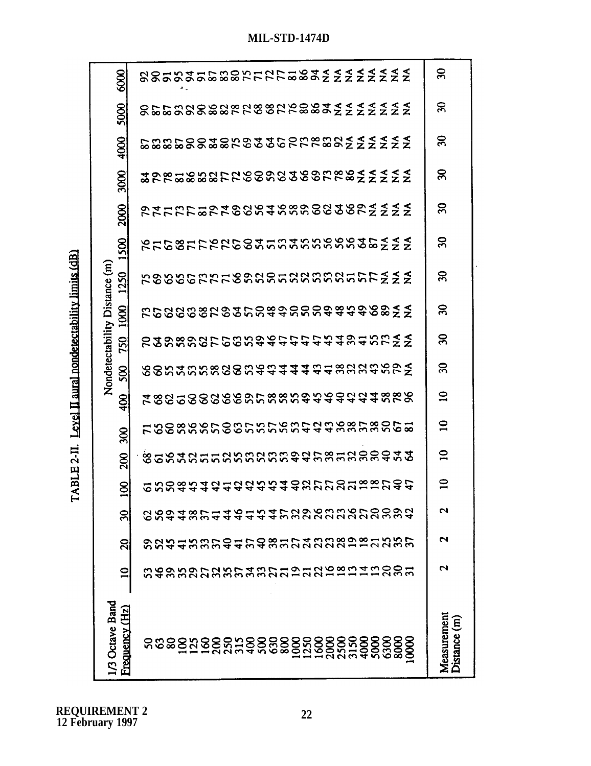**TABLE 2-II. Level II aural nondetectability limits (dB)**

| 1/3 Octave Band Frequency (Hz) | Nondetectability Distance (m) | | | | | | | | | | | | | | | |
|---|---|---|---|---|---|---|---|---|---|---|---|---|---|---|---|---|
| | 10 | 20 | 30 | 100 | 200 | 300 | 400 | 500 | 750 | 1000 | 1250 | 1500 | 2000 | 3000 | 4000 | 5000 | 6000 |
| 50 | 53 | 59 | 62 | 61 | 68 | 71 | 74 | 66 | 70 | 73 | 75 | 76 | 79 | 84 | 87 | 90 | 92 |
| 63 | 46 | 52 | 56 | 55 | 61 | 65 | 68 | 60 | 64 | 67 | 69 | 71 | 74 | 79 | 83 | 87 | 90 |
| 80 | 39 | 45 | 49 | 50 | 56 | 60 | 62 | 55 | 59 | 62 | 65 | 67 | 71 | 78 | 83 | 87 | 91 |
| 100 | 35 | 41 | 44 | 48 | 54 | 58 | 61 | 54 | 58 | 62 | 65 | 68 | 73 | 81 | 87 | 93 | 95 |
| 125 | 29 | 35 | 38 | 45 | 52 | 56 | 60 | 53 | 59 | 63 | 67 | 71 | 77 | 86 | 90 | 92 | 94 |
| 160 | 27 | 33 | 37 | 44 | 51 | 56 | 60 | 55 | 62 | 68 | 73 | 77 | 81 | 85 | 90 | 90 | 91 |
| 200 | 32 | 37 | 41 | 42 | 51 | 57 | 62 | 58 | 77 | 72 | 75 | 76 | 79 | 82 | 84 | 86 | 87 |
| 250 | 35 | 40 | 44 | 41 | 52 | 60 | 66 | 62 | 67 | 69 | 71 | 72 | 74 | 77 | 80 | 82 | 83 |
| 315 | 37 | 41 | 46 | 42 | 55 | 63 | 66 | 60 | 63 | 64 | 66 | 67 | 69 | 72 | 75 | 78 | 80 |
| 400 | 34 | 37 | 41 | 42 | 53 | 57 | 59 | 53 | 55 | 57 | 59 | 60 | 62 | 66 | 69 | 72 | 75 |
| 500 | 33 | 40 | 45 | 45 | 52 | 55 | 57 | 46 | 49 | 50 | 52 | 54 | 56 | 60 | 64 | 68 | 71 |
| 630 | 27 | 38 | 44 | 45 | 53 | 57 | 58 | 43 | 46 | 48 | 50 | 51 | 44 | 59 | 64 | 68 | 72 |
| 800 | 21 | 31 | 37 | 44 | 53 | 56 | 58 | 44 | 47 | 49 | 51 | 53 | 56 | 62 | 67 | 72 | 77 |
| 1000 | 19 | 27 | 32 | 40 | 49 | 53 | 55 | 44 | 47 | 50 | 52 | 54 | 58 | 64 | 70 | 76 | 81 |
| 1250 | 21 | 24 | 29 | 32 | 42 | 47 | 49 | 44 | 47 | 50 | 52 | 55 | 59 | 66 | 73 | 80 | 86 |
| 1600 | 22 | 23 | 26 | 27 | 37 | 42 | 45 | 43 | 47 | 50 | 53 | 55 | 60 | 69 | 78 | 86 | 94 |
| 2000 | 16 | 23 | 23 | 27 | 38 | 43 | 46 | 41 | 45 | 49 | 53 | 56 | 62 | 73 | 83 | 94 | NA |
| 2500 | 18 | 28 | 23 | 20 | 31 | 36 | 40 | 38 | 44 | 48 | 52 | 56 | 64 | 78 | 92 | NA | NA |
| 3150 | 13 | 19 | 26 | 21 | 32 | 38 | 42 | 32 | 39 | 45 | 51 | 64 | 66 | 86 | NA | NA | NA |
| 4000 | 14 | 18 | 27 | 18 | 30 | 37 | 42 | 32 | 41 | 49 | 57 | 87 | 79 | NA | NA | NA | NA |
| 5000 | 13 | 21 | 20 | 18 | 30 | 38 | 44 | 43 | 55 | 66 | 77 | NA | NA | NA | NA | NA | NA |
| 6300 | 20 | 25 | 30 | 27 | 40 | 50 | 58 | 56 | 73 | 89 | NA | NA | NA | NA | NA | NA | NA |
| 8000 | 30 | 35 | 39 | 40 | 54 | 67 | 78 | 79 | NA | NA | NA | NA | NA | NA | NA | NA | NA |
| 10000 | 31 | 37 | 42 | 47 | 64 | 81 | 96 | NA | NA | NA | NA | NA | NA | NA | NA | NA | NA |
| Measurement Distance (m) | 2 | 2 | 2 | 10 | 10 | 10 | 10 | 30 | 30 | 30 | 30 | 30 | 30 | 30 | 30 | 30 | 30 |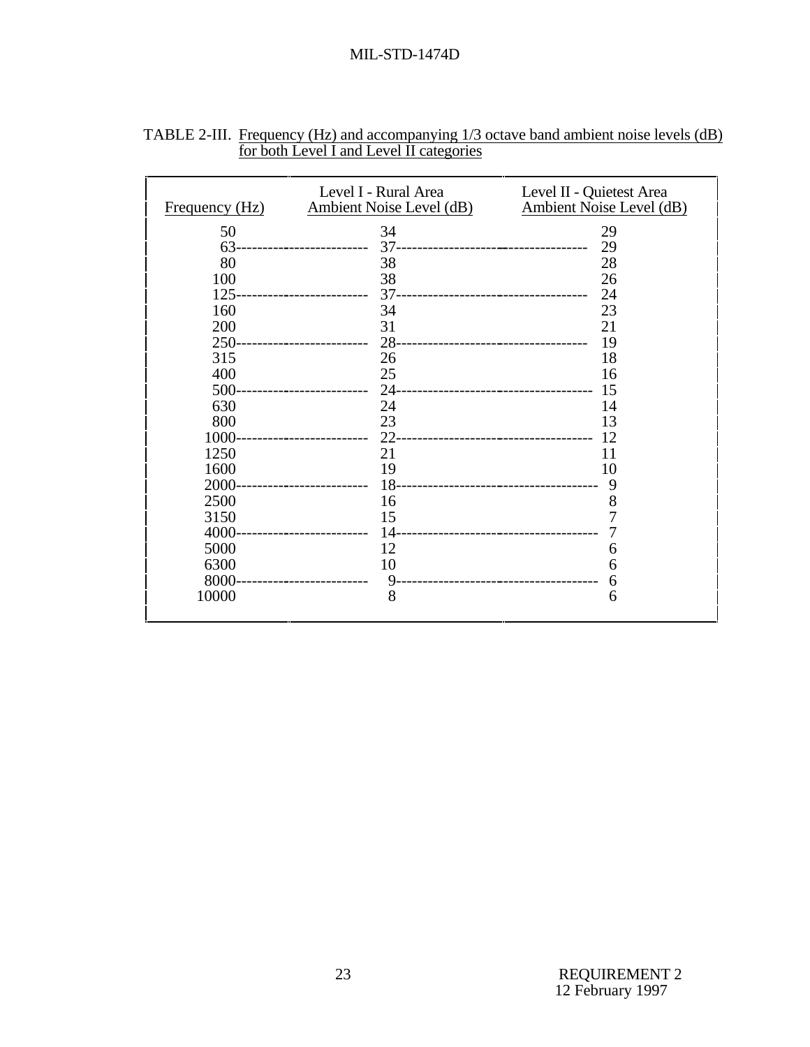TABLE 2-III. Frequency (Hz) and accompanying 1/3 octave band ambient noise levels (dB) for both Level I and Level II categories

| Frequency (Hz) | Level I - Rural Area Ambient Noise Level (dB) | Level II - Quietest Area Ambient Noise Level (dB) |
|---|---|---|
| 50 | 34 | 29 |
| 63 | 37 | 29 |
| 80 | 38 | 28 |
| 100 | 38 | 26 |
| 125 | 37 | 24 |
| 160 | 34 | 23 |
| 200 | 31 | 21 |
| 250 | 28 | 19 |
| 315 | 26 | 18 |
| 400 | 25 | 16 |
| 500 | 24 | 15 |
| 630 | 24 | 14 |
| 800 | 23 | 13 |
| 1000 | 22 | 12 |
| 1250 | 21 | 11 |
| 1600 | 19 | 10 |
| 2000 | 18 | 9 |
| 2500 | 16 | 8 |
| 3150 | 15 | 7 |
| 4000 | 14 | 7 |
| 5000 | 12 | 6 |
| 6300 | 10 | 6 |
| 8000 | 9 | 6 |
| 10000 | 8 | 6 |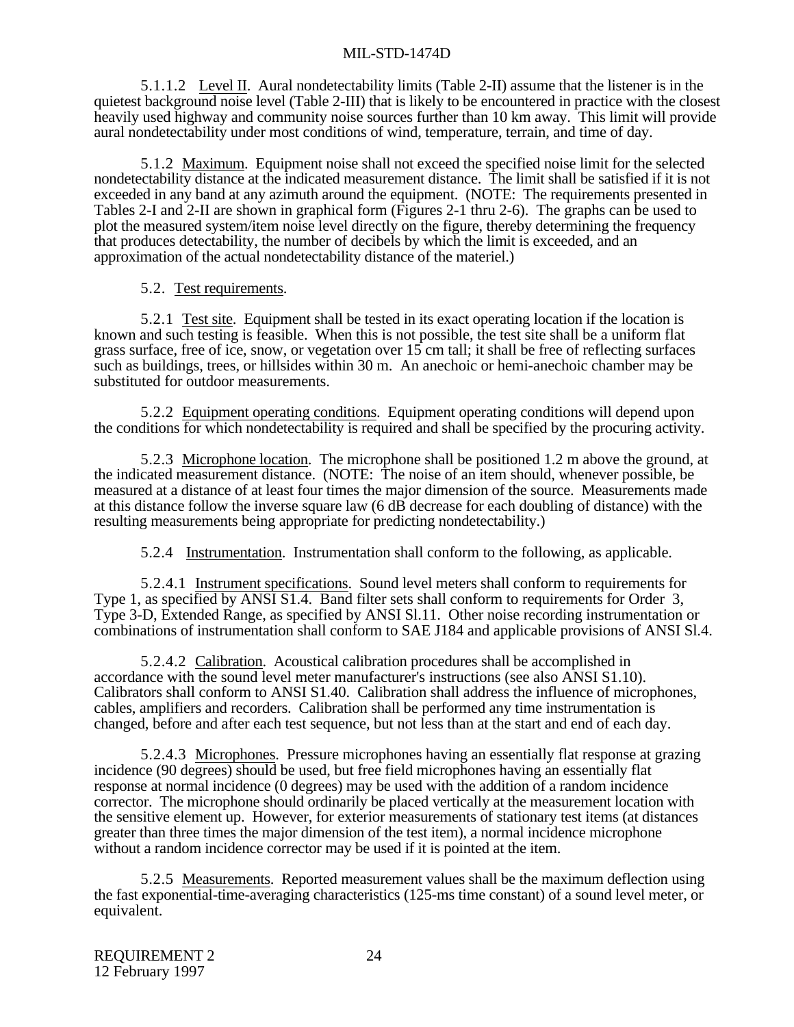5.1.1.2 Level II. Aural nondetectability limits (Table 2-II) assume that the listener is in the quietest background noise level (Table 2-III) that is likely to be encountered in practice with the closest heavily used highway and community noise sources further than 10 km away. This limit will provide aural nondetectability under most conditions of wind, temperature, terrain, and time of day.

5.1.2 Maximum. Equipment noise shall not exceed the specified noise limit for the selected nondetectability distance at the indicated measurement distance. The limit shall be satisfied if it is not exceeded in any band at any azimuth around the equipment. (NOTE: The requirements presented in Tables 2-I and 2-II are shown in graphical form (Figures 2-1 thru 2-6). The graphs can be used to plot the measured system/item noise level directly on the figure, thereby determining the frequency that produces detectability, the number of decibels by which the limit is exceeded, and an approximation of the actual nondetectability distance of the materiel.)

5.2. Test requirements.

5.2.1 Test site. Equipment shall be tested in its exact operating location if the location is known and such testing is feasible. When this is not possible, the test site shall be a uniform flat grass surface, free of ice, snow, or vegetation over 15 cm tall; it shall be free of reflecting surfaces such as buildings, trees, or hillsides within 30 m. An anechoic or hemi-anechoic chamber may be substituted for outdoor measurements.

5.2.2 Equipment operating conditions. Equipment operating conditions will depend upon the conditions for which nondetectability is required and shall be specified by the procuring activity.

5.2.3 Microphone location. The microphone shall be positioned 1.2 m above the ground, at the indicated measurement distance. (NOTE: The noise of an item should, whenever possible, be measured at a distance of at least four times the major dimension of the source. Measurements made at this distance follow the inverse square law (6 dB decrease for each doubling of distance) with the resulting measurements being appropriate for predicting nondetectability.)

5.2.4 Instrumentation. Instrumentation shall conform to the following, as applicable.

5.2.4.1 Instrument specifications. Sound level meters shall conform to requirements for Type 1, as specified by ANSI S1.4. Band filter sets shall conform to requirements for Order 3, Type 3-D, Extended Range, as specified by ANSI Sl.11. Other noise recording instrumentation or combinations of instrumentation shall conform to SAE J184 and applicable provisions of ANSI Sl.4.

5.2.4.2 Calibration. Acoustical calibration procedures shall be accomplished in accordance with the sound level meter manufacturer's instructions (see also ANSI S1.10). Calibrators shall conform to ANSI S1.40. Calibration shall address the influence of microphones, cables, amplifiers and recorders. Calibration shall be performed any time instrumentation is changed, before and after each test sequence, but not less than at the start and end of each day.

5.2.4.3 Microphones. Pressure microphones having an essentially flat response at grazing incidence (90 degrees) should be used, but free field microphones having an essentially flat response at normal incidence (0 degrees) may be used with the addition of a random incidence corrector. The microphone should ordinarily be placed vertically at the measurement location with the sensitive element up. However, for exterior measurements of stationary test items (at distances greater than three times the major dimension of the test item), a normal incidence microphone without a random incidence corrector may be used if it is pointed at the item.

5.2.5 Measurements. Reported measurement values shall be the maximum deflection using the fast exponential-time-averaging characteristics (125-ms time constant) of a sound level meter, or equivalent.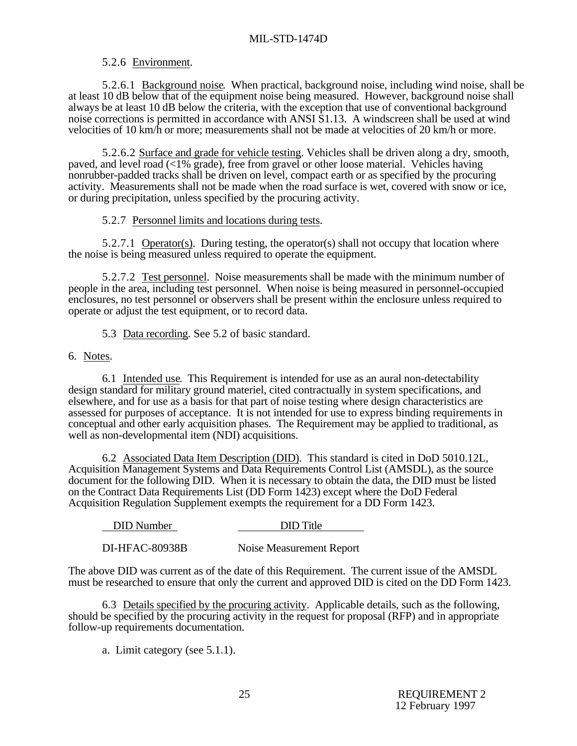5.2.6 Environment.

5.2.6.1 Background noise. When practical, background noise, including wind noise, shall be at least 10 dB below that of the equipment noise being measured. However, background noise shall always be at least 10 dB below the criteria, with the exception that use of conventional background noise corrections is permitted in accordance with ANSI S1.13. A windscreen shall be used at wind velocities of 10 km/h or more; measurements shall not be made at velocities of 20 km/h or more.

5.2.6.2 Surface and grade for vehicle testing. Vehicles shall be driven along a dry, smooth, paved, and level road (<1% grade), free from gravel or other loose material. Vehicles having nonrubber-padded tracks shall be driven on level, compact earth or as specified by the procuring activity. Measurements shall not be made when the road surface is wet, covered with snow or ice, or during precipitation, unless specified by the procuring activity.

5.2.7 Personnel limits and locations during tests.

5.2.7.1 Operator(s). During testing, the operator(s) shall not occupy that location where the noise is being measured unless required to operate the equipment.

5.2.7.2 Test personnel. Noise measurements shall be made with the minimum number of people in the area, including test personnel. When noise is being measured in personnel-occupied enclosures, no test personnel or observers shall be present within the enclosure unless required to operate or adjust the test equipment, or to record data.

5.3 Data recording. See 5.2 of basic standard.

6. Notes.

6.1 Intended use. This Requirement is intended for use as an aural non-detectability design standard for military ground materiel, cited contractually in system specifications, and elsewhere, and for use as a basis for that part of noise testing where design characteristics are assessed for purposes of acceptance. It is not intended for use to express binding requirements in conceptual and other early acquisition phases. The Requirement may be applied to traditional, as well as non-developmental item (NDI) acquisitions.

6.2 Associated Data Item Description (DID). This standard is cited in DoD 5010.12L, Acquisition Management Systems and Data Requirements Control List (AMSDL), as the source document for the following DID. When it is necessary to obtain the data, the DID must be listed on the Contract Data Requirements List (DD Form 1423) except where the DoD Federal Acquisition Regulation Supplement exempts the requirement for a DD Form 1423.

| DID Number | DID Title |
|---|---|
| DI-HFAC-80938B | Noise Measurement Report |

The above DID was current as of the date of this Requirement. The current issue of the AMSDL must be researched to ensure that only the current and approved DID is cited on the DD Form 1423.

6.3 Details specified by the procuring activity. Applicable details, such as the following, should be specified by the procuring activity in the request for proposal (RFP) and in appropriate follow-up requirements documentation.

a. Limit category (see 5.1.1).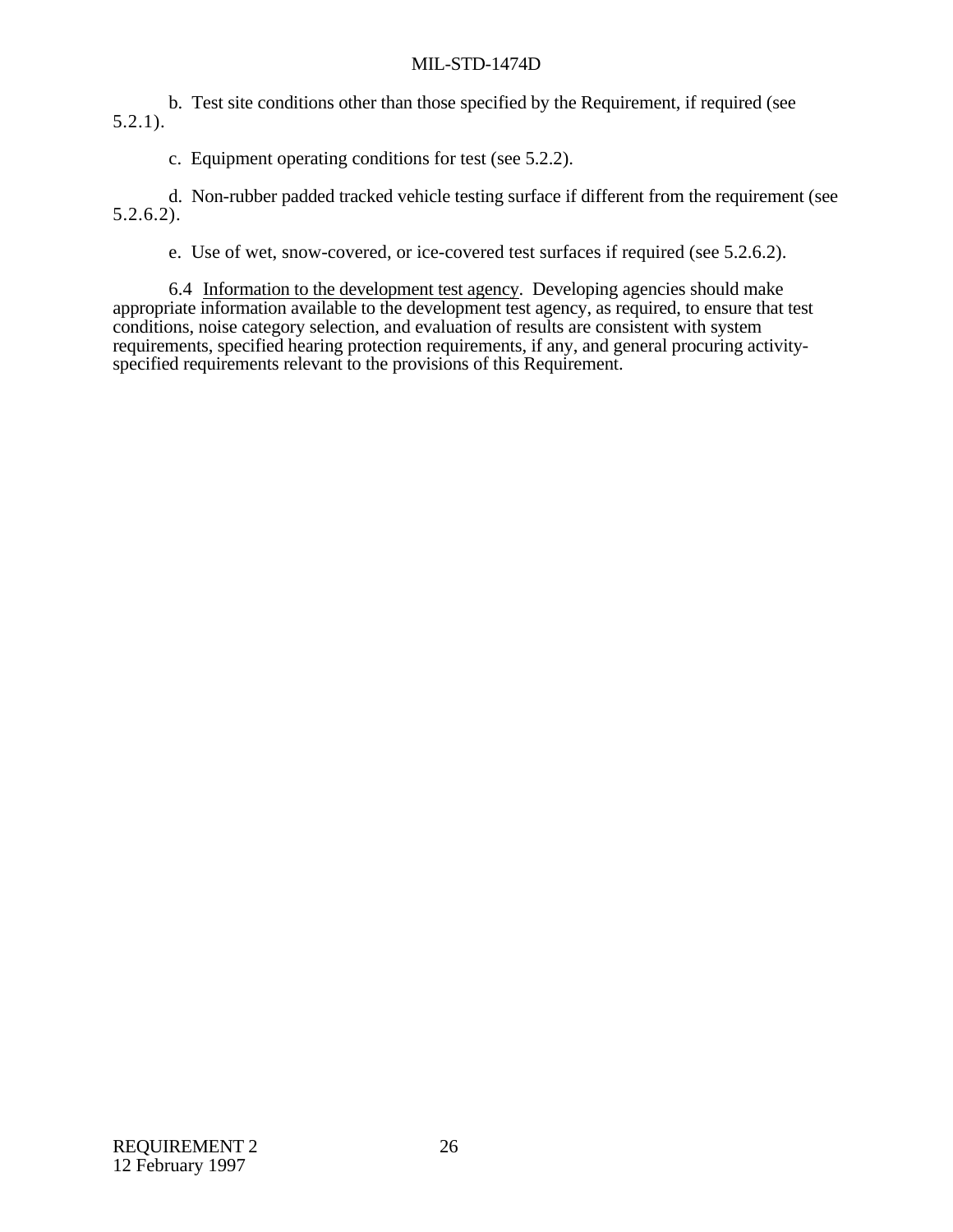b. Test site conditions other than those specified by the Requirement, if required (see 5.2.1).

c. Equipment operating conditions for test (see 5.2.2).

d. Non-rubber padded tracked vehicle testing surface if different from the requirement (see 5.2.6.2).

e. Use of wet, snow-covered, or ice-covered test surfaces if required (see 5.2.6.2).

6.4 Information to the development test agency. Developing agencies should make appropriate information available to the development test agency, as required, to ensure that test conditions, noise category selection, and evaluation of results are consistent with system requirements, specified hearing protection requirements, if any, and general procuring activity-specified requirements relevant to the provisions of this Requirement.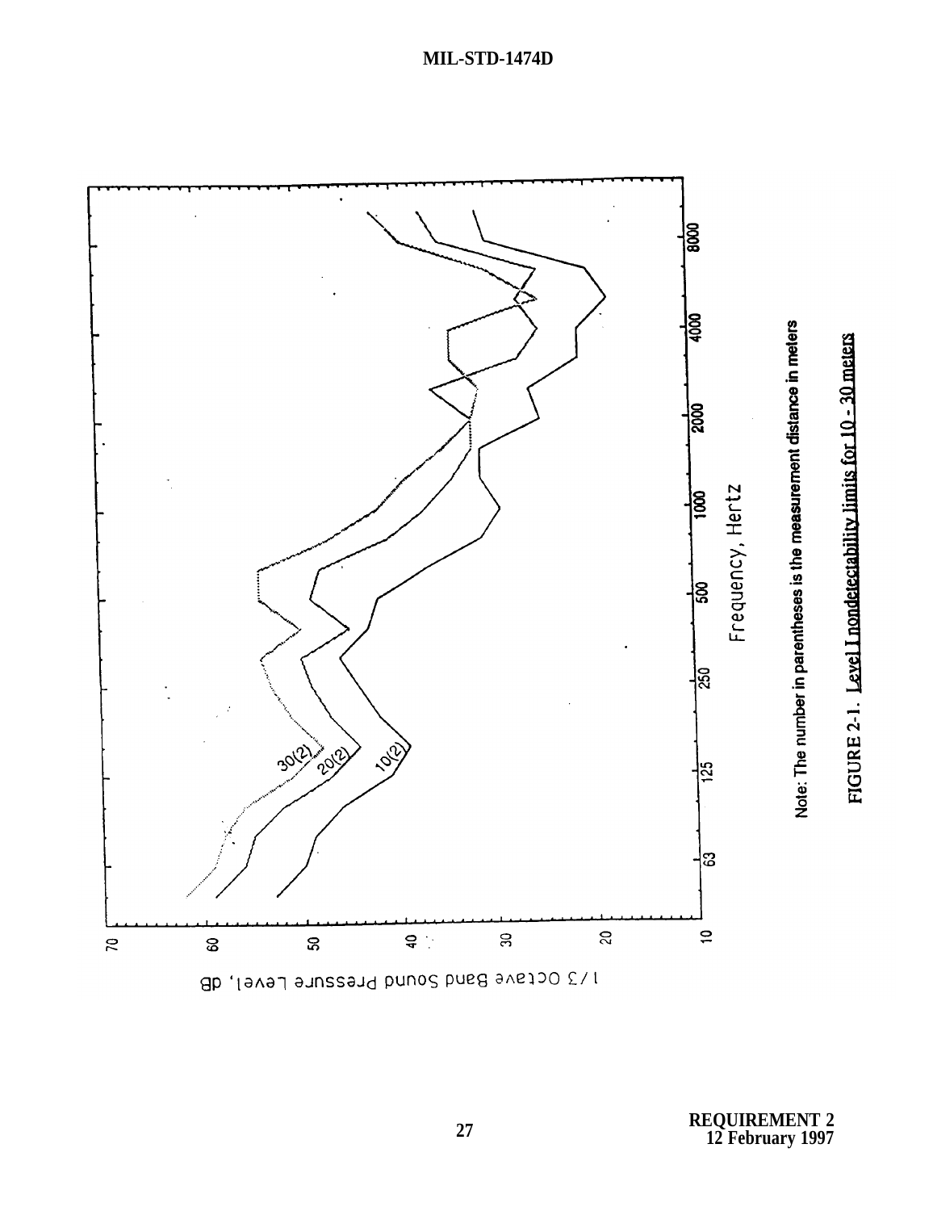Note: The number in parentheses is the measurement distance in meters

FIGURE 2-1. Level I nondetectability limits for 10 - 30 meters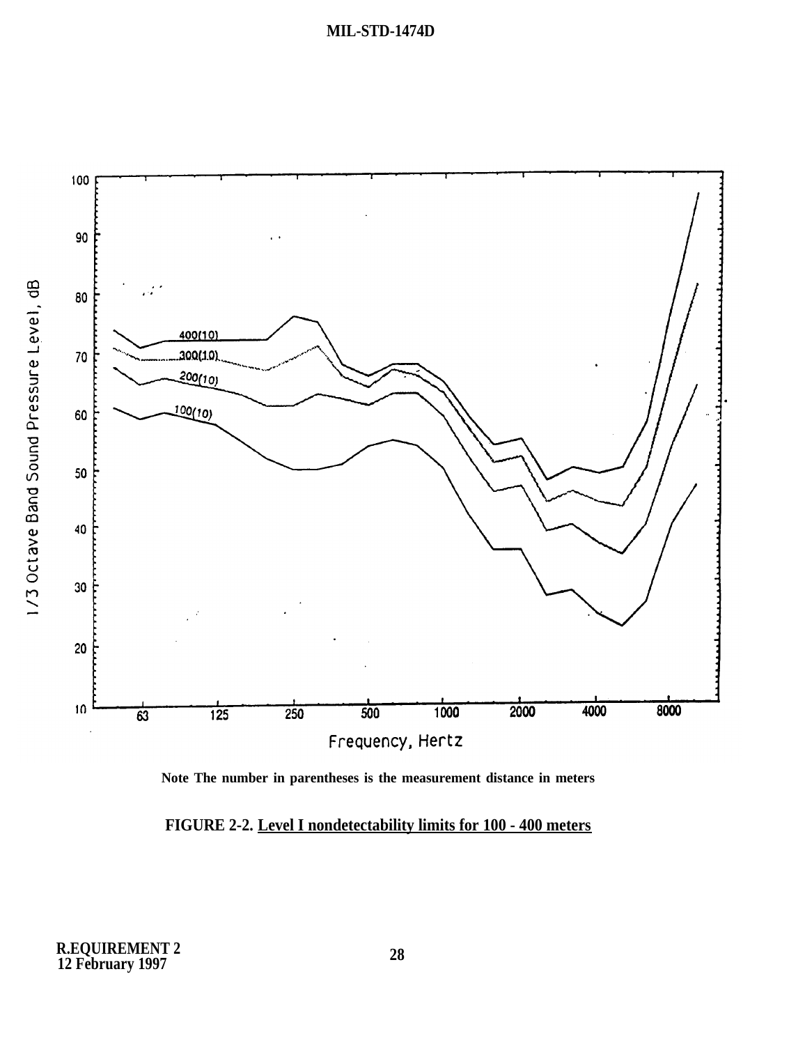Note The number in parentheses is the measurement distance in meters

FIGURE 2-2. Level I nondetectability limits for 100 - 400 meters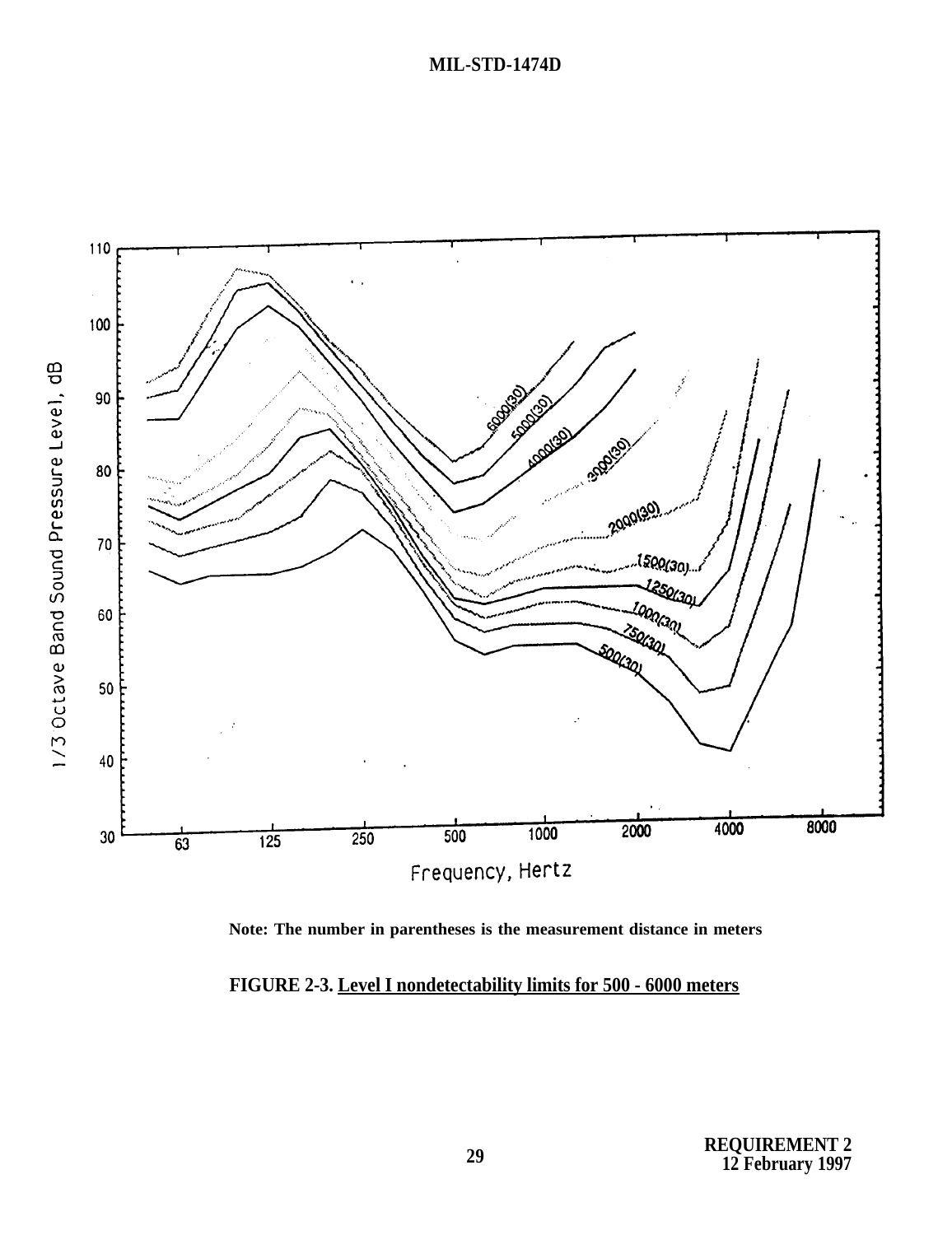Note: The number in parentheses is the measurement distance in meters

**FIGURE 2-3.** Level I nondetectability limits for 500 - 6000 meters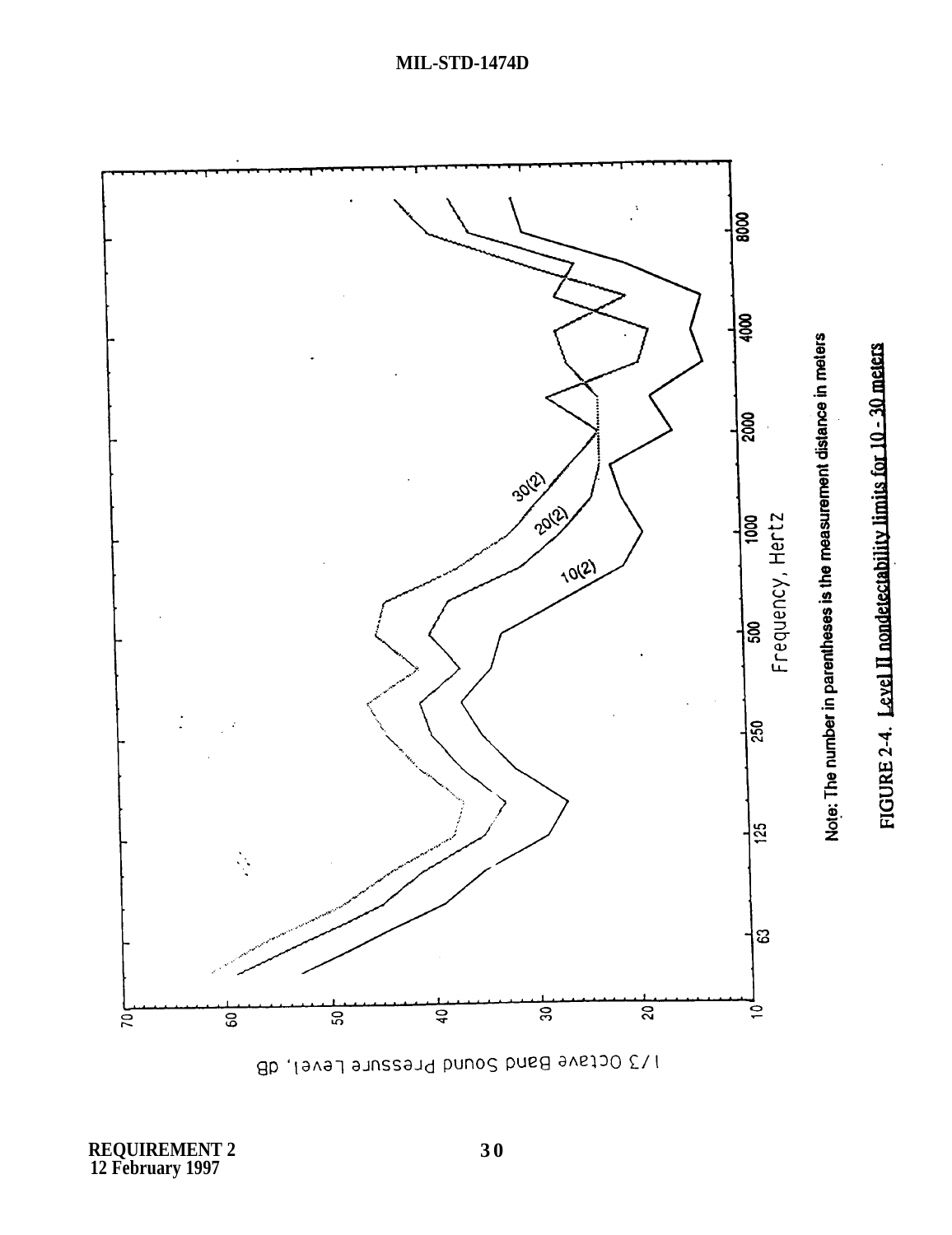Note: The number in parentheses is the measurement distance in meters

FIGURE 2-4. Level II nondetectability limits for 10 - 30 meters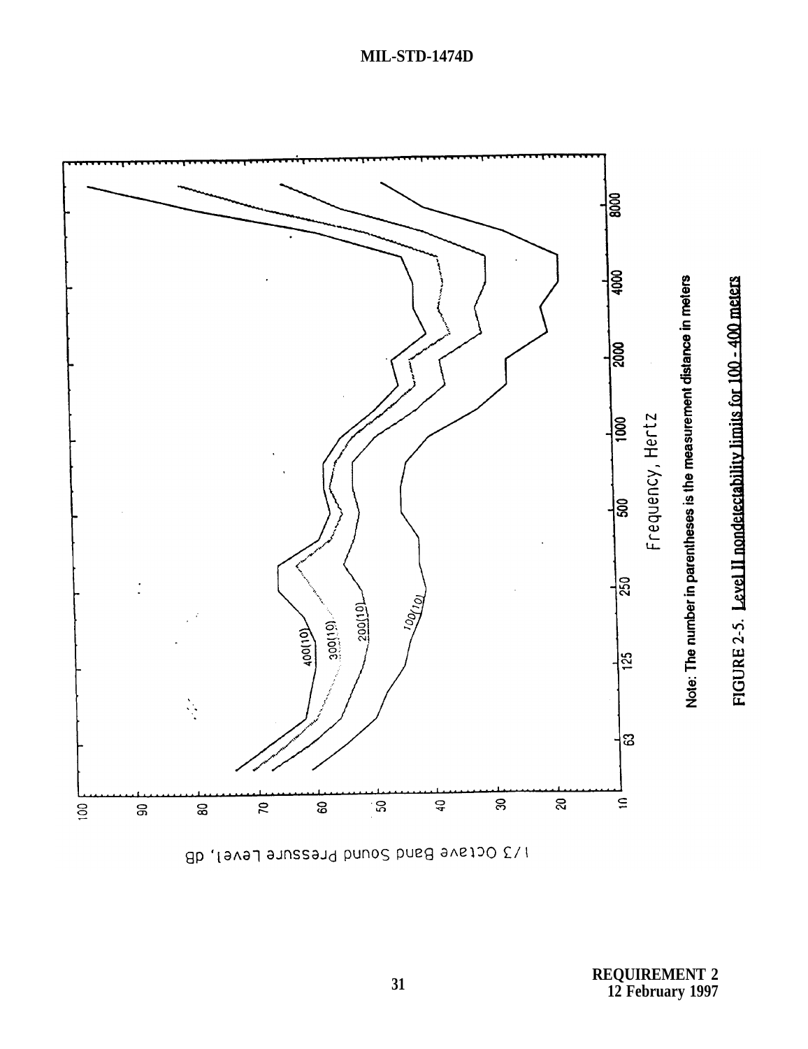1/3 Octave Band Sound Pressure Level, dB

Frequency, Hertz

400(10)

300(10)

200(10)

100(10)

Note: The number in parentheses is the measurement distance in meters

FIGURE 2-5. Level II nondetectability limits for 100 - 400 meters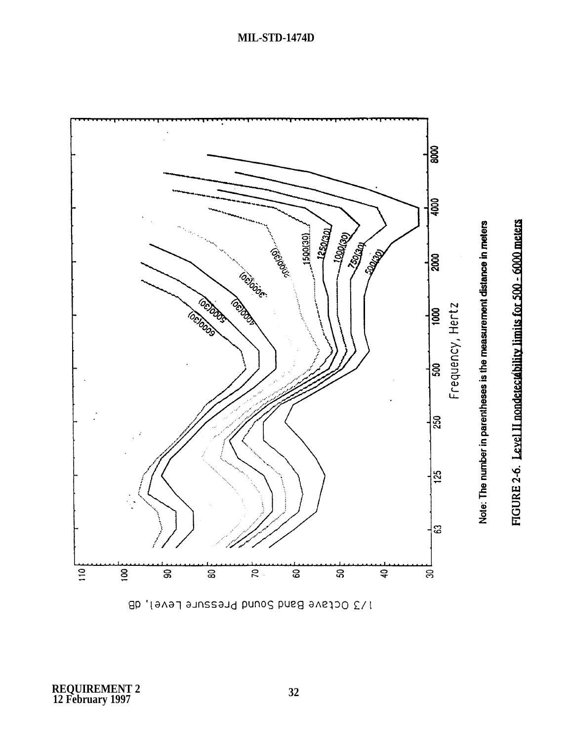Note: The number in parentheses is the measurement distance in meters

FIGURE 2-6. Level II nondetectability limits for 500 - 6000 meters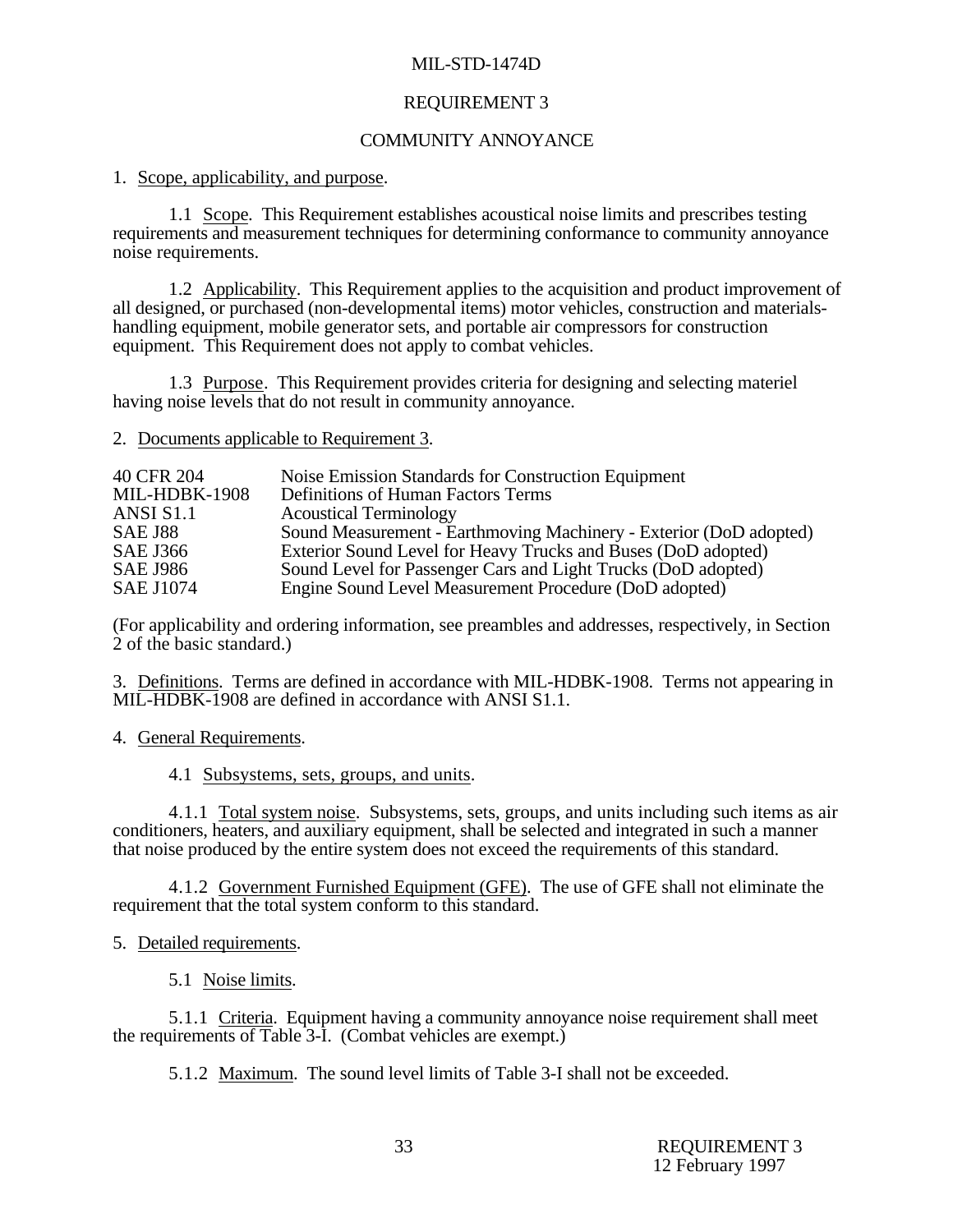# REQUIREMENT 3

# COMMUNITY ANNOYANCE

1. Scope, applicability, and purpose.

1.1 Scope. This Requirement establishes acoustical noise limits and prescribes testing requirements and measurement techniques for determining conformance to community annoyance noise requirements.

1.2 Applicability. This Requirement applies to the acquisition and product improvement of all designed, or purchased (non-developmental items) motor vehicles, construction and materials-handling equipment, mobile generator sets, and portable air compressors for construction equipment. This Requirement does not apply to combat vehicles.

1.3 Purpose. This Requirement provides criteria for designing and selecting materiel having noise levels that do not result in community annoyance.

2. Documents applicable to Requirement 3.

| | |
|---|---|
| 40 CFR 204 | Noise Emission Standards for Construction Equipment |
| MIL-HDBK-1908 | Definitions of Human Factors Terms |
| ANSI S1.1 | Acoustical Terminology |
| SAE J88 | Sound Measurement - Earthmoving Machinery - Exterior (DoD adopted) |
| SAE J366 | Exterior Sound Level for Heavy Trucks and Buses (DoD adopted) |
| SAE J986 | Sound Level for Passenger Cars and Light Trucks (DoD adopted) |
| SAE J1074 | Engine Sound Level Measurement Procedure (DoD adopted) |

(For applicability and ordering information, see preambles and addresses, respectively, in Section 2 of the basic standard.)

3. Definitions. Terms are defined in accordance with MIL-HDBK-1908. Terms not appearing in MIL-HDBK-1908 are defined in accordance with ANSI S1.1.

4. General Requirements.

4.1 Subsystems, sets, groups, and units.

4.1.1 Total system noise. Subsystems, sets, groups, and units including such items as air conditioners, heaters, and auxiliary equipment, shall be selected and integrated in such a manner that noise produced by the entire system does not exceed the requirements of this standard.

4.1.2 Government Furnished Equipment (GFE). The use of GFE shall not eliminate the requirement that the total system conform to this standard.

5. Detailed requirements.

5.1 Noise limits.

5.1.1 Criteria. Equipment having a community annoyance noise requirement shall meet the requirements of Table 3-I. (Combat vehicles are exempt.)

5.1.2 Maximum. The sound level limits of Table 3-I shall not be exceeded.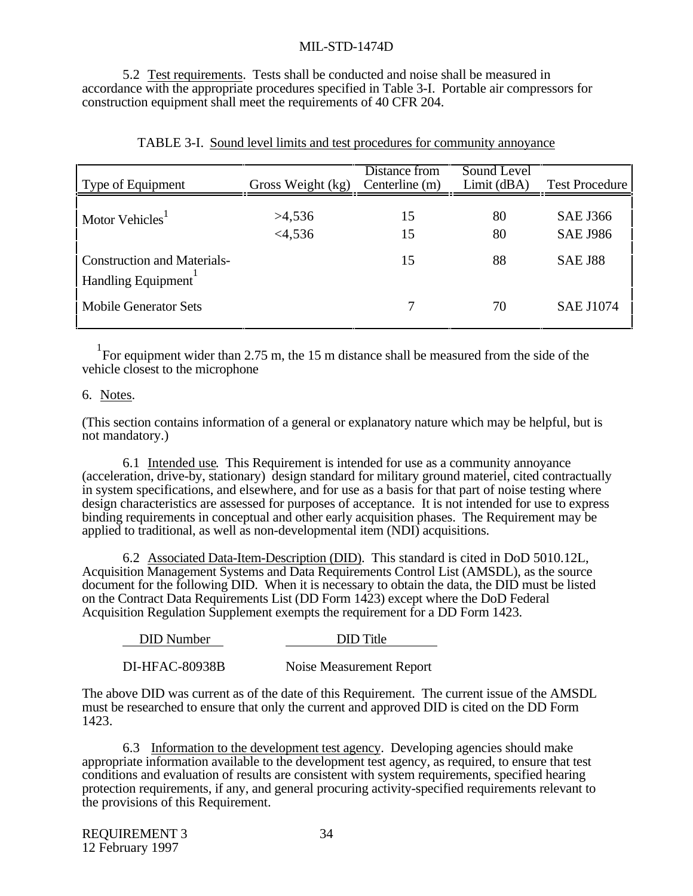5.2 Test requirements. Tests shall be conducted and noise shall be measured in accordance with the appropriate procedures specified in Table 3-I. Portable air compressors for construction equipment shall meet the requirements of 40 CFR 204.

TABLE 3-I. Sound level limits and test procedures for community annoyance

| Type of Equipment | Gross Weight (kg) | Distance from Centerline (m) | Sound Level Limit (dBA) | Test Procedure |
|---|---|---|---|---|
| Motor Vehicles[1] | >4,536 | 15 | 80 | SAE J366 |
| | <4,536 | 15 | 80 | SAE J986 |
| Construction and Materials-Handling Equipment[1] | | 15 | 88 | SAE J88 |
| Mobile Generator Sets | | 7 | 70 | SAE J1074 |

[1]For equipment wider than 2.75 m, the 15 m distance shall be measured from the side of the vehicle closest to the microphone

## 6. Notes.

(This section contains information of a general or explanatory nature which may be helpful, but is not mandatory.)

6.1 Intended use. This Requirement is intended for use as a community annoyance (acceleration, drive-by, stationary) design standard for military ground materiel, cited contractually in system specifications, and elsewhere, and for use as a basis for that part of noise testing where design characteristics are assessed for purposes of acceptance. It is not intended for use to express binding requirements in conceptual and other early acquisition phases. The Requirement may be applied to traditional, as well as non-developmental item (NDI) acquisitions.

6.2 Associated Data-Item-Description (DID). This standard is cited in DoD 5010.12L, Acquisition Management Systems and Data Requirements Control List (AMSDL), as the source document for the following DID. When it is necessary to obtain the data, the DID must be listed on the Contract Data Requirements List (DD Form 1423) except where the DoD Federal Acquisition Regulation Supplement exempts the requirement for a DD Form 1423.

| DID Number | DID Title |
|---|---|
| DI-HFAC-80938B | Noise Measurement Report |

The above DID was current as of the date of this Requirement. The current issue of the AMSDL must be researched to ensure that only the current and approved DID is cited on the DD Form 1423.

6.3 Information to the development test agency. Developing agencies should make appropriate information available to the development test agency, as required, to ensure that test conditions and evaluation of results are consistent with system requirements, specified hearing protection requirements, if any, and general procuring activity-specified requirements relevant to the provisions of this Requirement.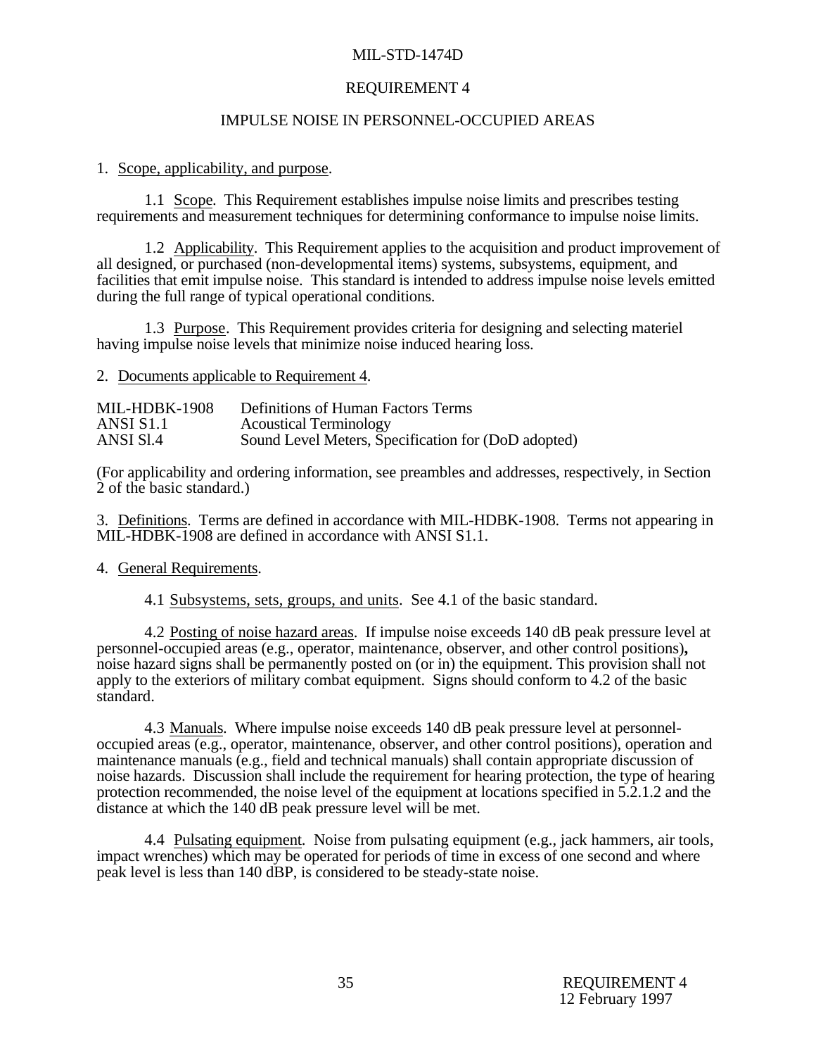# REQUIREMENT 4

## IMPULSE NOISE IN PERSONNEL-OCCUPIED AREAS

1. Scope, applicability, and purpose.

1.1 Scope. This Requirement establishes impulse noise limits and prescribes testing requirements and measurement techniques for determining conformance to impulse noise limits.

1.2 Applicability. This Requirement applies to the acquisition and product improvement of all designed, or purchased (non-developmental items) systems, subsystems, equipment, and facilities that emit impulse noise. This standard is intended to address impulse noise levels emitted during the full range of typical operational conditions.

1.3 Purpose. This Requirement provides criteria for designing and selecting materiel having impulse noise levels that minimize noise induced hearing loss.

2. Documents applicable to Requirement 4.

| | |
|---|---|
| MIL-HDBK-1908 | Definitions of Human Factors Terms |
| ANSI S1.1 | Acoustical Terminology |
| ANSI Sl.4 | Sound Level Meters, Specification for (DoD adopted) |

(For applicability and ordering information, see preambles and addresses, respectively, in Section 2 of the basic standard.)

3. Definitions. Terms are defined in accordance with MIL-HDBK-1908. Terms not appearing in MIL-HDBK-1908 are defined in accordance with ANSI S1.1.

4. General Requirements.

4.1 Subsystems, sets, groups, and units. See 4.1 of the basic standard.

4.2 Posting of noise hazard areas. If impulse noise exceeds 140 dB peak pressure level at personnel-occupied areas (e.g., operator, maintenance, observer, and other control positions), noise hazard signs shall be permanently posted on (or in) the equipment. This provision shall not apply to the exteriors of military combat equipment. Signs should conform to 4.2 of the basic standard.

4.3 Manuals. Where impulse noise exceeds 140 dB peak pressure level at personnel-occupied areas (e.g., operator, maintenance, observer, and other control positions), operation and maintenance manuals (e.g., field and technical manuals) shall contain appropriate discussion of noise hazards. Discussion shall include the requirement for hearing protection, the type of hearing protection recommended, the noise level of the equipment at locations specified in 5.2.1.2 and the distance at which the 140 dB peak pressure level will be met.

4.4 Pulsating equipment. Noise from pulsating equipment (e.g., jack hammers, air tools, impact wrenches) which may be operated for periods of time in excess of one second and where peak level is less than 140 dBP, is considered to be steady-state noise.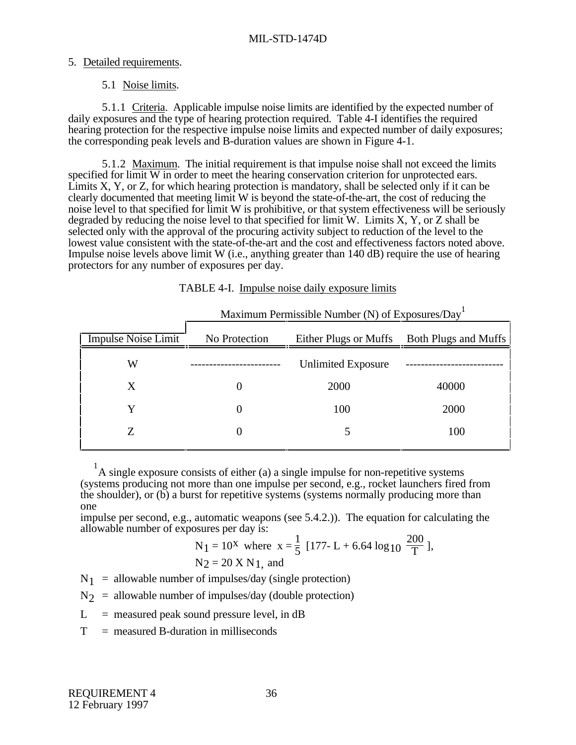## 5. Detailed requirements.

### 5.1 Noise limits.

5.1.1 Criteria. Applicable impulse noise limits are identified by the expected number of daily exposures and the type of hearing protection required. Table 4-I identifies the required hearing protection for the respective impulse noise limits and expected number of daily exposures; the corresponding peak levels and B-duration values are shown in Figure 4-1.

5.1.2 Maximum. The initial requirement is that impulse noise shall not exceed the limits specified for limit W in order to meet the hearing conservation criterion for unprotected ears. Limits X, Y, or Z, for which hearing protection is mandatory, shall be selected only if it can be clearly documented that meeting limit W is beyond the state-of-the-art, the cost of reducing the noise level to that specified for limit W is prohibitive, or that system effectiveness will be seriously degraded by reducing the noise level to that specified for limit W. Limits X, Y, or Z shall be selected only with the approval of the procuring activity subject to reduction of the level to the lowest value consistent with the state-of-the-art and the cost and effectiveness factors noted above. Impulse noise levels above limit W (i.e., anything greater than 140 dB) require the use of hearing protectors for any number of exposures per day.

TABLE 4-I. Impulse noise daily exposure limits

| | Maximum Permissible Number (N) of Exposures/Day[1] | | |
|---|---|---|---|
| Impulse Noise Limit | No Protection | Either Plugs or Muffs | Both Plugs and Muffs |
| W | ------------------------ | Unlimited Exposure | ------------------------- |
| X | 0 | 2000 | 40000 |
| Y | 0 | 100 | 2000 |
| Z | 0 | 5 | 100 |

[1] A single exposure consists of either (a) a single impulse for non-repetitive systems (systems producing not more than one impulse per second, e.g., rocket launchers fired from the shoulder), or (b) a burst for repetitive systems (systems normally producing more than one impulse per second, e.g., automatic weapons (see 5.4.2.)). The equation for calculating the allowable number of exposures per day is:

$$N_1 = 10^x \text{ where } x = \frac{1}{5}\left[177 - L + 6.64 \log_{10} \frac{200}{T}\right],$$

$$N_2 = 20 \text{ X } N_1, \text{ and}$$

$N_1$ = allowable number of impulses/day (single protection)

$N_2$ = allowable number of impulses/day (double protection)

$L$ = measured peak sound pressure level, in dB

$T$ = measured B-duration in milliseconds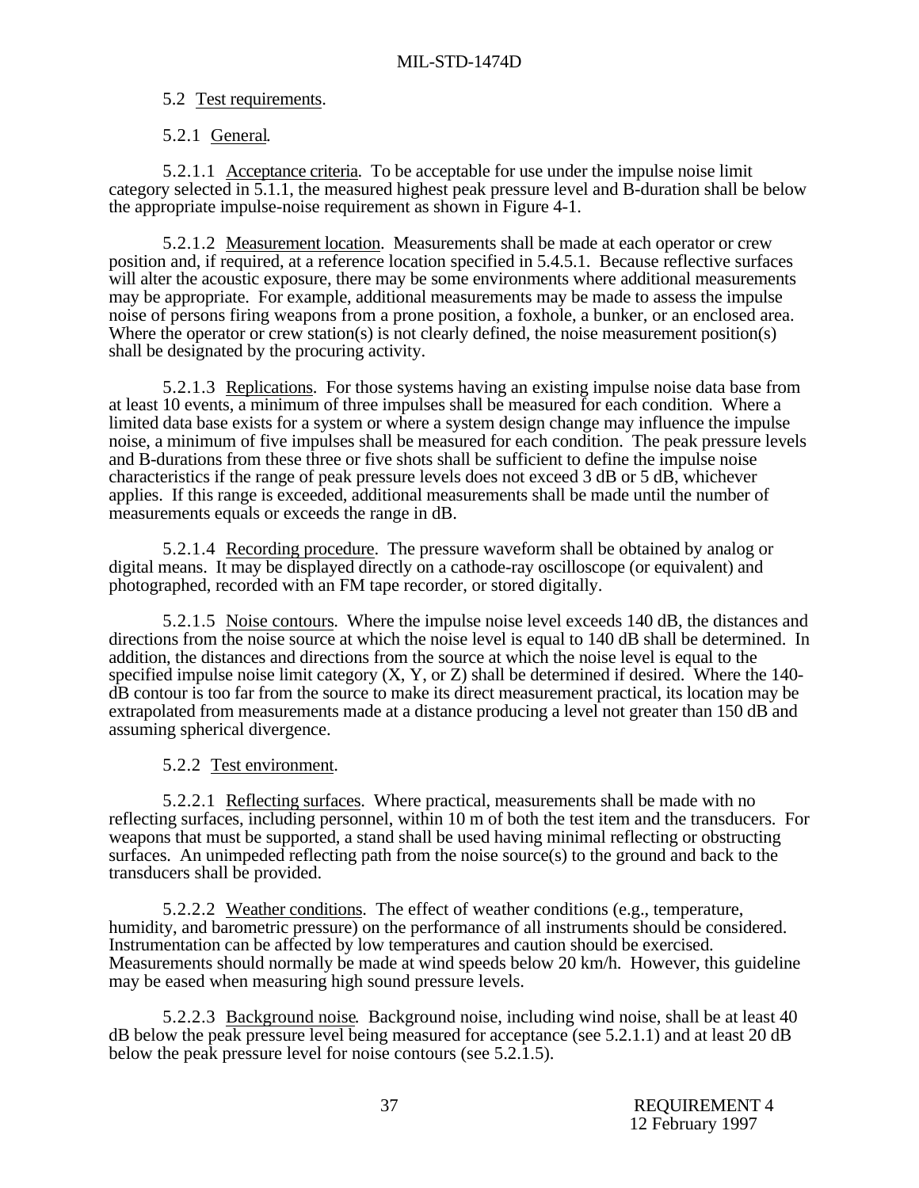5.2 Test requirements.

5.2.1 General.

5.2.1.1 Acceptance criteria. To be acceptable for use under the impulse noise limit category selected in 5.1.1, the measured highest peak pressure level and B-duration shall be below the appropriate impulse-noise requirement as shown in Figure 4-1.

5.2.1.2 Measurement location. Measurements shall be made at each operator or crew position and, if required, at a reference location specified in 5.4.5.1. Because reflective surfaces will alter the acoustic exposure, there may be some environments where additional measurements may be appropriate. For example, additional measurements may be made to assess the impulse noise of persons firing weapons from a prone position, a foxhole, a bunker, or an enclosed area. Where the operator or crew station(s) is not clearly defined, the noise measurement position(s) shall be designated by the procuring activity.

5.2.1.3 Replications. For those systems having an existing impulse noise data base from at least 10 events, a minimum of three impulses shall be measured for each condition. Where a limited data base exists for a system or where a system design change may influence the impulse noise, a minimum of five impulses shall be measured for each condition. The peak pressure levels and B-durations from these three or five shots shall be sufficient to define the impulse noise characteristics if the range of peak pressure levels does not exceed 3 dB or 5 dB, whichever applies. If this range is exceeded, additional measurements shall be made until the number of measurements equals or exceeds the range in dB.

5.2.1.4 Recording procedure. The pressure waveform shall be obtained by analog or digital means. It may be displayed directly on a cathode-ray oscilloscope (or equivalent) and photographed, recorded with an FM tape recorder, or stored digitally.

5.2.1.5 Noise contours. Where the impulse noise level exceeds 140 dB, the distances and directions from the noise source at which the noise level is equal to 140 dB shall be determined. In addition, the distances and directions from the source at which the noise level is equal to the specified impulse noise limit category (X, Y, or Z) shall be determined if desired. Where the 140-dB contour is too far from the source to make its direct measurement practical, its location may be extrapolated from measurements made at a distance producing a level not greater than 150 dB and assuming spherical divergence.

5.2.2 Test environment.

5.2.2.1 Reflecting surfaces. Where practical, measurements shall be made with no reflecting surfaces, including personnel, within 10 m of both the test item and the transducers. For weapons that must be supported, a stand shall be used having minimal reflecting or obstructing surfaces. An unimpeded reflecting path from the noise source(s) to the ground and back to the transducers shall be provided.

5.2.2.2 Weather conditions. The effect of weather conditions (e.g., temperature, humidity, and barometric pressure) on the performance of all instruments should be considered. Instrumentation can be affected by low temperatures and caution should be exercised. Measurements should normally be made at wind speeds below 20 km/h. However, this guideline may be eased when measuring high sound pressure levels.

5.2.2.3 Background noise. Background noise, including wind noise, shall be at least 40 dB below the peak pressure level being measured for acceptance (see 5.2.1.1) and at least 20 dB below the peak pressure level for noise contours (see 5.2.1.5).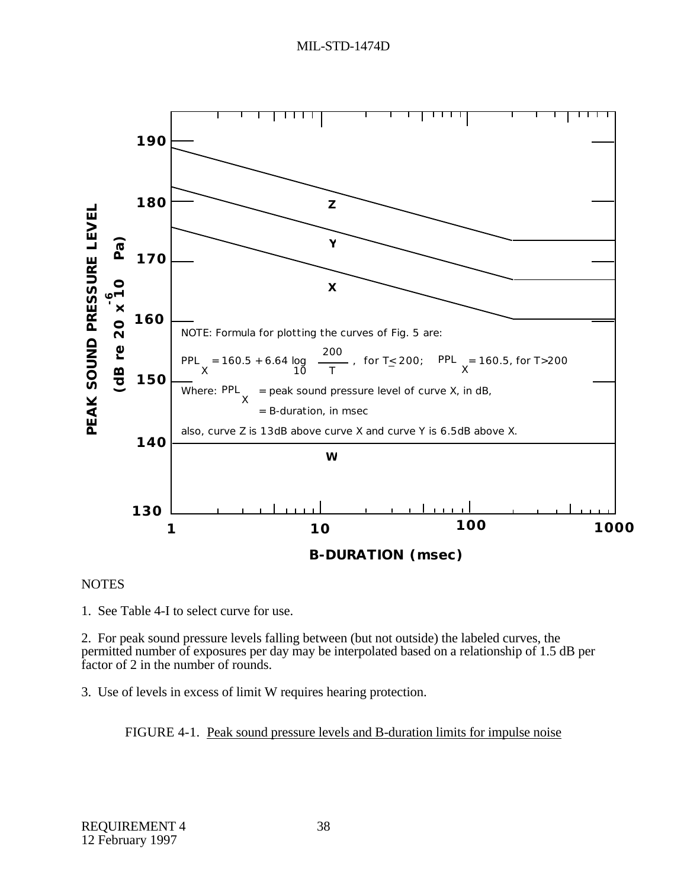PEAK SOUND PRESSURE LEVEL (dB re 20 x $10^{-6}$ Pa)

B-DURATION (msec)

NOTE: Formula for plotting the curves of Fig. 5 are:

$PPL_X = 160.5 + 6.64 \log_{10} \frac{200}{T}$, for $T \leq 200$; $PPL_X = 160.5$, for $T > 200$

Where: $PPL_X$ = peak sound pressure level of curve X, in dB,

= B-duration, in msec

also, curve Z is 13dB above curve X and curve Y is 6.5dB above X.

NOTES

1. See Table 4-I to select curve for use.

2. For peak sound pressure levels falling between (but not outside) the labeled curves, the permitted number of exposures per day may be interpolated based on a relationship of 1.5 dB per factor of 2 in the number of rounds.

3. Use of levels in excess of limit W requires hearing protection.

FIGURE 4-1. Peak sound pressure levels and B-duration limits for impulse noise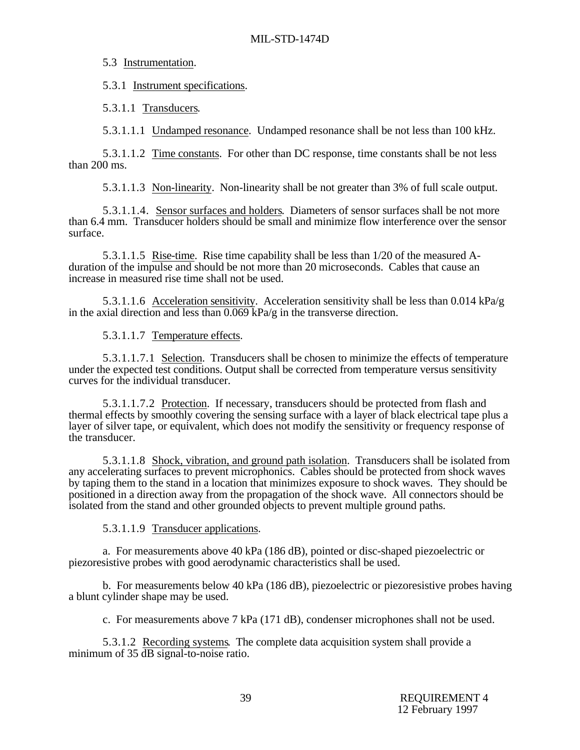5.3 Instrumentation.

5.3.1 Instrument specifications.

5.3.1.1 Transducers.

5.3.1.1.1 Undamped resonance. Undamped resonance shall be not less than 100 kHz.

5.3.1.1.2 Time constants. For other than DC response, time constants shall be not less than 200 ms.

5.3.1.1.3 Non-linearity. Non-linearity shall be not greater than 3% of full scale output.

5.3.1.1.4. Sensor surfaces and holders. Diameters of sensor surfaces shall be not more than 6.4 mm. Transducer holders should be small and minimize flow interference over the sensor surface.

5.3.1.1.5 Rise-time. Rise time capability shall be less than 1/20 of the measured A-duration of the impulse and should be not more than 20 microseconds. Cables that cause an increase in measured rise time shall not be used.

5.3.1.1.6 Acceleration sensitivity. Acceleration sensitivity shall be less than 0.014 kPa/g in the axial direction and less than 0.069 kPa/g in the transverse direction.

5.3.1.1.7 Temperature effects.

5.3.1.1.7.1 Selection. Transducers shall be chosen to minimize the effects of temperature under the expected test conditions. Output shall be corrected from temperature versus sensitivity curves for the individual transducer.

5.3.1.1.7.2 Protection. If necessary, transducers should be protected from flash and thermal effects by smoothly covering the sensing surface with a layer of black electrical tape plus a layer of silver tape, or equivalent, which does not modify the sensitivity or frequency response of the transducer.

5.3.1.1.8 Shock, vibration, and ground path isolation. Transducers shall be isolated from any accelerating surfaces to prevent microphonics. Cables should be protected from shock waves by taping them to the stand in a location that minimizes exposure to shock waves. They should be positioned in a direction away from the propagation of the shock wave. All connectors should be isolated from the stand and other grounded objects to prevent multiple ground paths.

5.3.1.1.9 Transducer applications.

a. For measurements above 40 kPa (186 dB), pointed or disc-shaped piezoelectric or piezoresistive probes with good aerodynamic characteristics shall be used.

b. For measurements below 40 kPa (186 dB), piezoelectric or piezoresistive probes having a blunt cylinder shape may be used.

c. For measurements above 7 kPa (171 dB), condenser microphones shall not be used.

5.3.1.2 Recording systems. The complete data acquisition system shall provide a minimum of 35 dB signal-to-noise ratio.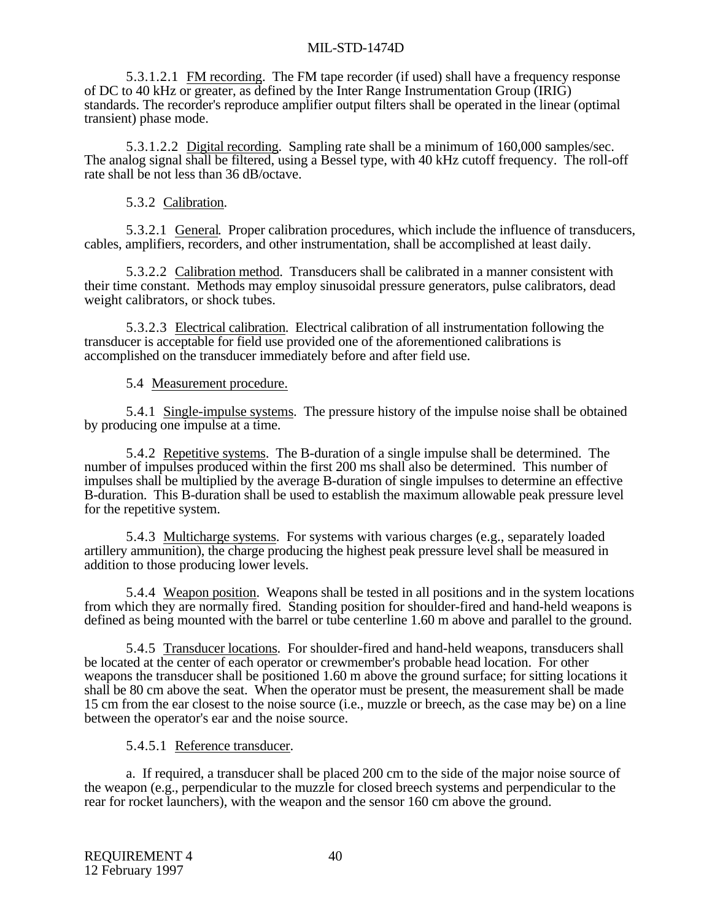5.3.1.2.1 FM recording. The FM tape recorder (if used) shall have a frequency response of DC to 40 kHz or greater, as defined by the Inter Range Instrumentation Group (IRIG) standards. The recorder's reproduce amplifier output filters shall be operated in the linear (optimal transient) phase mode.

5.3.1.2.2 Digital recording. Sampling rate shall be a minimum of 160,000 samples/sec. The analog signal shall be filtered, using a Bessel type, with 40 kHz cutoff frequency. The roll-off rate shall be not less than 36 dB/octave.

5.3.2 Calibration.

5.3.2.1 General. Proper calibration procedures, which include the influence of transducers, cables, amplifiers, recorders, and other instrumentation, shall be accomplished at least daily.

5.3.2.2 Calibration method. Transducers shall be calibrated in a manner consistent with their time constant. Methods may employ sinusoidal pressure generators, pulse calibrators, dead weight calibrators, or shock tubes.

5.3.2.3 Electrical calibration. Electrical calibration of all instrumentation following the transducer is acceptable for field use provided one of the aforementioned calibrations is accomplished on the transducer immediately before and after field use.

5.4 Measurement procedure.

5.4.1 Single-impulse systems. The pressure history of the impulse noise shall be obtained by producing one impulse at a time.

5.4.2 Repetitive systems. The B-duration of a single impulse shall be determined. The number of impulses produced within the first 200 ms shall also be determined. This number of impulses shall be multiplied by the average B-duration of single impulses to determine an effective B-duration. This B-duration shall be used to establish the maximum allowable peak pressure level for the repetitive system.

5.4.3 Multicharge systems. For systems with various charges (e.g., separately loaded artillery ammunition), the charge producing the highest peak pressure level shall be measured in addition to those producing lower levels.

5.4.4 Weapon position. Weapons shall be tested in all positions and in the system locations from which they are normally fired. Standing position for shoulder-fired and hand-held weapons is defined as being mounted with the barrel or tube centerline 1.60 m above and parallel to the ground.

5.4.5 Transducer locations. For shoulder-fired and hand-held weapons, transducers shall be located at the center of each operator or crewmember's probable head location. For other weapons the transducer shall be positioned 1.60 m above the ground surface; for sitting locations it shall be 80 cm above the seat. When the operator must be present, the measurement shall be made 15 cm from the ear closest to the noise source (i.e., muzzle or breech, as the case may be) on a line between the operator's ear and the noise source.

5.4.5.1 Reference transducer.

a. If required, a transducer shall be placed 200 cm to the side of the major noise source of the weapon (e.g., perpendicular to the muzzle for closed breech systems and perpendicular to the rear for rocket launchers), with the weapon and the sensor 160 cm above the ground.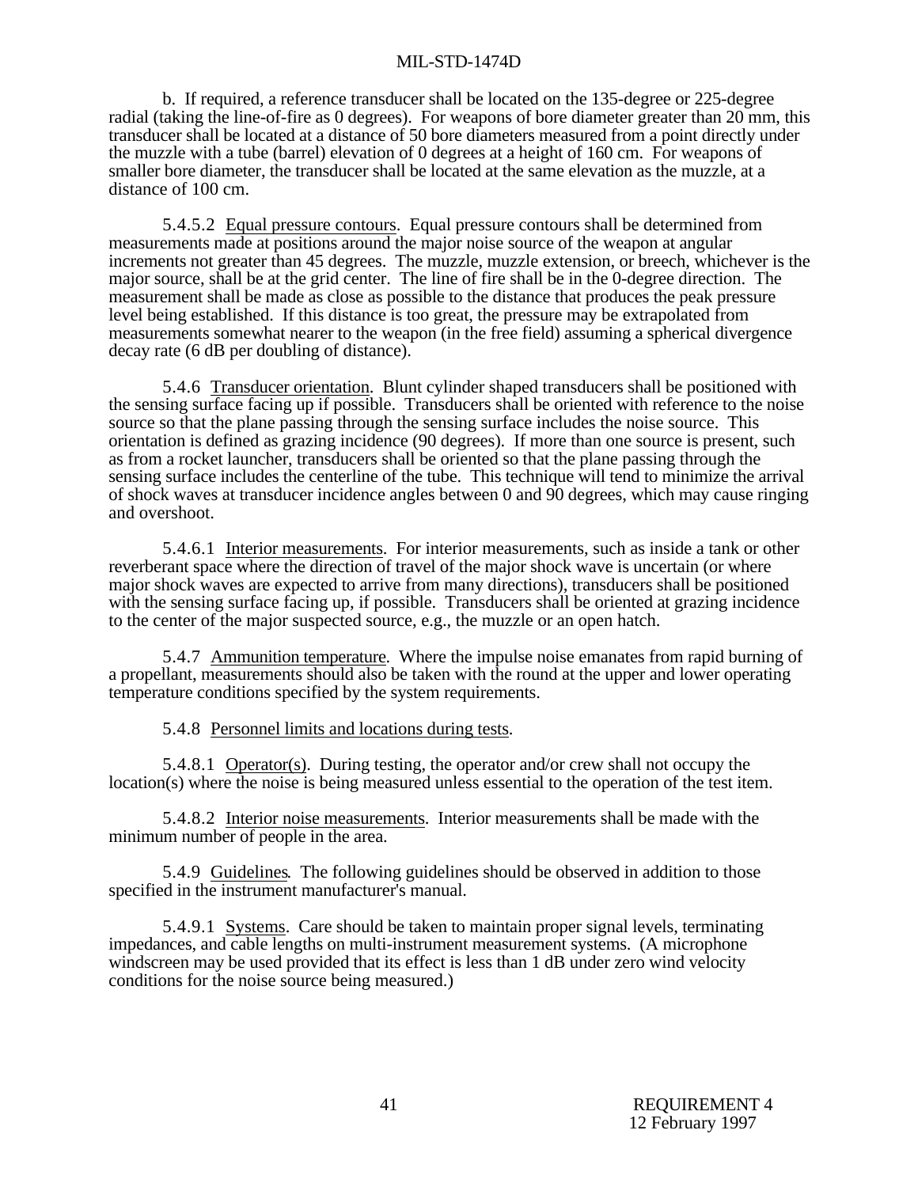b. If required, a reference transducer shall be located on the 135-degree or 225-degree radial (taking the line-of-fire as 0 degrees). For weapons of bore diameter greater than 20 mm, this transducer shall be located at a distance of 50 bore diameters measured from a point directly under the muzzle with a tube (barrel) elevation of 0 degrees at a height of 160 cm. For weapons of smaller bore diameter, the transducer shall be located at the same elevation as the muzzle, at a distance of 100 cm.

5.4.5.2 Equal pressure contours. Equal pressure contours shall be determined from measurements made at positions around the major noise source of the weapon at angular increments not greater than 45 degrees. The muzzle, muzzle extension, or breech, whichever is the major source, shall be at the grid center. The line of fire shall be in the 0-degree direction. The measurement shall be made as close as possible to the distance that produces the peak pressure level being established. If this distance is too great, the pressure may be extrapolated from measurements somewhat nearer to the weapon (in the free field) assuming a spherical divergence decay rate (6 dB per doubling of distance).

5.4.6 Transducer orientation. Blunt cylinder shaped transducers shall be positioned with the sensing surface facing up if possible. Transducers shall be oriented with reference to the noise source so that the plane passing through the sensing surface includes the noise source. This orientation is defined as grazing incidence (90 degrees). If more than one source is present, such as from a rocket launcher, transducers shall be oriented so that the plane passing through the sensing surface includes the centerline of the tube. This technique will tend to minimize the arrival of shock waves at transducer incidence angles between 0 and 90 degrees, which may cause ringing and overshoot.

5.4.6.1 Interior measurements. For interior measurements, such as inside a tank or other reverberant space where the direction of travel of the major shock wave is uncertain (or where major shock waves are expected to arrive from many directions), transducers shall be positioned with the sensing surface facing up, if possible. Transducers shall be oriented at grazing incidence to the center of the major suspected source, e.g., the muzzle or an open hatch.

5.4.7 Ammunition temperature. Where the impulse noise emanates from rapid burning of a propellant, measurements should also be taken with the round at the upper and lower operating temperature conditions specified by the system requirements.

5.4.8 Personnel limits and locations during tests.

5.4.8.1 Operator(s). During testing, the operator and/or crew shall not occupy the location(s) where the noise is being measured unless essential to the operation of the test item.

5.4.8.2 Interior noise measurements. Interior measurements shall be made with the minimum number of people in the area.

5.4.9 Guidelines. The following guidelines should be observed in addition to those specified in the instrument manufacturer's manual.

5.4.9.1 Systems. Care should be taken to maintain proper signal levels, terminating impedances, and cable lengths on multi-instrument measurement systems. (A microphone windscreen may be used provided that its effect is less than 1 dB under zero wind velocity conditions for the noise source being measured.)

REQUIREMENT 4
12 February 1997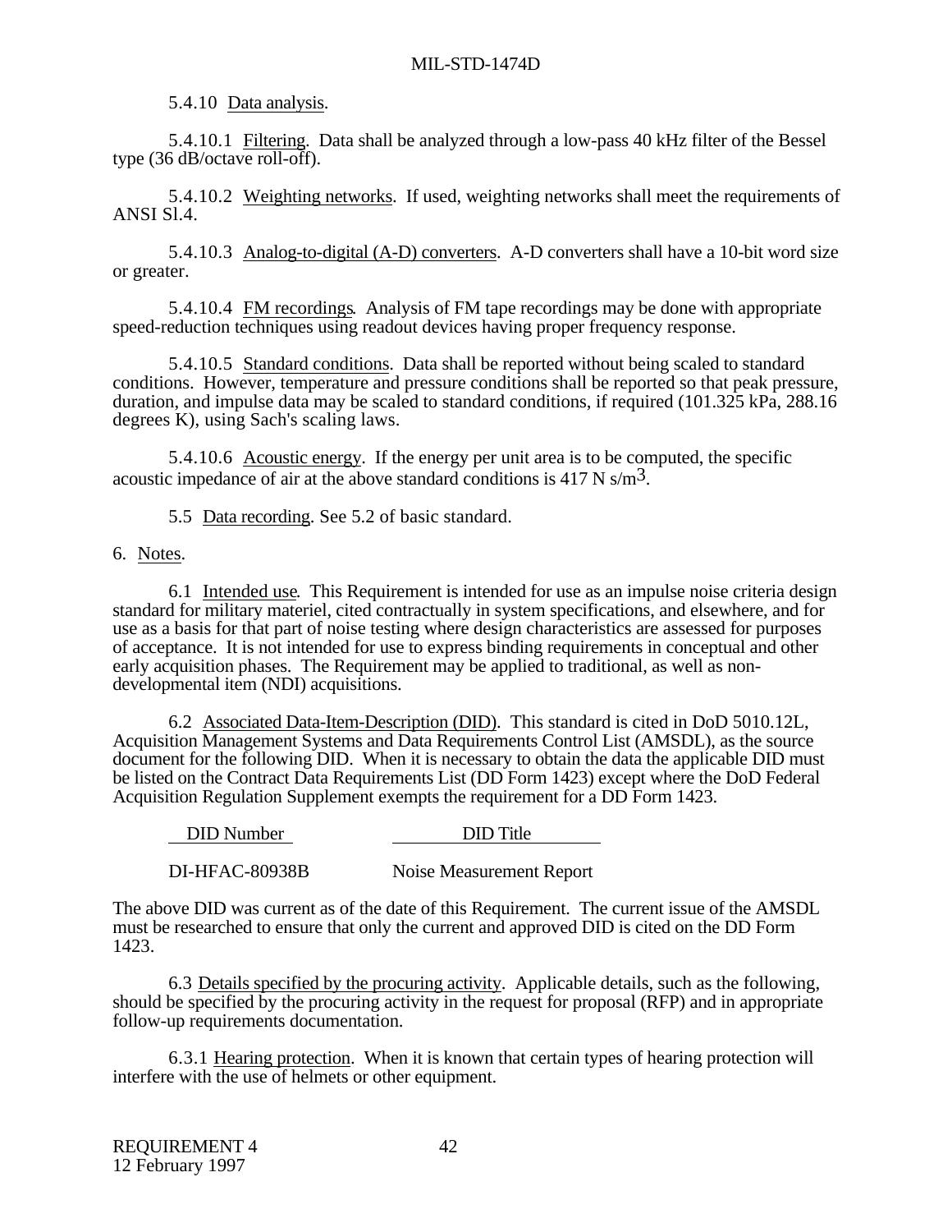5.4.10 Data analysis.

5.4.10.1 Filtering. Data shall be analyzed through a low-pass 40 kHz filter of the Bessel type (36 dB/octave roll-off).

5.4.10.2 Weighting networks. If used, weighting networks shall meet the requirements of ANSI Sl.4.

5.4.10.3 Analog-to-digital (A-D) converters. A-D converters shall have a 10-bit word size or greater.

5.4.10.4 FM recordings. Analysis of FM tape recordings may be done with appropriate speed-reduction techniques using readout devices having proper frequency response.

5.4.10.5 Standard conditions. Data shall be reported without being scaled to standard conditions. However, temperature and pressure conditions shall be reported so that peak pressure, duration, and impulse data may be scaled to standard conditions, if required (101.325 kPa, 288.16 degrees K), using Sach's scaling laws.

5.4.10.6 Acoustic energy. If the energy per unit area is to be computed, the specific acoustic impedance of air at the above standard conditions is 417 N s/$m^3$.

5.5 Data recording. See 5.2 of basic standard.

## 6. Notes.

6.1 Intended use. This Requirement is intended for use as an impulse noise criteria design standard for military materiel, cited contractually in system specifications, and elsewhere, and for use as a basis for that part of noise testing where design characteristics are assessed for purposes of acceptance. It is not intended for use to express binding requirements in conceptual and other early acquisition phases. The Requirement may be applied to traditional, as well as non-developmental item (NDI) acquisitions.

6.2 Associated Data-Item-Description (DID). This standard is cited in DoD 5010.12L, Acquisition Management Systems and Data Requirements Control List (AMSDL), as the source document for the following DID. When it is necessary to obtain the data the applicable DID must be listed on the Contract Data Requirements List (DD Form 1423) except where the DoD Federal Acquisition Regulation Supplement exempts the requirement for a DD Form 1423.

| DID Number | DID Title |
|---|---|
| DI-HFAC-80938B | Noise Measurement Report |

The above DID was current as of the date of this Requirement. The current issue of the AMSDL must be researched to ensure that only the current and approved DID is cited on the DD Form 1423.

6.3 Details specified by the procuring activity. Applicable details, such as the following, should be specified by the procuring activity in the request for proposal (RFP) and in appropriate follow-up requirements documentation.

6.3.1 Hearing protection. When it is known that certain types of hearing protection will interfere with the use of helmets or other equipment.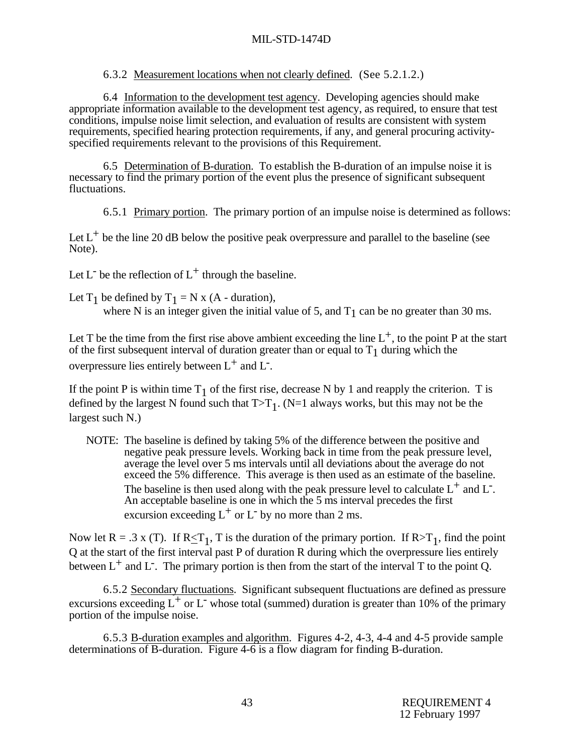6.3.2 Measurement locations when not clearly defined. (See 5.2.1.2.)

6.4 Information to the development test agency. Developing agencies should make appropriate information available to the development test agency, as required, to ensure that test conditions, impulse noise limit selection, and evaluation of results are consistent with system requirements, specified hearing protection requirements, if any, and general procuring activity-specified requirements relevant to the provisions of this Requirement.

6.5 Determination of B-duration. To establish the B-duration of an impulse noise it is necessary to find the primary portion of the event plus the presence of significant subsequent fluctuations.

6.5.1 Primary portion. The primary portion of an impulse noise is determined as follows:

Let $L^+$ be the line 20 dB below the positive peak overpressure and parallel to the baseline (see Note).

Let $L^-$ be the reflection of $L^+$ through the baseline.

Let $T_1$ be defined by $T_1 = N \times (A - \text{duration})$,
where N is an integer given the initial value of 5, and $T_1$ can be no greater than 30 ms.

Let T be the time from the first rise above ambient exceeding the line $L^+$, to the point P at the start of the first subsequent interval of duration greater than or equal to $T_1$ during which the overpressure lies entirely between $L^+$ and $L^-$.

If the point P is within time $T_1$ of the first rise, decrease N by 1 and reapply the criterion. T is defined by the largest N found such that $T > T_1$. (N=1 always works, but this may not be the largest such N.)

NOTE: The baseline is defined by taking 5% of the difference between the positive and negative peak pressure levels. Working back in time from the peak pressure level, average the level over 5 ms intervals until all deviations about the average do not exceed the 5% difference. This average is then used as an estimate of the baseline. The baseline is then used along with the peak pressure level to calculate $L^+$ and $L^-$. An acceptable baseline is one in which the 5 ms interval precedes the first excursion exceeding $L^+$ or $L^-$ by no more than 2 ms.

Now let $R = .3 \times (T)$. If $R \leq T_1$, T is the duration of the primary portion. If $R > T_1$, find the point Q at the start of the first interval past P of duration R during which the overpressure lies entirely between $L^+$ and $L^-$. The primary portion is then from the start of the interval T to the point Q.

6.5.2 Secondary fluctuations. Significant subsequent fluctuations are defined as pressure excursions exceeding $L^+$ or $L^-$ whose total (summed) duration is greater than 10% of the primary portion of the impulse noise.

6.5.3 B-duration examples and algorithm. Figures 4-2, 4-3, 4-4 and 4-5 provide sample determinations of B-duration. Figure 4-6 is a flow diagram for finding B-duration.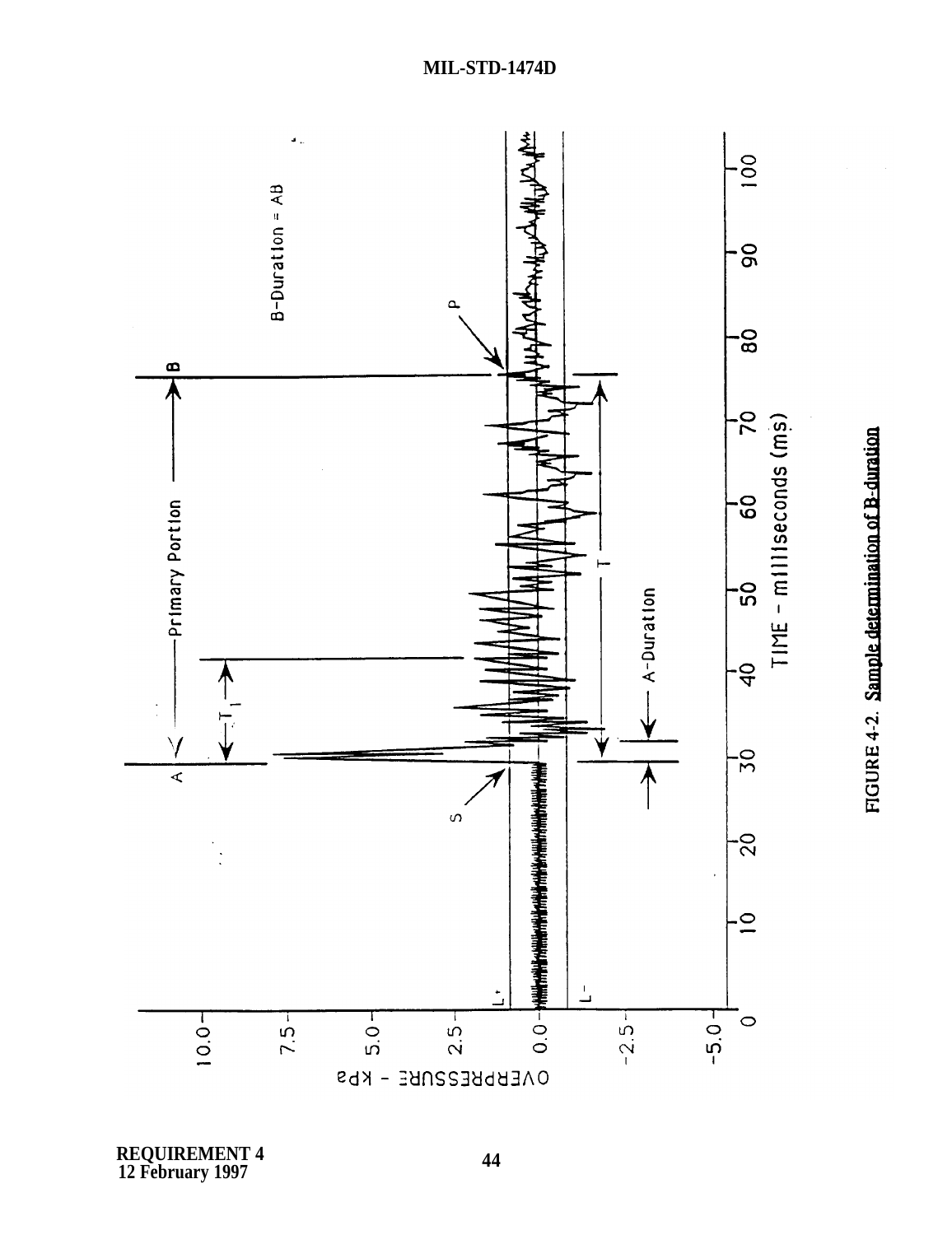FIGURE 4-2. Sample determination of B-duration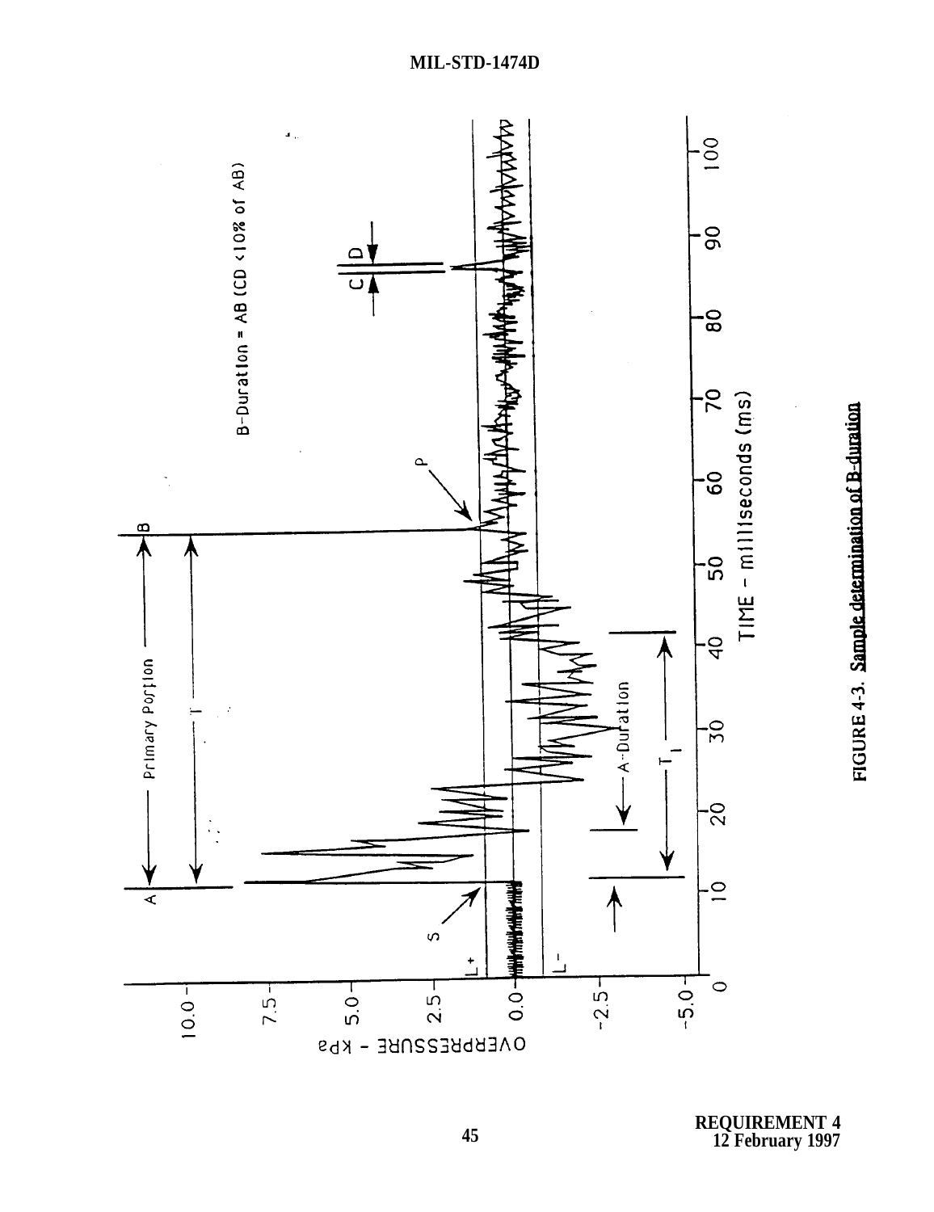B-Duration = AB (CD <10% of AB)

FIGURE 4-3. Sample determination of B-duration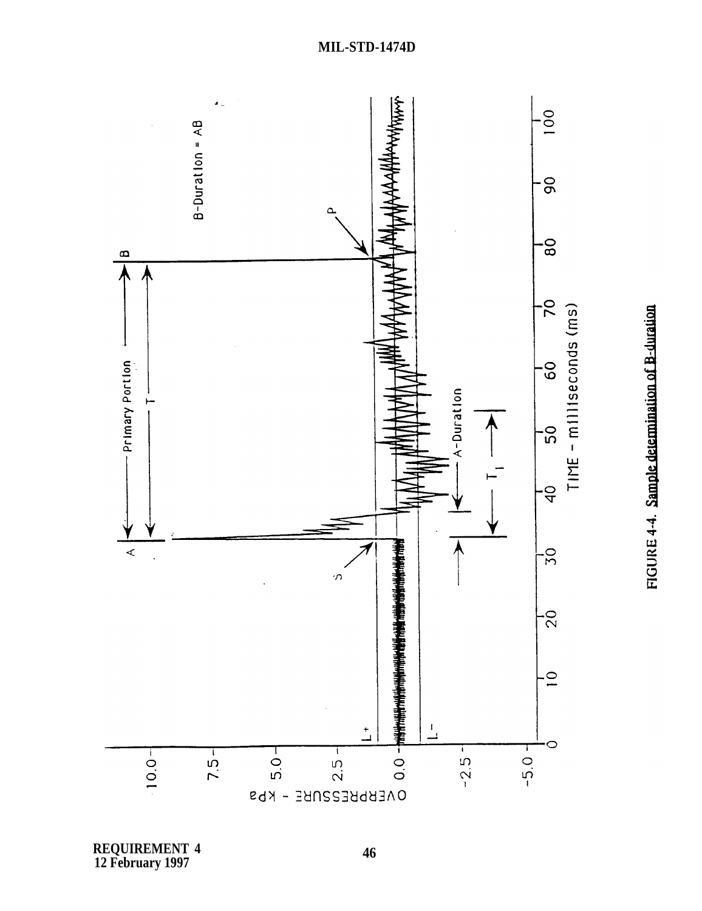FIGURE 4-4. Sample determination of B-duration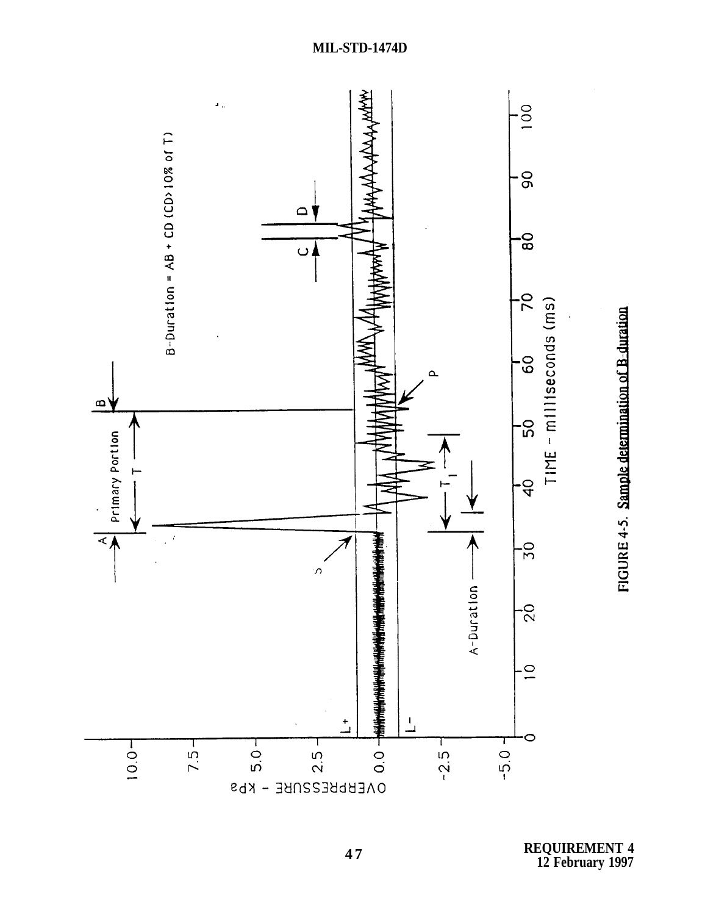FIGURE 4-5. Sample determination of B-duration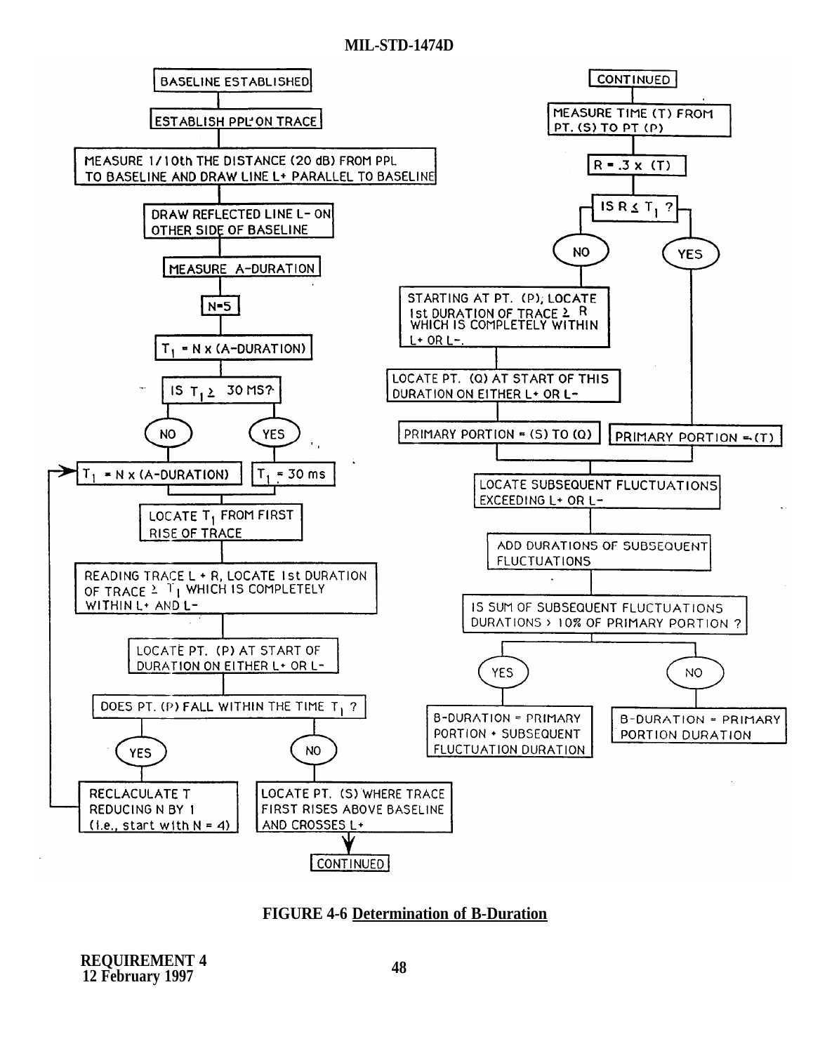BASELINE ESTABLISHED

ESTABLISH PPL ON TRACE

MEASURE 1/10th THE DISTANCE (20 dB) FROM PPL TO BASELINE AND DRAW LINE L+ PARALLEL TO BASELINE

DRAW REFLECTED LINE L- ON OTHER SIDE OF BASELINE

MEASURE A-DURATION

N=5

$T_1$ = N x (A-DURATION)

IS $T_1 \geq$ 30 MS?

NO → $T_1$ = N x (A-DURATION)

YES → $T_1$ = 30 ms

LOCATE $T_1$ FROM FIRST RISE OF TRACE

READING TRACE L + R, LOCATE 1st DURATION OF TRACE $\geq T_1$ WHICH IS COMPLETELY WITHIN L+ AND L-

LOCATE PT. (P) AT START OF DURATION ON EITHER L+ OR L-

DOES PT. (P) FALL WITHIN THE TIME $T_1$ ?

YES → RECLACULATE T REDUCING N BY 1 (i.e., start with N = 4)

NO → LOCATE PT. (S) WHERE TRACE FIRST RISES ABOVE BASELINE AND CROSSES L+ → CONTINUED

CONTINUED

MEASURE TIME (T) FROM PT. (S) TO PT (P)

R = .3 x (T)

IS R $\leq T_1$ ?

NO → STARTING AT PT. (P), LOCATE 1st DURATION OF TRACE $\geq$ R WHICH IS COMPLETELY WITHIN L+ OR L-. → LOCATE PT. (Q) AT START OF THIS DURATION ON EITHER L+ OR L- → PRIMARY PORTION = (S) TO (Q)

YES → PRIMARY PORTION = (T)

LOCATE SUBSEQUENT FLUCTUATIONS EXCEEDING L+ OR L-

ADD DURATIONS OF SUBSEQUENT FLUCTUATIONS

IS SUM OF SUBSEQUENT FLUCTUATIONS DURATIONS > 10% OF PRIMARY PORTION ?

YES → B-DURATION = PRIMARY PORTION + SUBSEQUENT FLUCTUATION DURATION

NO → B-DURATION = PRIMARY PORTION DURATION

FIGURE 4-6 Determination of B-Duration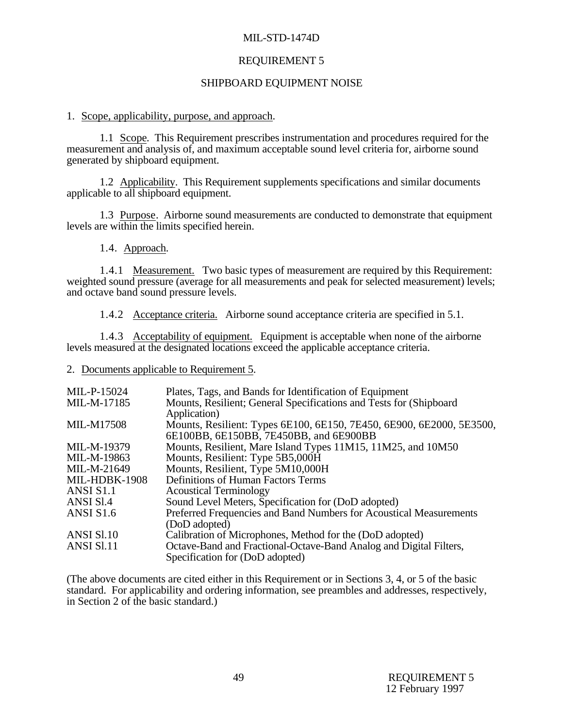# REQUIREMENT 5

## SHIPBOARD EQUIPMENT NOISE

1. Scope, applicability, purpose, and approach.

1.1 Scope. This Requirement prescribes instrumentation and procedures required for the measurement and analysis of, and maximum acceptable sound level criteria for, airborne sound generated by shipboard equipment.

1.2 Applicability. This Requirement supplements specifications and similar documents applicable to all shipboard equipment.

1.3 Purpose. Airborne sound measurements are conducted to demonstrate that equipment levels are within the limits specified herein.

1.4. Approach.

1.4.1 Measurement. Two basic types of measurement are required by this Requirement: weighted sound pressure (average for all measurements and peak for selected measurement) levels; and octave band sound pressure levels.

1.4.2 Acceptance criteria. Airborne sound acceptance criteria are specified in 5.1.

1.4.3 Acceptability of equipment. Equipment is acceptable when none of the airborne levels measured at the designated locations exceed the applicable acceptance criteria.

2. Documents applicable to Requirement 5.

| | |
|---|---|
| MIL-P-15024 | Plates, Tags, and Bands for Identification of Equipment |
| MIL-M-17185 | Mounts, Resilient; General Specifications and Tests for (Shipboard Application) |
| MIL-M17508 | Mounts, Resilient: Types 6E100, 6E150, 7E450, 6E900, 6E2000, 5E3500, 6E100BB, 6E150BB, 7E450BB, and 6E900BB |
| MIL-M-19379 | Mounts, Resilient, Mare Island Types 11M15, 11M25, and 10M50 |
| MIL-M-19863 | Mounts, Resilient: Type 5B5,000H |
| MIL-M-21649 | Mounts, Resilient, Type 5M10,000H |
| MIL-HDBK-1908 | Definitions of Human Factors Terms |
| ANSI S1.1 | Acoustical Terminology |
| ANSI Sl.4 | Sound Level Meters, Specification for (DoD adopted) |
| ANSI S1.6 | Preferred Frequencies and Band Numbers for Acoustical Measurements (DoD adopted) |
| ANSI Sl.10 | Calibration of Microphones, Method for the (DoD adopted) |
| ANSI Sl.11 | Octave-Band and Fractional-Octave-Band Analog and Digital Filters, Specification for (DoD adopted) |

(The above documents are cited either in this Requirement or in Sections 3, 4, or 5 of the basic standard. For applicability and ordering information, see preambles and addresses, respectively, in Section 2 of the basic standard.)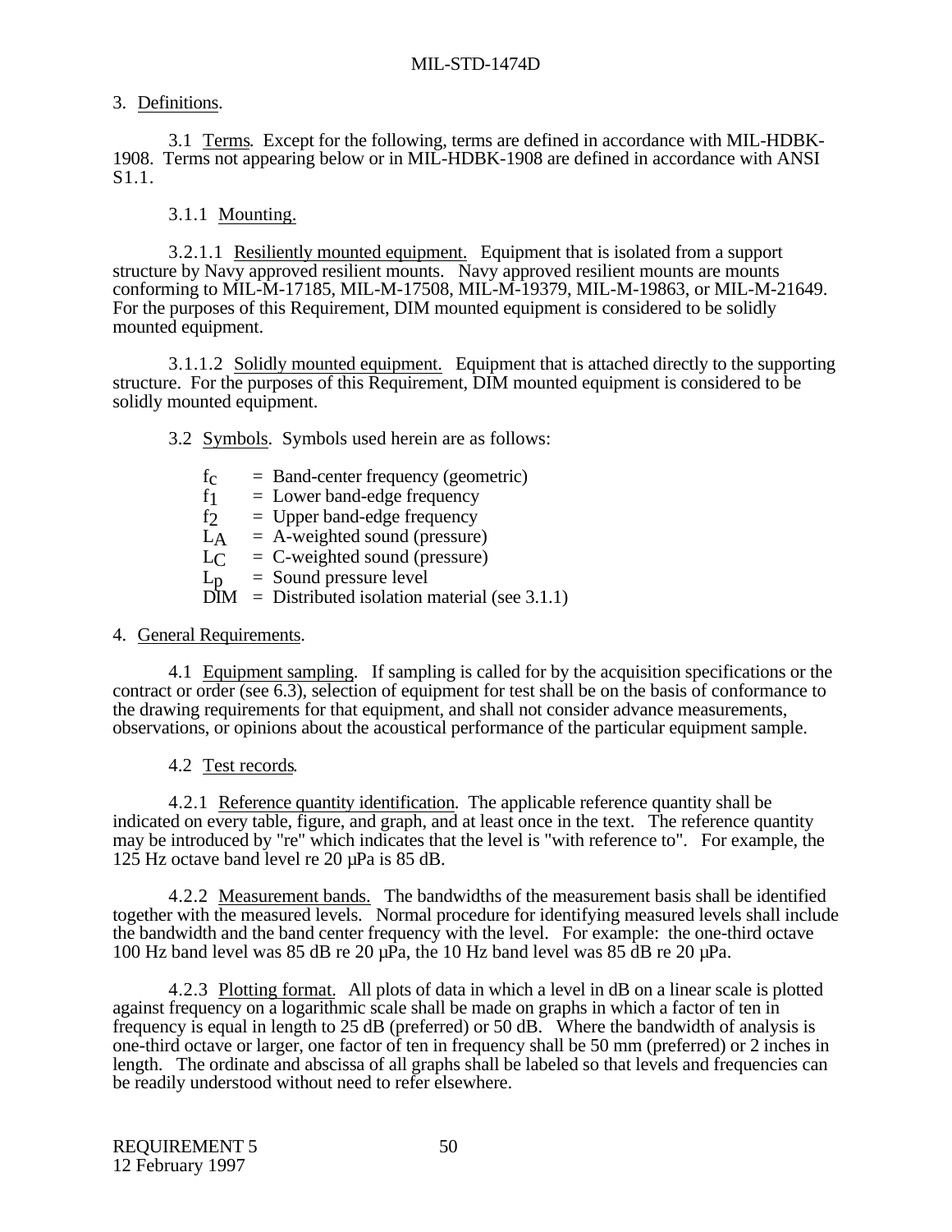## 3. Definitions.

3.1 Terms. Except for the following, terms are defined in accordance with MIL-HDBK-1908. Terms not appearing below or in MIL-HDBK-1908 are defined in accordance with ANSI S1.1.

3.1.1 Mounting.

3.2.1.1 Resiliently mounted equipment. Equipment that is isolated from a support structure by Navy approved resilient mounts. Navy approved resilient mounts are mounts conforming to MIL-M-17185, MIL-M-17508, MIL-M-19379, MIL-M-19863, or MIL-M-21649. For the purposes of this Requirement, DIM mounted equipment is considered to be solidly mounted equipment.

3.1.1.2 Solidly mounted equipment. Equipment that is attached directly to the supporting structure. For the purposes of this Requirement, DIM mounted equipment is considered to be solidly mounted equipment.

3.2 Symbols. Symbols used herein are as follows:

- $f_c$ = Band-center frequency (geometric)
- $f_1$ = Lower band-edge frequency
- $f_2$ = Upper band-edge frequency
- $L_A$ = A-weighted sound (pressure)
- $L_C$ = C-weighted sound (pressure)
- $L_p$ = Sound pressure level
- DIM = Distributed isolation material (see 3.1.1)

## 4. General Requirements.

4.1 Equipment sampling. If sampling is called for by the acquisition specifications or the contract or order (see 6.3), selection of equipment for test shall be on the basis of conformance to the drawing requirements for that equipment, and shall not consider advance measurements, observations, or opinions about the acoustical performance of the particular equipment sample.

4.2 Test records.

4.2.1 Reference quantity identification. The applicable reference quantity shall be indicated on every table, figure, and graph, and at least once in the text. The reference quantity may be introduced by "re" which indicates that the level is "with reference to". For example, the 125 Hz octave band level re 20 µPa is 85 dB.

4.2.2 Measurement bands. The bandwidths of the measurement basis shall be identified together with the measured levels. Normal procedure for identifying measured levels shall include the bandwidth and the band center frequency with the level. For example: the one-third octave 100 Hz band level was 85 dB re 20 µPa, the 10 Hz band level was 85 dB re 20 µPa.

4.2.3 Plotting format. All plots of data in which a level in dB on a linear scale is plotted against frequency on a logarithmic scale shall be made on graphs in which a factor of ten in frequency is equal in length to 25 dB (preferred) or 50 dB. Where the bandwidth of analysis is one-third octave or larger, one factor of ten in frequency shall be 50 mm (preferred) or 2 inches in length. The ordinate and abscissa of all graphs shall be labeled so that levels and frequencies can be readily understood without need to refer elsewhere.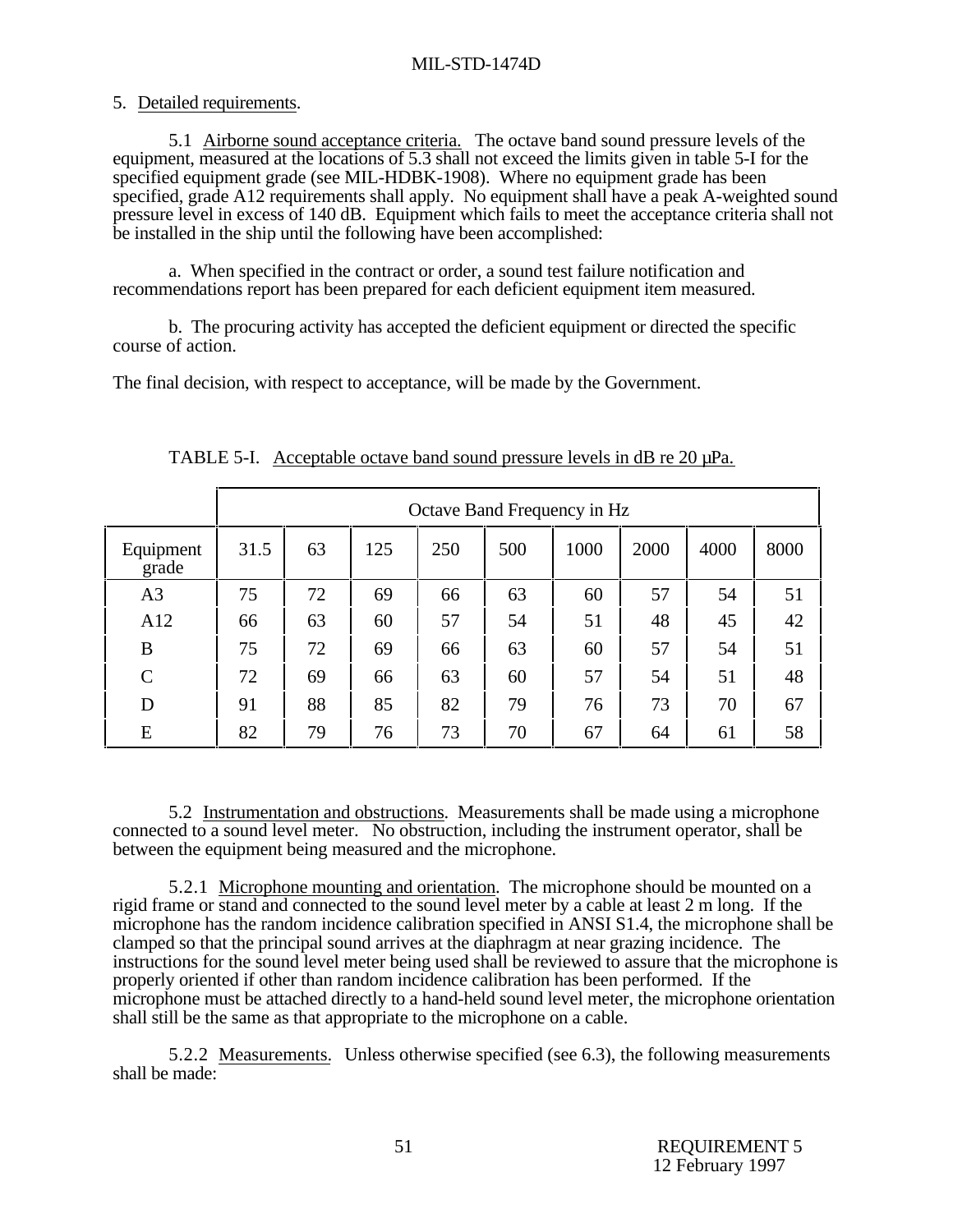5. Detailed requirements.

5.1 Airborne sound acceptance criteria. The octave band sound pressure levels of the equipment, measured at the locations of 5.3 shall not exceed the limits given in table 5-I for the specified equipment grade (see MIL-HDBK-1908). Where no equipment grade has been specified, grade A12 requirements shall apply. No equipment shall have a peak A-weighted sound pressure level in excess of 140 dB. Equipment which fails to meet the acceptance criteria shall not be installed in the ship until the following have been accomplished:

a. When specified in the contract or order, a sound test failure notification and recommendations report has been prepared for each deficient equipment item measured.

b. The procuring activity has accepted the deficient equipment or directed the specific course of action.

The final decision, with respect to acceptance, will be made by the Government.

TABLE 5-I. Acceptable octave band sound pressure levels in dB re 20 μPa.

| | Octave Band Frequency in Hz | | | | | | | | |
|---|---|---|---|---|---|---|---|---|---|
| Equipment grade | 31.5 | 63 | 125 | 250 | 500 | 1000 | 2000 | 4000 | 8000 |
| A3 | 75 | 72 | 69 | 66 | 63 | 60 | 57 | 54 | 51 |
| A12 | 66 | 63 | 60 | 57 | 54 | 51 | 48 | 45 | 42 |
| B | 75 | 72 | 69 | 66 | 63 | 60 | 57 | 54 | 51 |
| C | 72 | 69 | 66 | 63 | 60 | 57 | 54 | 51 | 48 |
| D | 91 | 88 | 85 | 82 | 79 | 76 | 73 | 70 | 67 |
| E | 82 | 79 | 76 | 73 | 70 | 67 | 64 | 61 | 58 |

5.2 Instrumentation and obstructions. Measurements shall be made using a microphone connected to a sound level meter. No obstruction, including the instrument operator, shall be between the equipment being measured and the microphone.

5.2.1 Microphone mounting and orientation. The microphone should be mounted on a rigid frame or stand and connected to the sound level meter by a cable at least 2 m long. If the microphone has the random incidence calibration specified in ANSI S1.4, the microphone shall be clamped so that the principal sound arrives at the diaphragm at near grazing incidence. The instructions for the sound level meter being used shall be reviewed to assure that the microphone is properly oriented if other than random incidence calibration has been performed. If the microphone must be attached directly to a hand-held sound level meter, the microphone orientation shall still be the same as that appropriate to the microphone on a cable.

5.2.2 Measurements. Unless otherwise specified (see 6.3), the following measurements shall be made: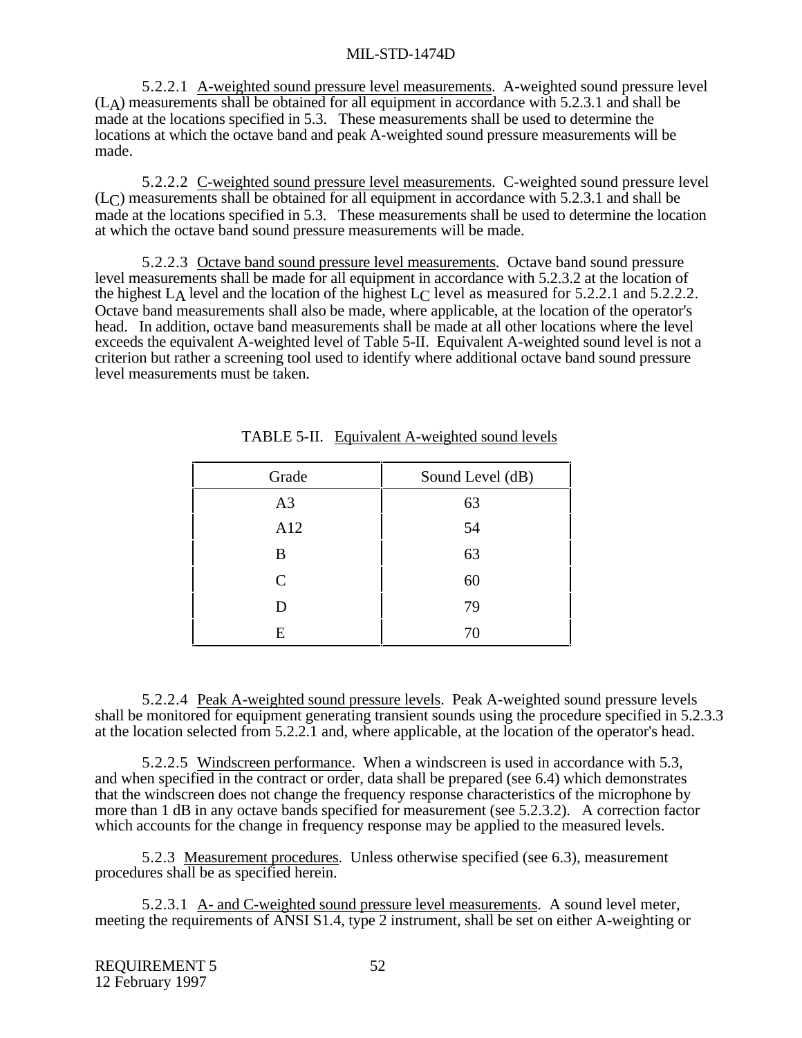5.2.2.1 A-weighted sound pressure level measurements. A-weighted sound pressure level ($L_A$) measurements shall be obtained for all equipment in accordance with 5.2.3.1 and shall be made at the locations specified in 5.3. These measurements shall be used to determine the locations at which the octave band and peak A-weighted sound pressure measurements will be made.

5.2.2.2 C-weighted sound pressure level measurements. C-weighted sound pressure level ($L_C$) measurements shall be obtained for all equipment in accordance with 5.2.3.1 and shall be made at the locations specified in 5.3. These measurements shall be used to determine the location at which the octave band sound pressure measurements will be made.

5.2.2.3 Octave band sound pressure level measurements. Octave band sound pressure level measurements shall be made for all equipment in accordance with 5.2.3.2 at the location of the highest $L_A$ level and the location of the highest $L_C$ level as measured for 5.2.2.1 and 5.2.2.2. Octave band measurements shall also be made, where applicable, at the location of the operator's head. In addition, octave band measurements shall be made at all other locations where the level exceeds the equivalent A-weighted level of Table 5-II. Equivalent A-weighted sound level is not a criterion but rather a screening tool used to identify where additional octave band sound pressure level measurements must be taken.

TABLE 5-II. Equivalent A-weighted sound levels

| Grade | Sound Level (dB) |
|---|---|
| A3 | 63 |
| A12 | 54 |
| B | 63 |
| C | 60 |
| D | 79 |
| E | 70 |

5.2.2.4 Peak A-weighted sound pressure levels. Peak A-weighted sound pressure levels shall be monitored for equipment generating transient sounds using the procedure specified in 5.2.3.3 at the location selected from 5.2.2.1 and, where applicable, at the location of the operator's head.

5.2.2.5 Windscreen performance. When a windscreen is used in accordance with 5.3, and when specified in the contract or order, data shall be prepared (see 6.4) which demonstrates that the windscreen does not change the frequency response characteristics of the microphone by more than 1 dB in any octave bands specified for measurement (see 5.2.3.2). A correction factor which accounts for the change in frequency response may be applied to the measured levels.

5.2.3 Measurement procedures. Unless otherwise specified (see 6.3), measurement procedures shall be as specified herein.

5.2.3.1 A- and C-weighted sound pressure level measurements. A sound level meter, meeting the requirements of ANSI S1.4, type 2 instrument, shall be set on either A-weighting or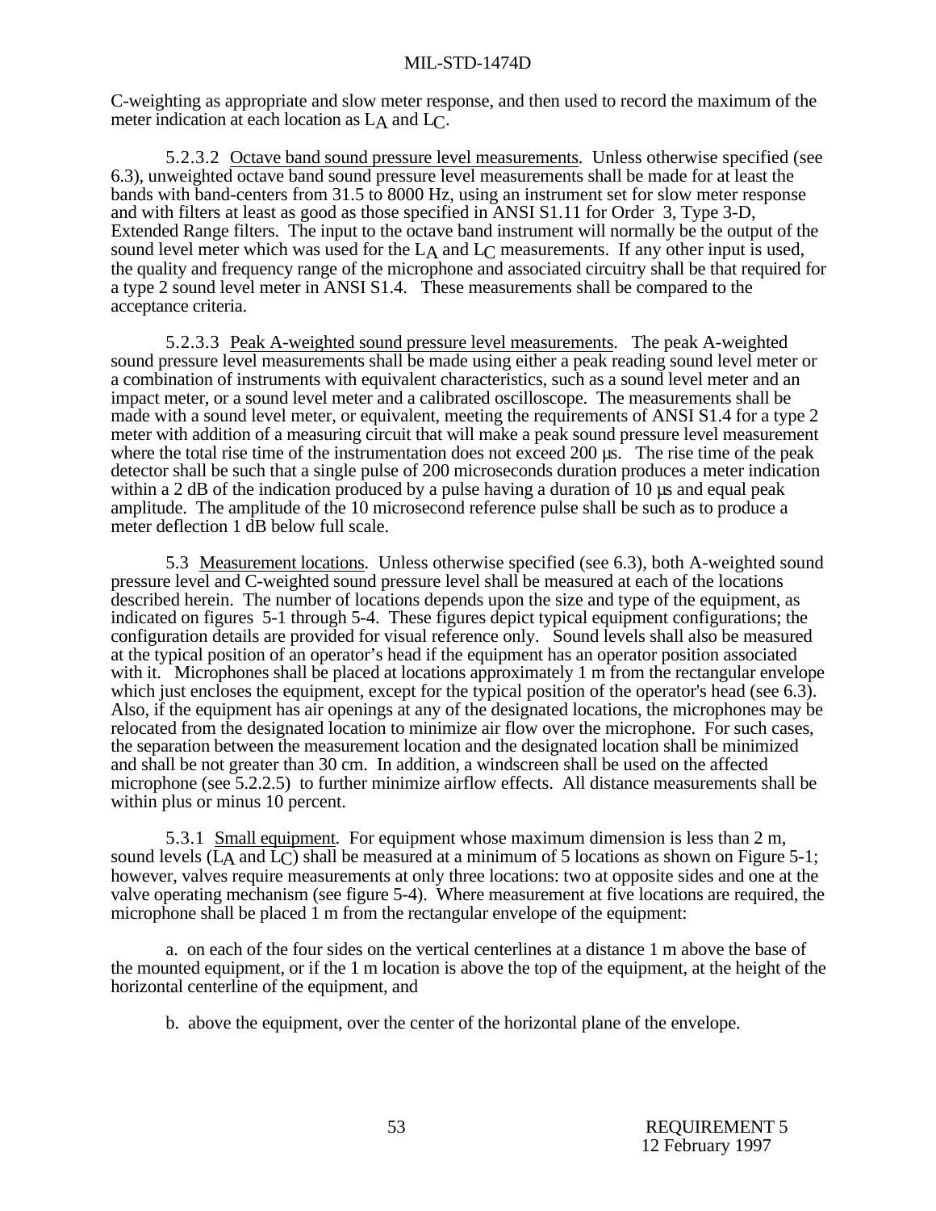C-weighting as appropriate and slow meter response, and then used to record the maximum of the meter indication at each location as $L_A$ and $L_C$.

5.2.3.2 Octave band sound pressure level measurements. Unless otherwise specified (see 6.3), unweighted octave band sound pressure level measurements shall be made for at least the bands with band-centers from 31.5 to 8000 Hz, using an instrument set for slow meter response and with filters at least as good as those specified in ANSI S1.11 for Order 3, Type 3-D, Extended Range filters. The input to the octave band instrument will normally be the output of the sound level meter which was used for the $L_A$ and $L_C$ measurements. If any other input is used, the quality and frequency range of the microphone and associated circuitry shall be that required for a type 2 sound level meter in ANSI S1.4. These measurements shall be compared to the acceptance criteria.

5.2.3.3 Peak A-weighted sound pressure level measurements. The peak A-weighted sound pressure level measurements shall be made using either a peak reading sound level meter or a combination of instruments with equivalent characteristics, such as a sound level meter and an impact meter, or a sound level meter and a calibrated oscilloscope. The measurements shall be made with a sound level meter, or equivalent, meeting the requirements of ANSI S1.4 for a type 2 meter with addition of a measuring circuit that will make a peak sound pressure level measurement where the total rise time of the instrumentation does not exceed 200 µs. The rise time of the peak detector shall be such that a single pulse of 200 microseconds duration produces a meter indication within a 2 dB of the indication produced by a pulse having a duration of 10 µs and equal peak amplitude. The amplitude of the 10 microsecond reference pulse shall be such as to produce a meter deflection 1 dB below full scale.

5.3 Measurement locations. Unless otherwise specified (see 6.3), both A-weighted sound pressure level and C-weighted sound pressure level shall be measured at each of the locations described herein. The number of locations depends upon the size and type of the equipment, as indicated on figures 5-1 through 5-4. These figures depict typical equipment configurations; the configuration details are provided for visual reference only. Sound levels shall also be measured at the typical position of an operator's head if the equipment has an operator position associated with it. Microphones shall be placed at locations approximately 1 m from the rectangular envelope which just encloses the equipment, except for the typical position of the operator's head (see 6.3). Also, if the equipment has air openings at any of the designated locations, the microphones may be relocated from the designated location to minimize air flow over the microphone. For such cases, the separation between the measurement location and the designated location shall be minimized and shall be not greater than 30 cm. In addition, a windscreen shall be used on the affected microphone (see 5.2.2.5) to further minimize airflow effects. All distance measurements shall be within plus or minus 10 percent.

5.3.1 Small equipment. For equipment whose maximum dimension is less than 2 m, sound levels ($L_A$ and $L_C$) shall be measured at a minimum of 5 locations as shown on Figure 5-1; however, valves require measurements at only three locations: two at opposite sides and one at the valve operating mechanism (see figure 5-4). Where measurement at five locations are required, the microphone shall be placed 1 m from the rectangular envelope of the equipment:

a. on each of the four sides on the vertical centerlines at a distance 1 m above the base of the mounted equipment, or if the 1 m location is above the top of the equipment, at the height of the horizontal centerline of the equipment, and

b. above the equipment, over the center of the horizontal plane of the envelope.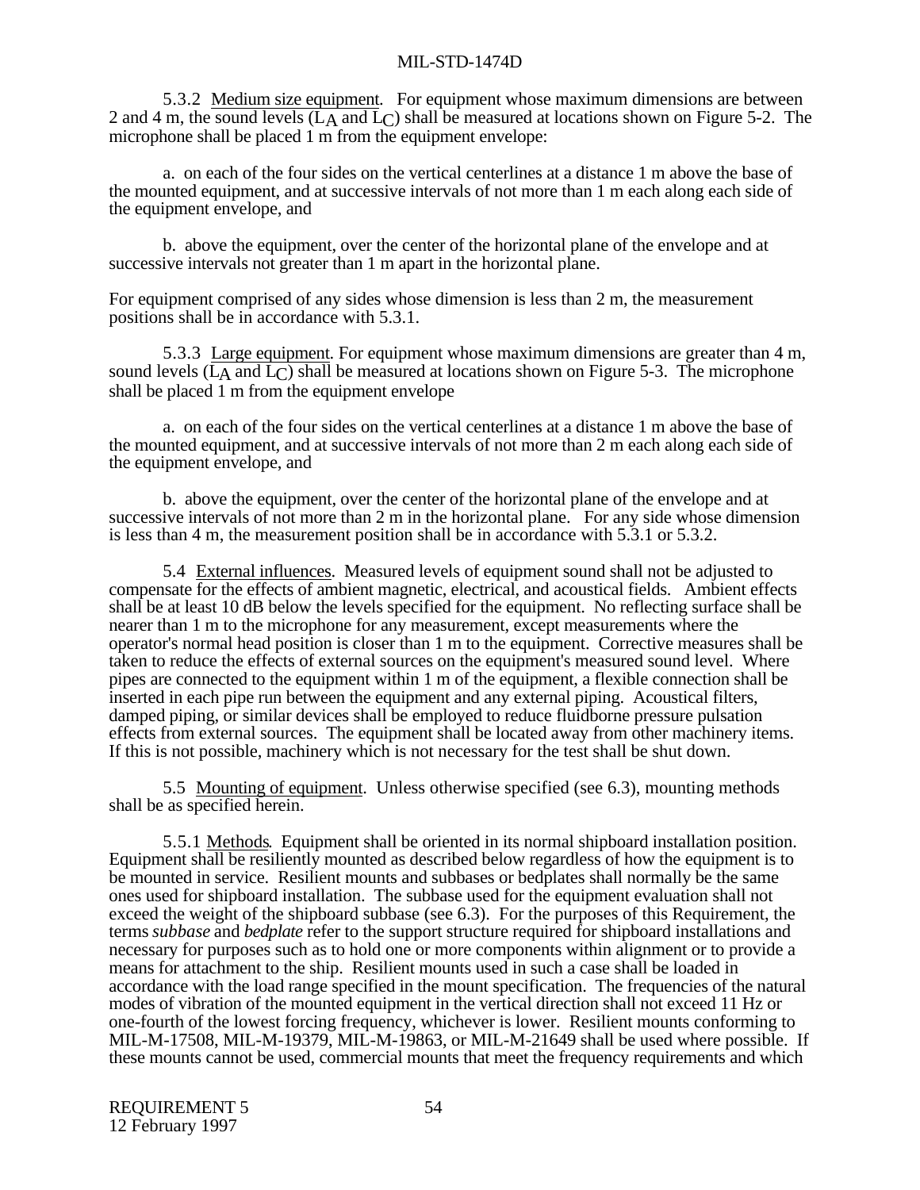5.3.2 Medium size equipment. For equipment whose maximum dimensions are between 2 and 4 m, the sound levels ($L_A$ and $L_C$) shall be measured at locations shown on Figure 5-2. The microphone shall be placed 1 m from the equipment envelope:

a. on each of the four sides on the vertical centerlines at a distance 1 m above the base of the mounted equipment, and at successive intervals of not more than 1 m each along each side of the equipment envelope, and

b. above the equipment, over the center of the horizontal plane of the envelope and at successive intervals not greater than 1 m apart in the horizontal plane.

For equipment comprised of any sides whose dimension is less than 2 m, the measurement positions shall be in accordance with 5.3.1.

5.3.3 Large equipment. For equipment whose maximum dimensions are greater than 4 m, sound levels ($L_A$ and $L_C$) shall be measured at locations shown on Figure 5-3. The microphone shall be placed 1 m from the equipment envelope

a. on each of the four sides on the vertical centerlines at a distance 1 m above the base of the mounted equipment, and at successive intervals of not more than 2 m each along each side of the equipment envelope, and

b. above the equipment, over the center of the horizontal plane of the envelope and at successive intervals of not more than 2 m in the horizontal plane. For any side whose dimension is less than 4 m, the measurement position shall be in accordance with 5.3.1 or 5.3.2.

5.4 External influences. Measured levels of equipment sound shall not be adjusted to compensate for the effects of ambient magnetic, electrical, and acoustical fields. Ambient effects shall be at least 10 dB below the levels specified for the equipment. No reflecting surface shall be nearer than 1 m to the microphone for any measurement, except measurements where the operator's normal head position is closer than 1 m to the equipment. Corrective measures shall be taken to reduce the effects of external sources on the equipment's measured sound level. Where pipes are connected to the equipment within 1 m of the equipment, a flexible connection shall be inserted in each pipe run between the equipment and any external piping. Acoustical filters, damped piping, or similar devices shall be employed to reduce fluidborne pressure pulsation effects from external sources. The equipment shall be located away from other machinery items. If this is not possible, machinery which is not necessary for the test shall be shut down.

5.5 Mounting of equipment. Unless otherwise specified (see 6.3), mounting methods shall be as specified herein.

5.5.1 Methods. Equipment shall be oriented in its normal shipboard installation position. Equipment shall be resiliently mounted as described below regardless of how the equipment is to be mounted in service. Resilient mounts and subbases or bedplates shall normally be the same ones used for shipboard installation. The subbase used for the equipment evaluation shall not exceed the weight of the shipboard subbase (see 6.3). For the purposes of this Requirement, the terms *subbase* and *bedplate* refer to the support structure required for shipboard installations and necessary for purposes such as to hold one or more components within alignment or to provide a means for attachment to the ship. Resilient mounts used in such a case shall be loaded in accordance with the load range specified in the mount specification. The frequencies of the natural modes of vibration of the mounted equipment in the vertical direction shall not exceed 11 Hz or one-fourth of the lowest forcing frequency, whichever is lower. Resilient mounts conforming to MIL-M-17508, MIL-M-19379, MIL-M-19863, or MIL-M-21649 shall be used where possible. If these mounts cannot be used, commercial mounts that meet the frequency requirements and which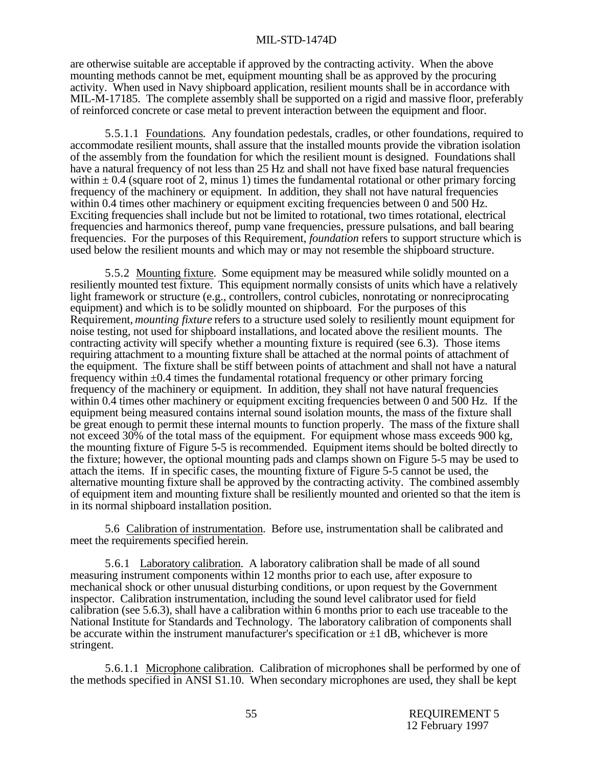are otherwise suitable are acceptable if approved by the contracting activity. When the above mounting methods cannot be met, equipment mounting shall be as approved by the procuring activity. When used in Navy shipboard application, resilient mounts shall be in accordance with MIL-M-17185. The complete assembly shall be supported on a rigid and massive floor, preferably of reinforced concrete or case metal to prevent interaction between the equipment and floor.

5.5.1.1 Foundations. Any foundation pedestals, cradles, or other foundations, required to accommodate resilient mounts, shall assure that the installed mounts provide the vibration isolation of the assembly from the foundation for which the resilient mount is designed. Foundations shall have a natural frequency of not less than 25 Hz and shall not have fixed base natural frequencies within ± 0.4 (square root of 2, minus 1) times the fundamental rotational or other primary forcing frequency of the machinery or equipment. In addition, they shall not have natural frequencies within 0.4 times other machinery or equipment exciting frequencies between 0 and 500 Hz. Exciting frequencies shall include but not be limited to rotational, two times rotational, electrical frequencies and harmonics thereof, pump vane frequencies, pressure pulsations, and ball bearing frequencies. For the purposes of this Requirement, *foundation* refers to support structure which is used below the resilient mounts and which may or may not resemble the shipboard structure.

5.5.2 Mounting fixture. Some equipment may be measured while solidly mounted on a resiliently mounted test fixture. This equipment normally consists of units which have a relatively light framework or structure (e.g., controllers, control cubicles, nonrotating or nonreciprocating equipment) and which is to be solidly mounted on shipboard. For the purposes of this Requirement, *mounting fixture* refers to a structure used solely to resiliently mount equipment for noise testing, not used for shipboard installations, and located above the resilient mounts. The contracting activity will specify whether a mounting fixture is required (see 6.3). Those items requiring attachment to a mounting fixture shall be attached at the normal points of attachment of the equipment. The fixture shall be stiff between points of attachment and shall not have a natural frequency within ±0.4 times the fundamental rotational frequency or other primary forcing frequency of the machinery or equipment. In addition, they shall not have natural frequencies within 0.4 times other machinery or equipment exciting frequencies between 0 and 500 Hz. If the equipment being measured contains internal sound isolation mounts, the mass of the fixture shall be great enough to permit these internal mounts to function properly. The mass of the fixture shall not exceed 30% of the total mass of the equipment. For equipment whose mass exceeds 900 kg, the mounting fixture of Figure 5-5 is recommended. Equipment items should be bolted directly to the fixture; however, the optional mounting pads and clamps shown on Figure 5-5 may be used to attach the items. If in specific cases, the mounting fixture of Figure 5-5 cannot be used, the alternative mounting fixture shall be approved by the contracting activity. The combined assembly of equipment item and mounting fixture shall be resiliently mounted and oriented so that the item is in its normal shipboard installation position.

5.6 Calibration of instrumentation. Before use, instrumentation shall be calibrated and meet the requirements specified herein.

5.6.1 Laboratory calibration. A laboratory calibration shall be made of all sound measuring instrument components within 12 months prior to each use, after exposure to mechanical shock or other unusual disturbing conditions, or upon request by the Government inspector. Calibration instrumentation, including the sound level calibrator used for field calibration (see 5.6.3), shall have a calibration within 6 months prior to each use traceable to the National Institute for Standards and Technology. The laboratory calibration of components shall be accurate within the instrument manufacturer's specification or ±1 dB, whichever is more stringent.

5.6.1.1 Microphone calibration. Calibration of microphones shall be performed by one of the methods specified in ANSI S1.10. When secondary microphones are used, they shall be kept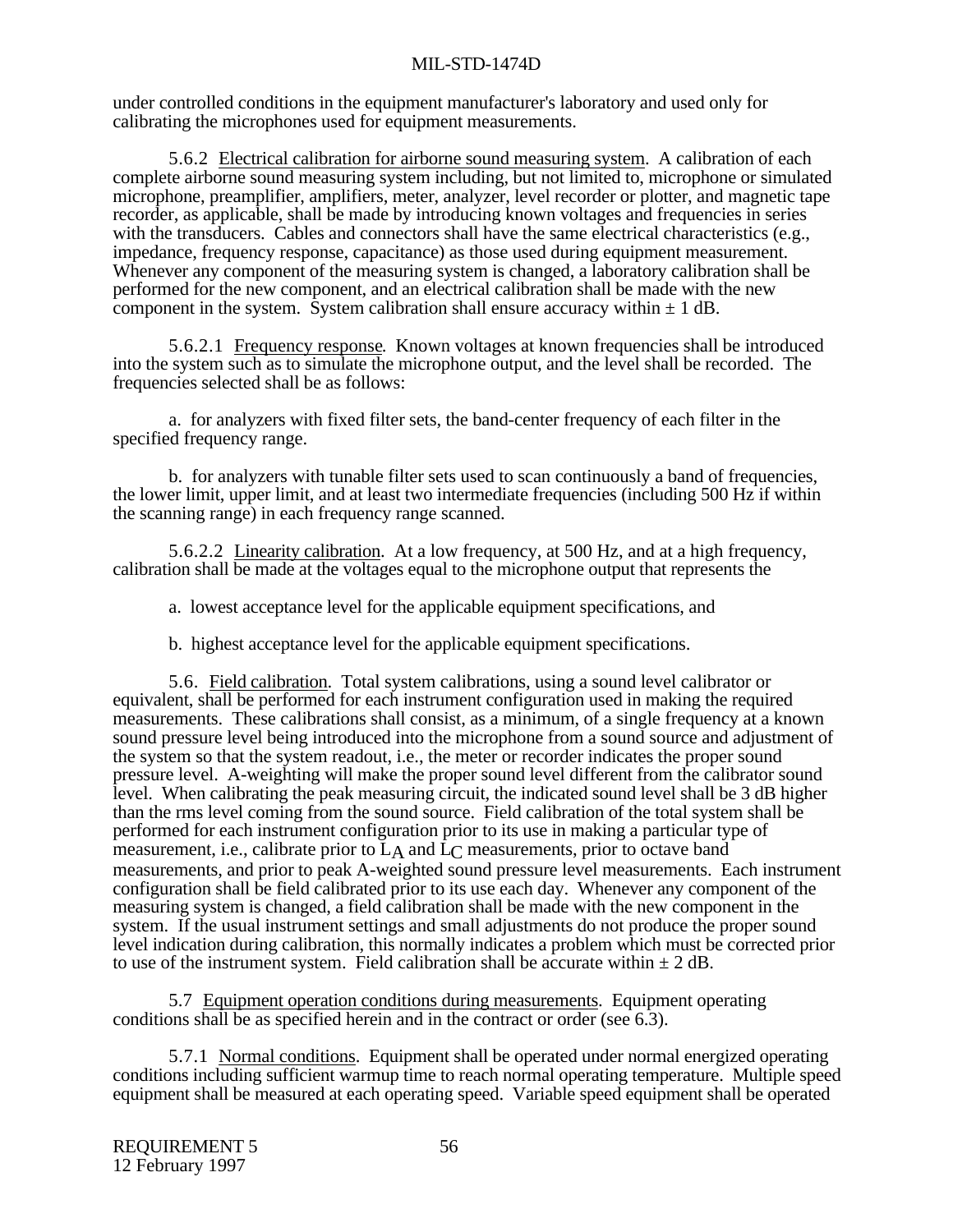under controlled conditions in the equipment manufacturer's laboratory and used only for calibrating the microphones used for equipment measurements.

5.6.2 Electrical calibration for airborne sound measuring system. A calibration of each complete airborne sound measuring system including, but not limited to, microphone or simulated microphone, preamplifier, amplifiers, meter, analyzer, level recorder or plotter, and magnetic tape recorder, as applicable, shall be made by introducing known voltages and frequencies in series with the transducers. Cables and connectors shall have the same electrical characteristics (e.g., impedance, frequency response, capacitance) as those used during equipment measurement. Whenever any component of the measuring system is changed, a laboratory calibration shall be performed for the new component, and an electrical calibration shall be made with the new component in the system. System calibration shall ensure accuracy within ± 1 dB.

5.6.2.1 Frequency response. Known voltages at known frequencies shall be introduced into the system such as to simulate the microphone output, and the level shall be recorded. The frequencies selected shall be as follows:

a. for analyzers with fixed filter sets, the band-center frequency of each filter in the specified frequency range.

b. for analyzers with tunable filter sets used to scan continuously a band of frequencies, the lower limit, upper limit, and at least two intermediate frequencies (including 500 Hz if within the scanning range) in each frequency range scanned.

5.6.2.2 Linearity calibration. At a low frequency, at 500 Hz, and at a high frequency, calibration shall be made at the voltages equal to the microphone output that represents the

a. lowest acceptance level for the applicable equipment specifications, and

b. highest acceptance level for the applicable equipment specifications.

5.6. Field calibration. Total system calibrations, using a sound level calibrator or equivalent, shall be performed for each instrument configuration used in making the required measurements. These calibrations shall consist, as a minimum, of a single frequency at a known sound pressure level being introduced into the microphone from a sound source and adjustment of the system so that the system readout, i.e., the meter or recorder indicates the proper sound pressure level. A-weighting will make the proper sound level different from the calibrator sound level. When calibrating the peak measuring circuit, the indicated sound level shall be 3 dB higher than the rms level coming from the sound source. Field calibration of the total system shall be performed for each instrument configuration prior to its use in making a particular type of measurement, i.e., calibrate prior to $L_A$ and $L_C$ measurements, prior to octave band measurements, and prior to peak A-weighted sound pressure level measurements. Each instrument configuration shall be field calibrated prior to its use each day. Whenever any component of the measuring system is changed, a field calibration shall be made with the new component in the system. If the usual instrument settings and small adjustments do not produce the proper sound level indication during calibration, this normally indicates a problem which must be corrected prior to use of the instrument system. Field calibration shall be accurate within ± 2 dB.

5.7 Equipment operation conditions during measurements. Equipment operating conditions shall be as specified herein and in the contract or order (see 6.3).

5.7.1 Normal conditions. Equipment shall be operated under normal energized operating conditions including sufficient warmup time to reach normal operating temperature. Multiple speed equipment shall be measured at each operating speed. Variable speed equipment shall be operated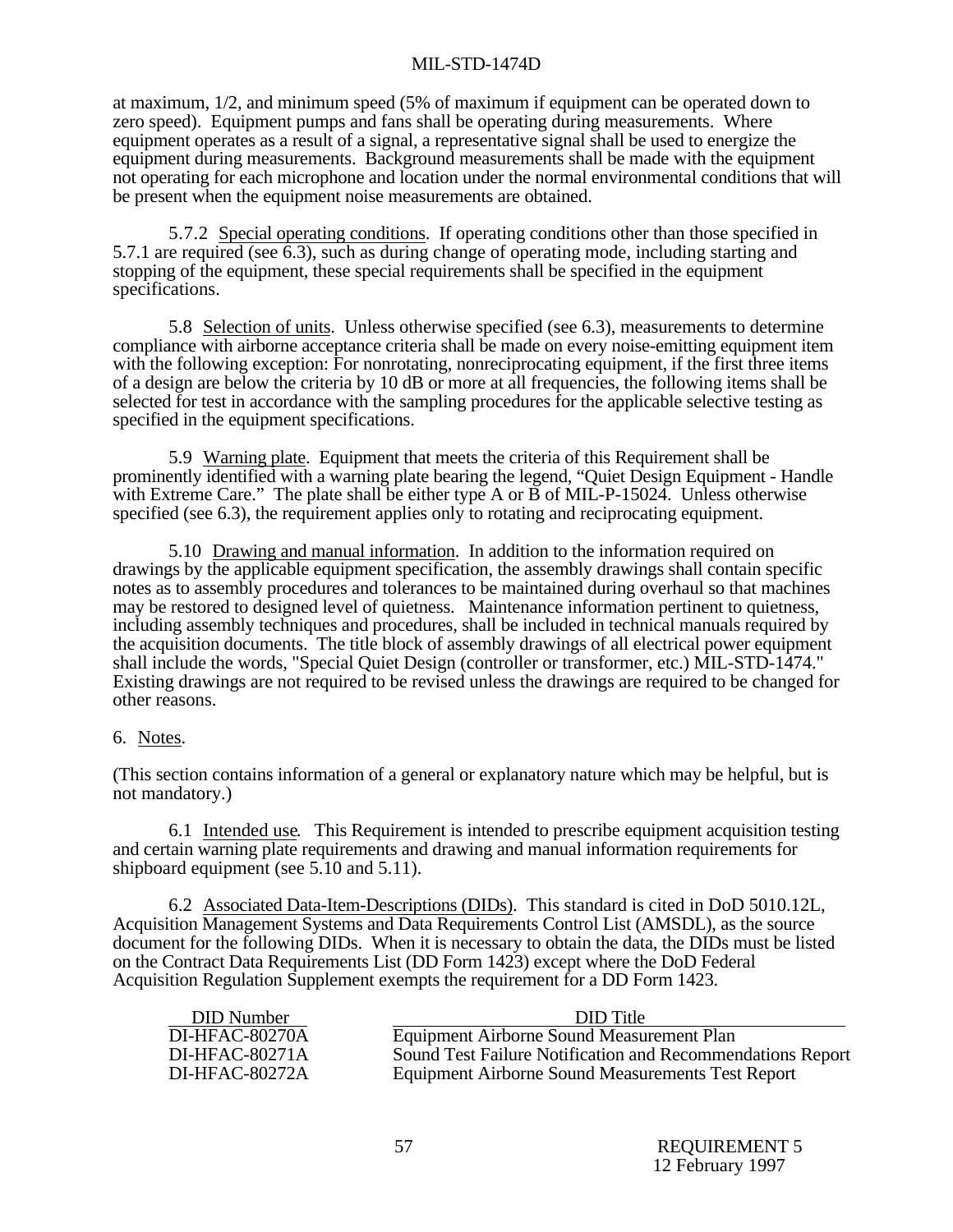at maximum, 1/2, and minimum speed (5% of maximum if equipment can be operated down to zero speed). Equipment pumps and fans shall be operating during measurements. Where equipment operates as a result of a signal, a representative signal shall be used to energize the equipment during measurements. Background measurements shall be made with the equipment not operating for each microphone and location under the normal environmental conditions that will be present when the equipment noise measurements are obtained.

5.7.2 Special operating conditions. If operating conditions other than those specified in 5.7.1 are required (see 6.3), such as during change of operating mode, including starting and stopping of the equipment, these special requirements shall be specified in the equipment specifications.

5.8 Selection of units. Unless otherwise specified (see 6.3), measurements to determine compliance with airborne acceptance criteria shall be made on every noise-emitting equipment item with the following exception: For nonrotating, nonreciprocating equipment, if the first three items of a design are below the criteria by 10 dB or more at all frequencies, the following items shall be selected for test in accordance with the sampling procedures for the applicable selective testing as specified in the equipment specifications.

5.9 Warning plate. Equipment that meets the criteria of this Requirement shall be prominently identified with a warning plate bearing the legend, "Quiet Design Equipment - Handle with Extreme Care." The plate shall be either type A or B of MIL-P-15024. Unless otherwise specified (see 6.3), the requirement applies only to rotating and reciprocating equipment.

5.10 Drawing and manual information. In addition to the information required on drawings by the applicable equipment specification, the assembly drawings shall contain specific notes as to assembly procedures and tolerances to be maintained during overhaul so that machines may be restored to designed level of quietness. Maintenance information pertinent to quietness, including assembly techniques and procedures, shall be included in technical manuals required by the acquisition documents. The title block of assembly drawings of all electrical power equipment shall include the words, "Special Quiet Design (controller or transformer, etc.) MIL-STD-1474." Existing drawings are not required to be revised unless the drawings are required to be changed for other reasons.

## 6. Notes.

(This section contains information of a general or explanatory nature which may be helpful, but is not mandatory.)

6.1 Intended use. This Requirement is intended to prescribe equipment acquisition testing and certain warning plate requirements and drawing and manual information requirements for shipboard equipment (see 5.10 and 5.11).

6.2 Associated Data-Item-Descriptions (DIDs). This standard is cited in DoD 5010.12L, Acquisition Management Systems and Data Requirements Control List (AMSDL), as the source document for the following DIDs. When it is necessary to obtain the data, the DIDs must be listed on the Contract Data Requirements List (DD Form 1423) except where the DoD Federal Acquisition Regulation Supplement exempts the requirement for a DD Form 1423.

| DID Number | DID Title |
|---|---|
| DI-HFAC-80270A | Equipment Airborne Sound Measurement Plan |
| DI-HFAC-80271A | Sound Test Failure Notification and Recommendations Report |
| DI-HFAC-80272A | Equipment Airborne Sound Measurements Test Report |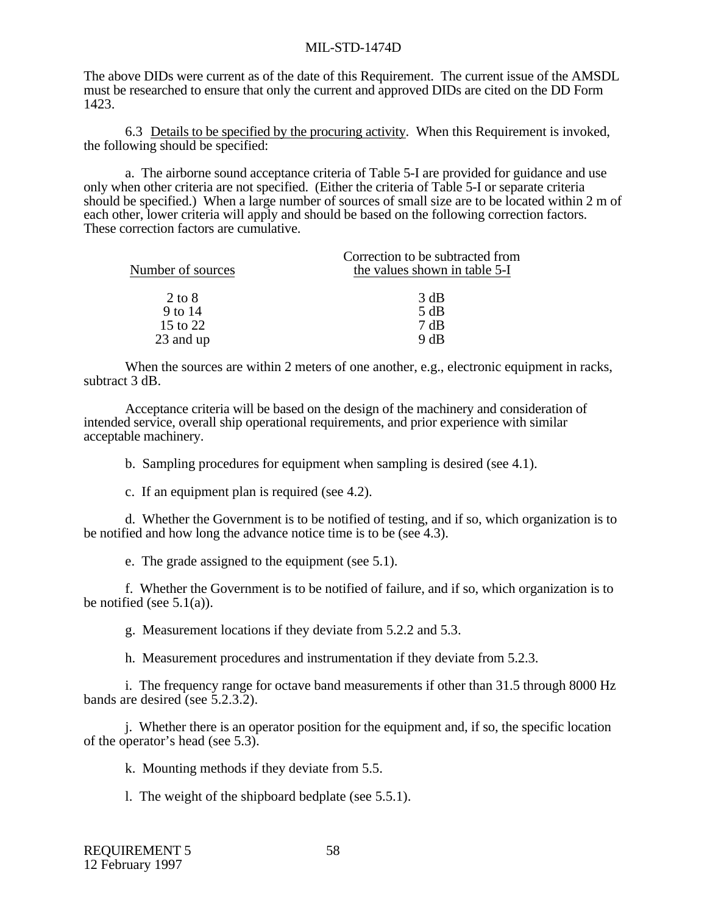The above DIDs were current as of the date of this Requirement. The current issue of the AMSDL must be researched to ensure that only the current and approved DIDs are cited on the DD Form 1423.

6.3 Details to be specified by the procuring activity. When this Requirement is invoked, the following should be specified:

a. The airborne sound acceptance criteria of Table 5-I are provided for guidance and use only when other criteria are not specified. (Either the criteria of Table 5-I or separate criteria should be specified.) When a large number of sources of small size are to be located within 2 m of each other, lower criteria will apply and should be based on the following correction factors. These correction factors are cumulative.

| Number of sources | Correction to be subtracted from the values shown in table 5-I |
|---|---|
| 2 to 8 | 3 dB |
| 9 to 14 | 5 dB |
| 15 to 22 | 7 dB |
| 23 and up | 9 dB |

When the sources are within 2 meters of one another, e.g., electronic equipment in racks, subtract 3 dB.

Acceptance criteria will be based on the design of the machinery and consideration of intended service, overall ship operational requirements, and prior experience with similar acceptable machinery.

b. Sampling procedures for equipment when sampling is desired (see 4.1).

c. If an equipment plan is required (see 4.2).

d. Whether the Government is to be notified of testing, and if so, which organization is to be notified and how long the advance notice time is to be (see 4.3).

e. The grade assigned to the equipment (see 5.1).

f. Whether the Government is to be notified of failure, and if so, which organization is to be notified (see 5.1(a)).

g. Measurement locations if they deviate from 5.2.2 and 5.3.

h. Measurement procedures and instrumentation if they deviate from 5.2.3.

i. The frequency range for octave band measurements if other than 31.5 through 8000 Hz bands are desired (see 5.2.3.2).

j. Whether there is an operator position for the equipment and, if so, the specific location of the operator's head (see 5.3).

k. Mounting methods if they deviate from 5.5.

l. The weight of the shipboard bedplate (see 5.5.1).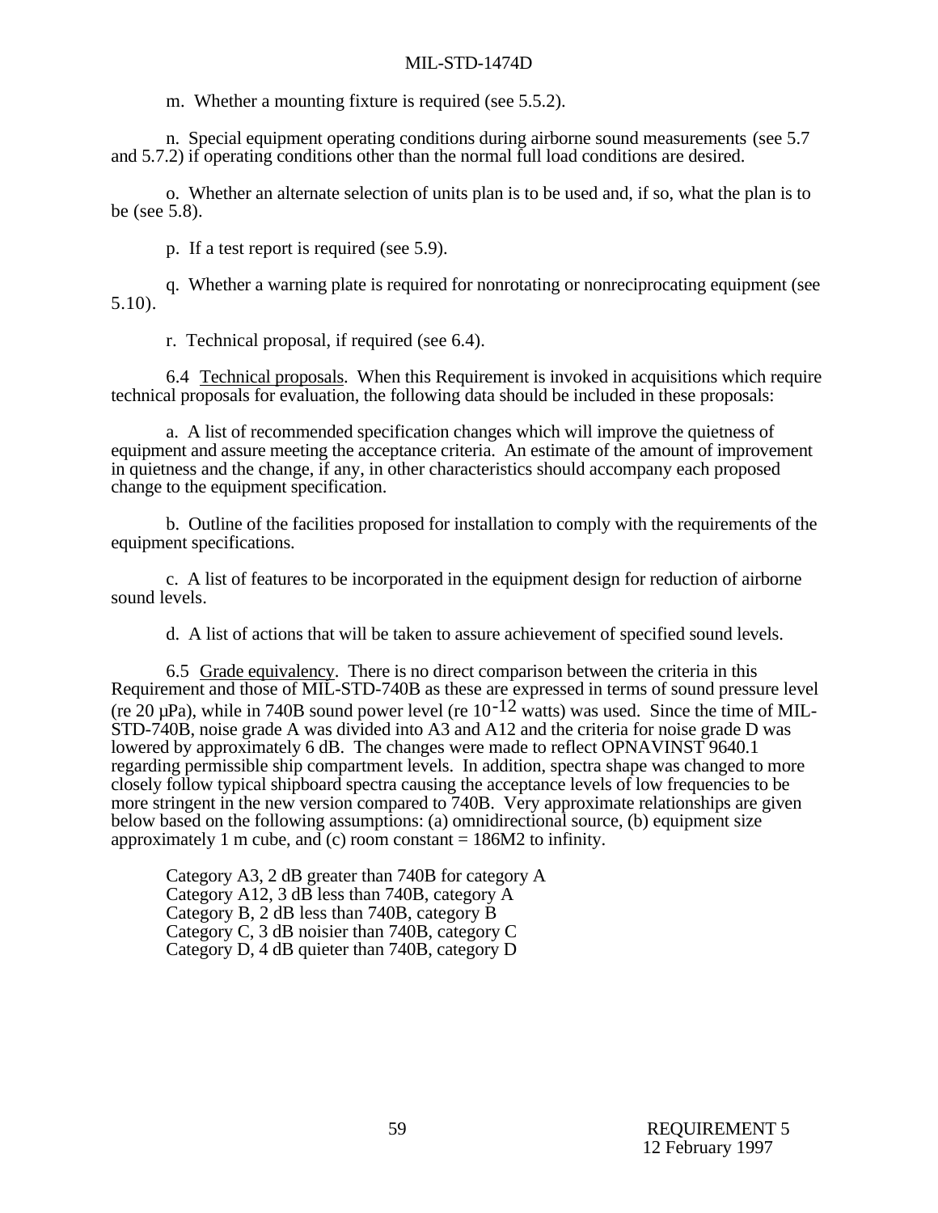m. Whether a mounting fixture is required (see 5.5.2).

n. Special equipment operating conditions during airborne sound measurements (see 5.7 and 5.7.2) if operating conditions other than the normal full load conditions are desired.

o. Whether an alternate selection of units plan is to be used and, if so, what the plan is to be (see 5.8).

p. If a test report is required (see 5.9).

q. Whether a warning plate is required for nonrotating or nonreciprocating equipment (see 5.10).

r. Technical proposal, if required (see 6.4).

6.4 Technical proposals. When this Requirement is invoked in acquisitions which require technical proposals for evaluation, the following data should be included in these proposals:

a. A list of recommended specification changes which will improve the quietness of equipment and assure meeting the acceptance criteria. An estimate of the amount of improvement in quietness and the change, if any, in other characteristics should accompany each proposed change to the equipment specification.

b. Outline of the facilities proposed for installation to comply with the requirements of the equipment specifications.

c. A list of features to be incorporated in the equipment design for reduction of airborne sound levels.

d. A list of actions that will be taken to assure achievement of specified sound levels.

6.5 Grade equivalency. There is no direct comparison between the criteria in this Requirement and those of MIL-STD-740B as these are expressed in terms of sound pressure level (re 20 µPa), while in 740B sound power level (re $10^{-12}$ watts) was used. Since the time of MIL-STD-740B, noise grade A was divided into A3 and A12 and the criteria for noise grade D was lowered by approximately 6 dB. The changes were made to reflect OPNAVINST 9640.1 regarding permissible ship compartment levels. In addition, spectra shape was changed to more closely follow typical shipboard spectra causing the acceptance levels of low frequencies to be more stringent in the new version compared to 740B. Very approximate relationships are given below based on the following assumptions: (a) omnidirectional source, (b) equipment size approximately 1 m cube, and (c) room constant = 186M2 to infinity.

Category A3, 2 dB greater than 740B for category A
Category A12, 3 dB less than 740B, category A
Category B, 2 dB less than 740B, category B
Category C, 3 dB noisier than 740B, category C
Category D, 4 dB quieter than 740B, category D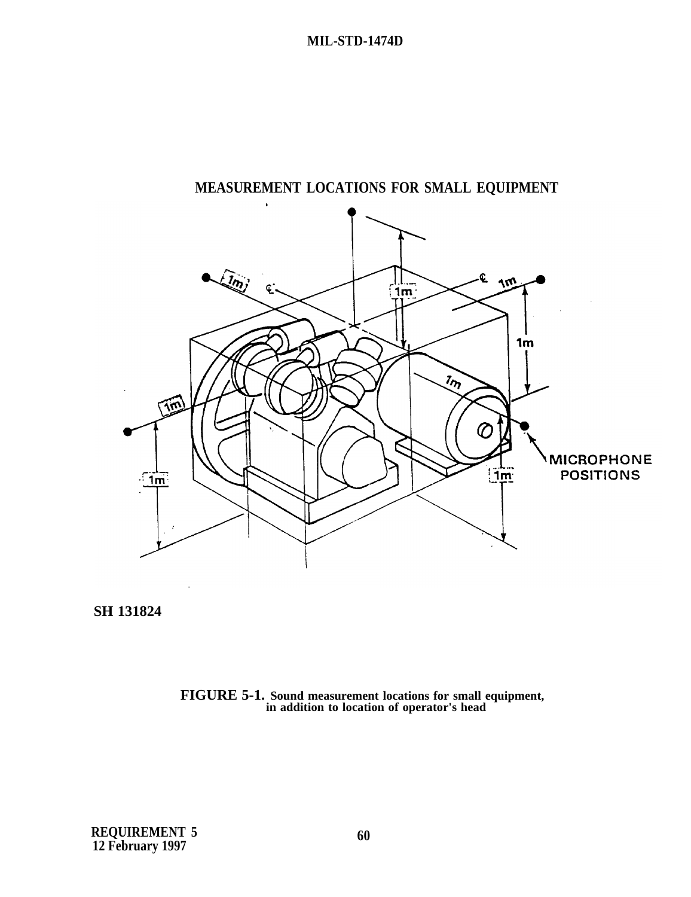MEASUREMENT LOCATIONS FOR SMALL EQUIPMENT

SH 131824

FIGURE 5-1. Sound measurement locations for small equipment, in addition to location of operator's head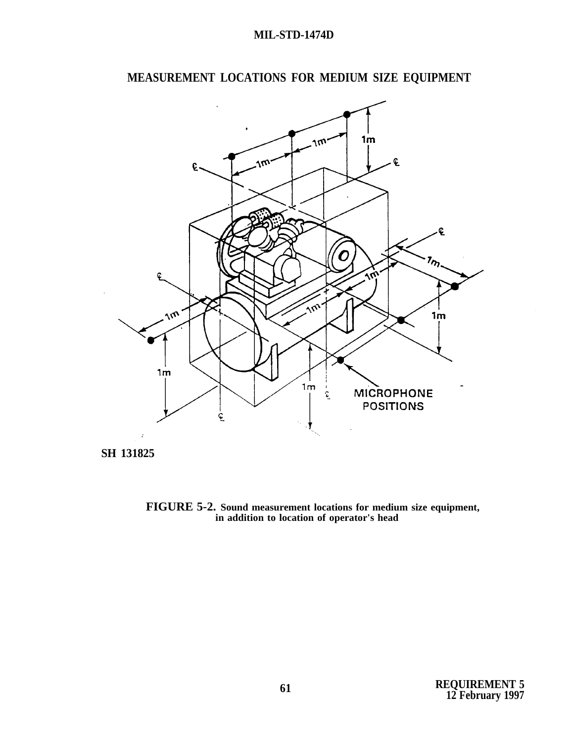## MEASUREMENT LOCATIONS FOR MEDIUM SIZE EQUIPMENT

SH 131825

**FIGURE 5-2.** **Sound measurement locations for medium size equipment, in addition to location of operator's head**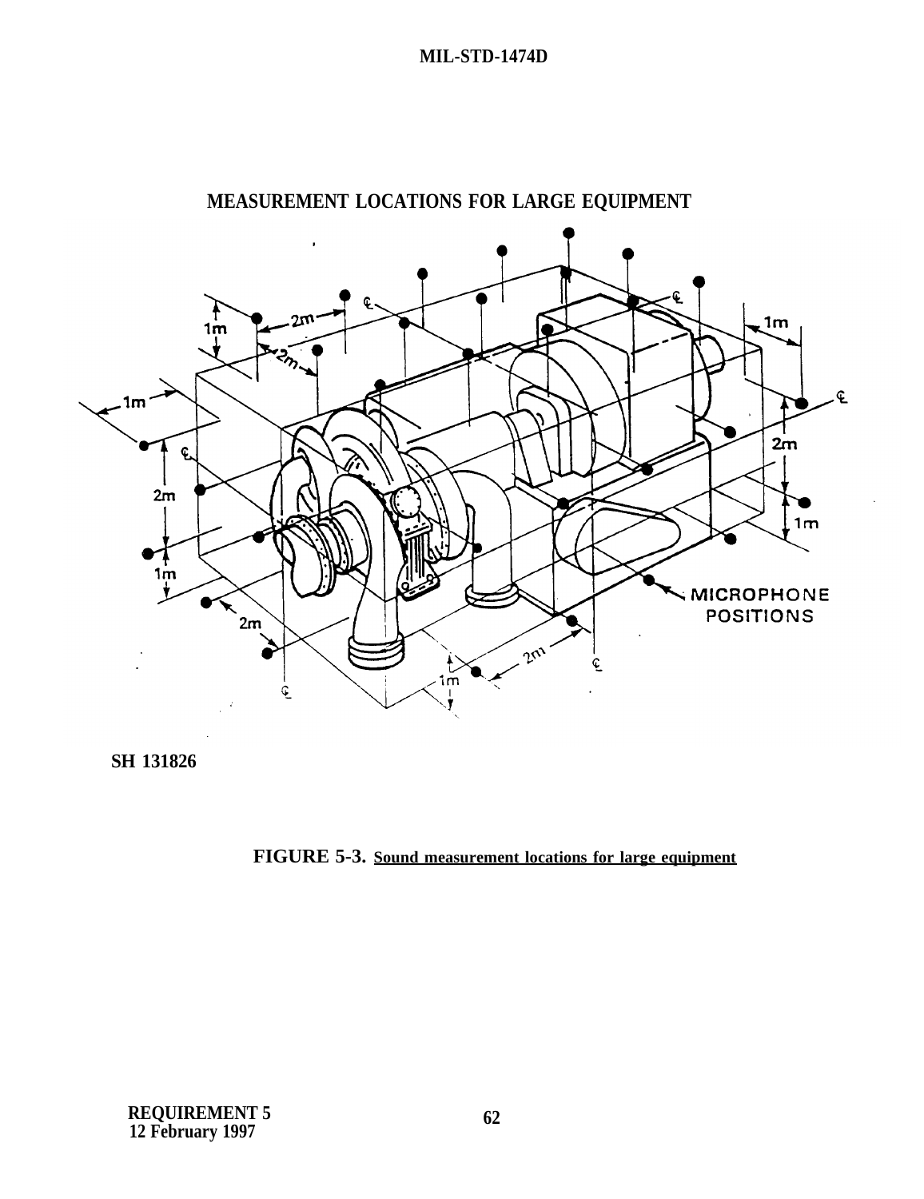MEASUREMENT LOCATIONS FOR LARGE EQUIPMENT

SH 131826

**FIGURE 5-3.** Sound measurement locations for large equipment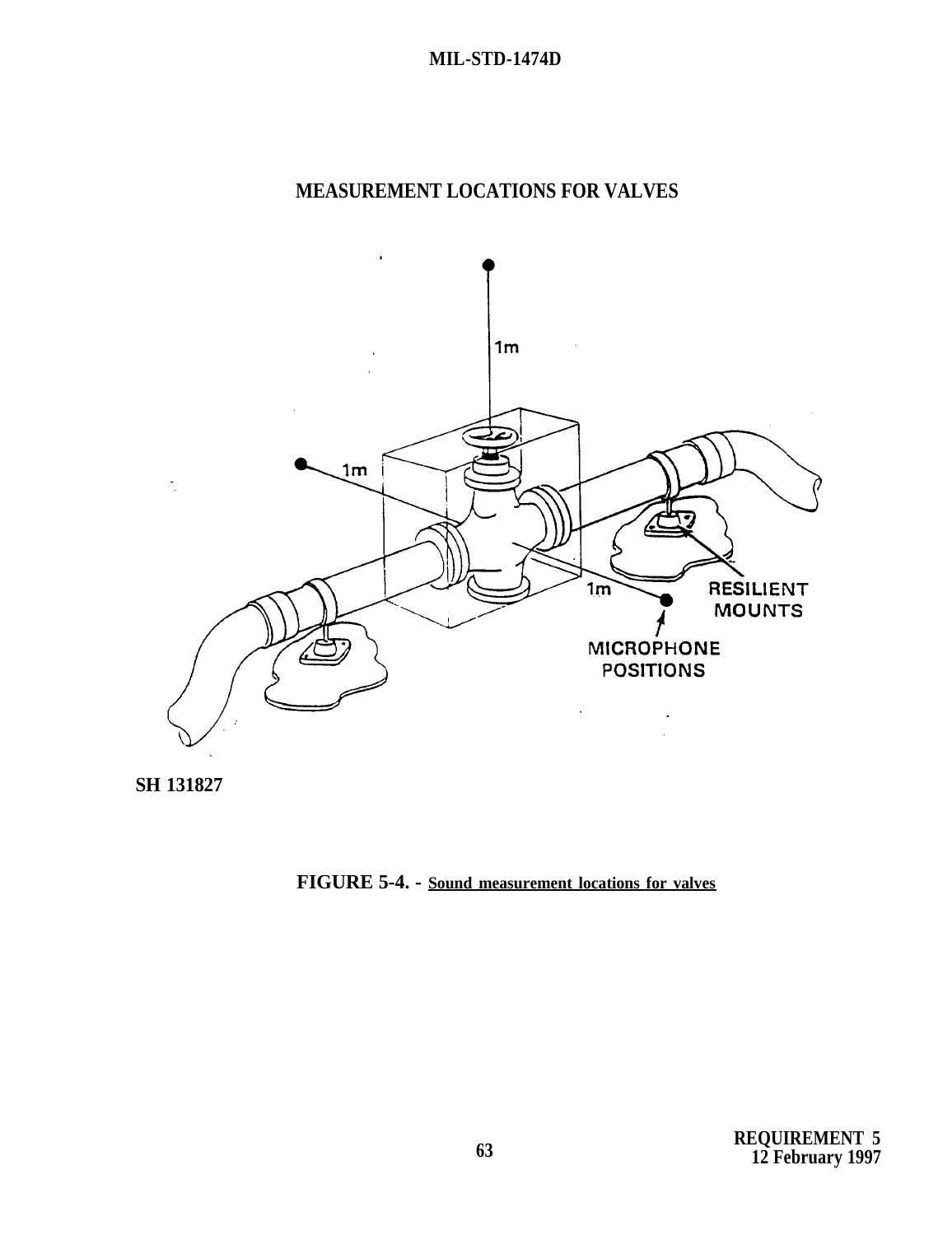## MEASUREMENT LOCATIONS FOR VALVES

1m

1m

1m

RESILIENT MOUNTS

MICROPHONE POSITIONS

SH 131827

**FIGURE 5-4.** - Sound measurement locations for valves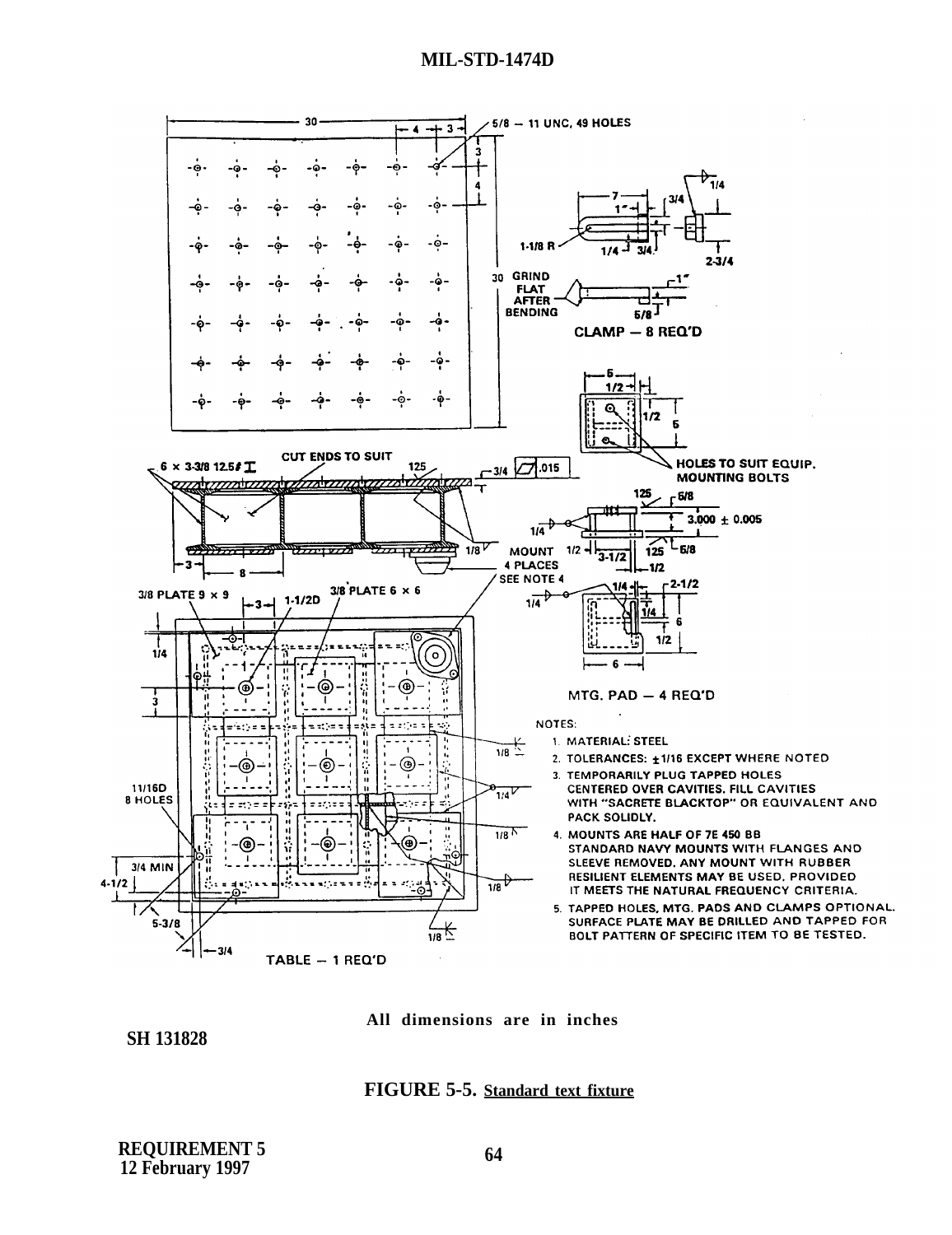30

4 — 3

5/8 — 11 UNC, 49 HOLES

3

4

30

7

1"

3/4

1/4

1-1/8 R

1/4 3/4

2-3/4

GRIND FLAT AFTER BENDING

1"

5/8

CLAMP — 8 REQ'D

6

1/2

1/2

6

HOLES TO SUIT EQUIP. MOUNTING BOLTS

6 × 3-3/8 12.5# I

CUT ENDS TO SUIT

125

3/4 .015

3

8

1/8

MOUNT 4 PLACES SEE NOTE 4

125 5/8

1/4

3.000 ± 0.005

1/2 3-1/2 125 5/8 1/2

3/8 PLATE 9 × 9

3 1-1/2D

3/8 PLATE 6 × 6

1/4 2-1/2

1/4

1/4

6

1/2

6

1/4

3

MTG. PAD — 4 REQ'D

11/16D 8 HOLES

3/4 MIN

4-1/2

5-3/8

3/4

1/8

1/4

1/8

1/8

1/8

TABLE — 1 REQ'D

NOTES:

1. MATERIAL: STEEL
2. TOLERANCES: ±1/16 EXCEPT WHERE NOTED
3. TEMPORARILY PLUG TAPPED HOLES CENTERED OVER CAVITIES. FILL CAVITIES WITH "SACRETE BLACKTOP" OR EQUIVALENT AND PACK SOLIDLY.
4. MOUNTS ARE HALF OF 7E 450 BB STANDARD NAVY MOUNTS WITH FLANGES AND SLEEVE REMOVED. ANY MOUNT WITH RUBBER RESILIENT ELEMENTS MAY BE USED, PROVIDED IT MEETS THE NATURAL FREQUENCY CRITERIA.
5. TAPPED HOLES, MTG. PADS AND CLAMPS OPTIONAL. SURFACE PLATE MAY BE DRILLED AND TAPPED FOR BOLT PATTERN OF SPECIFIC ITEM TO BE TESTED.

All dimensions are in inches

SH 131828

**FIGURE 5-5. Standard text fixture**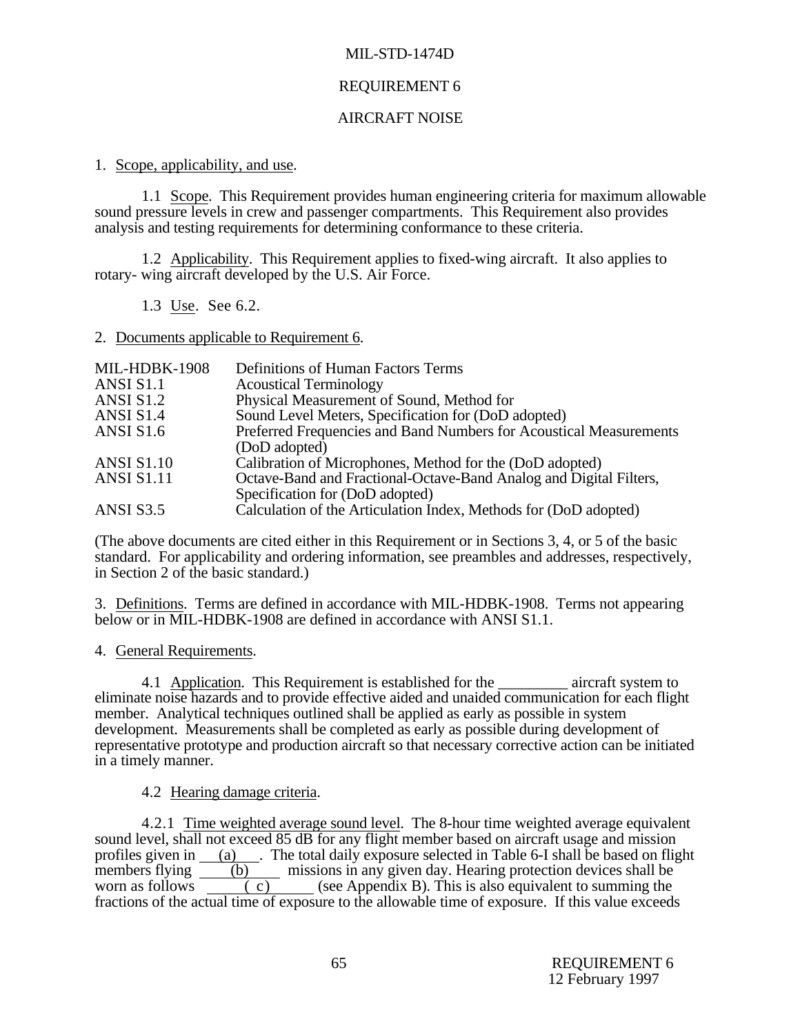MIL-STD-1474D

# REQUIREMENT 6

# AIRCRAFT NOISE

1. Scope, applicability, and use.

1.1 Scope. This Requirement provides human engineering criteria for maximum allowable sound pressure levels in crew and passenger compartments. This Requirement also provides analysis and testing requirements for determining conformance to these criteria.

1.2 Applicability. This Requirement applies to fixed-wing aircraft. It also applies to rotary- wing aircraft developed by the U.S. Air Force.

1.3 Use. See 6.2.

2. Documents applicable to Requirement 6.

| | |
|---|---|
| MIL-HDBK-1908 | Definitions of Human Factors Terms |
| ANSI S1.1 | Acoustical Terminology |
| ANSI S1.2 | Physical Measurement of Sound, Method for |
| ANSI S1.4 | Sound Level Meters, Specification for (DoD adopted) |
| ANSI S1.6 | Preferred Frequencies and Band Numbers for Acoustical Measurements (DoD adopted) |
| ANSI S1.10 | Calibration of Microphones, Method for the (DoD adopted) |
| ANSI S1.11 | Octave-Band and Fractional-Octave-Band Analog and Digital Filters, Specification for (DoD adopted) |
| ANSI S3.5 | Calculation of the Articulation Index, Methods for (DoD adopted) |

(The above documents are cited either in this Requirement or in Sections 3, 4, or 5 of the basic standard. For applicability and ordering information, see preambles and addresses, respectively, in Section 2 of the basic standard.)

3. Definitions. Terms are defined in accordance with MIL-HDBK-1908. Terms not appearing below or in MIL-HDBK-1908 are defined in accordance with ANSI S1.1.

4. General Requirements.

4.1 Application. This Requirement is established for the _________ aircraft system to eliminate noise hazards and to provide effective aided and unaided communication for each flight member. Analytical techniques outlined shall be applied as early as possible in system development. Measurements shall be completed as early as possible during development of representative prototype and production aircraft so that necessary corrective action can be initiated in a timely manner.

4.2 Hearing damage criteria.

4.2.1 Time weighted average sound level. The 8-hour time weighted average equivalent sound level, shall not exceed 85 dB for any flight member based on aircraft usage and mission profiles given in __(a)__. The total daily exposure selected in Table 6-I shall be based on flight members flying ____(b)____ missions in any given day. Hearing protection devices shall be worn as follows ______( c)______ (see Appendix B). This is also equivalent to summing the fractions of the actual time of exposure to the allowable time of exposure. If this value exceeds

REQUIREMENT 6
12 February 1997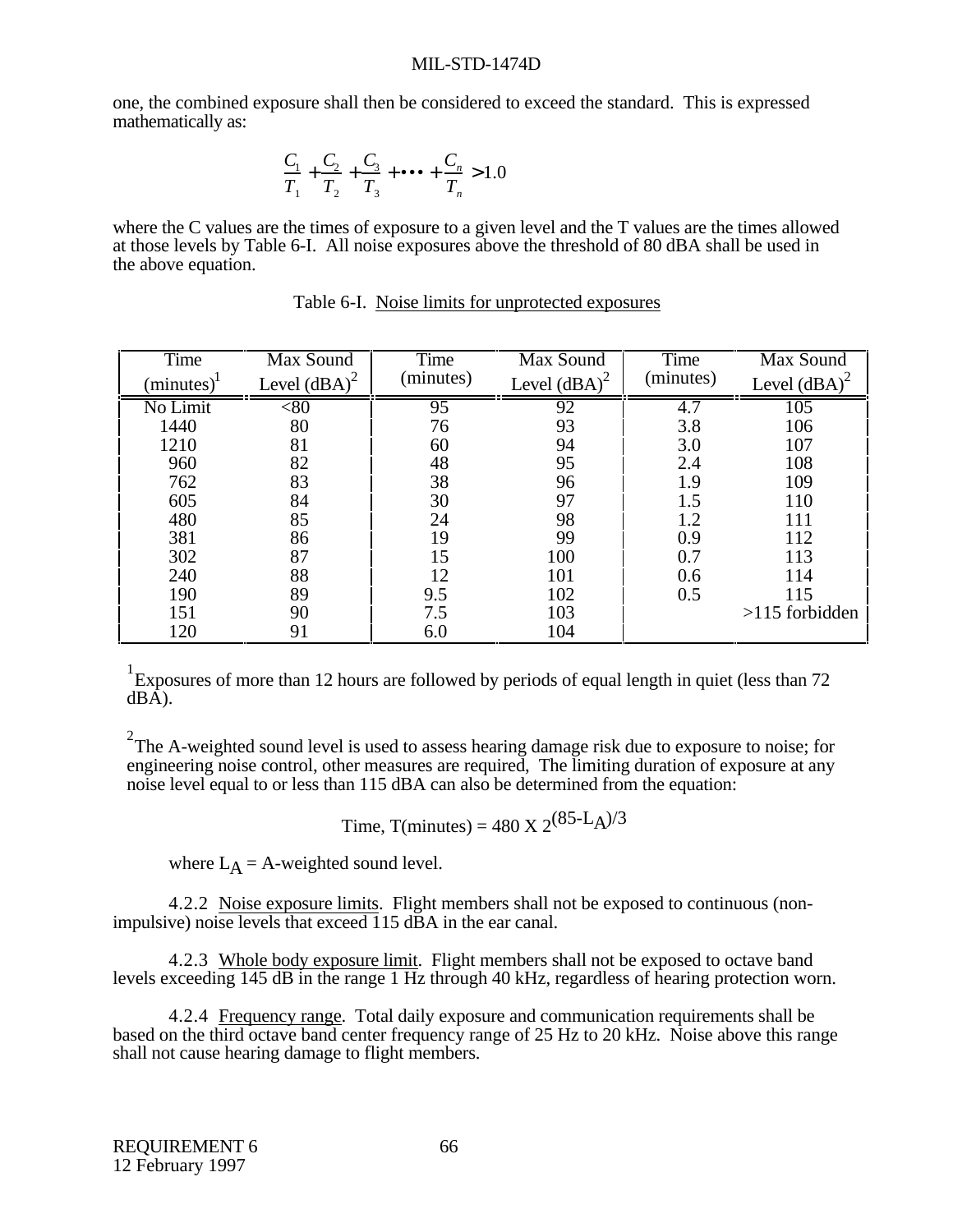one, the combined exposure shall then be considered to exceed the standard. This is expressed mathematically as:

$$\frac{C_1}{T_1} + \frac{C_2}{T_2} + \frac{C_3}{T_3} + \cdots + \frac{C_n}{T_n} > 1.0$$

where the C values are the times of exposure to a given level and the T values are the times allowed at those levels by Table 6-I. All noise exposures above the threshold of 80 dBA shall be used in the above equation.

Table 6-I. Noise limits for unprotected exposures

| Time (minutes)[1] | Max Sound Level (dBA)[2] | Time (minutes) | Max Sound Level (dBA)[2] | Time (minutes) | Max Sound Level (dBA)[2] |
|---|---|---|---|---|---|
| No Limit | <80 | 95 | 92 | 4.7 | 105 |
| 1440 | 80 | 76 | 93 | 3.8 | 106 |
| 1210 | 81 | 60 | 94 | 3.0 | 107 |
| 960 | 82 | 48 | 95 | 2.4 | 108 |
| 762 | 83 | 38 | 96 | 1.9 | 109 |
| 605 | 84 | 30 | 97 | 1.5 | 110 |
| 480 | 85 | 24 | 98 | 1.2 | 111 |
| 381 | 86 | 19 | 99 | 0.9 | 112 |
| 302 | 87 | 15 | 100 | 0.7 | 113 |
| 240 | 88 | 12 | 101 | 0.6 | 114 |
| 190 | 89 | 9.5 | 102 | 0.5 | 115 |
| 151 | 90 | 7.5 | 103 | | >115 forbidden |
| 120 | 91 | 6.0 | 104 | | |

[1]Exposures of more than 12 hours are followed by periods of equal length in quiet (less than 72 dBA).

[2]The A-weighted sound level is used to assess hearing damage risk due to exposure to noise; for engineering noise control, other measures are required, The limiting duration of exposure at any noise level equal to or less than 115 dBA can also be determined from the equation:

$$\text{Time, T(minutes)} = 480 \times 2^{(85-L_A)/3}$$

where $L_A$ = A-weighted sound level.

4.2.2 Noise exposure limits. Flight members shall not be exposed to continuous (non-impulsive) noise levels that exceed 115 dBA in the ear canal.

4.2.3 Whole body exposure limit. Flight members shall not be exposed to octave band levels exceeding 145 dB in the range 1 Hz through 40 kHz, regardless of hearing protection worn.

4.2.4 Frequency range. Total daily exposure and communication requirements shall be based on the third octave band center frequency range of 25 Hz to 20 kHz. Noise above this range shall not cause hearing damage to flight members.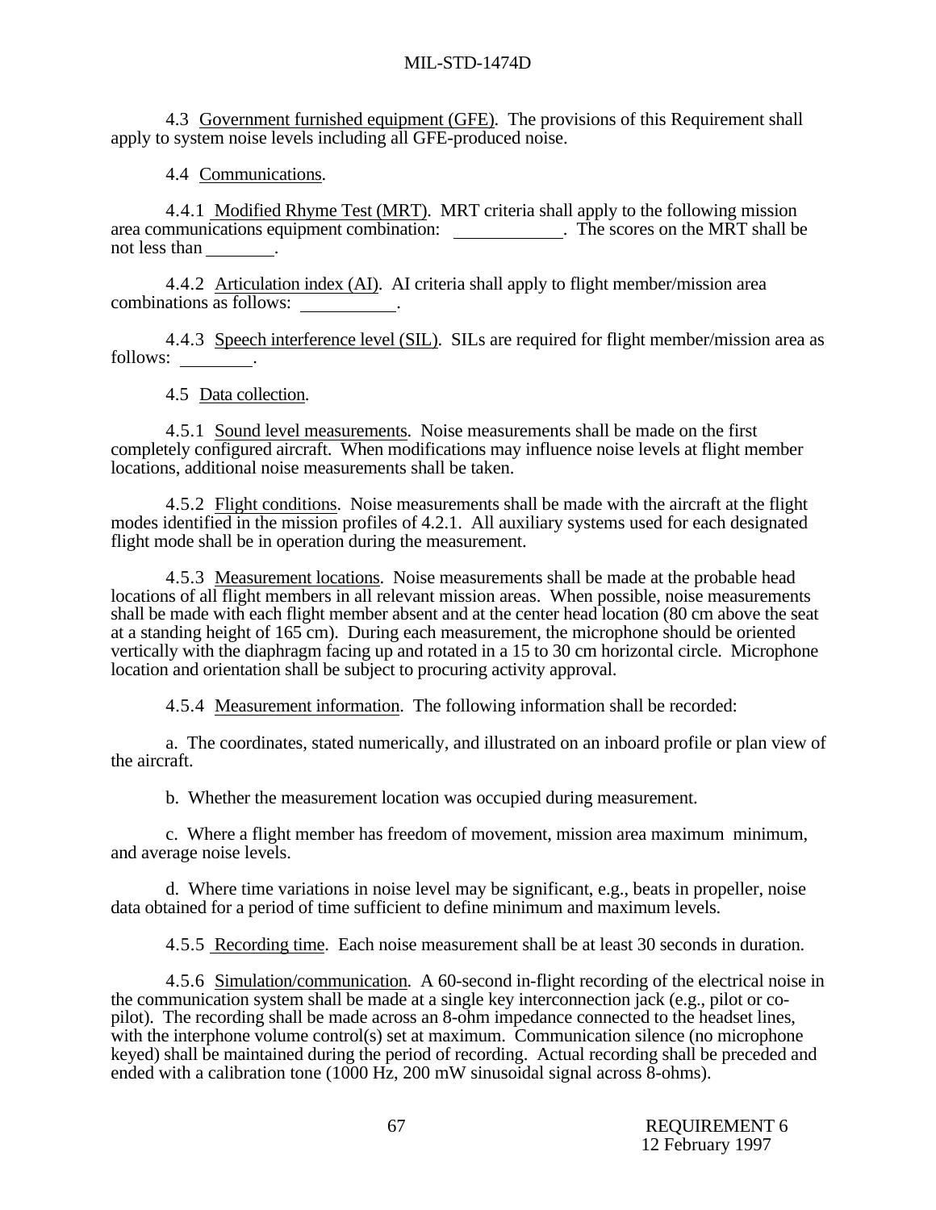4.3 Government furnished equipment (GFE). The provisions of this Requirement shall apply to system noise levels including all GFE-produced noise.

4.4 Communications.

4.4.1 Modified Rhyme Test (MRT). MRT criteria shall apply to the following mission area communications equipment combination: ____________. The scores on the MRT shall be not less than ________.

4.4.2 Articulation index (AI). AI criteria shall apply to flight member/mission area combinations as follows: __________.

4.4.3 Speech interference level (SIL). SILs are required for flight member/mission area as follows: ________.

4.5 Data collection.

4.5.1 Sound level measurements. Noise measurements shall be made on the first completely configured aircraft. When modifications may influence noise levels at flight member locations, additional noise measurements shall be taken.

4.5.2 Flight conditions. Noise measurements shall be made with the aircraft at the flight modes identified in the mission profiles of 4.2.1. All auxiliary systems used for each designated flight mode shall be in operation during the measurement.

4.5.3 Measurement locations. Noise measurements shall be made at the probable head locations of all flight members in all relevant mission areas. When possible, noise measurements shall be made with each flight member absent and at the center head location (80 cm above the seat at a standing height of 165 cm). During each measurement, the microphone should be oriented vertically with the diaphragm facing up and rotated in a 15 to 30 cm horizontal circle. Microphone location and orientation shall be subject to procuring activity approval.

4.5.4 Measurement information. The following information shall be recorded:

a. The coordinates, stated numerically, and illustrated on an inboard profile or plan view of the aircraft.

b. Whether the measurement location was occupied during measurement.

c. Where a flight member has freedom of movement, mission area maximum minimum, and average noise levels.

d. Where time variations in noise level may be significant, e.g., beats in propeller, noise data obtained for a period of time sufficient to define minimum and maximum levels.

4.5.5 Recording time. Each noise measurement shall be at least 30 seconds in duration.

4.5.6 Simulation/communication. A 60-second in-flight recording of the electrical noise in the communication system shall be made at a single key interconnection jack (e.g., pilot or co-pilot). The recording shall be made across an 8-ohm impedance connected to the headset lines, with the interphone volume control(s) set at maximum. Communication silence (no microphone keyed) shall be maintained during the period of recording. Actual recording shall be preceded and ended with a calibration tone (1000 Hz, 200 mW sinusoidal signal across 8-ohms).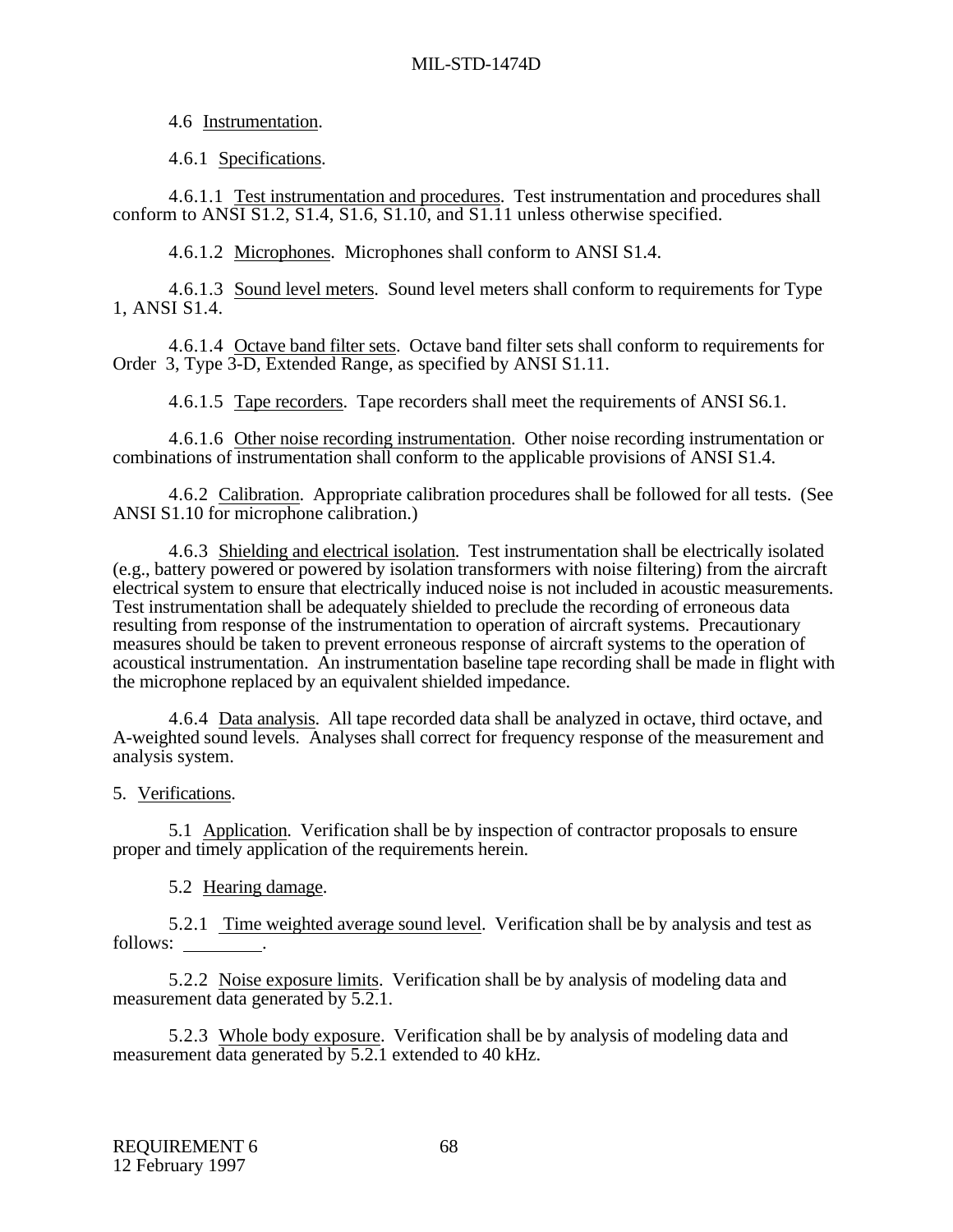4.6 Instrumentation.

4.6.1 Specifications.

4.6.1.1 Test instrumentation and procedures. Test instrumentation and procedures shall conform to ANSI S1.2, S1.4, S1.6, S1.10, and S1.11 unless otherwise specified.

4.6.1.2 Microphones. Microphones shall conform to ANSI S1.4.

4.6.1.3 Sound level meters. Sound level meters shall conform to requirements for Type 1, ANSI S1.4.

4.6.1.4 Octave band filter sets. Octave band filter sets shall conform to requirements for Order 3, Type 3-D, Extended Range, as specified by ANSI S1.11.

4.6.1.5 Tape recorders. Tape recorders shall meet the requirements of ANSI S6.1.

4.6.1.6 Other noise recording instrumentation. Other noise recording instrumentation or combinations of instrumentation shall conform to the applicable provisions of ANSI S1.4.

4.6.2 Calibration. Appropriate calibration procedures shall be followed for all tests. (See ANSI S1.10 for microphone calibration.)

4.6.3 Shielding and electrical isolation. Test instrumentation shall be electrically isolated (e.g., battery powered or powered by isolation transformers with noise filtering) from the aircraft electrical system to ensure that electrically induced noise is not included in acoustic measurements. Test instrumentation shall be adequately shielded to preclude the recording of erroneous data resulting from response of the instrumentation to operation of aircraft systems. Precautionary measures should be taken to prevent erroneous response of aircraft systems to the operation of acoustical instrumentation. An instrumentation baseline tape recording shall be made in flight with the microphone replaced by an equivalent shielded impedance.

4.6.4 Data analysis. All tape recorded data shall be analyzed in octave, third octave, and A-weighted sound levels. Analyses shall correct for frequency response of the measurement and analysis system.

5. Verifications.

5.1 Application. Verification shall be by inspection of contractor proposals to ensure proper and timely application of the requirements herein.

5.2 Hearing damage.

5.2.1 Time weighted average sound level. Verification shall be by analysis and test as follows: _________.

5.2.2 Noise exposure limits. Verification shall be by analysis of modeling data and measurement data generated by 5.2.1.

5.2.3 Whole body exposure. Verification shall be by analysis of modeling data and measurement data generated by 5.2.1 extended to 40 kHz.

REQUIREMENT 6
12 February 1997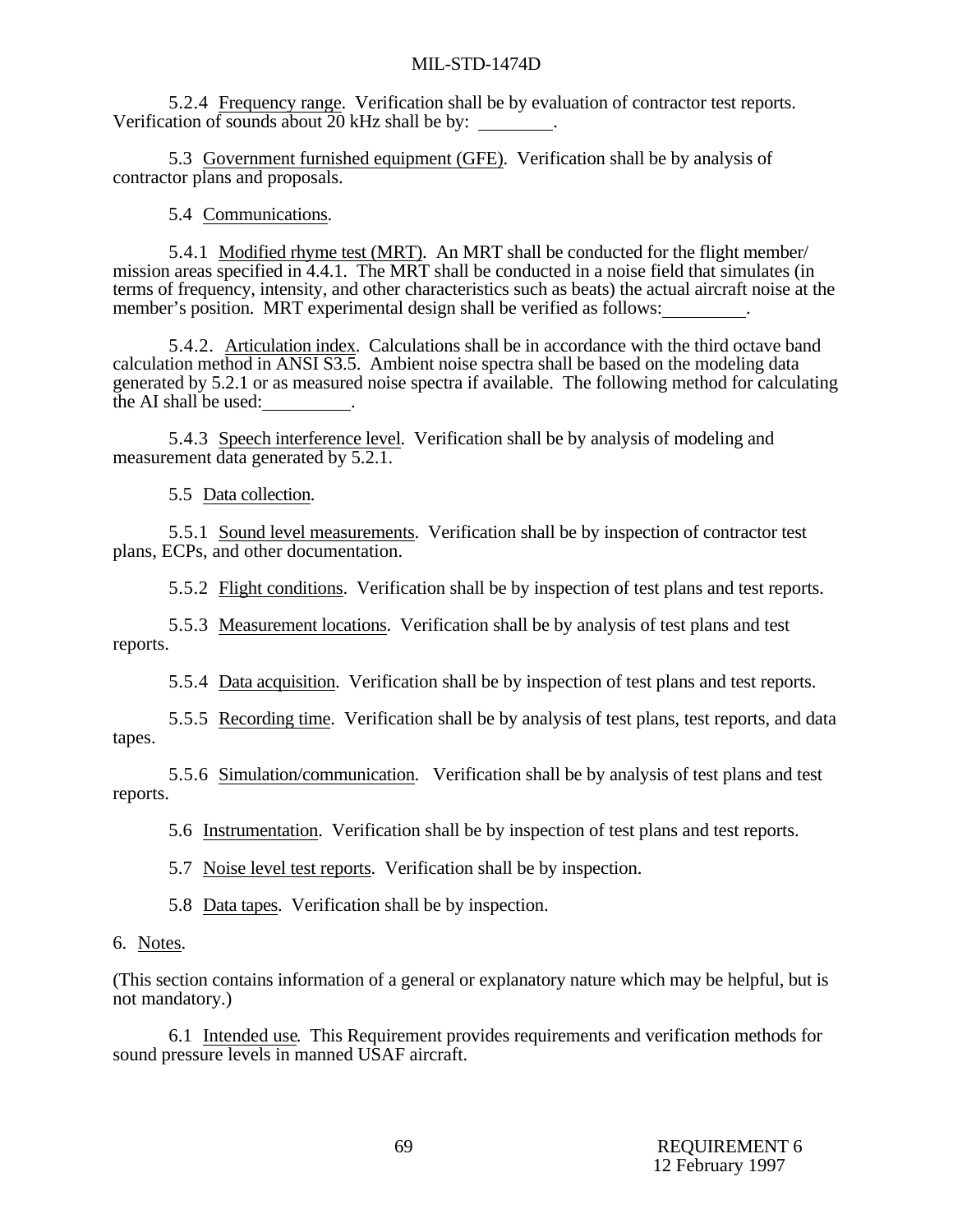5.2.4 Frequency range. Verification shall be by evaluation of contractor test reports. Verification of sounds about 20 kHz shall be by: ________.

5.3 Government furnished equipment (GFE). Verification shall be by analysis of contractor plans and proposals.

5.4 Communications.

5.4.1 Modified rhyme test (MRT). An MRT shall be conducted for the flight member/ mission areas specified in 4.4.1. The MRT shall be conducted in a noise field that simulates (in terms of frequency, intensity, and other characteristics such as beats) the actual aircraft noise at the member's position. MRT experimental design shall be verified as follows: ________.

5.4.2. Articulation index. Calculations shall be in accordance with the third octave band calculation method in ANSI S3.5. Ambient noise spectra shall be based on the modeling data generated by 5.2.1 or as measured noise spectra if available. The following method for calculating the AI shall be used: ________.

5.4.3 Speech interference level. Verification shall be by analysis of modeling and measurement data generated by 5.2.1.

5.5 Data collection.

5.5.1 Sound level measurements. Verification shall be by inspection of contractor test plans, ECPs, and other documentation.

5.5.2 Flight conditions. Verification shall be by inspection of test plans and test reports.

5.5.3 Measurement locations. Verification shall be by analysis of test plans and test reports.

5.5.4 Data acquisition. Verification shall be by inspection of test plans and test reports.

5.5.5 Recording time. Verification shall be by analysis of test plans, test reports, and data tapes.

5.5.6 Simulation/communication. Verification shall be by analysis of test plans and test reports.

5.6 Instrumentation. Verification shall be by inspection of test plans and test reports.

5.7 Noise level test reports. Verification shall be by inspection.

5.8 Data tapes. Verification shall be by inspection.

6. Notes.

(This section contains information of a general or explanatory nature which may be helpful, but is not mandatory.)

6.1 Intended use. This Requirement provides requirements and verification methods for sound pressure levels in manned USAF aircraft.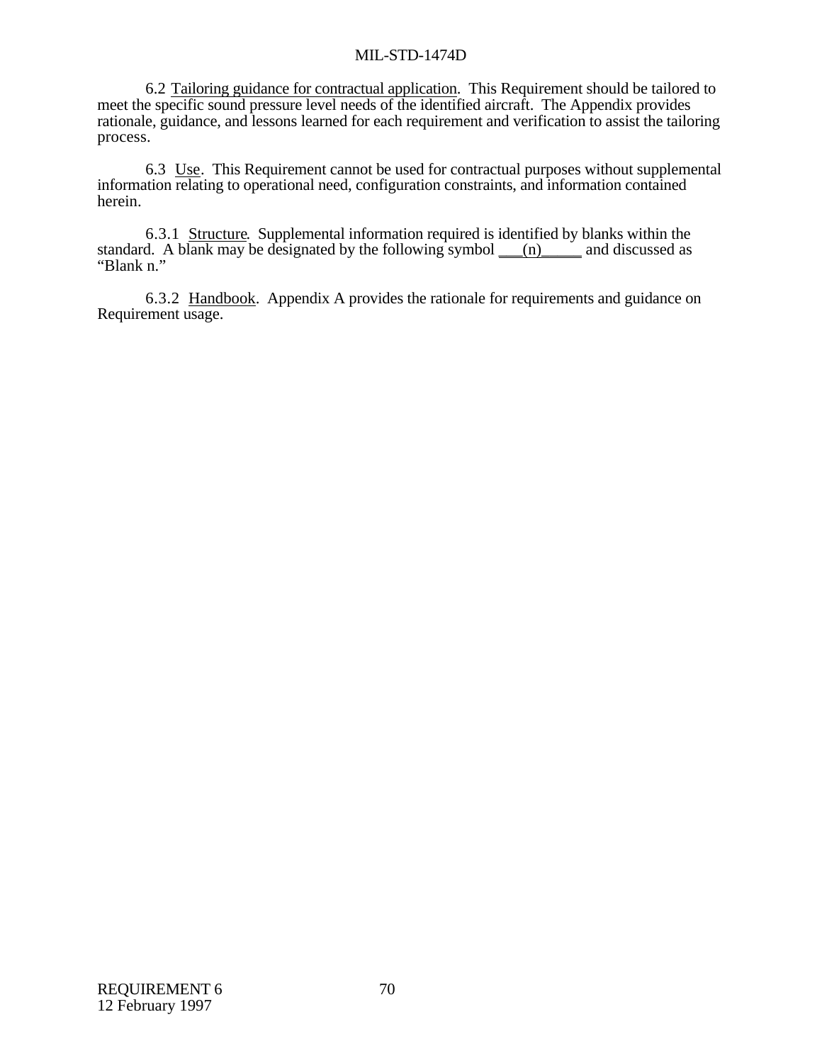6.2 Tailoring guidance for contractual application. This Requirement should be tailored to meet the specific sound pressure level needs of the identified aircraft. The Appendix provides rationale, guidance, and lessons learned for each requirement and verification to assist the tailoring process.

6.3 Use. This Requirement cannot be used for contractual purposes without supplemental information relating to operational need, configuration constraints, and information contained herein.

6.3.1 Structure. Supplemental information required is identified by blanks within the standard. A blank may be designated by the following symbol ___(n)_____ and discussed as "Blank n."

6.3.2 Handbook. Appendix A provides the rationale for requirements and guidance on Requirement usage.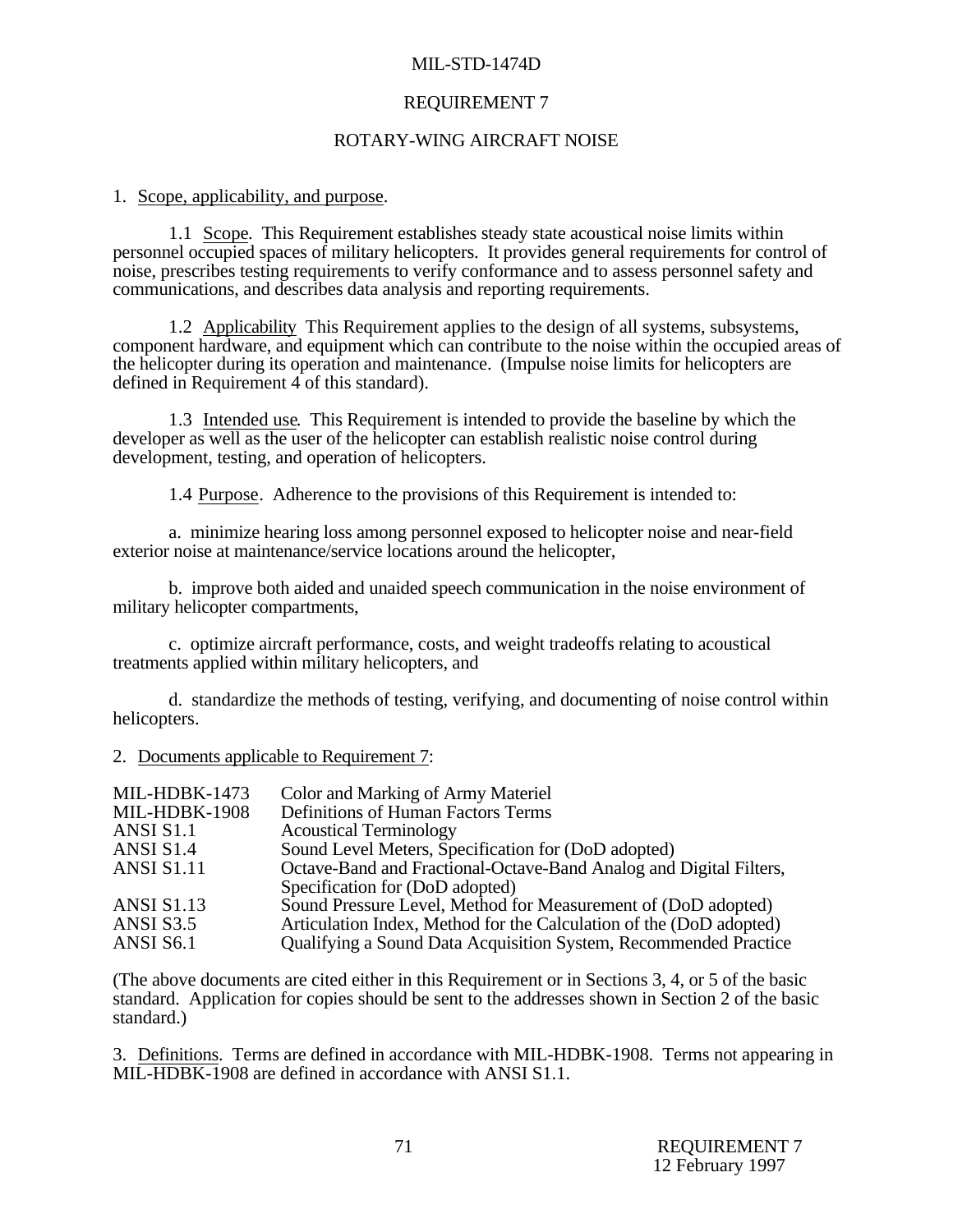# REQUIREMENT 7

## ROTARY-WING AIRCRAFT NOISE

1. Scope, applicability, and purpose.

1.1 Scope. This Requirement establishes steady state acoustical noise limits within personnel occupied spaces of military helicopters. It provides general requirements for control of noise, prescribes testing requirements to verify conformance and to assess personnel safety and communications, and describes data analysis and reporting requirements.

1.2 Applicability This Requirement applies to the design of all systems, subsystems, component hardware, and equipment which can contribute to the noise within the occupied areas of the helicopter during its operation and maintenance. (Impulse noise limits for helicopters are defined in Requirement 4 of this standard).

1.3 Intended use. This Requirement is intended to provide the baseline by which the developer as well as the user of the helicopter can establish realistic noise control during development, testing, and operation of helicopters.

1.4 Purpose. Adherence to the provisions of this Requirement is intended to:

a. minimize hearing loss among personnel exposed to helicopter noise and near-field exterior noise at maintenance/service locations around the helicopter,

b. improve both aided and unaided speech communication in the noise environment of military helicopter compartments,

c. optimize aircraft performance, costs, and weight tradeoffs relating to acoustical treatments applied within military helicopters, and

d. standardize the methods of testing, verifying, and documenting of noise control within helicopters.

2. Documents applicable to Requirement 7:

| | |
|---|---|
| MIL-HDBK-1473 | Color and Marking of Army Materiel |
| MIL-HDBK-1908 | Definitions of Human Factors Terms |
| ANSI S1.1 | Acoustical Terminology |
| ANSI S1.4 | Sound Level Meters, Specification for (DoD adopted) |
| ANSI S1.11 | Octave-Band and Fractional-Octave-Band Analog and Digital Filters, Specification for (DoD adopted) |
| ANSI S1.13 | Sound Pressure Level, Method for Measurement of (DoD adopted) |
| ANSI S3.5 | Articulation Index, Method for the Calculation of the (DoD adopted) |
| ANSI S6.1 | Qualifying a Sound Data Acquisition System, Recommended Practice |

(The above documents are cited either in this Requirement or in Sections 3, 4, or 5 of the basic standard. Application for copies should be sent to the addresses shown in Section 2 of the basic standard.)

3. Definitions. Terms are defined in accordance with MIL-HDBK-1908. Terms not appearing in MIL-HDBK-1908 are defined in accordance with ANSI S1.1.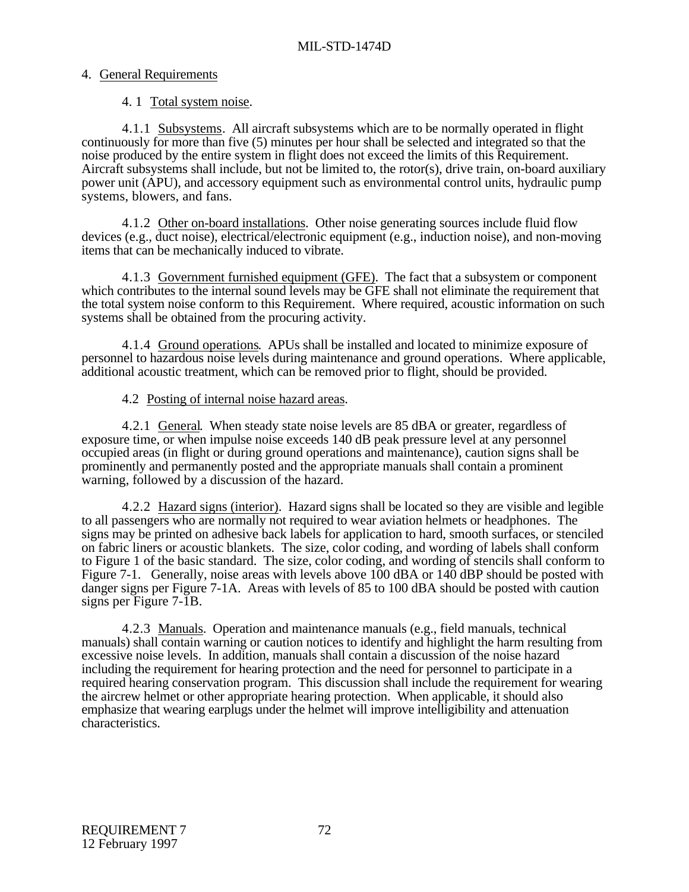## 4. General Requirements

### 4. 1 Total system noise.

4.1.1 Subsystems. All aircraft subsystems which are to be normally operated in flight continuously for more than five (5) minutes per hour shall be selected and integrated so that the noise produced by the entire system in flight does not exceed the limits of this Requirement. Aircraft subsystems shall include, but not be limited to, the rotor(s), drive train, on-board auxiliary power unit (APU), and accessory equipment such as environmental control units, hydraulic pump systems, blowers, and fans.

4.1.2 Other on-board installations. Other noise generating sources include fluid flow devices (e.g., duct noise), electrical/electronic equipment (e.g., induction noise), and non-moving items that can be mechanically induced to vibrate.

4.1.3 Government furnished equipment (GFE). The fact that a subsystem or component which contributes to the internal sound levels may be GFE shall not eliminate the requirement that the total system noise conform to this Requirement. Where required, acoustic information on such systems shall be obtained from the procuring activity.

4.1.4 Ground operations. APUs shall be installed and located to minimize exposure of personnel to hazardous noise levels during maintenance and ground operations. Where applicable, additional acoustic treatment, which can be removed prior to flight, should be provided.

### 4.2 Posting of internal noise hazard areas.

4.2.1 General. When steady state noise levels are 85 dBA or greater, regardless of exposure time, or when impulse noise exceeds 140 dB peak pressure level at any personnel occupied areas (in flight or during ground operations and maintenance), caution signs shall be prominently and permanently posted and the appropriate manuals shall contain a prominent warning, followed by a discussion of the hazard.

4.2.2 Hazard signs (interior). Hazard signs shall be located so they are visible and legible to all passengers who are normally not required to wear aviation helmets or headphones. The signs may be printed on adhesive back labels for application to hard, smooth surfaces, or stenciled on fabric liners or acoustic blankets. The size, color coding, and wording of labels shall conform to Figure 1 of the basic standard. The size, color coding, and wording of stencils shall conform to Figure 7-1. Generally, noise areas with levels above 100 dBA or 140 dBP should be posted with danger signs per Figure 7-1A. Areas with levels of 85 to 100 dBA should be posted with caution signs per Figure 7-1B.

4.2.3 Manuals. Operation and maintenance manuals (e.g., field manuals, technical manuals) shall contain warning or caution notices to identify and highlight the harm resulting from excessive noise levels. In addition, manuals shall contain a discussion of the noise hazard including the requirement for hearing protection and the need for personnel to participate in a required hearing conservation program. This discussion shall include the requirement for wearing the aircrew helmet or other appropriate hearing protection. When applicable, it should also emphasize that wearing earplugs under the helmet will improve intelligibility and attenuation characteristics.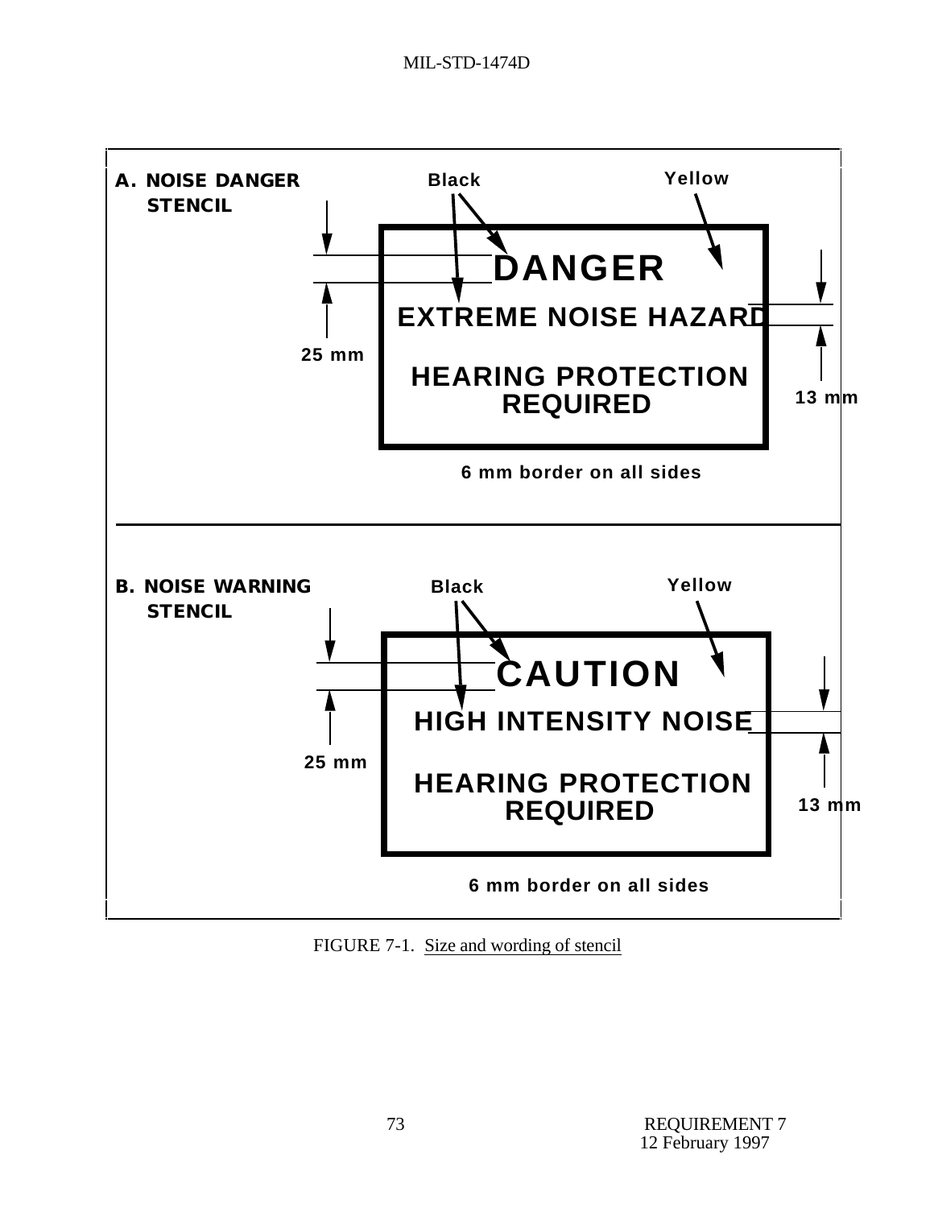**A. NOISE DANGER STENCIL**

Black

Yellow

25 mm

**DANGER**

**EXTREME NOISE HAZARD**

**HEARING PROTECTION REQUIRED**

13 mm

6 mm border on all sides

**B. NOISE WARNING STENCIL**

Black

Yellow

25 mm

**CAUTION**

**HIGH INTENSITY NOISE**

**HEARING PROTECTION REQUIRED**

13 mm

6 mm border on all sides

FIGURE 7-1. Size and wording of stencil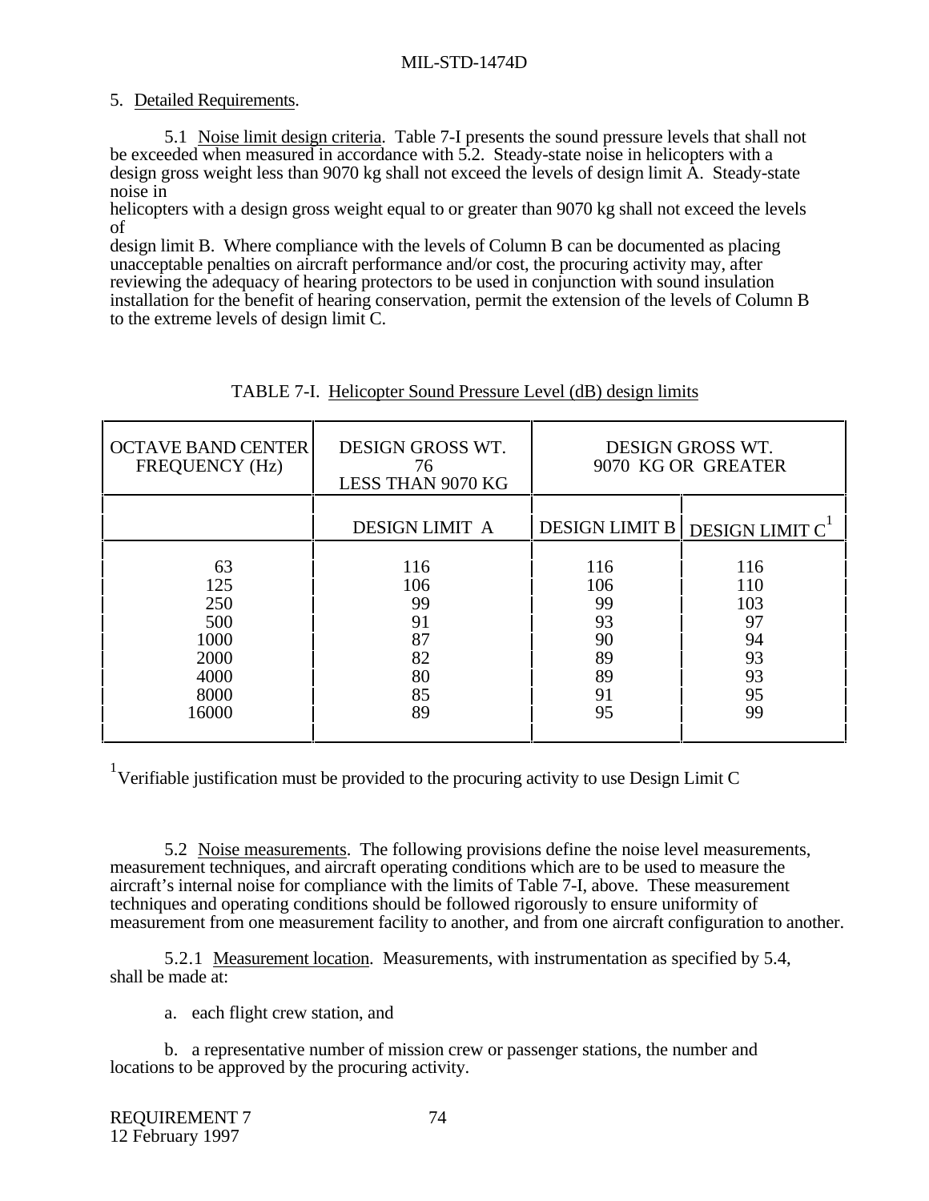5. Detailed Requirements.

5.1 Noise limit design criteria. Table 7-I presents the sound pressure levels that shall not be exceeded when measured in accordance with 5.2. Steady-state noise in helicopters with a design gross weight less than 9070 kg shall not exceed the levels of design limit A. Steady-state noise in helicopters with a design gross weight equal to or greater than 9070 kg shall not exceed the levels of design limit B. Where compliance with the levels of Column B can be documented as placing unacceptable penalties on aircraft performance and/or cost, the procuring activity may, after reviewing the adequacy of hearing protectors to be used in conjunction with sound insulation installation for the benefit of hearing conservation, permit the extension of the levels of Column B to the extreme levels of design limit C.

TABLE 7-I. Helicopter Sound Pressure Level (dB) design limits

| OCTAVE BAND CENTER FREQUENCY (Hz) | DESIGN GROSS WT. 76 LESS THAN 9070 KG | DESIGN GROSS WT. 9070 KG OR GREATER | |
|---|---|---|---|
| | DESIGN LIMIT A | DESIGN LIMIT B | DESIGN LIMIT C[1] |
| 63 | 116 | 116 | 116 |
| 125 | 106 | 106 | 110 |
| 250 | 99 | 99 | 103 |
| 500 | 91 | 93 | 97 |
| 1000 | 87 | 90 | 94 |
| 2000 | 82 | 89 | 93 |
| 4000 | 80 | 89 | 93 |
| 8000 | 85 | 91 | 95 |
| 16000 | 89 | 95 | 99 |

[1]Verifiable justification must be provided to the procuring activity to use Design Limit C

5.2 Noise measurements. The following provisions define the noise level measurements, measurement techniques, and aircraft operating conditions which are to be used to measure the aircraft's internal noise for compliance with the limits of Table 7-I, above. These measurement techniques and operating conditions should be followed rigorously to ensure uniformity of measurement from one measurement facility to another, and from one aircraft configuration to another.

5.2.1 Measurement location. Measurements, with instrumentation as specified by 5.4, shall be made at:

a. each flight crew station, and

b. a representative number of mission crew or passenger stations, the number and locations to be approved by the procuring activity.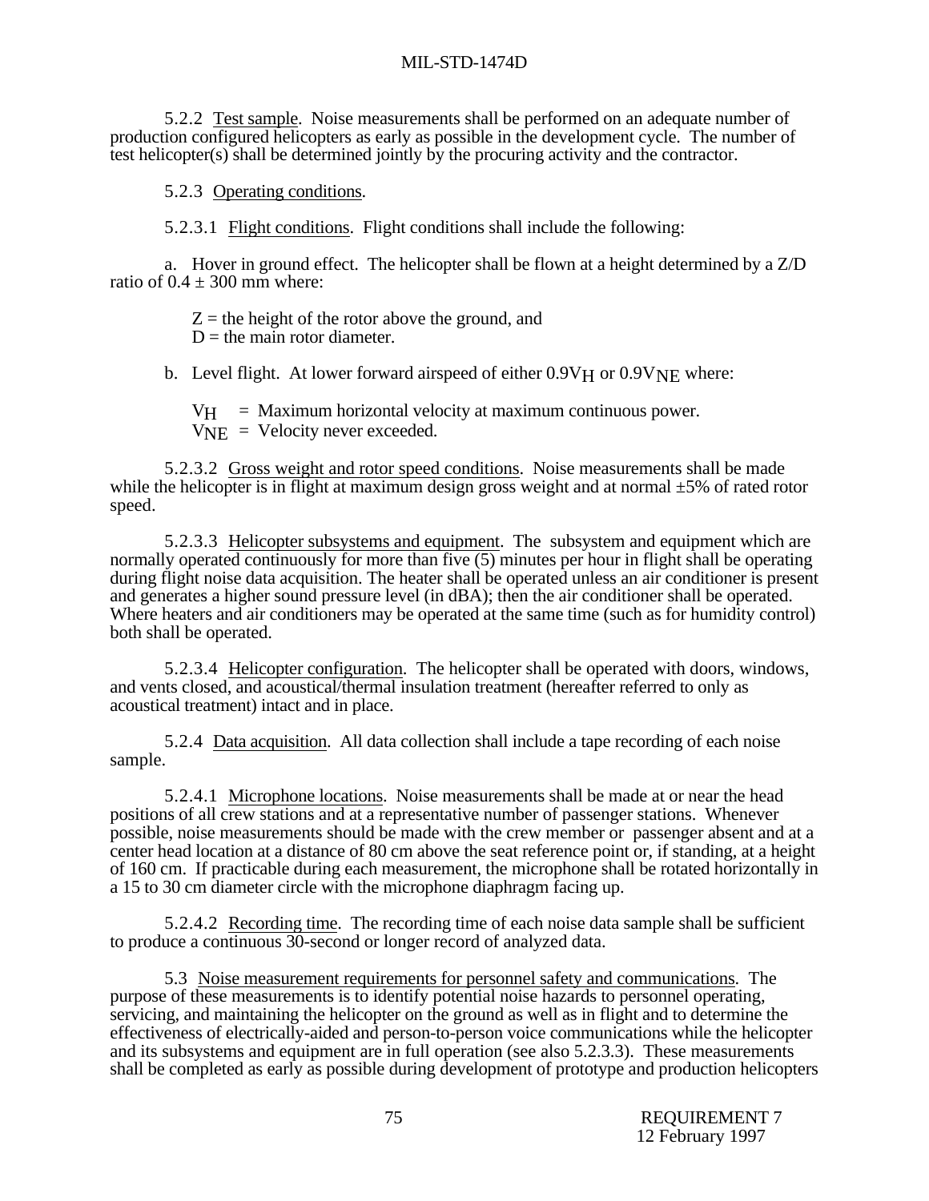5.2.2 Test sample. Noise measurements shall be performed on an adequate number of production configured helicopters as early as possible in the development cycle. The number of test helicopter(s) shall be determined jointly by the procuring activity and the contractor.

5.2.3 Operating conditions.

5.2.3.1 Flight conditions. Flight conditions shall include the following:

a. Hover in ground effect. The helicopter shall be flown at a height determined by a Z/D ratio of 0.4 ± 300 mm where:

Z = the height of the rotor above the ground, and
D = the main rotor diameter.

b. Level flight. At lower forward airspeed of either $0.9V_H$ or $0.9V_{NE}$ where:

$V_H$ = Maximum horizontal velocity at maximum continuous power.
$V_{NE}$ = Velocity never exceeded.

5.2.3.2 Gross weight and rotor speed conditions. Noise measurements shall be made while the helicopter is in flight at maximum design gross weight and at normal ±5% of rated rotor speed.

5.2.3.3 Helicopter subsystems and equipment. The subsystem and equipment which are normally operated continuously for more than five (5) minutes per hour in flight shall be operating during flight noise data acquisition. The heater shall be operated unless an air conditioner is present and generates a higher sound pressure level (in dBA); then the air conditioner shall be operated. Where heaters and air conditioners may be operated at the same time (such as for humidity control) both shall be operated.

5.2.3.4 Helicopter configuration. The helicopter shall be operated with doors, windows, and vents closed, and acoustical/thermal insulation treatment (hereafter referred to only as acoustical treatment) intact and in place.

5.2.4 Data acquisition. All data collection shall include a tape recording of each noise sample.

5.2.4.1 Microphone locations. Noise measurements shall be made at or near the head positions of all crew stations and at a representative number of passenger stations. Whenever possible, noise measurements should be made with the crew member or passenger absent and at a center head location at a distance of 80 cm above the seat reference point or, if standing, at a height of 160 cm. If practicable during each measurement, the microphone shall be rotated horizontally in a 15 to 30 cm diameter circle with the microphone diaphragm facing up.

5.2.4.2 Recording time. The recording time of each noise data sample shall be sufficient to produce a continuous 30-second or longer record of analyzed data.

5.3 Noise measurement requirements for personnel safety and communications. The purpose of these measurements is to identify potential noise hazards to personnel operating, servicing, and maintaining the helicopter on the ground as well as in flight and to determine the effectiveness of electrically-aided and person-to-person voice communications while the helicopter and its subsystems and equipment are in full operation (see also 5.2.3.3). These measurements shall be completed as early as possible during development of prototype and production helicopters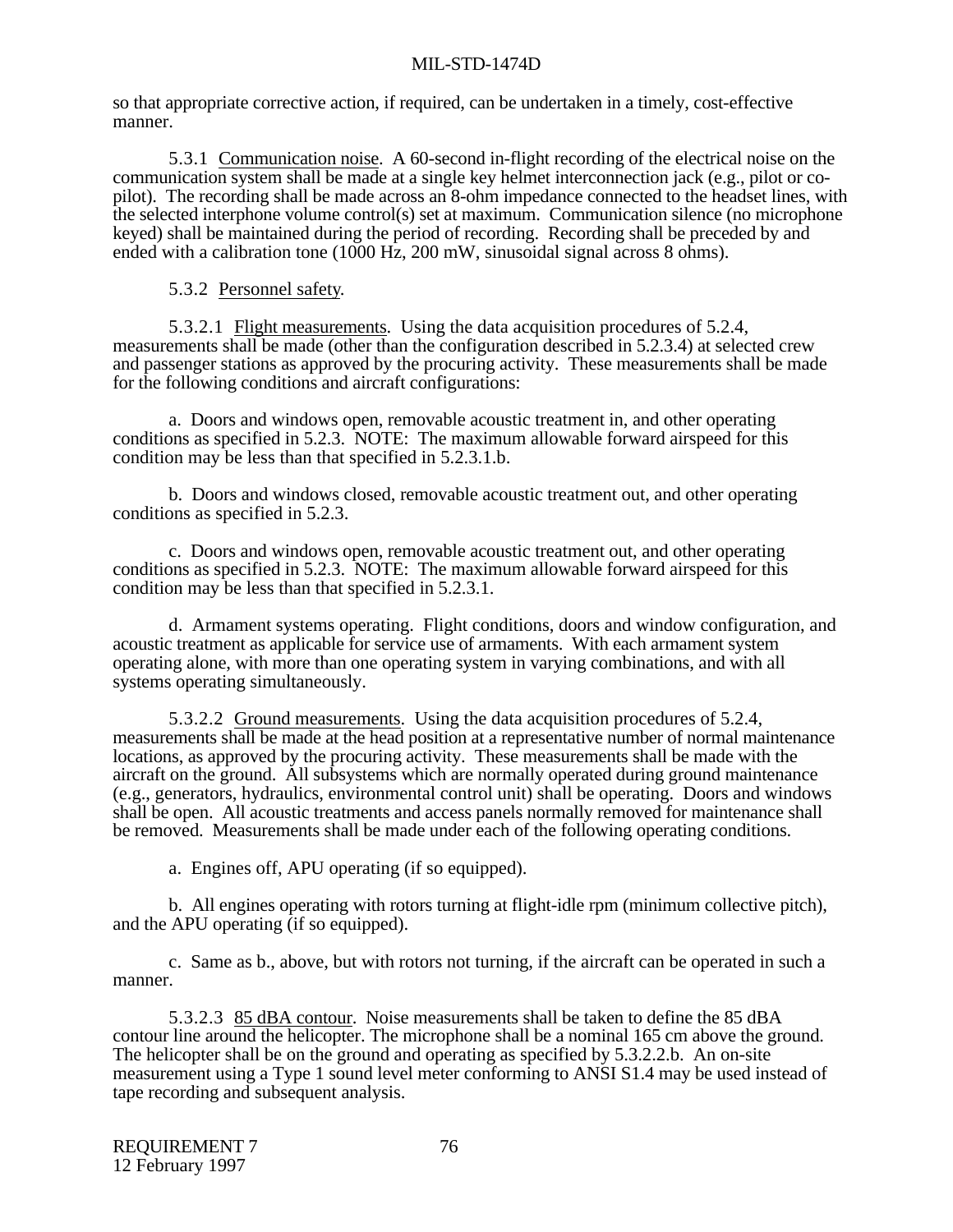so that appropriate corrective action, if required, can be undertaken in a timely, cost-effective manner.

5.3.1 Communication noise. A 60-second in-flight recording of the electrical noise on the communication system shall be made at a single key helmet interconnection jack (e.g., pilot or co-pilot). The recording shall be made across an 8-ohm impedance connected to the headset lines, with the selected interphone volume control(s) set at maximum. Communication silence (no microphone keyed) shall be maintained during the period of recording. Recording shall be preceded by and ended with a calibration tone (1000 Hz, 200 mW, sinusoidal signal across 8 ohms).

5.3.2 Personnel safety.

5.3.2.1 Flight measurements. Using the data acquisition procedures of 5.2.4, measurements shall be made (other than the configuration described in 5.2.3.4) at selected crew and passenger stations as approved by the procuring activity. These measurements shall be made for the following conditions and aircraft configurations:

a. Doors and windows open, removable acoustic treatment in, and other operating conditions as specified in 5.2.3. NOTE: The maximum allowable forward airspeed for this condition may be less than that specified in 5.2.3.1.b.

b. Doors and windows closed, removable acoustic treatment out, and other operating conditions as specified in 5.2.3.

c. Doors and windows open, removable acoustic treatment out, and other operating conditions as specified in 5.2.3. NOTE: The maximum allowable forward airspeed for this condition may be less than that specified in 5.2.3.1.

d. Armament systems operating. Flight conditions, doors and window configuration, and acoustic treatment as applicable for service use of armaments. With each armament system operating alone, with more than one operating system in varying combinations, and with all systems operating simultaneously.

5.3.2.2 Ground measurements. Using the data acquisition procedures of 5.2.4, measurements shall be made at the head position at a representative number of normal maintenance locations, as approved by the procuring activity. These measurements shall be made with the aircraft on the ground. All subsystems which are normally operated during ground maintenance (e.g., generators, hydraulics, environmental control unit) shall be operating. Doors and windows shall be open. All acoustic treatments and access panels normally removed for maintenance shall be removed. Measurements shall be made under each of the following operating conditions.

a. Engines off, APU operating (if so equipped).

b. All engines operating with rotors turning at flight-idle rpm (minimum collective pitch), and the APU operating (if so equipped).

c. Same as b., above, but with rotors not turning, if the aircraft can be operated in such a manner.

5.3.2.3 85 dBA contour. Noise measurements shall be taken to define the 85 dBA contour line around the helicopter. The microphone shall be a nominal 165 cm above the ground. The helicopter shall be on the ground and operating as specified by 5.3.2.2.b. An on-site measurement using a Type 1 sound level meter conforming to ANSI S1.4 may be used instead of tape recording and subsequent analysis.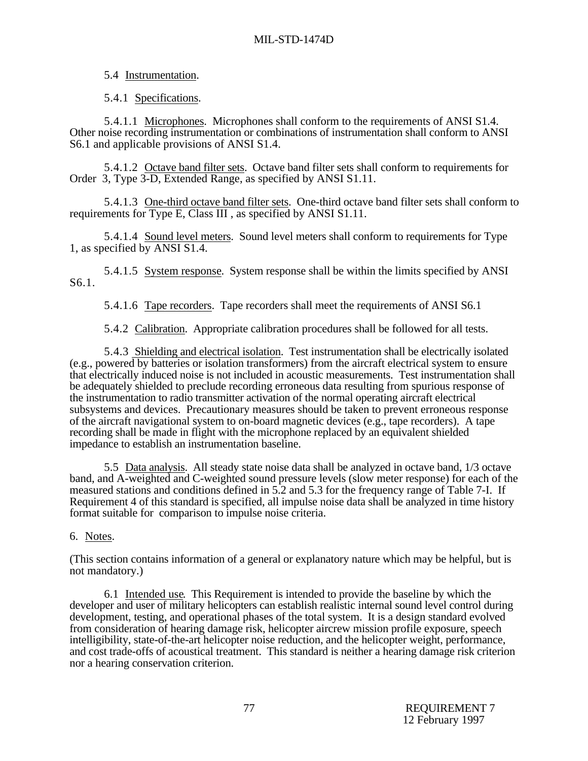5.4 Instrumentation.

5.4.1 Specifications.

5.4.1.1 Microphones. Microphones shall conform to the requirements of ANSI S1.4. Other noise recording instrumentation or combinations of instrumentation shall conform to ANSI S6.1 and applicable provisions of ANSI S1.4.

5.4.1.2 Octave band filter sets. Octave band filter sets shall conform to requirements for Order 3, Type 3-D, Extended Range, as specified by ANSI S1.11.

5.4.1.3 One-third octave band filter sets. One-third octave band filter sets shall conform to requirements for Type E, Class III , as specified by ANSI S1.11.

5.4.1.4 Sound level meters. Sound level meters shall conform to requirements for Type 1, as specified by ANSI S1.4.

5.4.1.5 System response. System response shall be within the limits specified by ANSI S6.1.

5.4.1.6 Tape recorders. Tape recorders shall meet the requirements of ANSI S6.1

5.4.2 Calibration. Appropriate calibration procedures shall be followed for all tests.

5.4.3 Shielding and electrical isolation. Test instrumentation shall be electrically isolated (e.g., powered by batteries or isolation transformers) from the aircraft electrical system to ensure that electrically induced noise is not included in acoustic measurements. Test instrumentation shall be adequately shielded to preclude recording erroneous data resulting from spurious response of the instrumentation to radio transmitter activation of the normal operating aircraft electrical subsystems and devices. Precautionary measures should be taken to prevent erroneous response of the aircraft navigational system to on-board magnetic devices (e.g., tape recorders). A tape recording shall be made in flight with the microphone replaced by an equivalent shielded impedance to establish an instrumentation baseline.

5.5 Data analysis. All steady state noise data shall be analyzed in octave band, 1/3 octave band, and A-weighted and C-weighted sound pressure levels (slow meter response) for each of the measured stations and conditions defined in 5.2 and 5.3 for the frequency range of Table 7-I. If Requirement 4 of this standard is specified, all impulse noise data shall be analyzed in time history format suitable for comparison to impulse noise criteria.

6. Notes.

(This section contains information of a general or explanatory nature which may be helpful, but is not mandatory.)

6.1 Intended use. This Requirement is intended to provide the baseline by which the developer and user of military helicopters can establish realistic internal sound level control during development, testing, and operational phases of the total system. It is a design standard evolved from consideration of hearing damage risk, helicopter aircrew mission profile exposure, speech intelligibility, state-of-the-art helicopter noise reduction, and the helicopter weight, performance, and cost trade-offs of acoustical treatment. This standard is neither a hearing damage risk criterion nor a hearing conservation criterion.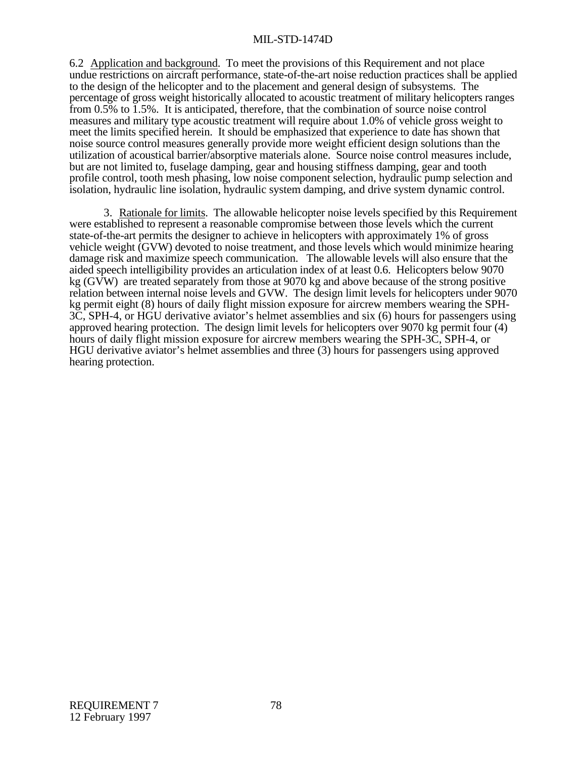6.2 Application and background. To meet the provisions of this Requirement and not place undue restrictions on aircraft performance, state-of-the-art noise reduction practices shall be applied to the design of the helicopter and to the placement and general design of subsystems. The percentage of gross weight historically allocated to acoustic treatment of military helicopters ranges from 0.5% to 1.5%. It is anticipated, therefore, that the combination of source noise control measures and military type acoustic treatment will require about 1.0% of vehicle gross weight to meet the limits specified herein. It should be emphasized that experience to date has shown that noise source control measures generally provide more weight efficient design solutions than the utilization of acoustical barrier/absorptive materials alone. Source noise control measures include, but are not limited to, fuselage damping, gear and housing stiffness damping, gear and tooth profile control, tooth mesh phasing, low noise component selection, hydraulic pump selection and isolation, hydraulic line isolation, hydraulic system damping, and drive system dynamic control.

3. Rationale for limits. The allowable helicopter noise levels specified by this Requirement were established to represent a reasonable compromise between those levels which the current state-of-the-art permits the designer to achieve in helicopters with approximately 1% of gross vehicle weight (GVW) devoted to noise treatment, and those levels which would minimize hearing damage risk and maximize speech communication. The allowable levels will also ensure that the aided speech intelligibility provides an articulation index of at least 0.6. Helicopters below 9070 kg (GVW) are treated separately from those at 9070 kg and above because of the strong positive relation between internal noise levels and GVW. The design limit levels for helicopters under 9070 kg permit eight (8) hours of daily flight mission exposure for aircrew members wearing the SPH-3C, SPH-4, or HGU derivative aviator's helmet assemblies and six (6) hours for passengers using approved hearing protection. The design limit levels for helicopters over 9070 kg permit four (4) hours of daily flight mission exposure for aircrew members wearing the SPH-3C, SPH-4, or HGU derivative aviator's helmet assemblies and three (3) hours for passengers using approved hearing protection.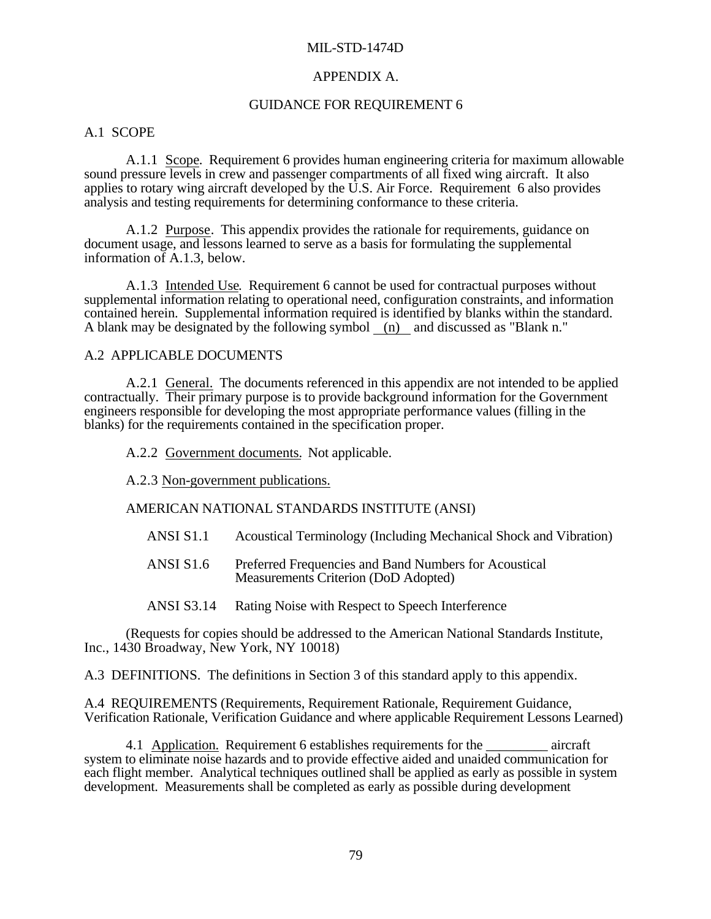# APPENDIX A.

## GUIDANCE FOR REQUIREMENT 6

## A.1 SCOPE

A.1.1 Scope. Requirement 6 provides human engineering criteria for maximum allowable sound pressure levels in crew and passenger compartments of all fixed wing aircraft. It also applies to rotary wing aircraft developed by the U.S. Air Force. Requirement 6 also provides analysis and testing requirements for determining conformance to these criteria.

A.1.2 Purpose. This appendix provides the rationale for requirements, guidance on document usage, and lessons learned to serve as a basis for formulating the supplemental information of A.1.3, below.

A.1.3 Intended Use. Requirement 6 cannot be used for contractual purposes without supplemental information relating to operational need, configuration constraints, and information contained herein. Supplemental information required is identified by blanks within the standard. A blank may be designated by the following symbol __(n)__ and discussed as "Blank n."

## A.2 APPLICABLE DOCUMENTS

A.2.1 General. The documents referenced in this appendix are not intended to be applied contractually. Their primary purpose is to provide background information for the Government engineers responsible for developing the most appropriate performance values (filling in the blanks) for the requirements contained in the specification proper.

A.2.2 Government documents. Not applicable.

A.2.3 Non-government publications.

AMERICAN NATIONAL STANDARDS INSTITUTE (ANSI)

| | |
|---|---|
| ANSI S1.1 | Acoustical Terminology (Including Mechanical Shock and Vibration) |
| ANSI S1.6 | Preferred Frequencies and Band Numbers for Acoustical Measurements Criterion (DoD Adopted) |
| ANSI S3.14 | Rating Noise with Respect to Speech Interference |

(Requests for copies should be addressed to the American National Standards Institute, Inc., 1430 Broadway, New York, NY 10018)

A.3 DEFINITIONS. The definitions in Section 3 of this standard apply to this appendix.

A.4 REQUIREMENTS (Requirements, Requirement Rationale, Requirement Guidance, Verification Rationale, Verification Guidance and where applicable Requirement Lessons Learned)

4.1 Application. Requirement 6 establishes requirements for the _________ aircraft system to eliminate noise hazards and to provide effective aided and unaided communication for each flight member. Analytical techniques outlined shall be applied as early as possible in system development. Measurements shall be completed as early as possible during development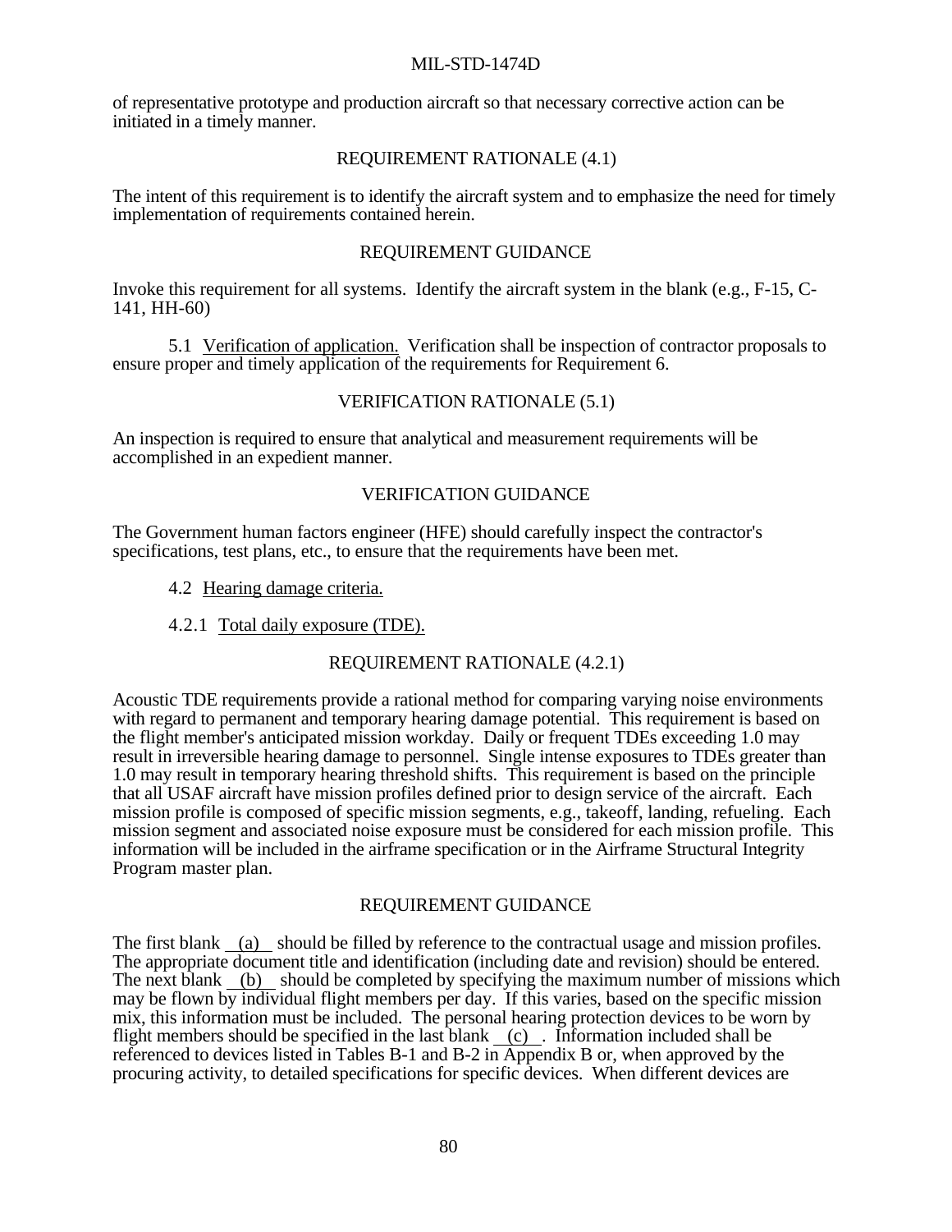of representative prototype and production aircraft so that necessary corrective action can be initiated in a timely manner.

REQUIREMENT RATIONALE (4.1)

The intent of this requirement is to identify the aircraft system and to emphasize the need for timely implementation of requirements contained herein.

REQUIREMENT GUIDANCE

Invoke this requirement for all systems. Identify the aircraft system in the blank (e.g., F-15, C-141, HH-60)

5.1 Verification of application. Verification shall be inspection of contractor proposals to ensure proper and timely application of the requirements for Requirement 6.

VERIFICATION RATIONALE (5.1)

An inspection is required to ensure that analytical and measurement requirements will be accomplished in an expedient manner.

VERIFICATION GUIDANCE

The Government human factors engineer (HFE) should carefully inspect the contractor's specifications, test plans, etc., to ensure that the requirements have been met.

4.2 Hearing damage criteria.

4.2.1 Total daily exposure (TDE).

REQUIREMENT RATIONALE (4.2.1)

Acoustic TDE requirements provide a rational method for comparing varying noise environments with regard to permanent and temporary hearing damage potential. This requirement is based on the flight member's anticipated mission workday. Daily or frequent TDEs exceeding 1.0 may result in irreversible hearing damage to personnel. Single intense exposures to TDEs greater than 1.0 may result in temporary hearing threshold shifts. This requirement is based on the principle that all USAF aircraft have mission profiles defined prior to design service of the aircraft. Each mission profile is composed of specific mission segments, e.g., takeoff, landing, refueling. Each mission segment and associated noise exposure must be considered for each mission profile. This information will be included in the airframe specification or in the Airframe Structural Integrity Program master plan.

REQUIREMENT GUIDANCE

The first blank (a) should be filled by reference to the contractual usage and mission profiles. The appropriate document title and identification (including date and revision) should be entered. The next blank (b) should be completed by specifying the maximum number of missions which may be flown by individual flight members per day. If this varies, based on the specific mission mix, this information must be included. The personal hearing protection devices to be worn by flight members should be specified in the last blank (c). Information included shall be referenced to devices listed in Tables B-1 and B-2 in Appendix B or, when approved by the procuring activity, to detailed specifications for specific devices. When different devices are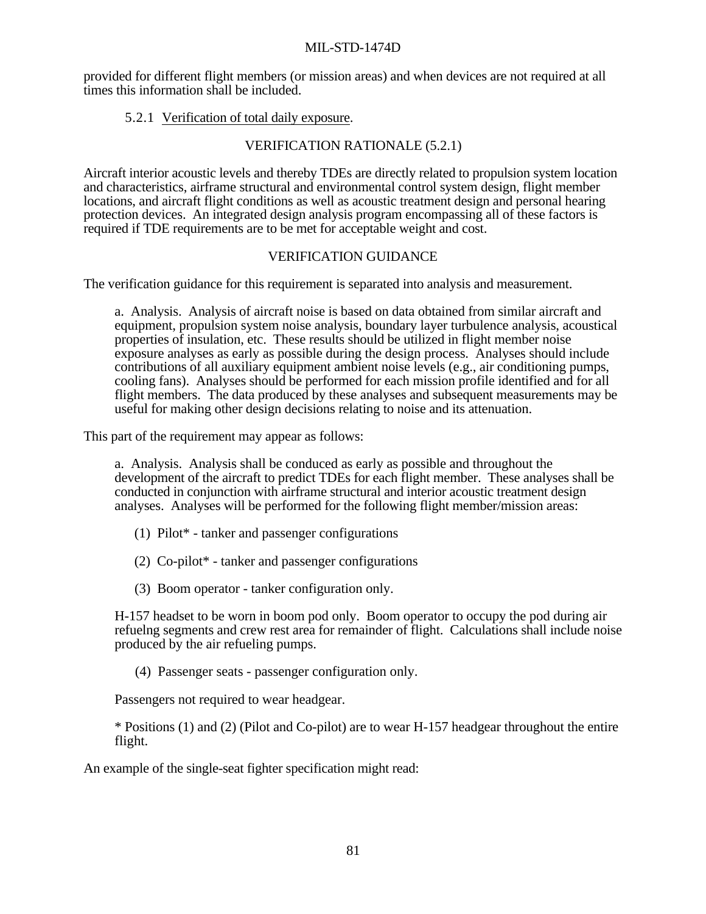provided for different flight members (or mission areas) and when devices are not required at all times this information shall be included.

5.2.1 Verification of total daily exposure.

VERIFICATION RATIONALE (5.2.1)

Aircraft interior acoustic levels and thereby TDEs are directly related to propulsion system location and characteristics, airframe structural and environmental control system design, flight member locations, and aircraft flight conditions as well as acoustic treatment design and personal hearing protection devices. An integrated design analysis program encompassing all of these factors is required if TDE requirements are to be met for acceptable weight and cost.

VERIFICATION GUIDANCE

The verification guidance for this requirement is separated into analysis and measurement.

a. Analysis. Analysis of aircraft noise is based on data obtained from similar aircraft and equipment, propulsion system noise analysis, boundary layer turbulence analysis, acoustical properties of insulation, etc. These results should be utilized in flight member noise exposure analyses as early as possible during the design process. Analyses should include contributions of all auxiliary equipment ambient noise levels (e.g., air conditioning pumps, cooling fans). Analyses should be performed for each mission profile identified and for all flight members. The data produced by these analyses and subsequent measurements may be useful for making other design decisions relating to noise and its attenuation.

This part of the requirement may appear as follows:

a. Analysis. Analysis shall be conduced as early as possible and throughout the development of the aircraft to predict TDEs for each flight member. These analyses shall be conducted in conjunction with airframe structural and interior acoustic treatment design analyses. Analyses will be performed for the following flight member/mission areas:

(1) Pilot* - tanker and passenger configurations

(2) Co-pilot* - tanker and passenger configurations

(3) Boom operator - tanker configuration only.

H-157 headset to be worn in boom pod only. Boom operator to occupy the pod during air refuelng segments and crew rest area for remainder of flight. Calculations shall include noise produced by the air refueling pumps.

(4) Passenger seats - passenger configuration only.

Passengers not required to wear headgear.

* Positions (1) and (2) (Pilot and Co-pilot) are to wear H-157 headgear throughout the entire flight.

An example of the single-seat fighter specification might read: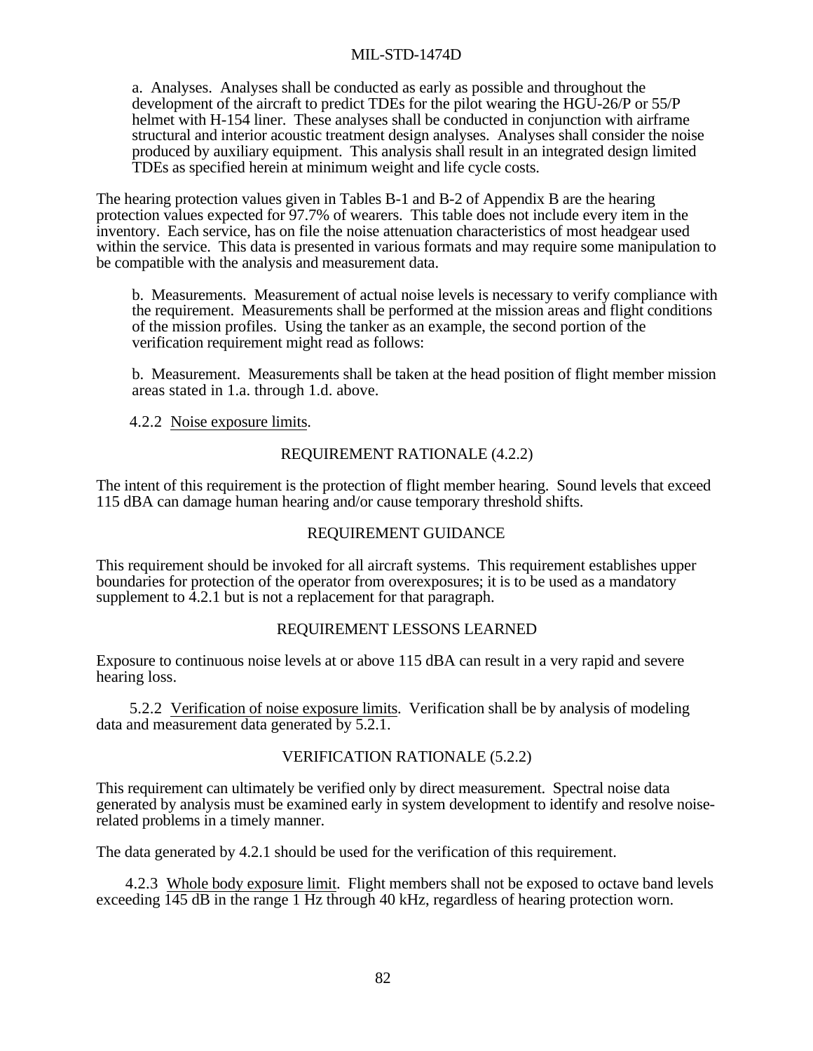a. Analyses. Analyses shall be conducted as early as possible and throughout the development of the aircraft to predict TDEs for the pilot wearing the HGU-26/P or 55/P helmet with H-154 liner. These analyses shall be conducted in conjunction with airframe structural and interior acoustic treatment design analyses. Analyses shall consider the noise produced by auxiliary equipment. This analysis shall result in an integrated design limited TDEs as specified herein at minimum weight and life cycle costs.

The hearing protection values given in Tables B-1 and B-2 of Appendix B are the hearing protection values expected for 97.7% of wearers. This table does not include every item in the inventory. Each service, has on file the noise attenuation characteristics of most headgear used within the service. This data is presented in various formats and may require some manipulation to be compatible with the analysis and measurement data.

b. Measurements. Measurement of actual noise levels is necessary to verify compliance with the requirement. Measurements shall be performed at the mission areas and flight conditions of the mission profiles. Using the tanker as an example, the second portion of the verification requirement might read as follows:

b. Measurement. Measurements shall be taken at the head position of flight member mission areas stated in 1.a. through 1.d. above.

4.2.2 Noise exposure limits.

REQUIREMENT RATIONALE (4.2.2)

The intent of this requirement is the protection of flight member hearing. Sound levels that exceed 115 dBA can damage human hearing and/or cause temporary threshold shifts.

REQUIREMENT GUIDANCE

This requirement should be invoked for all aircraft systems. This requirement establishes upper boundaries for protection of the operator from overexposures; it is to be used as a mandatory supplement to 4.2.1 but is not a replacement for that paragraph.

REQUIREMENT LESSONS LEARNED

Exposure to continuous noise levels at or above 115 dBA can result in a very rapid and severe hearing loss.

5.2.2 Verification of noise exposure limits. Verification shall be by analysis of modeling data and measurement data generated by 5.2.1.

VERIFICATION RATIONALE (5.2.2)

This requirement can ultimately be verified only by direct measurement. Spectral noise data generated by analysis must be examined early in system development to identify and resolve noise-related problems in a timely manner.

The data generated by 4.2.1 should be used for the verification of this requirement.

4.2.3 Whole body exposure limit. Flight members shall not be exposed to octave band levels exceeding 145 dB in the range 1 Hz through 40 kHz, regardless of hearing protection worn.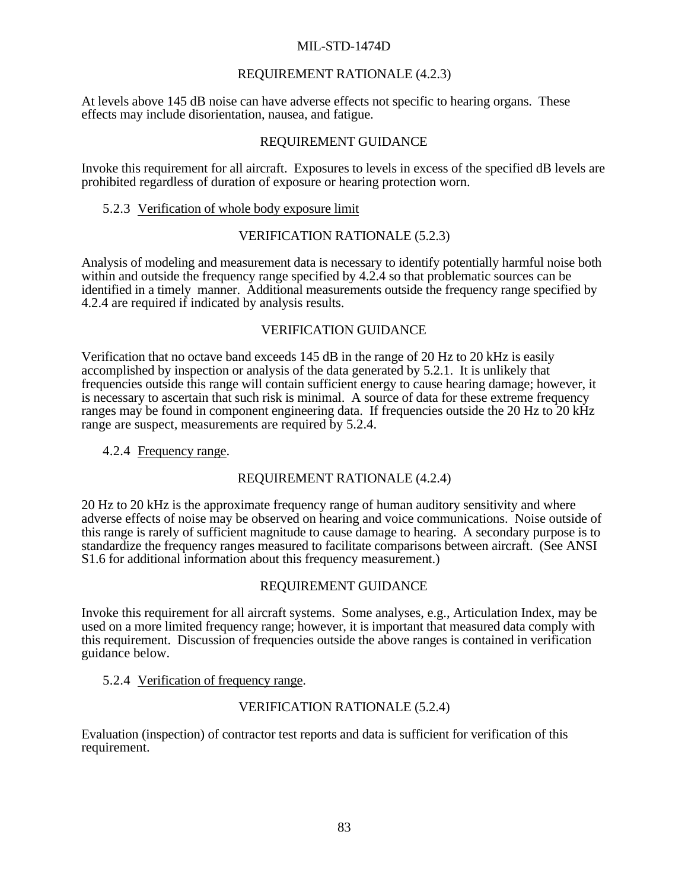#### REQUIREMENT RATIONALE (4.2.3)

At levels above 145 dB noise can have adverse effects not specific to hearing organs. These effects may include disorientation, nausea, and fatigue.

#### REQUIREMENT GUIDANCE

Invoke this requirement for all aircraft. Exposures to levels in excess of the specified dB levels are prohibited regardless of duration of exposure or hearing protection worn.

### 5.2.3 Verification of whole body exposure limit

#### VERIFICATION RATIONALE (5.2.3)

Analysis of modeling and measurement data is necessary to identify potentially harmful noise both within and outside the frequency range specified by 4.2.4 so that problematic sources can be identified in a timely manner. Additional measurements outside the frequency range specified by 4.2.4 are required if indicated by analysis results.

#### VERIFICATION GUIDANCE

Verification that no octave band exceeds 145 dB in the range of 20 Hz to 20 kHz is easily accomplished by inspection or analysis of the data generated by 5.2.1. It is unlikely that frequencies outside this range will contain sufficient energy to cause hearing damage; however, it is necessary to ascertain that such risk is minimal. A source of data for these extreme frequency ranges may be found in component engineering data. If frequencies outside the 20 Hz to 20 kHz range are suspect, measurements are required by 5.2.4.

### 4.2.4 Frequency range.

#### REQUIREMENT RATIONALE (4.2.4)

20 Hz to 20 kHz is the approximate frequency range of human auditory sensitivity and where adverse effects of noise may be observed on hearing and voice communications. Noise outside of this range is rarely of sufficient magnitude to cause damage to hearing. A secondary purpose is to standardize the frequency ranges measured to facilitate comparisons between aircraft. (See ANSI S1.6 for additional information about this frequency measurement.)

#### REQUIREMENT GUIDANCE

Invoke this requirement for all aircraft systems. Some analyses, e.g., Articulation Index, may be used on a more limited frequency range; however, it is important that measured data comply with this requirement. Discussion of frequencies outside the above ranges is contained in verification guidance below.

### 5.2.4 Verification of frequency range.

#### VERIFICATION RATIONALE (5.2.4)

Evaluation (inspection) of contractor test reports and data is sufficient for verification of this requirement.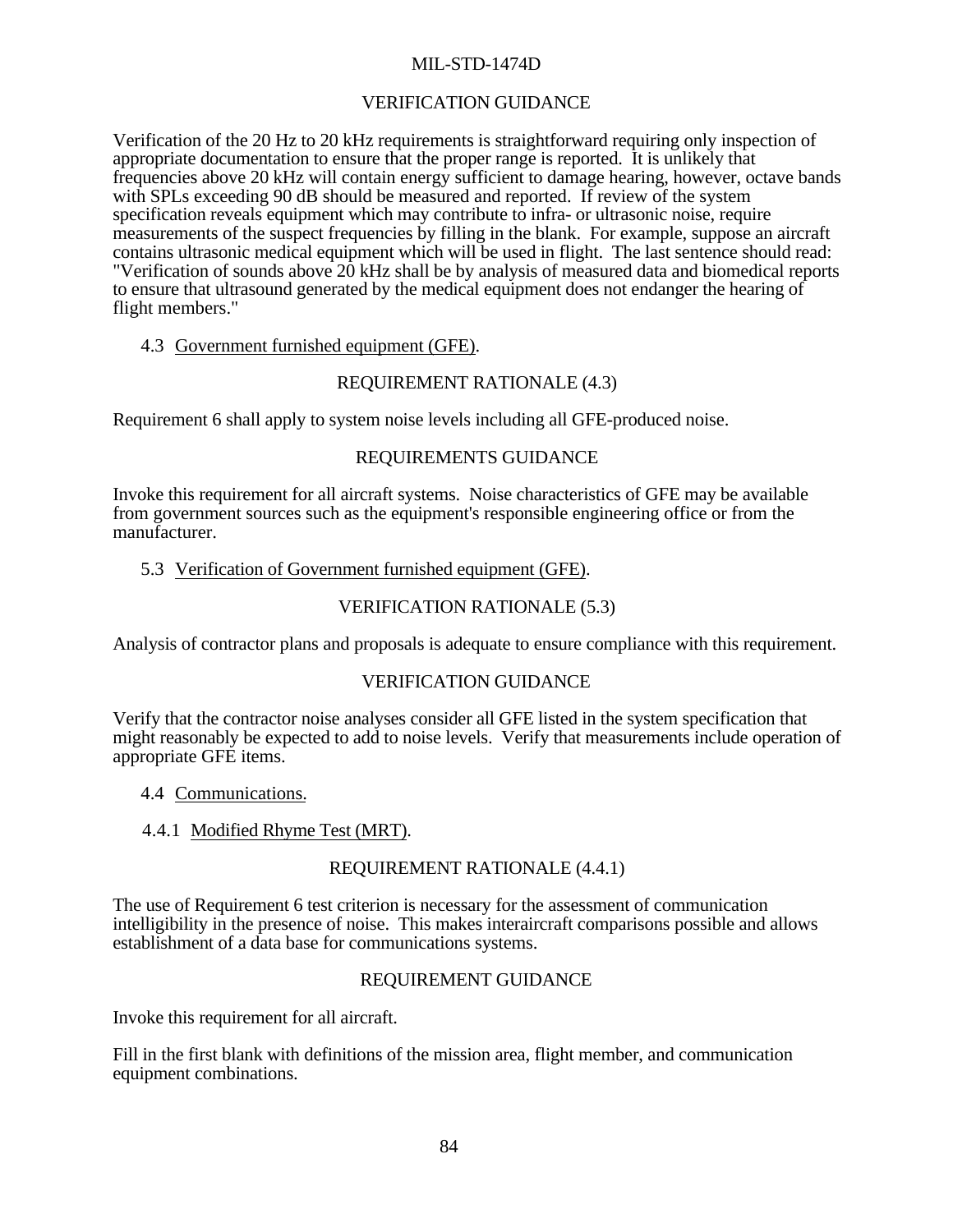VERIFICATION GUIDANCE

Verification of the 20 Hz to 20 kHz requirements is straightforward requiring only inspection of appropriate documentation to ensure that the proper range is reported. It is unlikely that frequencies above 20 kHz will contain energy sufficient to damage hearing, however, octave bands with SPLs exceeding 90 dB should be measured and reported. If review of the system specification reveals equipment which may contribute to infra- or ultrasonic noise, require measurements of the suspect frequencies by filling in the blank. For example, suppose an aircraft contains ultrasonic medical equipment which will be used in flight. The last sentence should read: "Verification of sounds above 20 kHz shall be by analysis of measured data and biomedical reports to ensure that ultrasound generated by the medical equipment does not endanger the hearing of flight members."

4.3 Government furnished equipment (GFE).

REQUIREMENT RATIONALE (4.3)

Requirement 6 shall apply to system noise levels including all GFE-produced noise.

REQUIREMENTS GUIDANCE

Invoke this requirement for all aircraft systems. Noise characteristics of GFE may be available from government sources such as the equipment's responsible engineering office or from the manufacturer.

5.3 Verification of Government furnished equipment (GFE).

VERIFICATION RATIONALE (5.3)

Analysis of contractor plans and proposals is adequate to ensure compliance with this requirement.

VERIFICATION GUIDANCE

Verify that the contractor noise analyses consider all GFE listed in the system specification that might reasonably be expected to add to noise levels. Verify that measurements include operation of appropriate GFE items.

4.4 Communications.

4.4.1 Modified Rhyme Test (MRT).

REQUIREMENT RATIONALE (4.4.1)

The use of Requirement 6 test criterion is necessary for the assessment of communication intelligibility in the presence of noise. This makes interaircraft comparisons possible and allows establishment of a data base for communications systems.

REQUIREMENT GUIDANCE

Invoke this requirement for all aircraft.

Fill in the first blank with definitions of the mission area, flight member, and communication equipment combinations.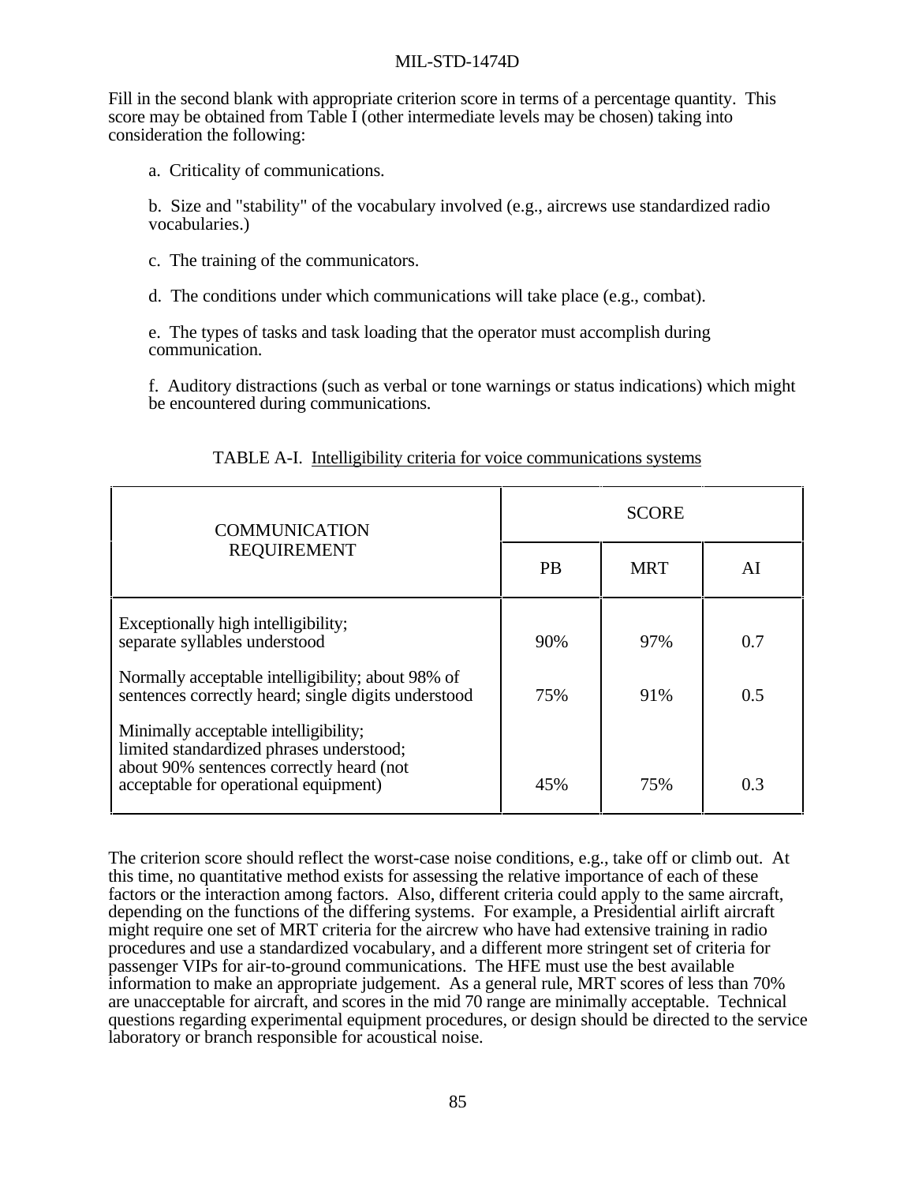Fill in the second blank with appropriate criterion score in terms of a percentage quantity. This score may be obtained from Table I (other intermediate levels may be chosen) taking into consideration the following:

a. Criticality of communications.

b. Size and "stability" of the vocabulary involved (e.g., aircrews use standardized radio vocabularies.)

c. The training of the communicators.

d. The conditions under which communications will take place (e.g., combat).

e. The types of tasks and task loading that the operator must accomplish during communication.

f. Auditory distractions (such as verbal or tone warnings or status indications) which might be encountered during communications.

TABLE A-I. Intelligibility criteria for voice communications systems

| COMMUNICATION REQUIREMENT | SCORE | | |
|---|---|---|---|
| | PB | MRT | AI |
| Exceptionally high intelligibility; separate syllables understood | 90% | 97% | 0.7 |
| Normally acceptable intelligibility; about 98% of sentences correctly heard; single digits understood | 75% | 91% | 0.5 |
| Minimally acceptable intelligibility; limited standardized phrases understood; about 90% sentences correctly heard (not acceptable for operational equipment) | 45% | 75% | 0.3 |

The criterion score should reflect the worst-case noise conditions, e.g., take off or climb out. At this time, no quantitative method exists for assessing the relative importance of each of these factors or the interaction among factors. Also, different criteria could apply to the same aircraft, depending on the functions of the differing systems. For example, a Presidential airlift aircraft might require one set of MRT criteria for the aircrew who have had extensive training in radio procedures and use a standardized vocabulary, and a different more stringent set of criteria for passenger VIPs for air-to-ground communications. The HFE must use the best available information to make an appropriate judgement. As a general rule, MRT scores of less than 70% are unacceptable for aircraft, and scores in the mid 70 range are minimally acceptable. Technical questions regarding experimental equipment procedures, or design should be directed to the service laboratory or branch responsible for acoustical noise.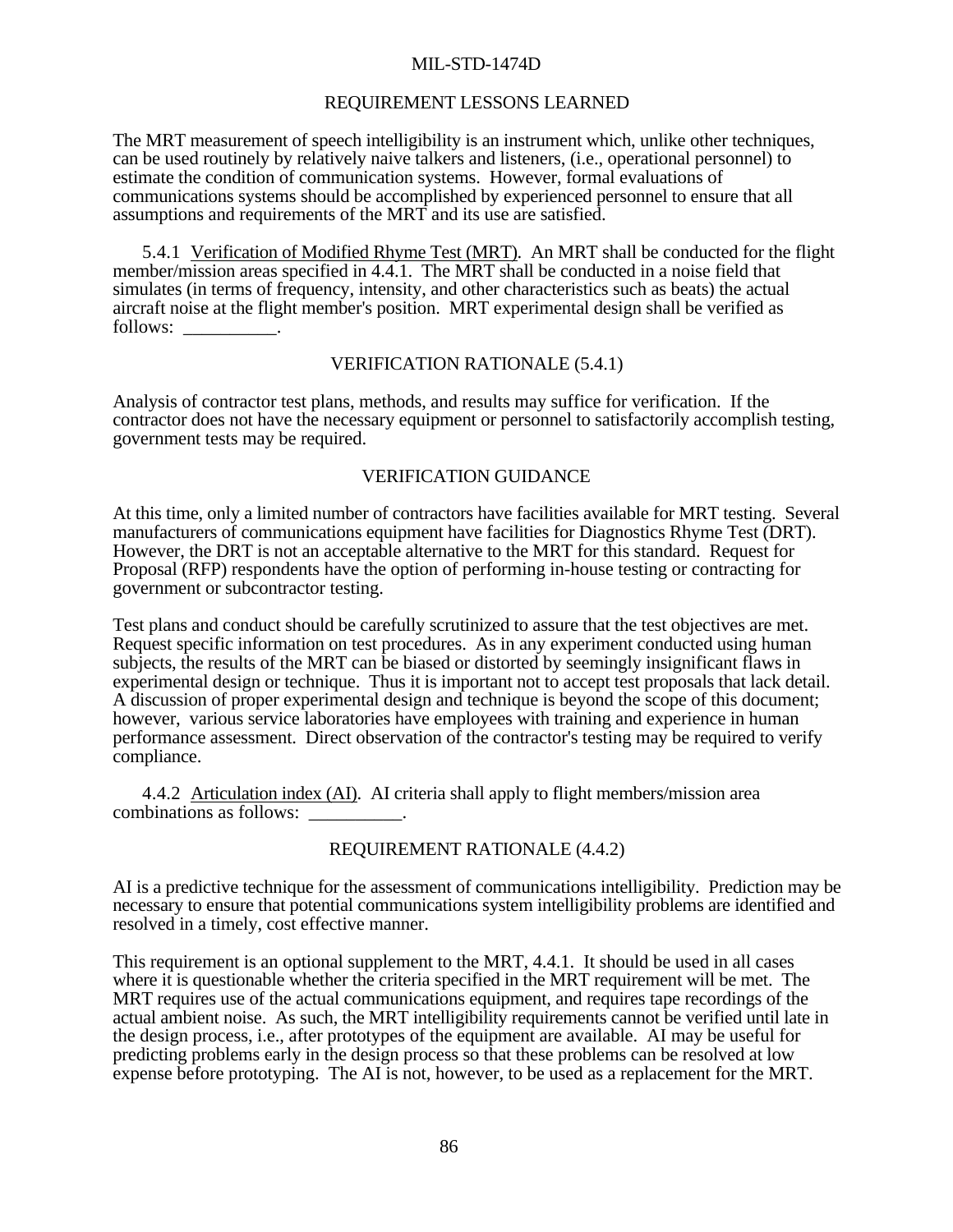### REQUIREMENT LESSONS LEARNED

The MRT measurement of speech intelligibility is an instrument which, unlike other techniques, can be used routinely by relatively naive talkers and listeners, (i.e., operational personnel) to estimate the condition of communication systems. However, formal evaluations of communications systems should be accomplished by experienced personnel to ensure that all assumptions and requirements of the MRT and its use are satisfied.

5.4.1 Verification of Modified Rhyme Test (MRT). An MRT shall be conducted for the flight member/mission areas specified in 4.4.1. The MRT shall be conducted in a noise field that simulates (in terms of frequency, intensity, and other characteristics such as beats) the actual aircraft noise at the flight member's position. MRT experimental design shall be verified as follows: __________.

### VERIFICATION RATIONALE (5.4.1)

Analysis of contractor test plans, methods, and results may suffice for verification. If the contractor does not have the necessary equipment or personnel to satisfactorily accomplish testing, government tests may be required.

### VERIFICATION GUIDANCE

At this time, only a limited number of contractors have facilities available for MRT testing. Several manufacturers of communications equipment have facilities for Diagnostics Rhyme Test (DRT). However, the DRT is not an acceptable alternative to the MRT for this standard. Request for Proposal (RFP) respondents have the option of performing in-house testing or contracting for government or subcontractor testing.

Test plans and conduct should be carefully scrutinized to assure that the test objectives are met. Request specific information on test procedures. As in any experiment conducted using human subjects, the results of the MRT can be biased or distorted by seemingly insignificant flaws in experimental design or technique. Thus it is important not to accept test proposals that lack detail. A discussion of proper experimental design and technique is beyond the scope of this document; however, various service laboratories have employees with training and experience in human performance assessment. Direct observation of the contractor's testing may be required to verify compliance.

4.4.2 Articulation index (AI). AI criteria shall apply to flight members/mission area combinations as follows: __________.

### REQUIREMENT RATIONALE (4.4.2)

AI is a predictive technique for the assessment of communications intelligibility. Prediction may be necessary to ensure that potential communications system intelligibility problems are identified and resolved in a timely, cost effective manner.

This requirement is an optional supplement to the MRT, 4.4.1. It should be used in all cases where it is questionable whether the criteria specified in the MRT requirement will be met. The MRT requires use of the actual communications equipment, and requires tape recordings of the actual ambient noise. As such, the MRT intelligibility requirements cannot be verified until late in the design process, i.e., after prototypes of the equipment are available. AI may be useful for predicting problems early in the design process so that these problems can be resolved at low expense before prototyping. The AI is not, however, to be used as a replacement for the MRT.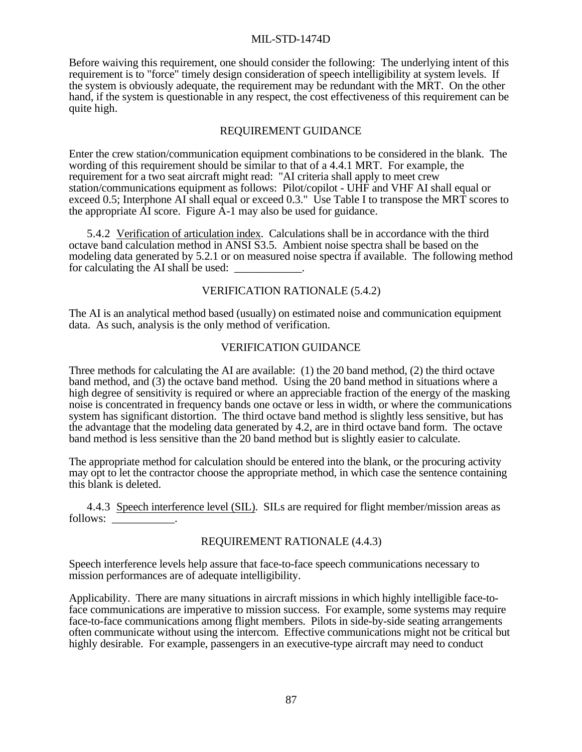Before waiving this requirement, one should consider the following: The underlying intent of this requirement is to "force" timely design consideration of speech intelligibility at system levels. If the system is obviously adequate, the requirement may be redundant with the MRT. On the other hand, if the system is questionable in any respect, the cost effectiveness of this requirement can be quite high.

REQUIREMENT GUIDANCE

Enter the crew station/communication equipment combinations to be considered in the blank. The wording of this requirement should be similar to that of a 4.4.1 MRT. For example, the requirement for a two seat aircraft might read: "AI criteria shall apply to meet crew station/communications equipment as follows: Pilot/copilot - UHF and VHF AI shall equal or exceed 0.5; Interphone AI shall equal or exceed 0.3." Use Table I to transpose the MRT scores to the appropriate AI score. Figure A-1 may also be used for guidance.

5.4.2 Verification of articulation index. Calculations shall be in accordance with the third octave band calculation method in ANSI S3.5. Ambient noise spectra shall be based on the modeling data generated by 5.2.1 or on measured noise spectra if available. The following method for calculating the AI shall be used: ____________.

VERIFICATION RATIONALE (5.4.2)

The AI is an analytical method based (usually) on estimated noise and communication equipment data. As such, analysis is the only method of verification.

VERIFICATION GUIDANCE

Three methods for calculating the AI are available: (1) the 20 band method, (2) the third octave band method, and (3) the octave band method. Using the 20 band method in situations where a high degree of sensitivity is required or where an appreciable fraction of the energy of the masking noise is concentrated in frequency bands one octave or less in width, or where the communications system has significant distortion. The third octave band method is slightly less sensitive, but has the advantage that the modeling data generated by 4.2, are in third octave band form. The octave band method is less sensitive than the 20 band method but is slightly easier to calculate.

The appropriate method for calculation should be entered into the blank, or the procuring activity may opt to let the contractor choose the appropriate method, in which case the sentence containing this blank is deleted.

4.4.3 Speech interference level (SIL). SILs are required for flight member/mission areas as follows: ___________.

REQUIREMENT RATIONALE (4.4.3)

Speech interference levels help assure that face-to-face speech communications necessary to mission performances are of adequate intelligibility.

Applicability. There are many situations in aircraft missions in which highly intelligible face-to-face communications are imperative to mission success. For example, some systems may require face-to-face communications among flight members. Pilots in side-by-side seating arrangements often communicate without using the intercom. Effective communications might not be critical but highly desirable. For example, passengers in an executive-type aircraft may need to conduct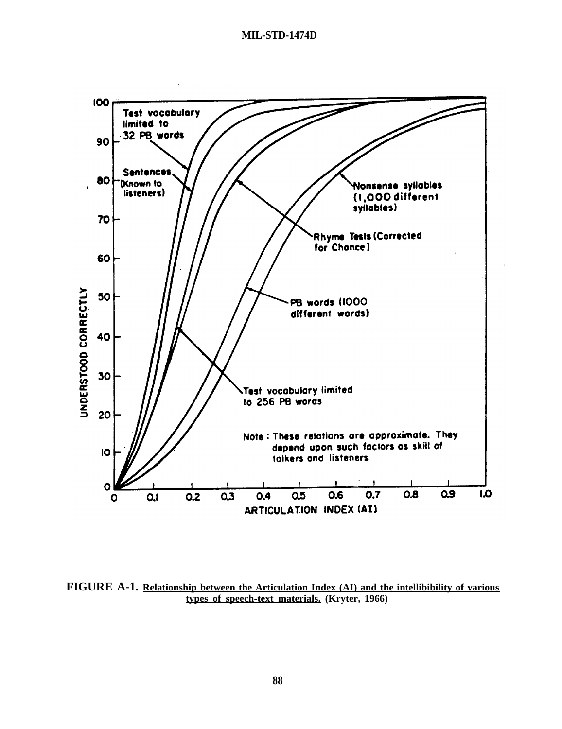UNDERSTOOD CORRECTLY

100

90

80

70

60

50

40

30

20

10

0

Test vocabulary limited to 32 PB words

Sentences (Known to listeners)

Nonsense syllables (1,000 different syllables)

Rhyme Tests (Corrected for Chance)

PB words (1000 different words)

Test vocabulary limited to 256 PB words

Note : These relations are approximate. They depend upon such factors as skill of talkers and listeners

0 0.1 0.2 0.3 0.4 0.5 0.6 0.7 0.8 0.9 1.0

ARTICULATION INDEX (AI)

**FIGURE A-1.** Relationship between the Articulation Index (AI) and the intellibibility of various types of speech-text materials. **(Kryter, 1966)**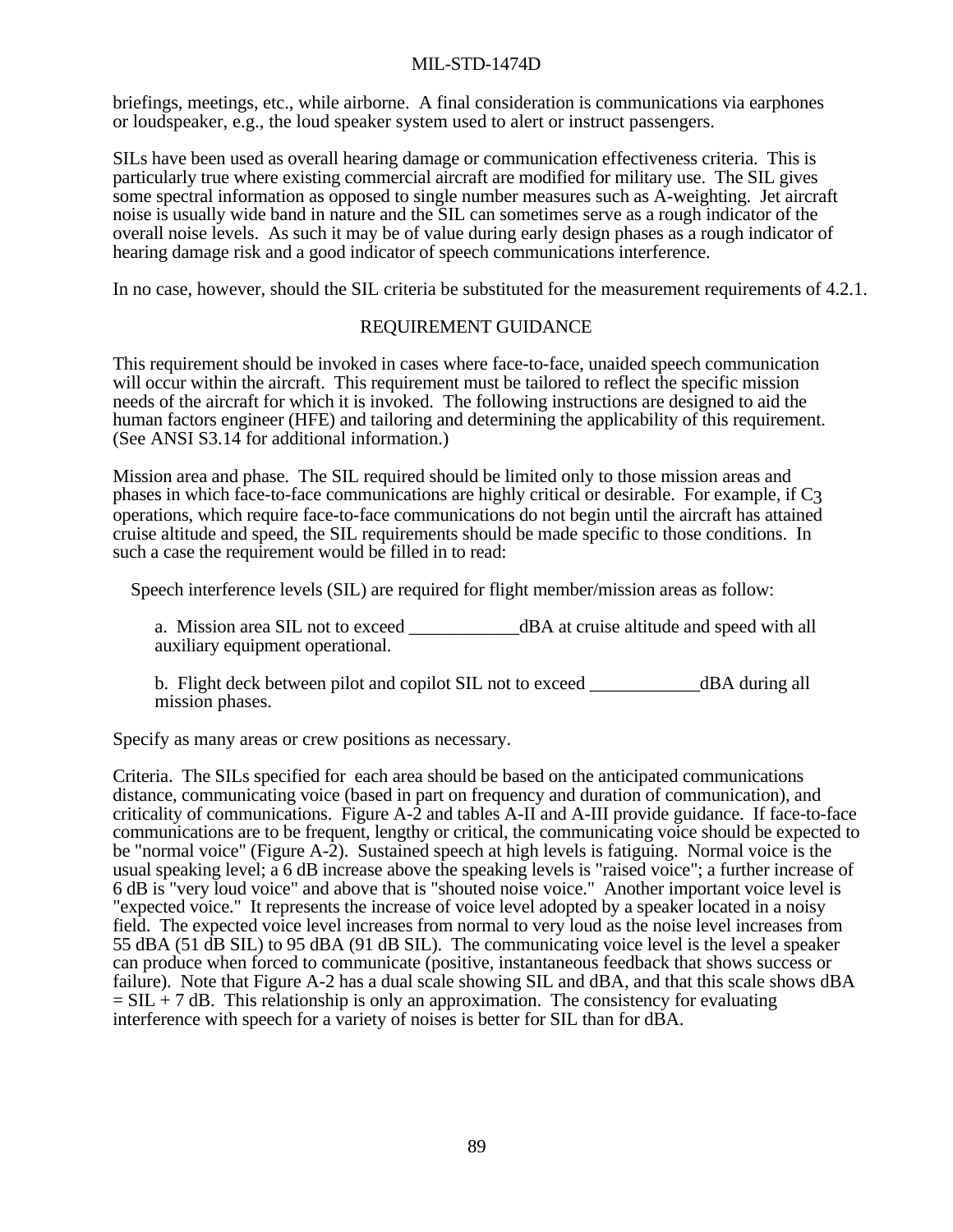briefings, meetings, etc., while airborne. A final consideration is communications via earphones or loudspeaker, e.g., the loud speaker system used to alert or instruct passengers.

SILs have been used as overall hearing damage or communication effectiveness criteria. This is particularly true where existing commercial aircraft are modified for military use. The SIL gives some spectral information as opposed to single number measures such as A-weighting. Jet aircraft noise is usually wide band in nature and the SIL can sometimes serve as a rough indicator of the overall noise levels. As such it may be of value during early design phases as a rough indicator of hearing damage risk and a good indicator of speech communications interference.

In no case, however, should the SIL criteria be substituted for the measurement requirements of 4.2.1.

## REQUIREMENT GUIDANCE

This requirement should be invoked in cases where face-to-face, unaided speech communication will occur within the aircraft. This requirement must be tailored to reflect the specific mission needs of the aircraft for which it is invoked. The following instructions are designed to aid the human factors engineer (HFE) and tailoring and determining the applicability of this requirement. (See ANSI S3.14 for additional information.)

Mission area and phase. The SIL required should be limited only to those mission areas and phases in which face-to-face communications are highly critical or desirable. For example, if $C_3$ operations, which require face-to-face communications do not begin until the aircraft has attained cruise altitude and speed, the SIL requirements should be made specific to those conditions. In such a case the requirement would be filled in to read:

Speech interference levels (SIL) are required for flight member/mission areas as follow:

a. Mission area SIL not to exceed ____________dBA at cruise altitude and speed with all auxiliary equipment operational.

b. Flight deck between pilot and copilot SIL not to exceed ____________dBA during all mission phases.

Specify as many areas or crew positions as necessary.

Criteria. The SILs specified for each area should be based on the anticipated communications distance, communicating voice (based in part on frequency and duration of communication), and criticality of communications. Figure A-2 and tables A-II and A-III provide guidance. If face-to-face communications are to be frequent, lengthy or critical, the communicating voice should be expected to be "normal voice" (Figure A-2). Sustained speech at high levels is fatiguing. Normal voice is the usual speaking level; a 6 dB increase above the speaking levels is "raised voice"; a further increase of 6 dB is "very loud voice" and above that is "shouted noise voice." Another important voice level is "expected voice." It represents the increase of voice level adopted by a speaker located in a noisy field. The expected voice level increases from normal to very loud as the noise level increases from 55 dBA (51 dB SIL) to 95 dBA (91 dB SIL). The communicating voice level is the level a speaker can produce when forced to communicate (positive, instantaneous feedback that shows success or failure). Note that Figure A-2 has a dual scale showing SIL and dBA, and that this scale shows dBA = SIL + 7 dB. This relationship is only an approximation. The consistency for evaluating interference with speech for a variety of noises is better for SIL than for dBA.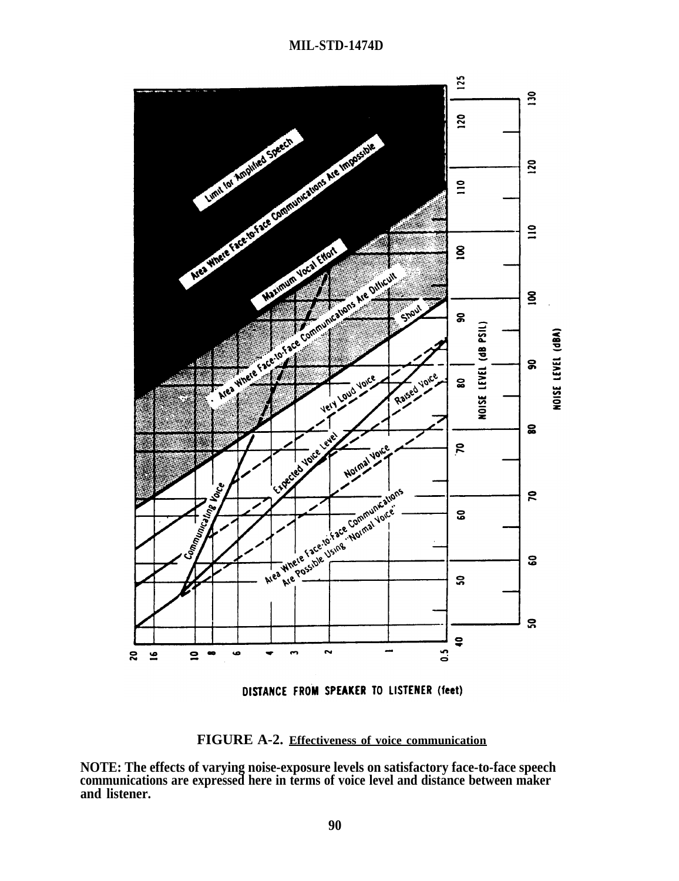FIGURE A-2. Effectiveness of voice communication

**NOTE: The effects of varying noise-exposure levels on satisfactory face-to-face speech communications are expressed here in terms of voice level and distance between maker and listener.**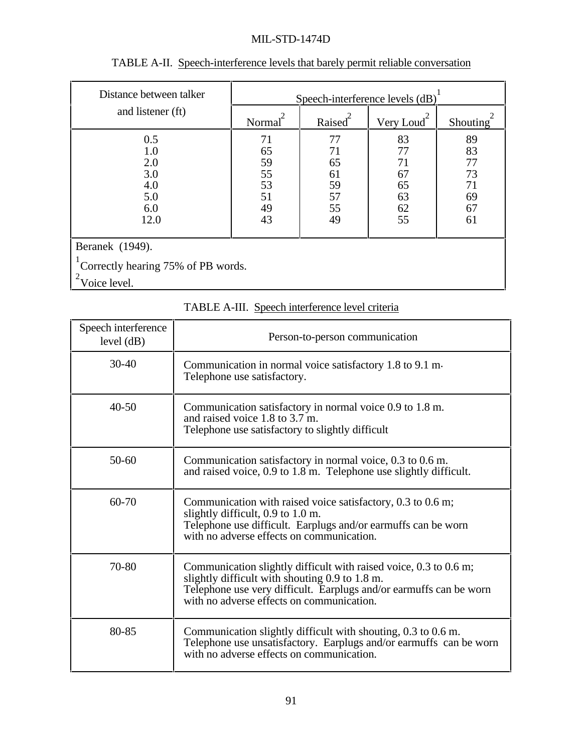TABLE A-II. Speech-interference levels that barely permit reliable conversation

| Distance between talker and listener (ft) | Speech-interference levels (dB)[1] | | | |
|---|---|---|---|---|
| | Normal[2] | Raised[2] | Very Loud[2] | Shouting[2] |
| 0.5 | 71 | 77 | 83 | 89 |
| 1.0 | 65 | 71 | 77 | 83 |
| 2.0 | 59 | 65 | 71 | 77 |
| 3.0 | 55 | 61 | 67 | 73 |
| 4.0 | 53 | 59 | 65 | 71 |
| 5.0 | 51 | 57 | 63 | 69 |
| 6.0 | 49 | 55 | 62 | 67 |
| 12.0 | 43 | 49 | 55 | 61 |

Beranek (1949).

[1]Correctly hearing 75% of PB words.

[2]Voice level.

TABLE A-III. Speech interference level criteria

| Speech interference level (dB) | Person-to-person communication |
|---|---|
| 30-40 | Communication in normal voice satisfactory 1.8 to 9.1 m. Telephone use satisfactory. |
| 40-50 | Communication satisfactory in normal voice 0.9 to 1.8 m. and raised voice 1.8 to 3.7 m. Telephone use satisfactory to slightly difficult |
| 50-60 | Communication satisfactory in normal voice, 0.3 to 0.6 m. and raised voice, 0.9 to 1.8 m. Telephone use slightly difficult. |
| 60-70 | Communication with raised voice satisfactory, 0.3 to 0.6 m; slightly difficult, 0.9 to 1.0 m. Telephone use difficult. Earplugs and/or earmuffs can be worn with no adverse effects on communication. |
| 70-80 | Communication slightly difficult with raised voice, 0.3 to 0.6 m; slightly difficult with shouting 0.9 to 1.8 m. Telephone use very difficult. Earplugs and/or earmuffs can be worn with no adverse effects on communication. |
| 80-85 | Communication slightly difficult with shouting, 0.3 to 0.6 m. Telephone use unsatisfactory. Earplugs and/or earmuffs can be worn with no adverse effects on communication. |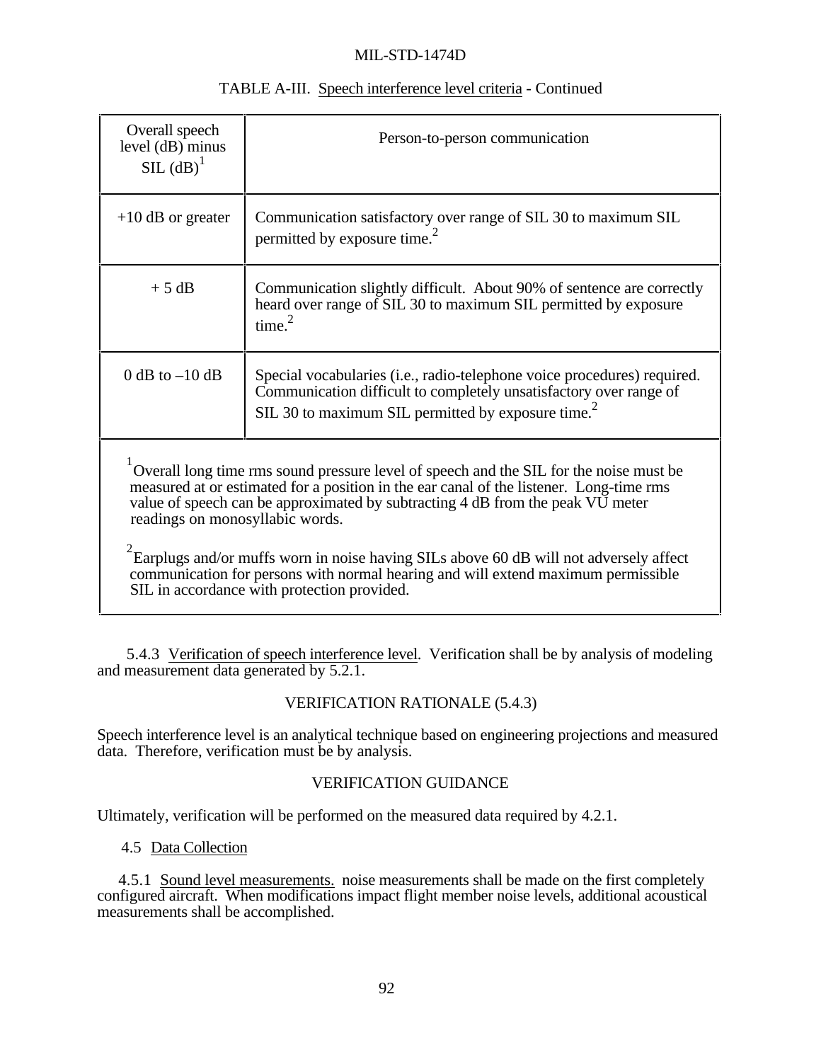TABLE A-III. Speech interference level criteria - Continued

| Overall speech level (dB) minus SIL (dB)[1] | Person-to-person communication |
|---|---|
| +10 dB or greater | Communication satisfactory over range of SIL 30 to maximum SIL permitted by exposure time.[2] |
| + 5 dB | Communication slightly difficult. About 90% of sentence are correctly heard over range of SIL 30 to maximum SIL permitted by exposure time.[2] |
| 0 dB to –10 dB | Special vocabularies (i.e., radio-telephone voice procedures) required. Communication difficult to completely unsatisfactory over range of SIL 30 to maximum SIL permitted by exposure time.[2] |

[1] Overall long time rms sound pressure level of speech and the SIL for the noise must be measured at or estimated for a position in the ear canal of the listener. Long-time rms value of speech can be approximated by subtracting 4 dB from the peak VU meter readings on monosyllabic words.

[2] Earplugs and/or muffs worn in noise having SILs above 60 dB will not adversely affect communication for persons with normal hearing and will extend maximum permissible SIL in accordance with protection provided.

5.4.3 Verification of speech interference level. Verification shall be by analysis of modeling and measurement data generated by 5.2.1.

VERIFICATION RATIONALE (5.4.3)

Speech interference level is an analytical technique based on engineering projections and measured data. Therefore, verification must be by analysis.

VERIFICATION GUIDANCE

Ultimately, verification will be performed on the measured data required by 4.2.1.

4.5 Data Collection

4.5.1 Sound level measurements. noise measurements shall be made on the first completely configured aircraft. When modifications impact flight member noise levels, additional acoustical measurements shall be accomplished.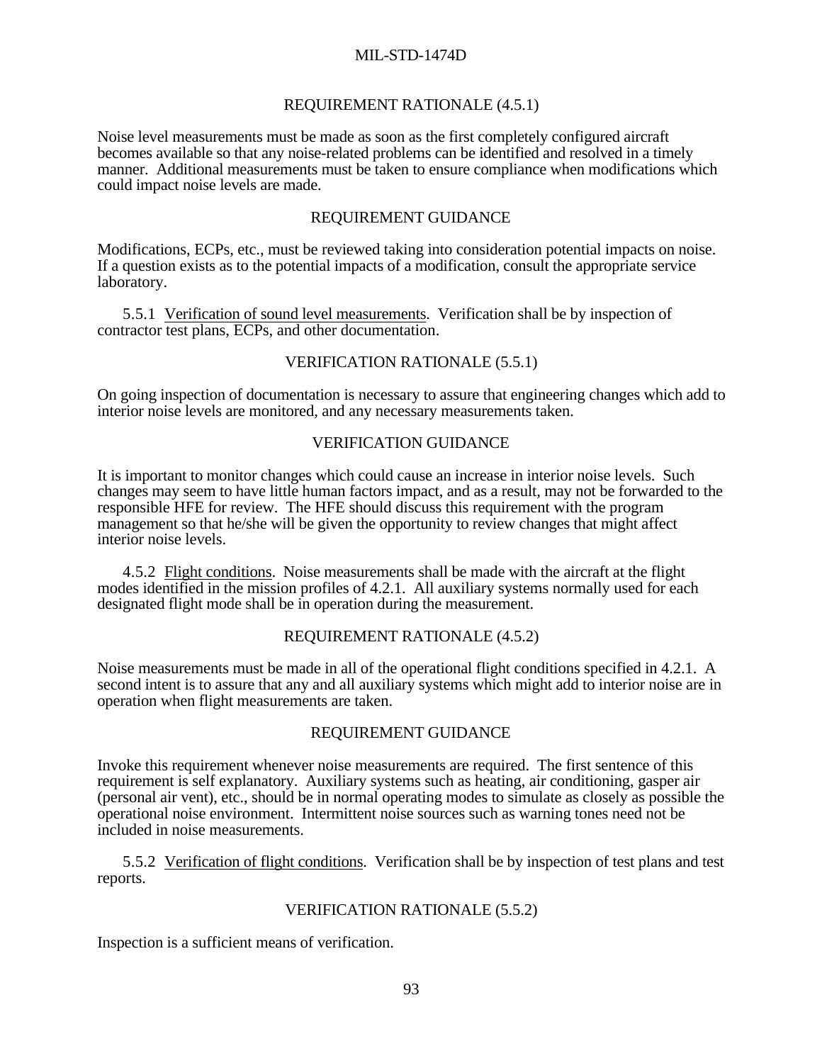REQUIREMENT RATIONALE (4.5.1)

Noise level measurements must be made as soon as the first completely configured aircraft becomes available so that any noise-related problems can be identified and resolved in a timely manner. Additional measurements must be taken to ensure compliance when modifications which could impact noise levels are made.

REQUIREMENT GUIDANCE

Modifications, ECPs, etc., must be reviewed taking into consideration potential impacts on noise. If a question exists as to the potential impacts of a modification, consult the appropriate service laboratory.

5.5.1 Verification of sound level measurements. Verification shall be by inspection of contractor test plans, ECPs, and other documentation.

VERIFICATION RATIONALE (5.5.1)

On going inspection of documentation is necessary to assure that engineering changes which add to interior noise levels are monitored, and any necessary measurements taken.

VERIFICATION GUIDANCE

It is important to monitor changes which could cause an increase in interior noise levels. Such changes may seem to have little human factors impact, and as a result, may not be forwarded to the responsible HFE for review. The HFE should discuss this requirement with the program management so that he/she will be given the opportunity to review changes that might affect interior noise levels.

4.5.2 Flight conditions. Noise measurements shall be made with the aircraft at the flight modes identified in the mission profiles of 4.2.1. All auxiliary systems normally used for each designated flight mode shall be in operation during the measurement.

REQUIREMENT RATIONALE (4.5.2)

Noise measurements must be made in all of the operational flight conditions specified in 4.2.1. A second intent is to assure that any and all auxiliary systems which might add to interior noise are in operation when flight measurements are taken.

REQUIREMENT GUIDANCE

Invoke this requirement whenever noise measurements are required. The first sentence of this requirement is self explanatory. Auxiliary systems such as heating, air conditioning, gasper air (personal air vent), etc., should be in normal operating modes to simulate as closely as possible the operational noise environment. Intermittent noise sources such as warning tones need not be included in noise measurements.

5.5.2 Verification of flight conditions. Verification shall be by inspection of test plans and test reports.

VERIFICATION RATIONALE (5.5.2)

Inspection is a sufficient means of verification.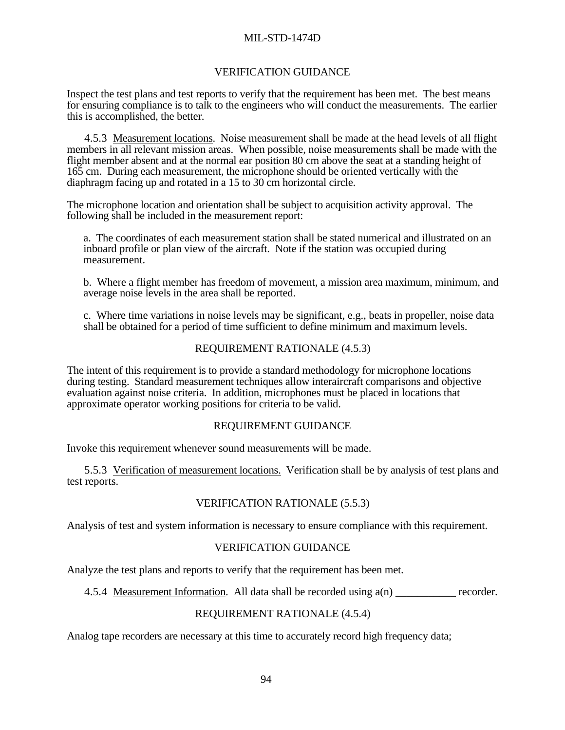VERIFICATION GUIDANCE

Inspect the test plans and test reports to verify that the requirement has been met. The best means for ensuring compliance is to talk to the engineers who will conduct the measurements. The earlier this is accomplished, the better.

4.5.3 Measurement locations. Noise measurement shall be made at the head levels of all flight members in all relevant mission areas. When possible, noise measurements shall be made with the flight member absent and at the normal ear position 80 cm above the seat at a standing height of 165 cm. During each measurement, the microphone should be oriented vertically with the diaphragm facing up and rotated in a 15 to 30 cm horizontal circle.

The microphone location and orientation shall be subject to acquisition activity approval. The following shall be included in the measurement report:

a. The coordinates of each measurement station shall be stated numerical and illustrated on an inboard profile or plan view of the aircraft. Note if the station was occupied during measurement.

b. Where a flight member has freedom of movement, a mission area maximum, minimum, and average noise levels in the area shall be reported.

c. Where time variations in noise levels may be significant, e.g., beats in propeller, noise data shall be obtained for a period of time sufficient to define minimum and maximum levels.

REQUIREMENT RATIONALE (4.5.3)

The intent of this requirement is to provide a standard methodology for microphone locations during testing. Standard measurement techniques allow interaircraft comparisons and objective evaluation against noise criteria. In addition, microphones must be placed in locations that approximate operator working positions for criteria to be valid.

REQUIREMENT GUIDANCE

Invoke this requirement whenever sound measurements will be made.

5.5.3 Verification of measurement locations. Verification shall be by analysis of test plans and test reports.

VERIFICATION RATIONALE (5.5.3)

Analysis of test and system information is necessary to ensure compliance with this requirement.

VERIFICATION GUIDANCE

Analyze the test plans and reports to verify that the requirement has been met.

4.5.4 Measurement Information. All data shall be recorded using a(n) ___________ recorder.

REQUIREMENT RATIONALE (4.5.4)

Analog tape recorders are necessary at this time to accurately record high frequency data;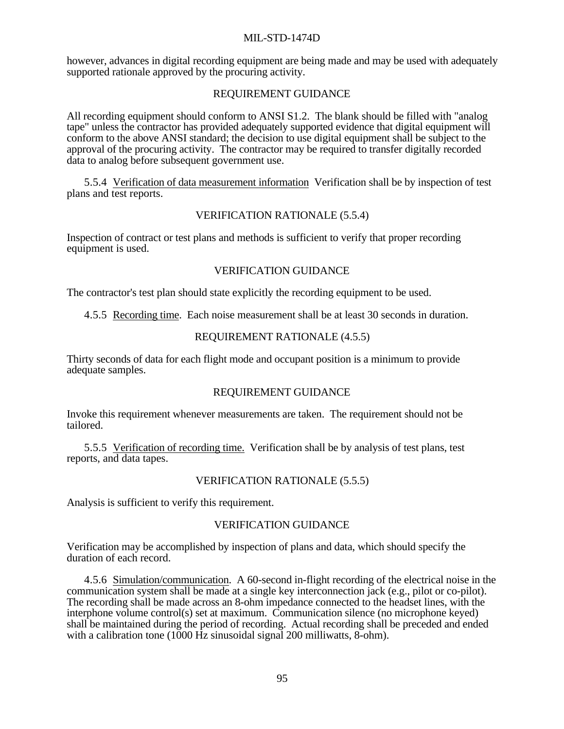however, advances in digital recording equipment are being made and may be used with adequately supported rationale approved by the procuring activity.

REQUIREMENT GUIDANCE

All recording equipment should conform to ANSI S1.2. The blank should be filled with "analog tape" unless the contractor has provided adequately supported evidence that digital equipment will conform to the above ANSI standard; the decision to use digital equipment shall be subject to the approval of the procuring activity. The contractor may be required to transfer digitally recorded data to analog before subsequent government use.

5.5.4 Verification of data measurement information Verification shall be by inspection of test plans and test reports.

VERIFICATION RATIONALE (5.5.4)

Inspection of contract or test plans and methods is sufficient to verify that proper recording equipment is used.

VERIFICATION GUIDANCE

The contractor's test plan should state explicitly the recording equipment to be used.

4.5.5 Recording time. Each noise measurement shall be at least 30 seconds in duration.

REQUIREMENT RATIONALE (4.5.5)

Thirty seconds of data for each flight mode and occupant position is a minimum to provide adequate samples.

REQUIREMENT GUIDANCE

Invoke this requirement whenever measurements are taken. The requirement should not be tailored.

5.5.5 Verification of recording time. Verification shall be by analysis of test plans, test reports, and data tapes.

VERIFICATION RATIONALE (5.5.5)

Analysis is sufficient to verify this requirement.

VERIFICATION GUIDANCE

Verification may be accomplished by inspection of plans and data, which should specify the duration of each record.

4.5.6 Simulation/communication. A 60-second in-flight recording of the electrical noise in the communication system shall be made at a single key interconnection jack (e.g., pilot or co-pilot). The recording shall be made across an 8-ohm impedance connected to the headset lines, with the interphone volume control(s) set at maximum. Communication silence (no microphone keyed) shall be maintained during the period of recording. Actual recording shall be preceded and ended with a calibration tone (1000 Hz sinusoidal signal 200 milliwatts, 8-ohm).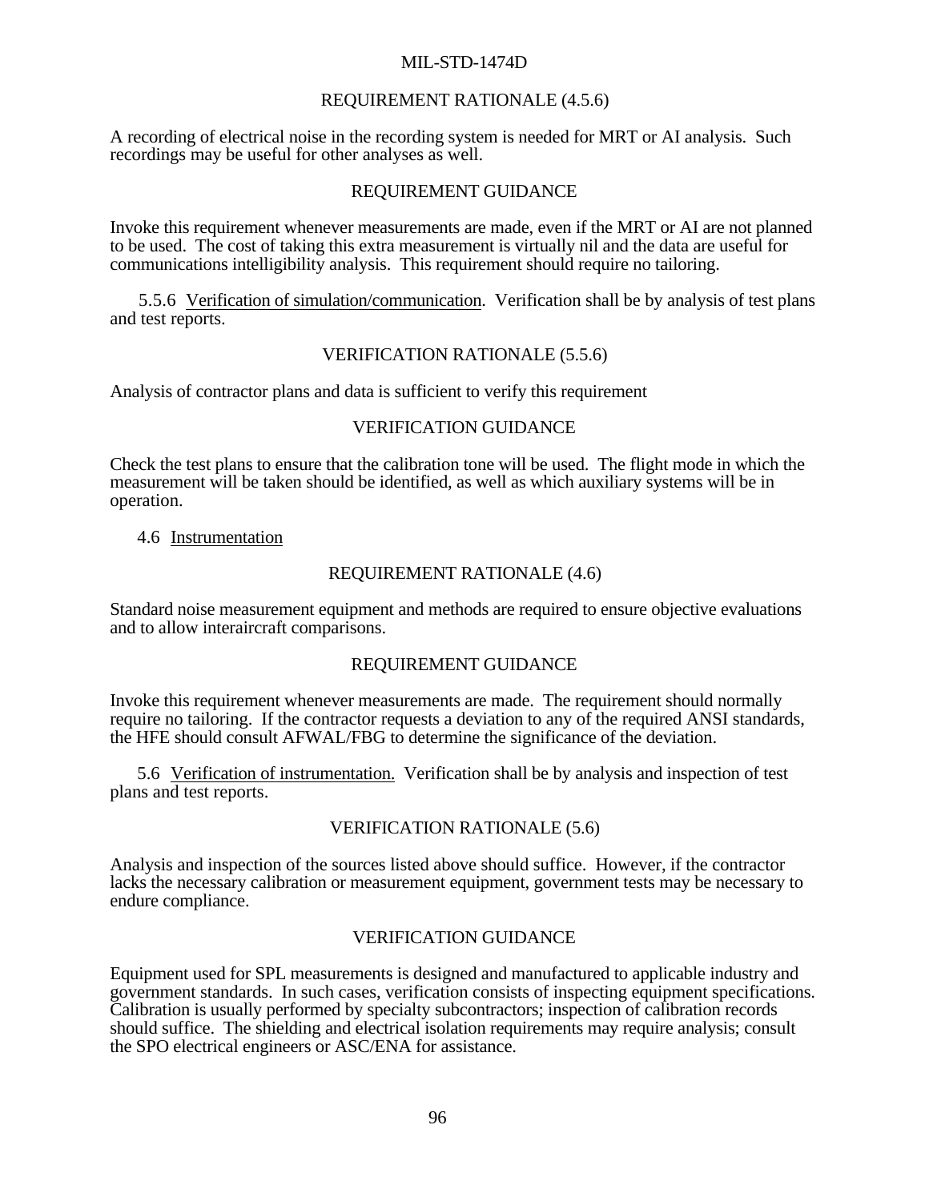REQUIREMENT RATIONALE (4.5.6)

A recording of electrical noise in the recording system is needed for MRT or AI analysis. Such recordings may be useful for other analyses as well.

REQUIREMENT GUIDANCE

Invoke this requirement whenever measurements are made, even if the MRT or AI are not planned to be used. The cost of taking this extra measurement is virtually nil and the data are useful for communications intelligibility analysis. This requirement should require no tailoring.

5.5.6 Verification of simulation/communication. Verification shall be by analysis of test plans and test reports.

VERIFICATION RATIONALE (5.5.6)

Analysis of contractor plans and data is sufficient to verify this requirement

VERIFICATION GUIDANCE

Check the test plans to ensure that the calibration tone will be used. The flight mode in which the measurement will be taken should be identified, as well as which auxiliary systems will be in operation.

4.6 Instrumentation

REQUIREMENT RATIONALE (4.6)

Standard noise measurement equipment and methods are required to ensure objective evaluations and to allow interaircraft comparisons.

REQUIREMENT GUIDANCE

Invoke this requirement whenever measurements are made. The requirement should normally require no tailoring. If the contractor requests a deviation to any of the required ANSI standards, the HFE should consult AFWAL/FBG to determine the significance of the deviation.

5.6 Verification of instrumentation. Verification shall be by analysis and inspection of test plans and test reports.

VERIFICATION RATIONALE (5.6)

Analysis and inspection of the sources listed above should suffice. However, if the contractor lacks the necessary calibration or measurement equipment, government tests may be necessary to endure compliance.

VERIFICATION GUIDANCE

Equipment used for SPL measurements is designed and manufactured to applicable industry and government standards. In such cases, verification consists of inspecting equipment specifications. Calibration is usually performed by specialty subcontractors; inspection of calibration records should suffice. The shielding and electrical isolation requirements may require analysis; consult the SPO electrical engineers or ASC/ENA for assistance.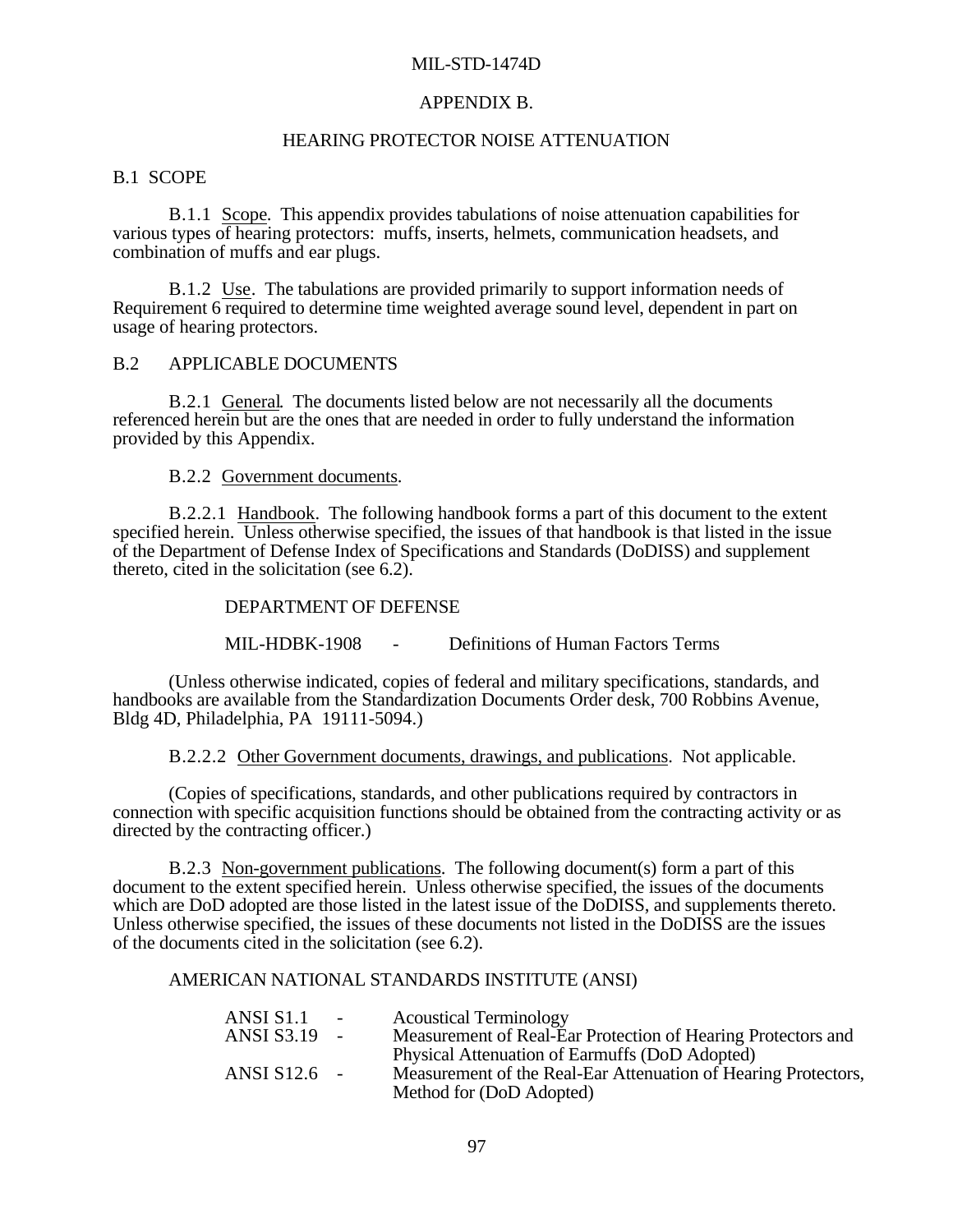## APPENDIX B.

## HEARING PROTECTOR NOISE ATTENUATION

### B.1 SCOPE

B.1.1 Scope. This appendix provides tabulations of noise attenuation capabilities for various types of hearing protectors: muffs, inserts, helmets, communication headsets, and combination of muffs and ear plugs.

B.1.2 Use. The tabulations are provided primarily to support information needs of Requirement 6 required to determine time weighted average sound level, dependent in part on usage of hearing protectors.

### B.2 APPLICABLE DOCUMENTS

B.2.1 General. The documents listed below are not necessarily all the documents referenced herein but are the ones that are needed in order to fully understand the information provided by this Appendix.

B.2.2 Government documents.

B.2.2.1 Handbook. The following handbook forms a part of this document to the extent specified herein. Unless otherwise specified, the issues of that handbook is that listed in the issue of the Department of Defense Index of Specifications and Standards (DoDISS) and supplement thereto, cited in the solicitation (see 6.2).

DEPARTMENT OF DEFENSE

MIL-HDBK-1908 - Definitions of Human Factors Terms

(Unless otherwise indicated, copies of federal and military specifications, standards, and handbooks are available from the Standardization Documents Order desk, 700 Robbins Avenue, Bldg 4D, Philadelphia, PA 19111-5094.)

B.2.2.2 Other Government documents, drawings, and publications. Not applicable.

(Copies of specifications, standards, and other publications required by contractors in connection with specific acquisition functions should be obtained from the contracting activity or as directed by the contracting officer.)

B.2.3 Non-government publications. The following document(s) form a part of this document to the extent specified herein. Unless otherwise specified, the issues of the documents which are DoD adopted are those listed in the latest issue of the DoDISS, and supplements thereto. Unless otherwise specified, the issues of these documents not listed in the DoDISS are the issues of the documents cited in the solicitation (see 6.2).

AMERICAN NATIONAL STANDARDS INSTITUTE (ANSI)

ANSI S1.1 - Acoustical Terminology

ANSI S3.19 - Measurement of Real-Ear Protection of Hearing Protectors and Physical Attenuation of Earmuffs (DoD Adopted)

ANSI S12.6 - Measurement of the Real-Ear Attenuation of Hearing Protectors, Method for (DoD Adopted)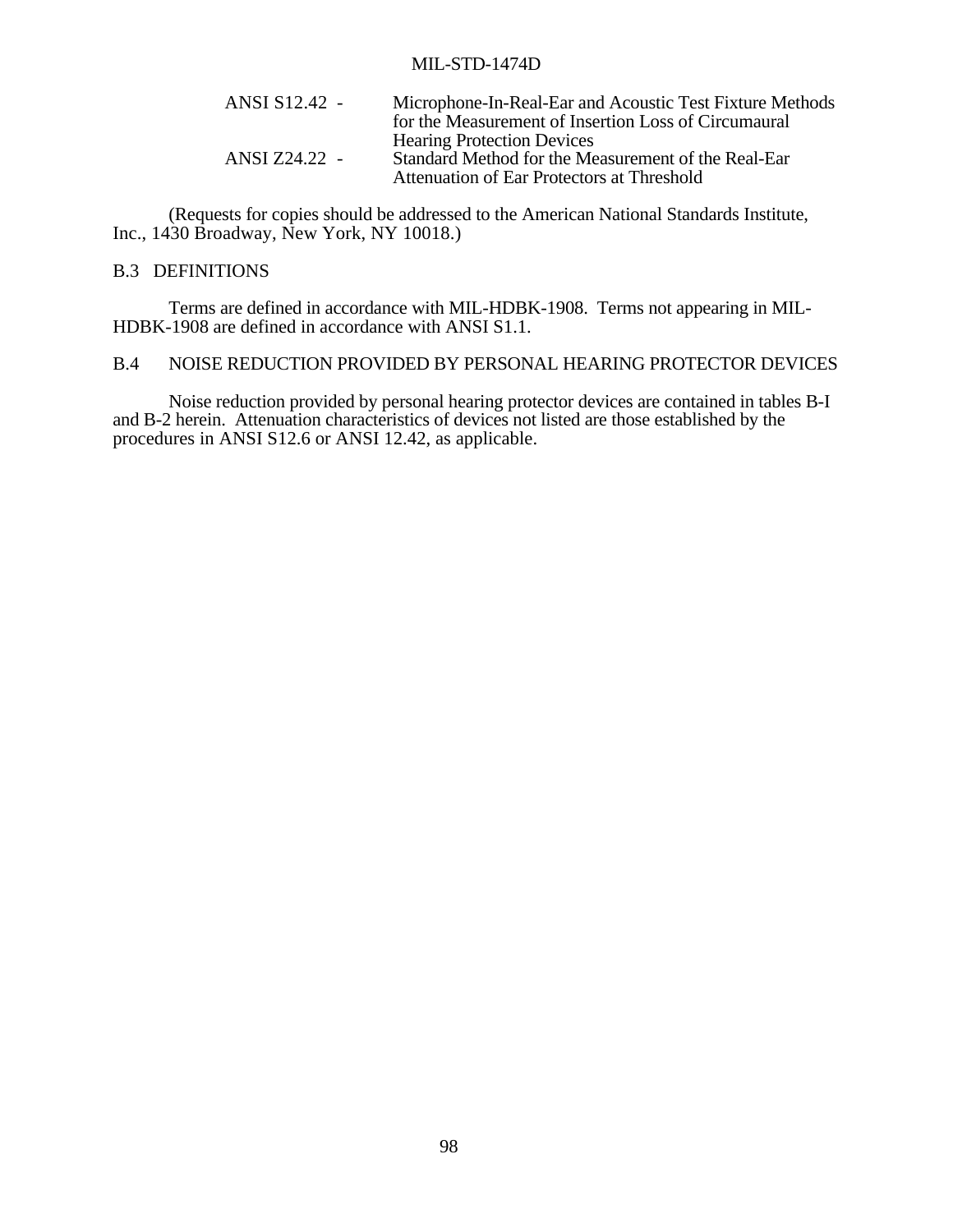ANSI S12.42 - Microphone-In-Real-Ear and Acoustic Test Fixture Methods for the Measurement of Insertion Loss of Circumaural Hearing Protection Devices

ANSI Z24.22 - Standard Method for the Measurement of the Real-Ear Attenuation of Ear Protectors at Threshold

(Requests for copies should be addressed to the American National Standards Institute, Inc., 1430 Broadway, New York, NY 10018.)

## B.3 DEFINITIONS

Terms are defined in accordance with MIL-HDBK-1908. Terms not appearing in MIL-HDBK-1908 are defined in accordance with ANSI S1.1.

## B.4 NOISE REDUCTION PROVIDED BY PERSONAL HEARING PROTECTOR DEVICES

Noise reduction provided by personal hearing protector devices are contained in tables B-I and B-2 herein. Attenuation characteristics of devices not listed are those established by the procedures in ANSI S12.6 or ANSI 12.42, as applicable.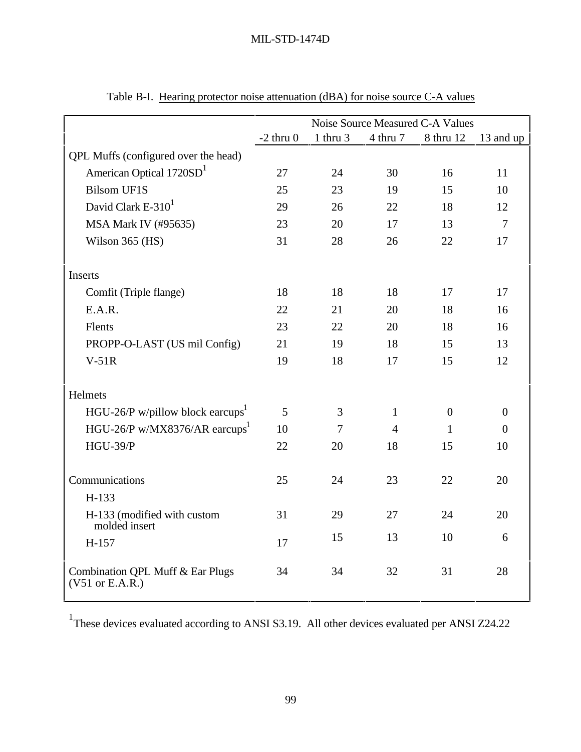Table B-I. Hearing protector noise attenuation (dBA) for noise source C-A values

| | Noise Source Measured C-A Values | | | | |
|---|---|---|---|---|---|
| | -2 thru 0 | 1 thru 3 | 4 thru 7 | 8 thru 12 | 13 and up |
| QPL Muffs (configured over the head) | | | | | |
| American Optical 1720SD[1] | 27 | 24 | 30 | 16 | 11 |
| Bilsom UF1S | 25 | 23 | 19 | 15 | 10 |
| David Clark E-310[1] | 29 | 26 | 22 | 18 | 12 |
| MSA Mark IV (#95635) | 23 | 20 | 17 | 13 | 7 |
| Wilson 365 (HS) | 31 | 28 | 26 | 22 | 17 |
| Inserts | | | | | |
| Comfit (Triple flange) | 18 | 18 | 18 | 17 | 17 |
| E.A.R. | 22 | 21 | 20 | 18 | 16 |
| Flents | 23 | 22 | 20 | 18 | 16 |
| PROPP-O-LAST (US mil Config) | 21 | 19 | 18 | 15 | 13 |
| V-51R | 19 | 18 | 17 | 15 | 12 |
| Helmets | | | | | |
| HGU-26/P w/pillow block earcups[1] | 5 | 3 | 1 | 0 | 0 |
| HGU-26/P w/MX8376/AR earcups[1] | 10 | 7 | 4 | 1 | 0 |
| HGU-39/P | 22 | 20 | 18 | 15 | 10 |
| Communications | 25 | 24 | 23 | 22 | 20 |
| H-133 | | | | | |
| H-133 (modified with custom molded insert | 31 | 29 | 27 | 24 | 20 |
| H-157 | 17 | 15 | 13 | 10 | 6 |
| Combination QPL Muff & Ear Plugs (V51 or E.A.R.) | 34 | 34 | 32 | 31 | 28 |

[1]These devices evaluated according to ANSI S3.19. All other devices evaluated per ANSI Z24.22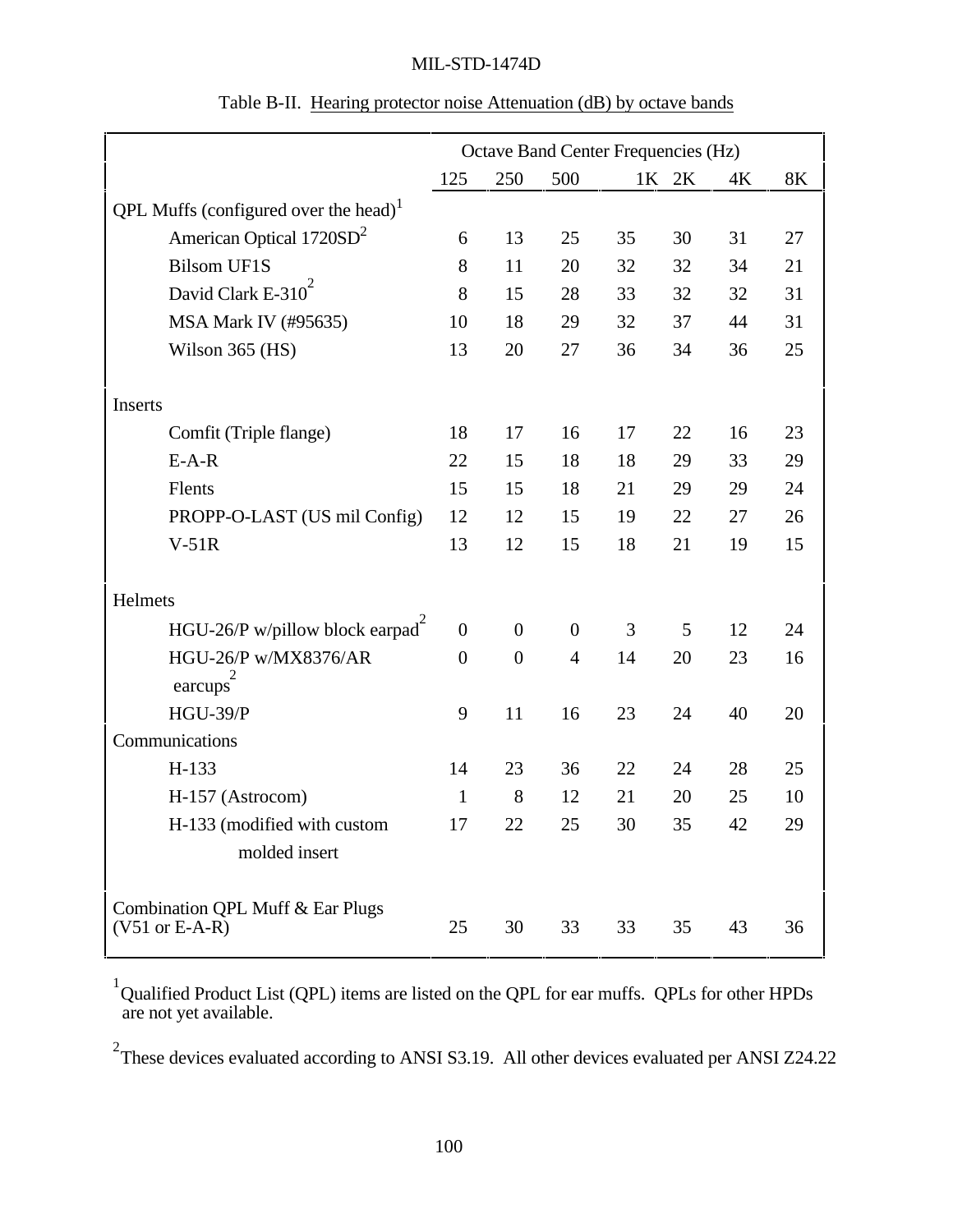Table B-II. Hearing protector noise Attenuation (dB) by octave bands

| | Octave Band Center Frequencies (Hz) | | | | | | |
|---|---|---|---|---|---|---|---|
| | 125 | 250 | 500 | 1K | 2K | 4K | 8K |
| QPL Muffs (configured over the head)[1] | | | | | | | |
| American Optical 1720SD[2] | 6 | 13 | 25 | 35 | 30 | 31 | 27 |
| Bilsom UF1S | 8 | 11 | 20 | 32 | 32 | 34 | 21 |
| David Clark E-310[2] | 8 | 15 | 28 | 33 | 32 | 32 | 31 |
| MSA Mark IV (#95635) | 10 | 18 | 29 | 32 | 37 | 44 | 31 |
| Wilson 365 (HS) | 13 | 20 | 27 | 36 | 34 | 36 | 25 |
| Inserts | | | | | | | |
| Comfit (Triple flange) | 18 | 17 | 16 | 17 | 22 | 16 | 23 |
| E-A-R | 22 | 15 | 18 | 18 | 29 | 33 | 29 |
| Flents | 15 | 15 | 18 | 21 | 29 | 29 | 24 |
| PROPP-O-LAST (US mil Config) | 12 | 12 | 15 | 19 | 22 | 27 | 26 |
| V-51R | 13 | 12 | 15 | 18 | 21 | 19 | 15 |
| Helmets | | | | | | | |
| HGU-26/P w/pillow block earpad[2] | 0 | 0 | 0 | 3 | 5 | 12 | 24 |
| HGU-26/P w/MX8376/AR earcups[2] | 0 | 0 | 4 | 14 | 20 | 23 | 16 |
| HGU-39/P | 9 | 11 | 16 | 23 | 24 | 40 | 20 |
| Communications | | | | | | | |
| H-133 | 14 | 23 | 36 | 22 | 24 | 28 | 25 |
| H-157 (Astrocom) | 1 | 8 | 12 | 21 | 20 | 25 | 10 |
| H-133 (modified with custom molded insert | 17 | 22 | 25 | 30 | 35 | 42 | 29 |
| Combination QPL Muff & Ear Plugs (V51 or E-A-R) | 25 | 30 | 33 | 33 | 35 | 43 | 36 |

[1] Qualified Product List (QPL) items are listed on the QPL for ear muffs. QPLs for other HPDs are not yet available.

[2] These devices evaluated according to ANSI S3.19. All other devices evaluated per ANSI Z24.22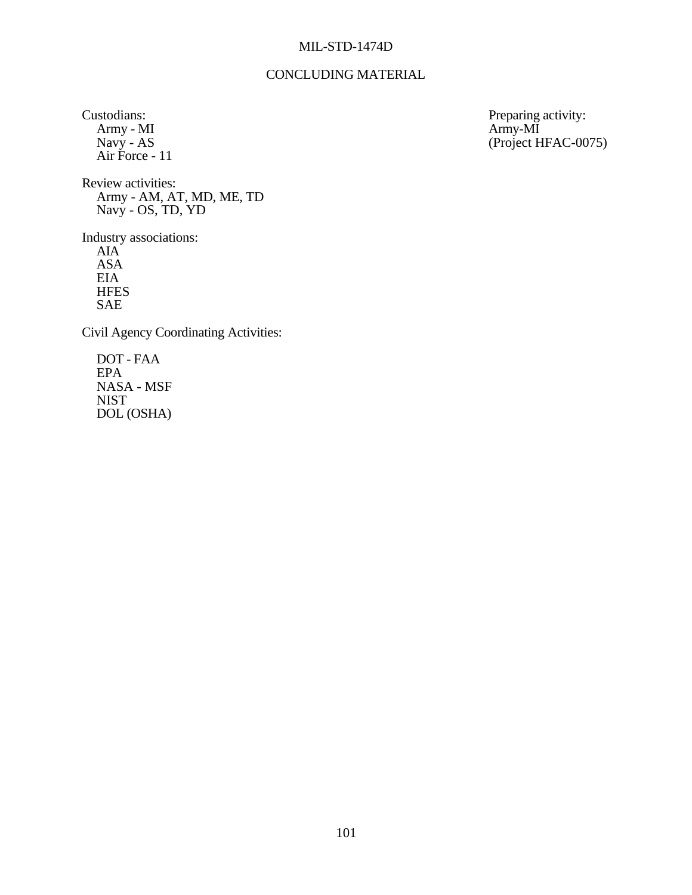# CONCLUDING MATERIAL

Custodians:
Army - MI
Navy - AS
Air Force - 11

Preparing activity:
Army-MI
(Project HFAC-0075)

Review activities:
Army - AM, AT, MD, ME, TD
Navy - OS, TD, YD

Industry associations:
AIA
ASA
EIA
HFES
SAE

Civil Agency Coordinating Activities:

DOT - FAA
EPA
NASA - MSF
NIST
DOL (OSHA)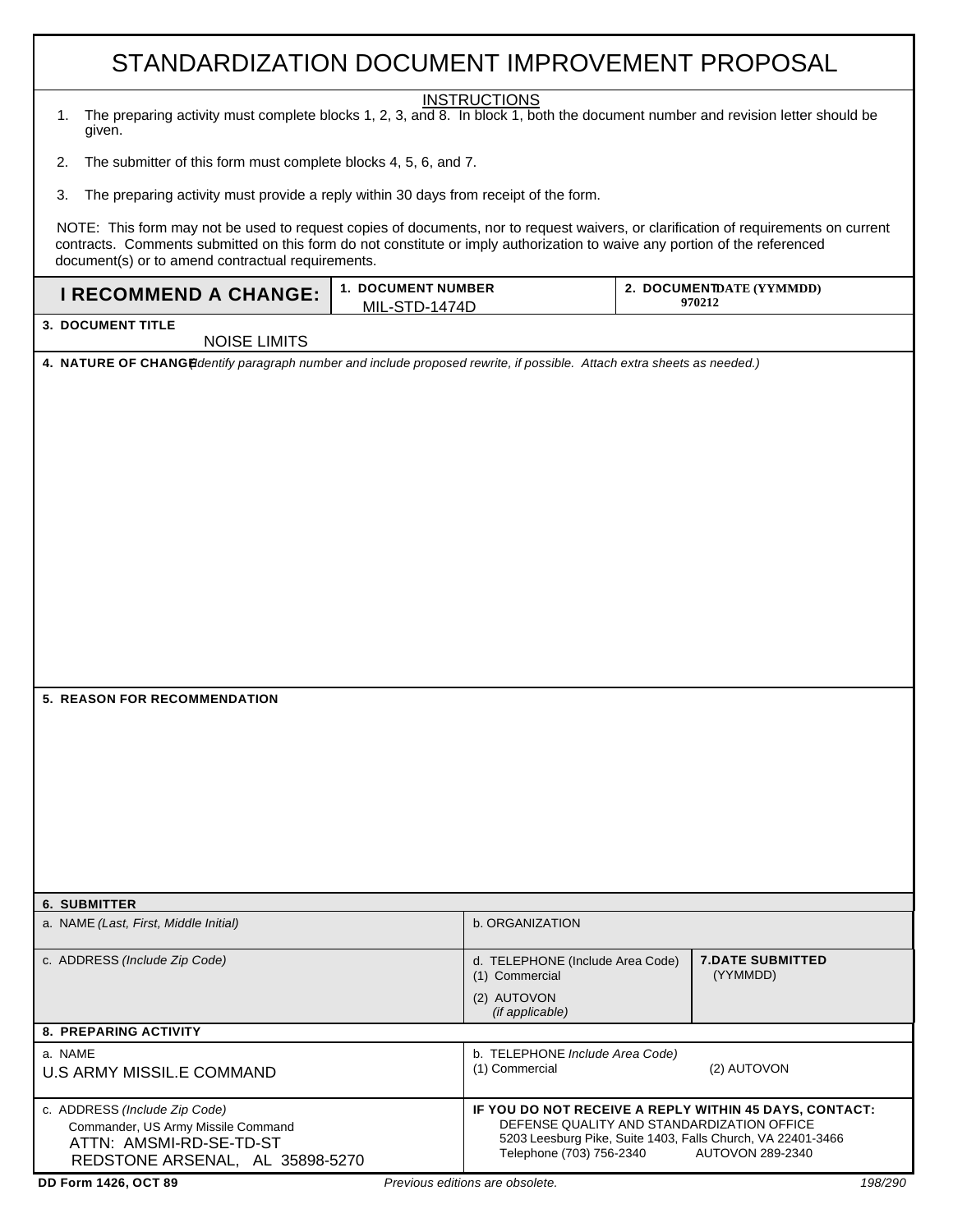# STANDARDIZATION DOCUMENT IMPROVEMENT PROPOSAL

INSTRUCTIONS

1. The preparing activity must complete blocks 1, 2, 3, and 8. In block 1, both the document number and revision letter should be given.
2. The submitter of this form must complete blocks 4, 5, 6, and 7.
3. The preparing activity must provide a reply within 30 days from receipt of the form.

NOTE: This form may not be used to request copies of documents, nor to request waivers, or clarification of requirements on current contracts. Comments submitted on this form do not constitute or imply authorization to waive any portion of the referenced document(s) or to amend contractual requirements.

| **I RECOMMEND A CHANGE:** | **1. DOCUMENT NUMBER** MIL-STD-1474D | **2. DOCUMENT DATE (YYMMDD)** 970212 |
|---|---|---|

**3. DOCUMENT TITLE**
NOISE LIMITS

**4. NATURE OF CHANGE** *(Identify paragraph number and include proposed rewrite, if possible. Attach extra sheets as needed.)*

**5. REASON FOR RECOMMENDATION**

**6. SUBMITTER**

| | | |
|---|---|---|
| a. NAME *(Last, First, Middle Initial)* | b. ORGANIZATION | |
| c. ADDRESS *(Include Zip Code)* | d. TELEPHONE (Include Area Code)<br>(1) Commercial<br>(2) AUTOVON<br>*(if applicable)* | **7.DATE SUBMITTED** (YYMMDD) |

**8. PREPARING ACTIVITY**

| | |
|---|---|
| a. NAME<br>U.S ARMY MISSIL.E COMMAND | b. TELEPHONE *Include Area Code)*<br>(1) Commercial (2) AUTOVON |
| c. ADDRESS *(Include Zip Code)*<br>Commander, US Army Missile Command<br>ATTN: AMSMI-RD-SE-TD-ST<br>REDSTONE ARSENAL, AL 35898-5270 | **IF YOU DO NOT RECEIVE A REPLY WITHIN 45 DAYS, CONTACT:**<br>DEFENSE QUALITY AND STANDARDIZATION OFFICE<br>5203 Leesburg Pike, Suite 1403, Falls Church, VA 22401-3466<br>Telephone (703) 756-2340 AUTOVON 289-2340 |

**DD Form 1426, OCT 89** *Previous editions are obsolete.* *198/290*